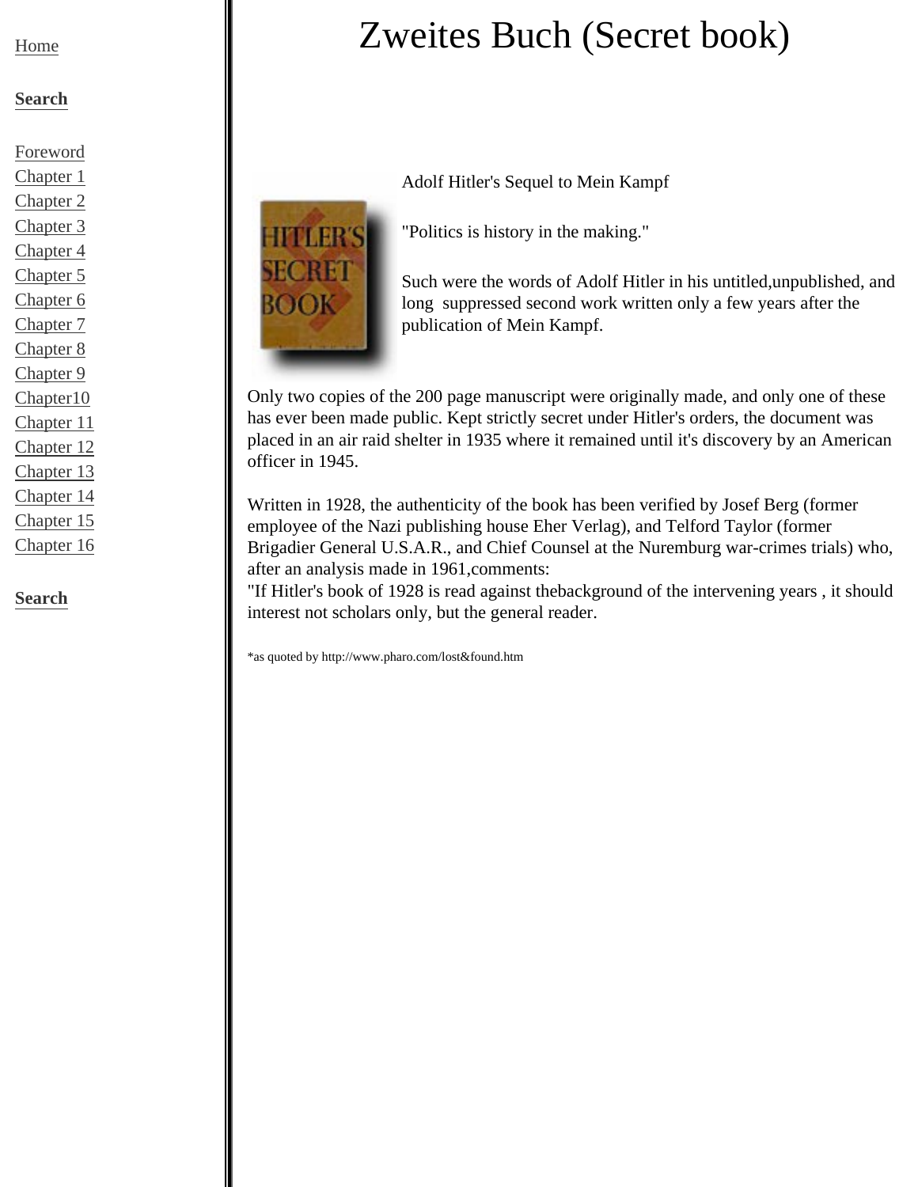# Zweites Buch (Secret book)

Home

**Search**

Foreword
Chapter 1
Chapter 2
Chapter 3
Chapter 4
Chapter 5
Chapter 6
Chapter 7
Chapter 8
Chapter 9
Chapter10
Chapter 11
Chapter 12
Chapter 13
Chapter 14
Chapter 15
Chapter 16

**Search**

Adolf Hitler's Sequel to Mein Kampf

"Politics is history in the making."

Such were the words of Adolf Hitler in his untitled,unpublished, and long suppressed second work written only a few years after the publication of Mein Kampf.

Only two copies of the 200 page manuscript were originally made, and only one of these has ever been made public. Kept strictly secret under Hitler's orders, the document was placed in an air raid shelter in 1935 where it remained until it's discovery by an American officer in 1945.

Written in 1928, the authenticity of the book has been verified by Josef Berg (former employee of the Nazi publishing house Eher Verlag), and Telford Taylor (former Brigadier General U.S.A.R., and Chief Counsel at the Nuremburg war-crimes trials) who, after an analysis made in 1961,comments:
"If Hitler's book of 1928 is read against thebackground of the intervening years , it should interest not scholars only, but the general reader.

*as quoted by http://www.pharo.com/lost&found.htm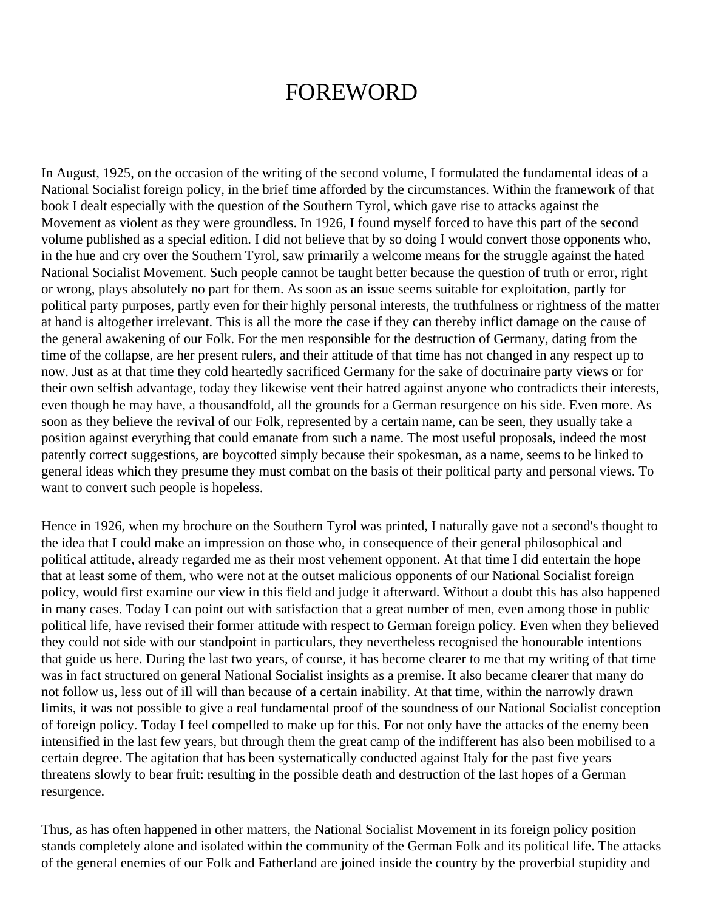# FOREWORD

In August, 1925, on the occasion of the writing of the second volume, I formulated the fundamental ideas of a National Socialist foreign policy, in the brief time afforded by the circumstances. Within the framework of that book I dealt especially with the question of the Southern Tyrol, which gave rise to attacks against the Movement as violent as they were groundless. In 1926, I found myself forced to have this part of the second volume published as a special edition. I did not believe that by so doing I would convert those opponents who, in the hue and cry over the Southern Tyrol, saw primarily a welcome means for the struggle against the hated National Socialist Movement. Such people cannot be taught better because the question of truth or error, right or wrong, plays absolutely no part for them. As soon as an issue seems suitable for exploitation, partly for political party purposes, partly even for their highly personal interests, the truthfulness or rightness of the matter at hand is altogether irrelevant. This is all the more the case if they can thereby inflict damage on the cause of the general awakening of our Folk. For the men responsible for the destruction of Germany, dating from the time of the collapse, are her present rulers, and their attitude of that time has not changed in any respect up to now. Just as at that time they cold heartedly sacrificed Germany for the sake of doctrinaire party views or for their own selfish advantage, today they likewise vent their hatred against anyone who contradicts their interests, even though he may have, a thousandfold, all the grounds for a German resurgence on his side. Even more. As soon as they believe the revival of our Folk, represented by a certain name, can be seen, they usually take a position against everything that could emanate from such a name. The most useful proposals, indeed the most patently correct suggestions, are boycotted simply because their spokesman, as a name, seems to be linked to general ideas which they presume they must combat on the basis of their political party and personal views. To want to convert such people is hopeless.

Hence in 1926, when my brochure on the Southern Tyrol was printed, I naturally gave not a second's thought to the idea that I could make an impression on those who, in consequence of their general philosophical and political attitude, already regarded me as their most vehement opponent. At that time I did entertain the hope that at least some of them, who were not at the outset malicious opponents of our National Socialist foreign policy, would first examine our view in this field and judge it afterward. Without a doubt this has also happened in many cases. Today I can point out with satisfaction that a great number of men, even among those in public political life, have revised their former attitude with respect to German foreign policy. Even when they believed they could not side with our standpoint in particulars, they nevertheless recognised the honourable intentions that guide us here. During the last two years, of course, it has become clearer to me that my writing of that time was in fact structured on general National Socialist insights as a premise. It also became clearer that many do not follow us, less out of ill will than because of a certain inability. At that time, within the narrowly drawn limits, it was not possible to give a real fundamental proof of the soundness of our National Socialist conception of foreign policy. Today I feel compelled to make up for this. For not only have the attacks of the enemy been intensified in the last few years, but through them the great camp of the indifferent has also been mobilised to a certain degree. The agitation that has been systematically conducted against Italy for the past five years threatens slowly to bear fruit: resulting in the possible death and destruction of the last hopes of a German resurgence.

Thus, as has often happened in other matters, the National Socialist Movement in its foreign policy position stands completely alone and isolated within the community of the German Folk and its political life. The attacks of the general enemies of our Folk and Fatherland are joined inside the country by the proverbial stupidity and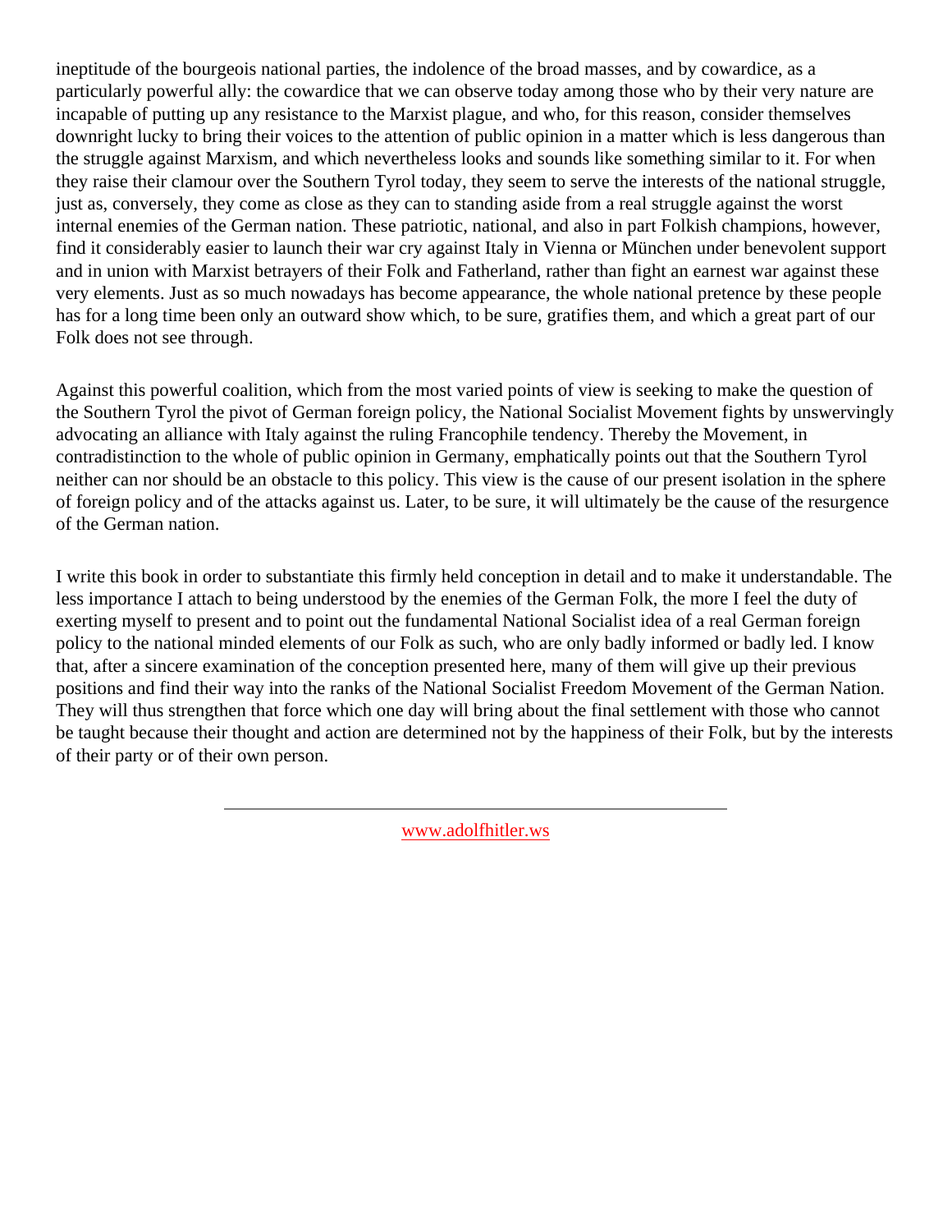ineptitude of the bourgeois national parties, the indolence of the broad masses, and by cowardice, as a particularly powerful ally: the cowardice that we can observe today among those who by their very nature are incapable of putting up any resistance to the Marxist plague, and who, for this reason, consider themselves downright lucky to bring their voices to the attention of public opinion in a matter which is less dangerous than the struggle against Marxism, and which nevertheless looks and sounds like something similar to it. For when they raise their clamour over the Southern Tyrol today, they seem to serve the interests of the national struggle, just as, conversely, they come as close as they can to standing aside from a real struggle against the worst internal enemies of the German nation. These patriotic, national, and also in part Folkish champions, however, find it considerably easier to launch their war cry against Italy in Vienna or München under benevolent support and in union with Marxist betrayers of their Folk and Fatherland, rather than fight an earnest war against these very elements. Just as so much nowadays has become appearance, the whole national pretence by these people has for a long time been only an outward show which, to be sure, gratifies them, and which a great part of our Folk does not see through.

Against this powerful coalition, which from the most varied points of view is seeking to make the question of the Southern Tyrol the pivot of German foreign policy, the National Socialist Movement fights by unswervingly advocating an alliance with Italy against the ruling Francophile tendency. Thereby the Movement, in contradistinction to the whole of public opinion in Germany, emphatically points out that the Southern Tyrol neither can nor should be an obstacle to this policy. This view is the cause of our present isolation in the sphere of foreign policy and of the attacks against us. Later, to be sure, it will ultimately be the cause of the resurgence of the German nation.

I write this book in order to substantiate this firmly held conception in detail and to make it understandable. The less importance I attach to being understood by the enemies of the German Folk, the more I feel the duty of exerting myself to present and to point out the fundamental National Socialist idea of a real German foreign policy to the national minded elements of our Folk as such, who are only badly informed or badly led. I know that, after a sincere examination of the conception presented here, many of them will give up their previous positions and find their way into the ranks of the National Socialist Freedom Movement of the German Nation. They will thus strengthen that force which one day will bring about the final settlement with those who cannot be taught because their thought and action are determined not by the happiness of their Folk, but by the interests of their party or of their own person.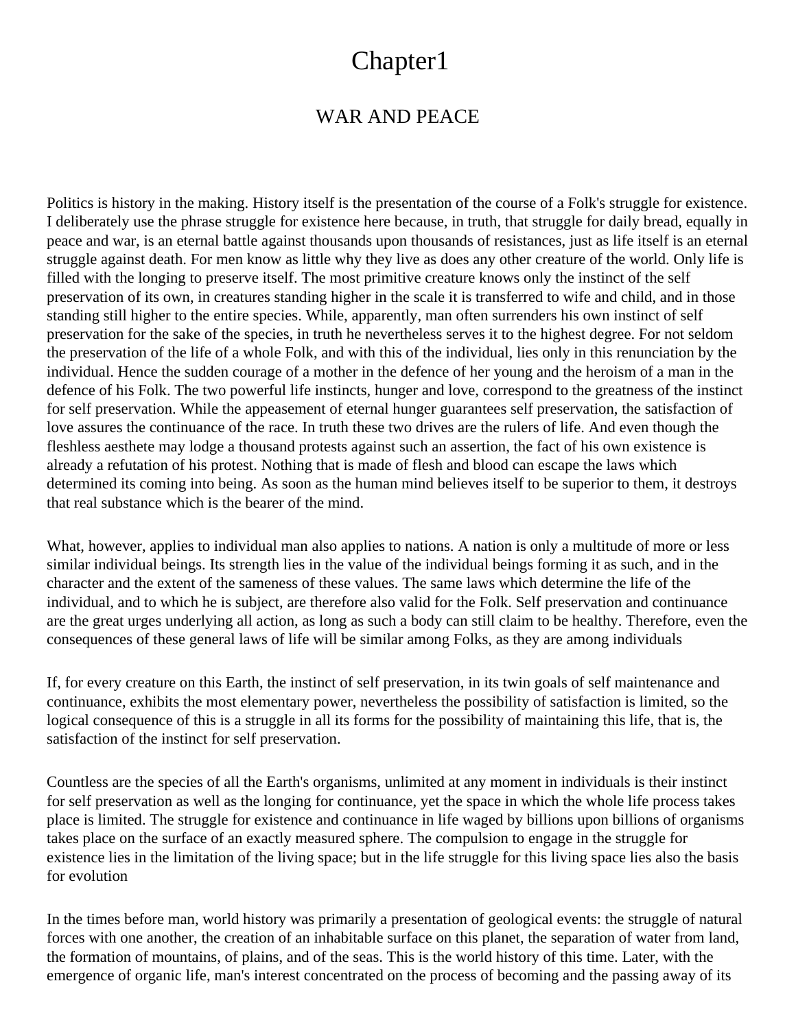# Chapter1

## WAR AND PEACE

Politics is history in the making. History itself is the presentation of the course of a Folk's struggle for existence. I deliberately use the phrase struggle for existence here because, in truth, that struggle for daily bread, equally in peace and war, is an eternal battle against thousands upon thousands of resistances, just as life itself is an eternal struggle against death. For men know as little why they live as does any other creature of the world. Only life is filled with the longing to preserve itself. The most primitive creature knows only the instinct of the self preservation of its own, in creatures standing higher in the scale it is transferred to wife and child, and in those standing still higher to the entire species. While, apparently, man often surrenders his own instinct of self preservation for the sake of the species, in truth he nevertheless serves it to the highest degree. For not seldom the preservation of the life of a whole Folk, and with this of the individual, lies only in this renunciation by the individual. Hence the sudden courage of a mother in the defence of her young and the heroism of a man in the defence of his Folk. The two powerful life instincts, hunger and love, correspond to the greatness of the instinct for self preservation. While the appeasement of eternal hunger guarantees self preservation, the satisfaction of love assures the continuance of the race. In truth these two drives are the rulers of life. And even though the fleshless aesthete may lodge a thousand protests against such an assertion, the fact of his own existence is already a refutation of his protest. Nothing that is made of flesh and blood can escape the laws which determined its coming into being. As soon as the human mind believes itself to be superior to them, it destroys that real substance which is the bearer of the mind.

What, however, applies to individual man also applies to nations. A nation is only a multitude of more or less similar individual beings. Its strength lies in the value of the individual beings forming it as such, and in the character and the extent of the sameness of these values. The same laws which determine the life of the individual, and to which he is subject, are therefore also valid for the Folk. Self preservation and continuance are the great urges underlying all action, as long as such a body can still claim to be healthy. Therefore, even the consequences of these general laws of life will be similar among Folks, as they are among individuals

If, for every creature on this Earth, the instinct of self preservation, in its twin goals of self maintenance and continuance, exhibits the most elementary power, nevertheless the possibility of satisfaction is limited, so the logical consequence of this is a struggle in all its forms for the possibility of maintaining this life, that is, the satisfaction of the instinct for self preservation.

Countless are the species of all the Earth's organisms, unlimited at any moment in individuals is their instinct for self preservation as well as the longing for continuance, yet the space in which the whole life process takes place is limited. The struggle for existence and continuance in life waged by billions upon billions of organisms takes place on the surface of an exactly measured sphere. The compulsion to engage in the struggle for existence lies in the limitation of the living space; but in the life struggle for this living space lies also the basis for evolution

In the times before man, world history was primarily a presentation of geological events: the struggle of natural forces with one another, the creation of an inhabitable surface on this planet, the separation of water from land, the formation of mountains, of plains, and of the seas. This is the world history of this time. Later, with the emergence of organic life, man's interest concentrated on the process of becoming and the passing away of its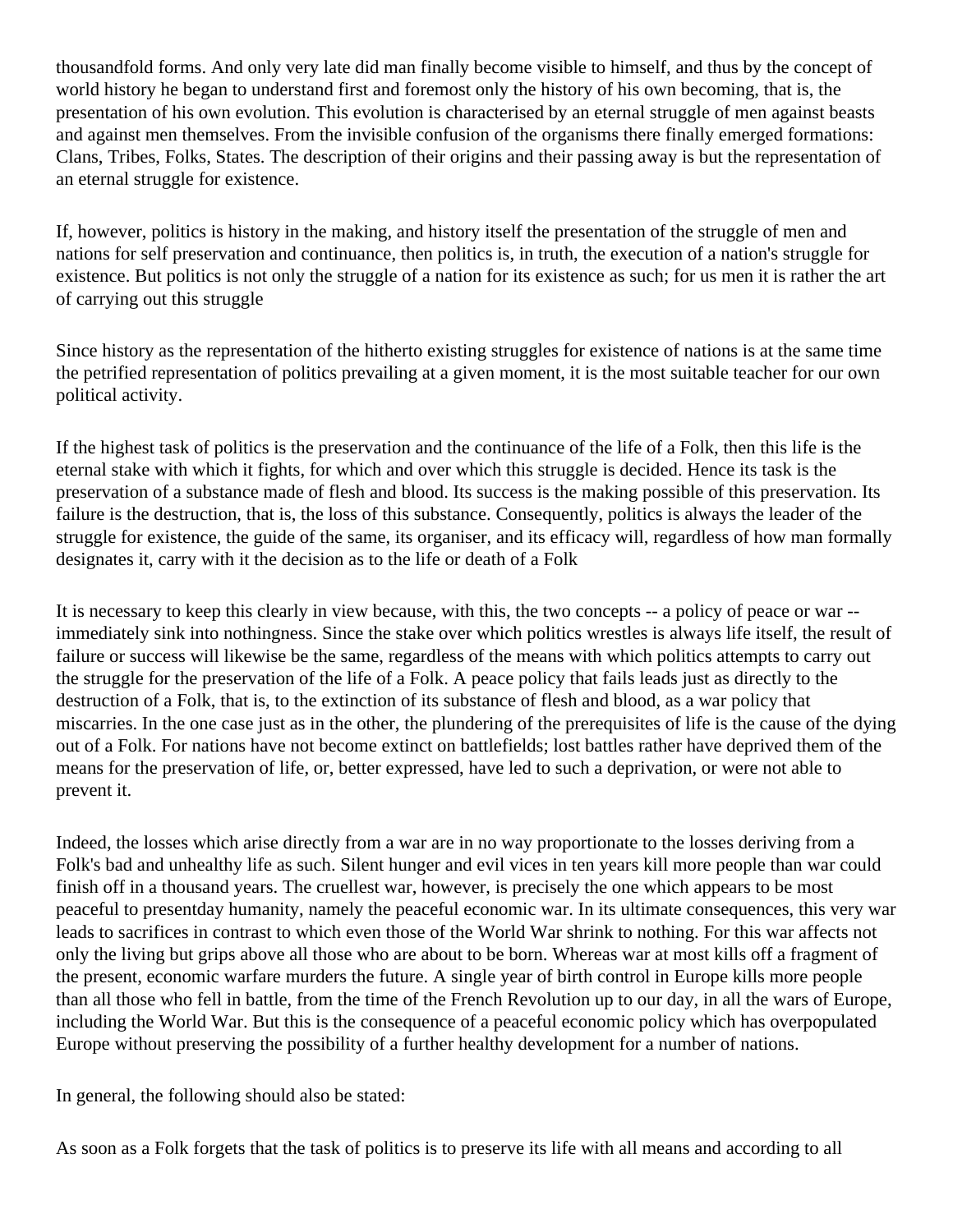thousandfold forms. And only very late did man finally become visible to himself, and thus by the concept of world history he began to understand first and foremost only the history of his own becoming, that is, the presentation of his own evolution. This evolution is characterised by an eternal struggle of men against beasts and against men themselves. From the invisible confusion of the organisms there finally emerged formations: Clans, Tribes, Folks, States. The description of their origins and their passing away is but the representation of an eternal struggle for existence.

If, however, politics is history in the making, and history itself the presentation of the struggle of men and nations for self preservation and continuance, then politics is, in truth, the execution of a nation's struggle for existence. But politics is not only the struggle of a nation for its existence as such; for us men it is rather the art of carrying out this struggle

Since history as the representation of the hitherto existing struggles for existence of nations is at the same time the petrified representation of politics prevailing at a given moment, it is the most suitable teacher for our own political activity.

If the highest task of politics is the preservation and the continuance of the life of a Folk, then this life is the eternal stake with which it fights, for which and over which this struggle is decided. Hence its task is the preservation of a substance made of flesh and blood. Its success is the making possible of this preservation. Its failure is the destruction, that is, the loss of this substance. Consequently, politics is always the leader of the struggle for existence, the guide of the same, its organiser, and its efficacy will, regardless of how man formally designates it, carry with it the decision as to the life or death of a Folk

It is necessary to keep this clearly in view because, with this, the two concepts -- a policy of peace or war -- immediately sink into nothingness. Since the stake over which politics wrestles is always life itself, the result of failure or success will likewise be the same, regardless of the means with which politics attempts to carry out the struggle for the preservation of the life of a Folk. A peace policy that fails leads just as directly to the destruction of a Folk, that is, to the extinction of its substance of flesh and blood, as a war policy that miscarries. In the one case just as in the other, the plundering of the prerequisites of life is the cause of the dying out of a Folk. For nations have not become extinct on battlefields; lost battles rather have deprived them of the means for the preservation of life, or, better expressed, have led to such a deprivation, or were not able to prevent it.

Indeed, the losses which arise directly from a war are in no way proportionate to the losses deriving from a Folk's bad and unhealthy life as such. Silent hunger and evil vices in ten years kill more people than war could finish off in a thousand years. The cruellest war, however, is precisely the one which appears to be most peaceful to presentday humanity, namely the peaceful economic war. In its ultimate consequences, this very war leads to sacrifices in contrast to which even those of the World War shrink to nothing. For this war affects not only the living but grips above all those who are about to be born. Whereas war at most kills off a fragment of the present, economic warfare murders the future. A single year of birth control in Europe kills more people than all those who fell in battle, from the time of the French Revolution up to our day, in all the wars of Europe, including the World War. But this is the consequence of a peaceful economic policy which has overpopulated Europe without preserving the possibility of a further healthy development for a number of nations.

In general, the following should also be stated:

As soon as a Folk forgets that the task of politics is to preserve its life with all means and according to all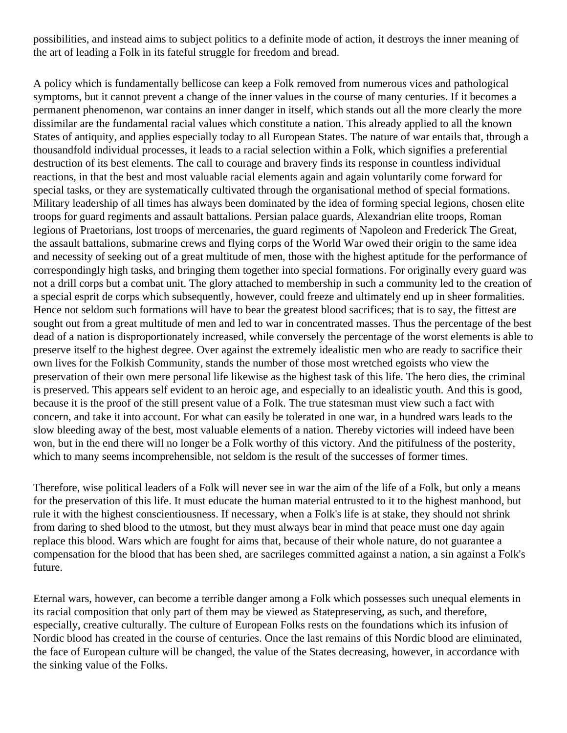possibilities, and instead aims to subject politics to a definite mode of action, it destroys the inner meaning of the art of leading a Folk in its fateful struggle for freedom and bread.

A policy which is fundamentally bellicose can keep a Folk removed from numerous vices and pathological symptoms, but it cannot prevent a change of the inner values in the course of many centuries. If it becomes a permanent phenomenon, war contains an inner danger in itself, which stands out all the more clearly the more dissimilar are the fundamental racial values which constitute a nation. This already applied to all the known States of antiquity, and applies especially today to all European States. The nature of war entails that, through a thousandfold individual processes, it leads to a racial selection within a Folk, which signifies a preferential destruction of its best elements. The call to courage and bravery finds its response in countless individual reactions, in that the best and most valuable racial elements again and again voluntarily come forward for special tasks, or they are systematically cultivated through the organisational method of special formations. Military leadership of all times has always been dominated by the idea of forming special legions, chosen elite troops for guard regiments and assault battalions. Persian palace guards, Alexandrian elite troops, Roman legions of Praetorians, lost troops of mercenaries, the guard regiments of Napoleon and Frederick The Great, the assault battalions, submarine crews and flying corps of the World War owed their origin to the same idea and necessity of seeking out of a great multitude of men, those with the highest aptitude for the performance of correspondingly high tasks, and bringing them together into special formations. For originally every guard was not a drill corps but a combat unit. The glory attached to membership in such a community led to the creation of a special esprit de corps which subsequently, however, could freeze and ultimately end up in sheer formalities. Hence not seldom such formations will have to bear the greatest blood sacrifices; that is to say, the fittest are sought out from a great multitude of men and led to war in concentrated masses. Thus the percentage of the best dead of a nation is disproportionately increased, while conversely the percentage of the worst elements is able to preserve itself to the highest degree. Over against the extremely idealistic men who are ready to sacrifice their own lives for the Folkish Community, stands the number of those most wretched egoists who view the preservation of their own mere personal life likewise as the highest task of this life. The hero dies, the criminal is preserved. This appears self evident to an heroic age, and especially to an idealistic youth. And this is good, because it is the proof of the still present value of a Folk. The true statesman must view such a fact with concern, and take it into account. For what can easily be tolerated in one war, in a hundred wars leads to the slow bleeding away of the best, most valuable elements of a nation. Thereby victories will indeed have been won, but in the end there will no longer be a Folk worthy of this victory. And the pitifulness of the posterity, which to many seems incomprehensible, not seldom is the result of the successes of former times.

Therefore, wise political leaders of a Folk will never see in war the aim of the life of a Folk, but only a means for the preservation of this life. It must educate the human material entrusted to it to the highest manhood, but rule it with the highest conscientiousness. If necessary, when a Folk's life is at stake, they should not shrink from daring to shed blood to the utmost, but they must always bear in mind that peace must one day again replace this blood. Wars which are fought for aims that, because of their whole nature, do not guarantee a compensation for the blood that has been shed, are sacrileges committed against a nation, a sin against a Folk's future.

Eternal wars, however, can become a terrible danger among a Folk which possesses such unequal elements in its racial composition that only part of them may be viewed as Statepreserving, as such, and therefore, especially, creative culturally. The culture of European Folks rests on the foundations which its infusion of Nordic blood has created in the course of centuries. Once the last remains of this Nordic blood are eliminated, the face of European culture will be changed, the value of the States decreasing, however, in accordance with the sinking value of the Folks.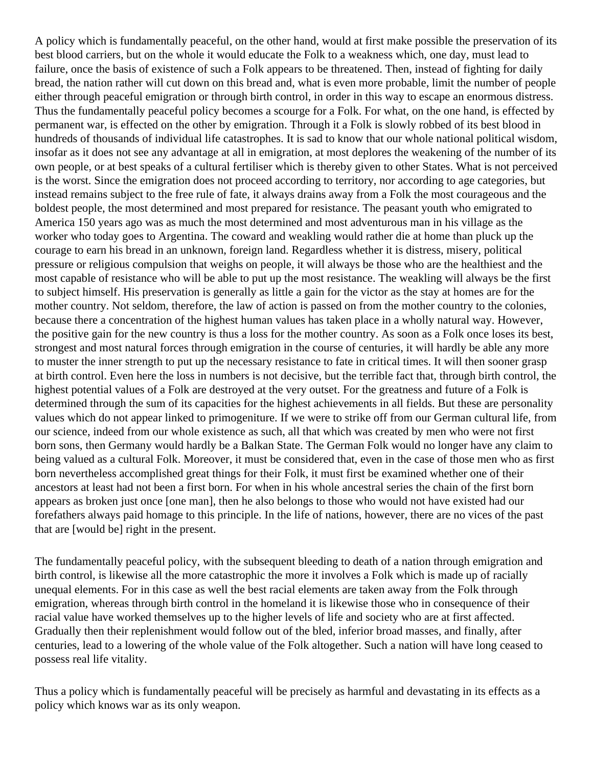A policy which is fundamentally peaceful, on the other hand, would at first make possible the preservation of its best blood carriers, but on the whole it would educate the Folk to a weakness which, one day, must lead to failure, once the basis of existence of such a Folk appears to be threatened. Then, instead of fighting for daily bread, the nation rather will cut down on this bread and, what is even more probable, limit the number of people either through peaceful emigration or through birth control, in order in this way to escape an enormous distress. Thus the fundamentally peaceful policy becomes a scourge for a Folk. For what, on the one hand, is effected by permanent war, is effected on the other by emigration. Through it a Folk is slowly robbed of its best blood in hundreds of thousands of individual life catastrophes. It is sad to know that our whole national political wisdom, insofar as it does not see any advantage at all in emigration, at most deplores the weakening of the number of its own people, or at best speaks of a cultural fertiliser which is thereby given to other States. What is not perceived is the worst. Since the emigration does not proceed according to territory, nor according to age categories, but instead remains subject to the free rule of fate, it always drains away from a Folk the most courageous and the boldest people, the most determined and most prepared for resistance. The peasant youth who emigrated to America 150 years ago was as much the most determined and most adventurous man in his village as the worker who today goes to Argentina. The coward and weakling would rather die at home than pluck up the courage to earn his bread in an unknown, foreign land. Regardless whether it is distress, misery, political pressure or religious compulsion that weighs on people, it will always be those who are the healthiest and the most capable of resistance who will be able to put up the most resistance. The weakling will always be the first to subject himself. His preservation is generally as little a gain for the victor as the stay at homes are for the mother country. Not seldom, therefore, the law of action is passed on from the mother country to the colonies, because there a concentration of the highest human values has taken place in a wholly natural way. However, the positive gain for the new country is thus a loss for the mother country. As soon as a Folk once loses its best, strongest and most natural forces through emigration in the course of centuries, it will hardly be able any more to muster the inner strength to put up the necessary resistance to fate in critical times. It will then sooner grasp at birth control. Even here the loss in numbers is not decisive, but the terrible fact that, through birth control, the highest potential values of a Folk are destroyed at the very outset. For the greatness and future of a Folk is determined through the sum of its capacities for the highest achievements in all fields. But these are personality values which do not appear linked to primogeniture. If we were to strike off from our German cultural life, from our science, indeed from our whole existence as such, all that which was created by men who were not first born sons, then Germany would hardly be a Balkan State. The German Folk would no longer have any claim to being valued as a cultural Folk. Moreover, it must be considered that, even in the case of those men who as first born nevertheless accomplished great things for their Folk, it must first be examined whether one of their ancestors at least had not been a first born. For when in his whole ancestral series the chain of the first born appears as broken just once [one man], then he also belongs to those who would not have existed had our forefathers always paid homage to this principle. In the life of nations, however, there are no vices of the past that are [would be] right in the present.

The fundamentally peaceful policy, with the subsequent bleeding to death of a nation through emigration and birth control, is likewise all the more catastrophic the more it involves a Folk which is made up of racially unequal elements. For in this case as well the best racial elements are taken away from the Folk through emigration, whereas through birth control in the homeland it is likewise those who in consequence of their racial value have worked themselves up to the higher levels of life and society who are at first affected. Gradually then their replenishment would follow out of the bled, inferior broad masses, and finally, after centuries, lead to a lowering of the whole value of the Folk altogether. Such a nation will have long ceased to possess real life vitality.

Thus a policy which is fundamentally peaceful will be precisely as harmful and devastating in its effects as a policy which knows war as its only weapon.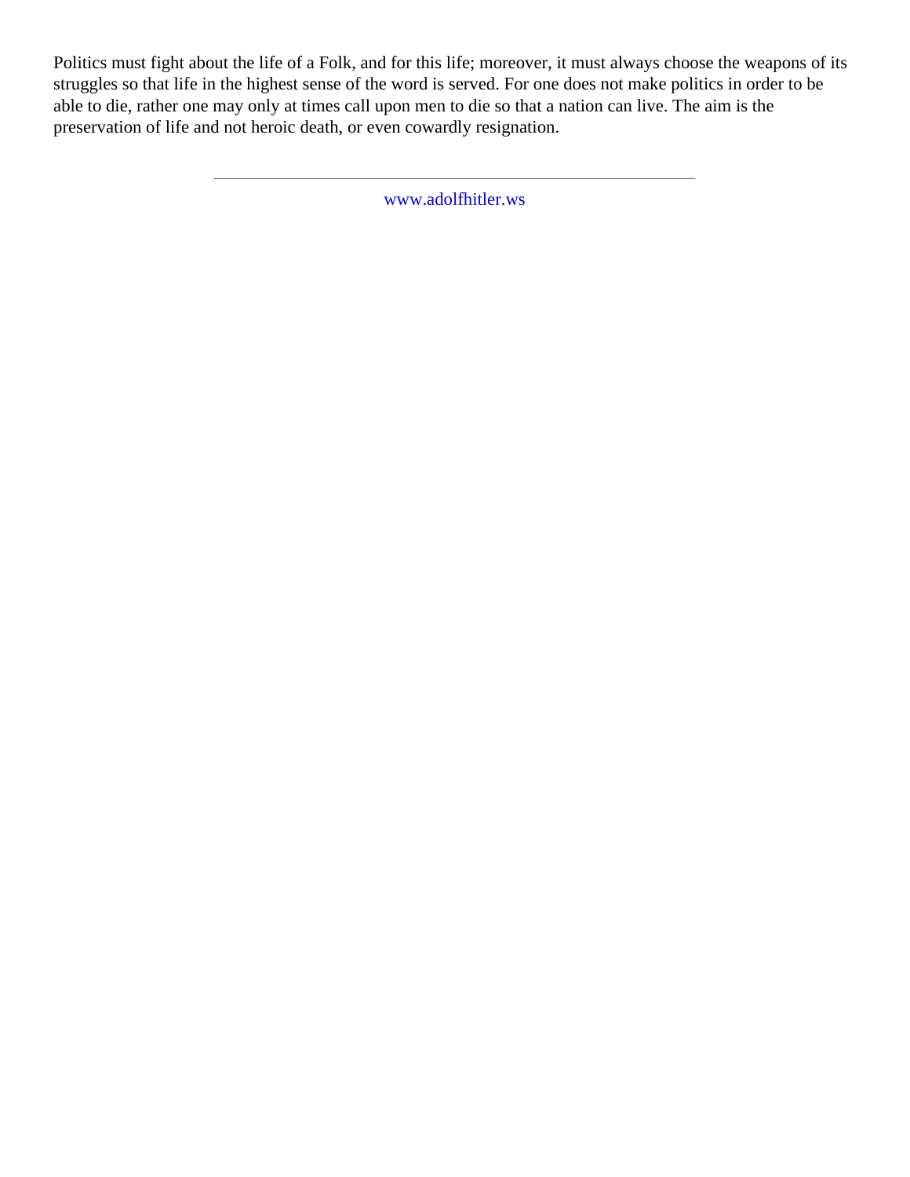Politics must fight about the life of a Folk, and for this life; moreover, it must always choose the weapons of its struggles so that life in the highest sense of the word is served. For one does not make politics in order to be able to die, rather one may only at times call upon men to die so that a nation can live. The aim is the preservation of life and not heroic death, or even cowardly resignation.

---

www.adolfhitler.ws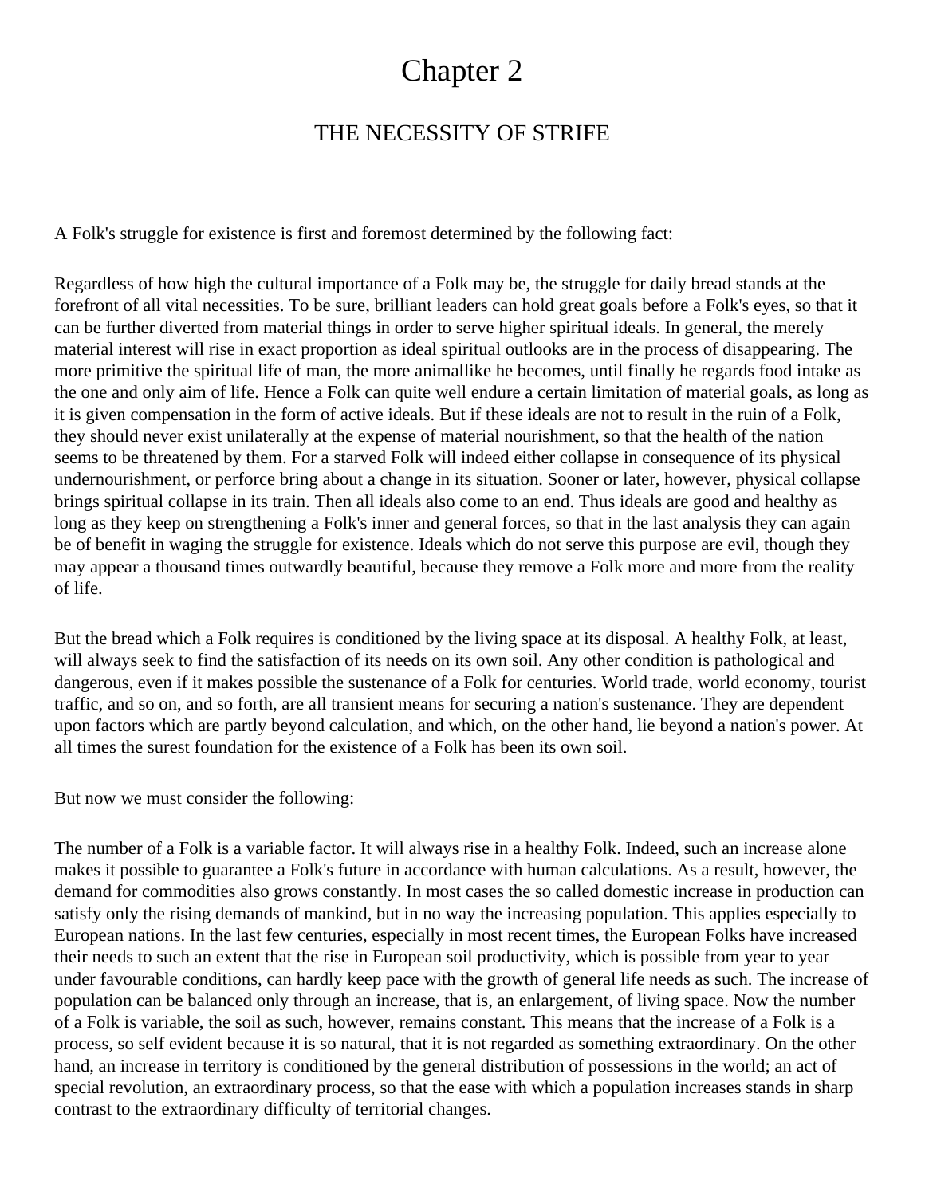# Chapter 2

## THE NECESSITY OF STRIFE

A Folk's struggle for existence is first and foremost determined by the following fact:

Regardless of how high the cultural importance of a Folk may be, the struggle for daily bread stands at the forefront of all vital necessities. To be sure, brilliant leaders can hold great goals before a Folk's eyes, so that it can be further diverted from material things in order to serve higher spiritual ideals. In general, the merely material interest will rise in exact proportion as ideal spiritual outlooks are in the process of disappearing. The more primitive the spiritual life of man, the more animallike he becomes, until finally he regards food intake as the one and only aim of life. Hence a Folk can quite well endure a certain limitation of material goals, as long as it is given compensation in the form of active ideals. But if these ideals are not to result in the ruin of a Folk, they should never exist unilaterally at the expense of material nourishment, so that the health of the nation seems to be threatened by them. For a starved Folk will indeed either collapse in consequence of its physical undernourishment, or perforce bring about a change in its situation. Sooner or later, however, physical collapse brings spiritual collapse in its train. Then all ideals also come to an end. Thus ideals are good and healthy as long as they keep on strengthening a Folk's inner and general forces, so that in the last analysis they can again be of benefit in waging the struggle for existence. Ideals which do not serve this purpose are evil, though they may appear a thousand times outwardly beautiful, because they remove a Folk more and more from the reality of life.

But the bread which a Folk requires is conditioned by the living space at its disposal. A healthy Folk, at least, will always seek to find the satisfaction of its needs on its own soil. Any other condition is pathological and dangerous, even if it makes possible the sustenance of a Folk for centuries. World trade, world economy, tourist traffic, and so on, and so forth, are all transient means for securing a nation's sustenance. They are dependent upon factors which are partly beyond calculation, and which, on the other hand, lie beyond a nation's power. At all times the surest foundation for the existence of a Folk has been its own soil.

But now we must consider the following:

The number of a Folk is a variable factor. It will always rise in a healthy Folk. Indeed, such an increase alone makes it possible to guarantee a Folk's future in accordance with human calculations. As a result, however, the demand for commodities also grows constantly. In most cases the so called domestic increase in production can satisfy only the rising demands of mankind, but in no way the increasing population. This applies especially to European nations. In the last few centuries, especially in most recent times, the European Folks have increased their needs to such an extent that the rise in European soil productivity, which is possible from year to year under favourable conditions, can hardly keep pace with the growth of general life needs as such. The increase of population can be balanced only through an increase, that is, an enlargement, of living space. Now the number of a Folk is variable, the soil as such, however, remains constant. This means that the increase of a Folk is a process, so self evident because it is so natural, that it is not regarded as something extraordinary. On the other hand, an increase in territory is conditioned by the general distribution of possessions in the world; an act of special revolution, an extraordinary process, so that the ease with which a population increases stands in sharp contrast to the extraordinary difficulty of territorial changes.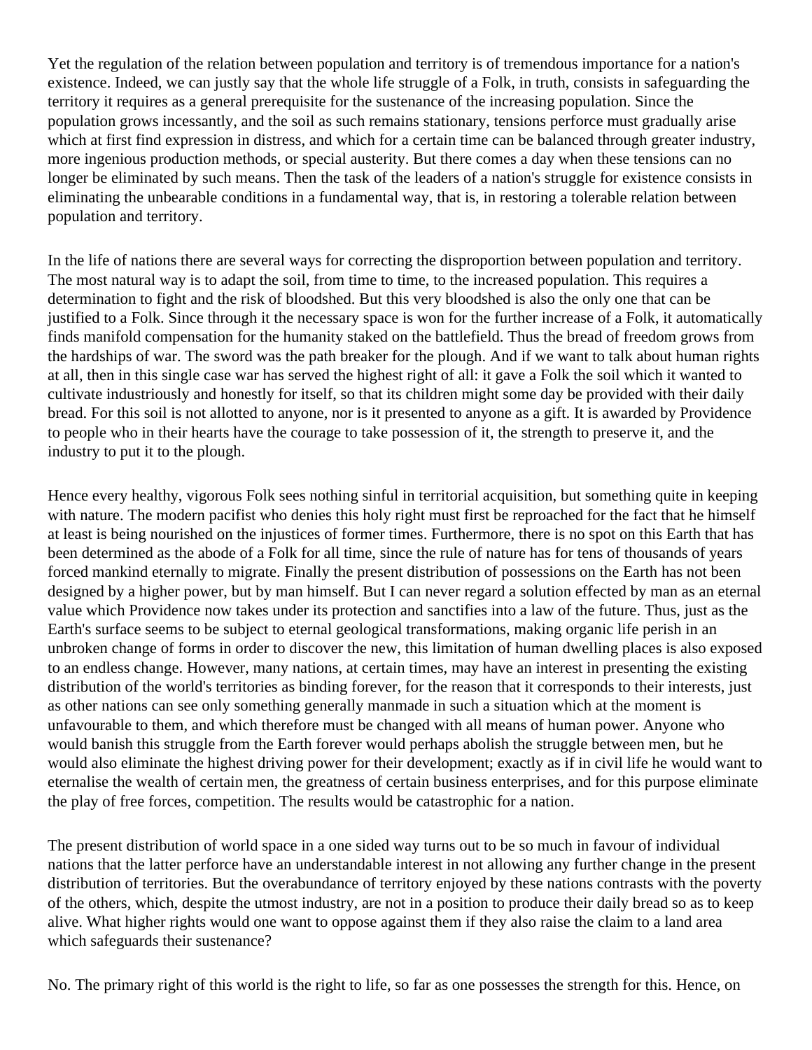Yet the regulation of the relation between population and territory is of tremendous importance for a nation's existence. Indeed, we can justly say that the whole life struggle of a Folk, in truth, consists in safeguarding the territory it requires as a general prerequisite for the sustenance of the increasing population. Since the population grows incessantly, and the soil as such remains stationary, tensions perforce must gradually arise which at first find expression in distress, and which for a certain time can be balanced through greater industry, more ingenious production methods, or special austerity. But there comes a day when these tensions can no longer be eliminated by such means. Then the task of the leaders of a nation's struggle for existence consists in eliminating the unbearable conditions in a fundamental way, that is, in restoring a tolerable relation between population and territory.

In the life of nations there are several ways for correcting the disproportion between population and territory. The most natural way is to adapt the soil, from time to time, to the increased population. This requires a determination to fight and the risk of bloodshed. But this very bloodshed is also the only one that can be justified to a Folk. Since through it the necessary space is won for the further increase of a Folk, it automatically finds manifold compensation for the humanity staked on the battlefield. Thus the bread of freedom grows from the hardships of war. The sword was the path breaker for the plough. And if we want to talk about human rights at all, then in this single case war has served the highest right of all: it gave a Folk the soil which it wanted to cultivate industriously and honestly for itself, so that its children might some day be provided with their daily bread. For this soil is not allotted to anyone, nor is it presented to anyone as a gift. It is awarded by Providence to people who in their hearts have the courage to take possession of it, the strength to preserve it, and the industry to put it to the plough.

Hence every healthy, vigorous Folk sees nothing sinful in territorial acquisition, but something quite in keeping with nature. The modern pacifist who denies this holy right must first be reproached for the fact that he himself at least is being nourished on the injustices of former times. Furthermore, there is no spot on this Earth that has been determined as the abode of a Folk for all time, since the rule of nature has for tens of thousands of years forced mankind eternally to migrate. Finally the present distribution of possessions on the Earth has not been designed by a higher power, but by man himself. But I can never regard a solution effected by man as an eternal value which Providence now takes under its protection and sanctifies into a law of the future. Thus, just as the Earth's surface seems to be subject to eternal geological transformations, making organic life perish in an unbroken change of forms in order to discover the new, this limitation of human dwelling places is also exposed to an endless change. However, many nations, at certain times, may have an interest in presenting the existing distribution of the world's territories as binding forever, for the reason that it corresponds to their interests, just as other nations can see only something generally manmade in such a situation which at the moment is unfavourable to them, and which therefore must be changed with all means of human power. Anyone who would banish this struggle from the Earth forever would perhaps abolish the struggle between men, but he would also eliminate the highest driving power for their development; exactly as if in civil life he would want to eternalise the wealth of certain men, the greatness of certain business enterprises, and for this purpose eliminate the play of free forces, competition. The results would be catastrophic for a nation.

The present distribution of world space in a one sided way turns out to be so much in favour of individual nations that the latter perforce have an understandable interest in not allowing any further change in the present distribution of territories. But the overabundance of territory enjoyed by these nations contrasts with the poverty of the others, which, despite the utmost industry, are not in a position to produce their daily bread so as to keep alive. What higher rights would one want to oppose against them if they also raise the claim to a land area which safeguards their sustenance?

No. The primary right of this world is the right to life, so far as one possesses the strength for this. Hence, on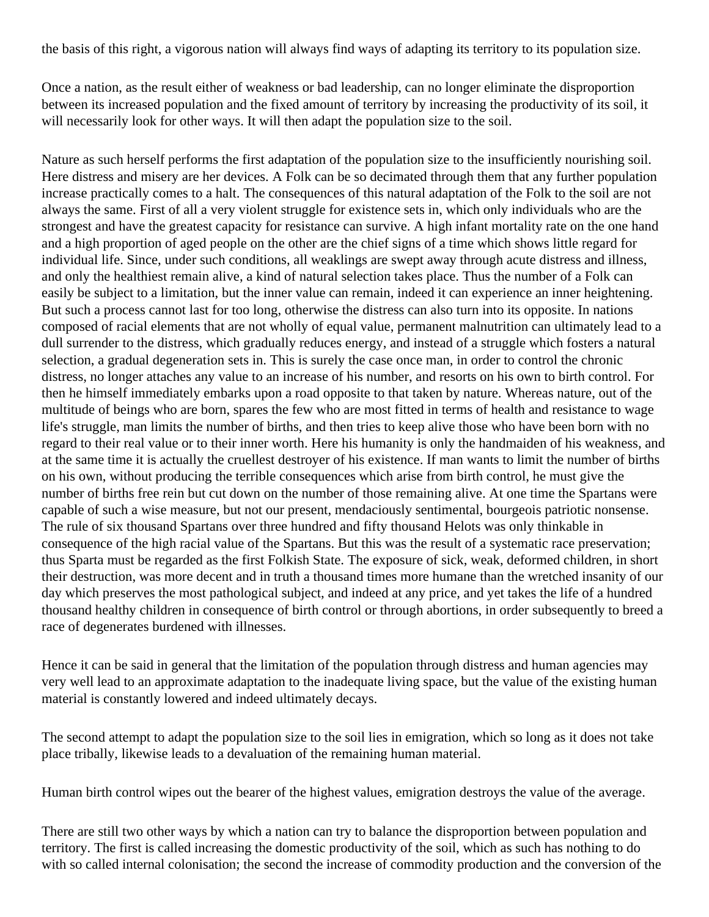the basis of this right, a vigorous nation will always find ways of adapting its territory to its population size.

Once a nation, as the result either of weakness or bad leadership, can no longer eliminate the disproportion between its increased population and the fixed amount of territory by increasing the productivity of its soil, it will necessarily look for other ways. It will then adapt the population size to the soil.

Nature as such herself performs the first adaptation of the population size to the insufficiently nourishing soil. Here distress and misery are her devices. A Folk can be so decimated through them that any further population increase practically comes to a halt. The consequences of this natural adaptation of the Folk to the soil are not always the same. First of all a very violent struggle for existence sets in, which only individuals who are the strongest and have the greatest capacity for resistance can survive. A high infant mortality rate on the one hand and a high proportion of aged people on the other are the chief signs of a time which shows little regard for individual life. Since, under such conditions, all weaklings are swept away through acute distress and illness, and only the healthiest remain alive, a kind of natural selection takes place. Thus the number of a Folk can easily be subject to a limitation, but the inner value can remain, indeed it can experience an inner heightening. But such a process cannot last for too long, otherwise the distress can also turn into its opposite. In nations composed of racial elements that are not wholly of equal value, permanent malnutrition can ultimately lead to a dull surrender to the distress, which gradually reduces energy, and instead of a struggle which fosters a natural selection, a gradual degeneration sets in. This is surely the case once man, in order to control the chronic distress, no longer attaches any value to an increase of his number, and resorts on his own to birth control. For then he himself immediately embarks upon a road opposite to that taken by nature. Whereas nature, out of the multitude of beings who are born, spares the few who are most fitted in terms of health and resistance to wage life's struggle, man limits the number of births, and then tries to keep alive those who have been born with no regard to their real value or to their inner worth. Here his humanity is only the handmaiden of his weakness, and at the same time it is actually the cruellest destroyer of his existence. If man wants to limit the number of births on his own, without producing the terrible consequences which arise from birth control, he must give the number of births free rein but cut down on the number of those remaining alive. At one time the Spartans were capable of such a wise measure, but not our present, mendaciously sentimental, bourgeois patriotic nonsense. The rule of six thousand Spartans over three hundred and fifty thousand Helots was only thinkable in consequence of the high racial value of the Spartans. But this was the result of a systematic race preservation; thus Sparta must be regarded as the first Folkish State. The exposure of sick, weak, deformed children, in short their destruction, was more decent and in truth a thousand times more humane than the wretched insanity of our day which preserves the most pathological subject, and indeed at any price, and yet takes the life of a hundred thousand healthy children in consequence of birth control or through abortions, in order subsequently to breed a race of degenerates burdened with illnesses.

Hence it can be said in general that the limitation of the population through distress and human agencies may very well lead to an approximate adaptation to the inadequate living space, but the value of the existing human material is constantly lowered and indeed ultimately decays.

The second attempt to adapt the population size to the soil lies in emigration, which so long as it does not take place tribally, likewise leads to a devaluation of the remaining human material.

Human birth control wipes out the bearer of the highest values, emigration destroys the value of the average.

There are still two other ways by which a nation can try to balance the disproportion between population and territory. The first is called increasing the domestic productivity of the soil, which as such has nothing to do with so called internal colonisation; the second the increase of commodity production and the conversion of the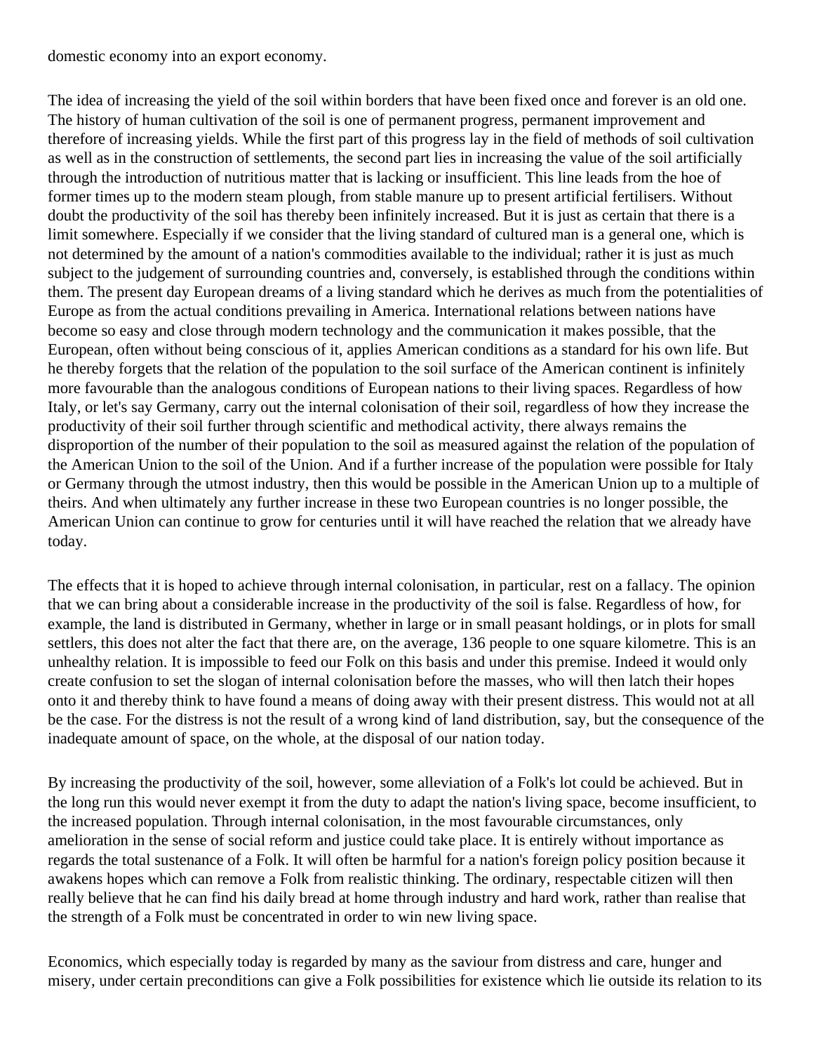domestic economy into an export economy.

The idea of increasing the yield of the soil within borders that have been fixed once and forever is an old one. The history of human cultivation of the soil is one of permanent progress, permanent improvement and therefore of increasing yields. While the first part of this progress lay in the field of methods of soil cultivation as well as in the construction of settlements, the second part lies in increasing the value of the soil artificially through the introduction of nutritious matter that is lacking or insufficient. This line leads from the hoe of former times up to the modern steam plough, from stable manure up to present artificial fertilisers. Without doubt the productivity of the soil has thereby been infinitely increased. But it is just as certain that there is a limit somewhere. Especially if we consider that the living standard of cultured man is a general one, which is not determined by the amount of a nation's commodities available to the individual; rather it is just as much subject to the judgement of surrounding countries and, conversely, is established through the conditions within them. The present day European dreams of a living standard which he derives as much from the potentialities of Europe as from the actual conditions prevailing in America. International relations between nations have become so easy and close through modern technology and the communication it makes possible, that the European, often without being conscious of it, applies American conditions as a standard for his own life. But he thereby forgets that the relation of the population to the soil surface of the American continent is infinitely more favourable than the analogous conditions of European nations to their living spaces. Regardless of how Italy, or let's say Germany, carry out the internal colonisation of their soil, regardless of how they increase the productivity of their soil further through scientific and methodical activity, there always remains the disproportion of the number of their population to the soil as measured against the relation of the population of the American Union to the soil of the Union. And if a further increase of the population were possible for Italy or Germany through the utmost industry, then this would be possible in the American Union up to a multiple of theirs. And when ultimately any further increase in these two European countries is no longer possible, the American Union can continue to grow for centuries until it will have reached the relation that we already have today.

The effects that it is hoped to achieve through internal colonisation, in particular, rest on a fallacy. The opinion that we can bring about a considerable increase in the productivity of the soil is false. Regardless of how, for example, the land is distributed in Germany, whether in large or in small peasant holdings, or in plots for small settlers, this does not alter the fact that there are, on the average, 136 people to one square kilometre. This is an unhealthy relation. It is impossible to feed our Folk on this basis and under this premise. Indeed it would only create confusion to set the slogan of internal colonisation before the masses, who will then latch their hopes onto it and thereby think to have found a means of doing away with their present distress. This would not at all be the case. For the distress is not the result of a wrong kind of land distribution, say, but the consequence of the inadequate amount of space, on the whole, at the disposal of our nation today.

By increasing the productivity of the soil, however, some alleviation of a Folk's lot could be achieved. But in the long run this would never exempt it from the duty to adapt the nation's living space, become insufficient, to the increased population. Through internal colonisation, in the most favourable circumstances, only amelioration in the sense of social reform and justice could take place. It is entirely without importance as regards the total sustenance of a Folk. It will often be harmful for a nation's foreign policy position because it awakens hopes which can remove a Folk from realistic thinking. The ordinary, respectable citizen will then really believe that he can find his daily bread at home through industry and hard work, rather than realise that the strength of a Folk must be concentrated in order to win new living space.

Economics, which especially today is regarded by many as the saviour from distress and care, hunger and misery, under certain preconditions can give a Folk possibilities for existence which lie outside its relation to its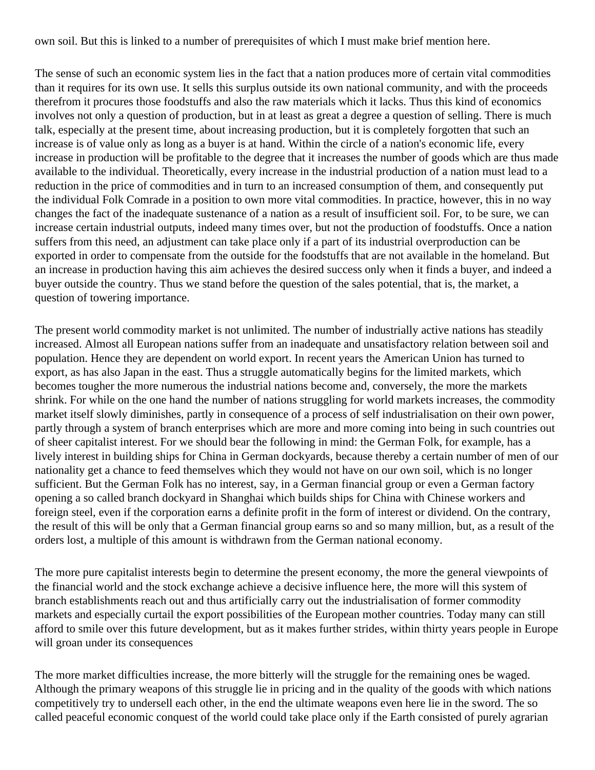own soil. But this is linked to a number of prerequisites of which I must make brief mention here.

The sense of such an economic system lies in the fact that a nation produces more of certain vital commodities than it requires for its own use. It sells this surplus outside its own national community, and with the proceeds therefrom it procures those foodstuffs and also the raw materials which it lacks. Thus this kind of economics involves not only a question of production, but in at least as great a degree a question of selling. There is much talk, especially at the present time, about increasing production, but it is completely forgotten that such an increase is of value only as long as a buyer is at hand. Within the circle of a nation's economic life, every increase in production will be profitable to the degree that it increases the number of goods which are thus made available to the individual. Theoretically, every increase in the industrial production of a nation must lead to a reduction in the price of commodities and in turn to an increased consumption of them, and consequently put the individual Folk Comrade in a position to own more vital commodities. In practice, however, this in no way changes the fact of the inadequate sustenance of a nation as a result of insufficient soil. For, to be sure, we can increase certain industrial outputs, indeed many times over, but not the production of foodstuffs. Once a nation suffers from this need, an adjustment can take place only if a part of its industrial overproduction can be exported in order to compensate from the outside for the foodstuffs that are not available in the homeland. But an increase in production having this aim achieves the desired success only when it finds a buyer, and indeed a buyer outside the country. Thus we stand before the question of the sales potential, that is, the market, a question of towering importance.

The present world commodity market is not unlimited. The number of industrially active nations has steadily increased. Almost all European nations suffer from an inadequate and unsatisfactory relation between soil and population. Hence they are dependent on world export. In recent years the American Union has turned to export, as has also Japan in the east. Thus a struggle automatically begins for the limited markets, which becomes tougher the more numerous the industrial nations become and, conversely, the more the markets shrink. For while on the one hand the number of nations struggling for world markets increases, the commodity market itself slowly diminishes, partly in consequence of a process of self industrialisation on their own power, partly through a system of branch enterprises which are more and more coming into being in such countries out of sheer capitalist interest. For we should bear the following in mind: the German Folk, for example, has a lively interest in building ships for China in German dockyards, because thereby a certain number of men of our nationality get a chance to feed themselves which they would not have on our own soil, which is no longer sufficient. But the German Folk has no interest, say, in a German financial group or even a German factory opening a so called branch dockyard in Shanghai which builds ships for China with Chinese workers and foreign steel, even if the corporation earns a definite profit in the form of interest or dividend. On the contrary, the result of this will be only that a German financial group earns so and so many million, but, as a result of the orders lost, a multiple of this amount is withdrawn from the German national economy.

The more pure capitalist interests begin to determine the present economy, the more the general viewpoints of the financial world and the stock exchange achieve a decisive influence here, the more will this system of branch establishments reach out and thus artificially carry out the industrialisation of former commodity markets and especially curtail the export possibilities of the European mother countries. Today many can still afford to smile over this future development, but as it makes further strides, within thirty years people in Europe will groan under its consequences

The more market difficulties increase, the more bitterly will the struggle for the remaining ones be waged. Although the primary weapons of this struggle lie in pricing and in the quality of the goods with which nations competitively try to undersell each other, in the end the ultimate weapons even here lie in the sword. The so called peaceful economic conquest of the world could take place only if the Earth consisted of purely agrarian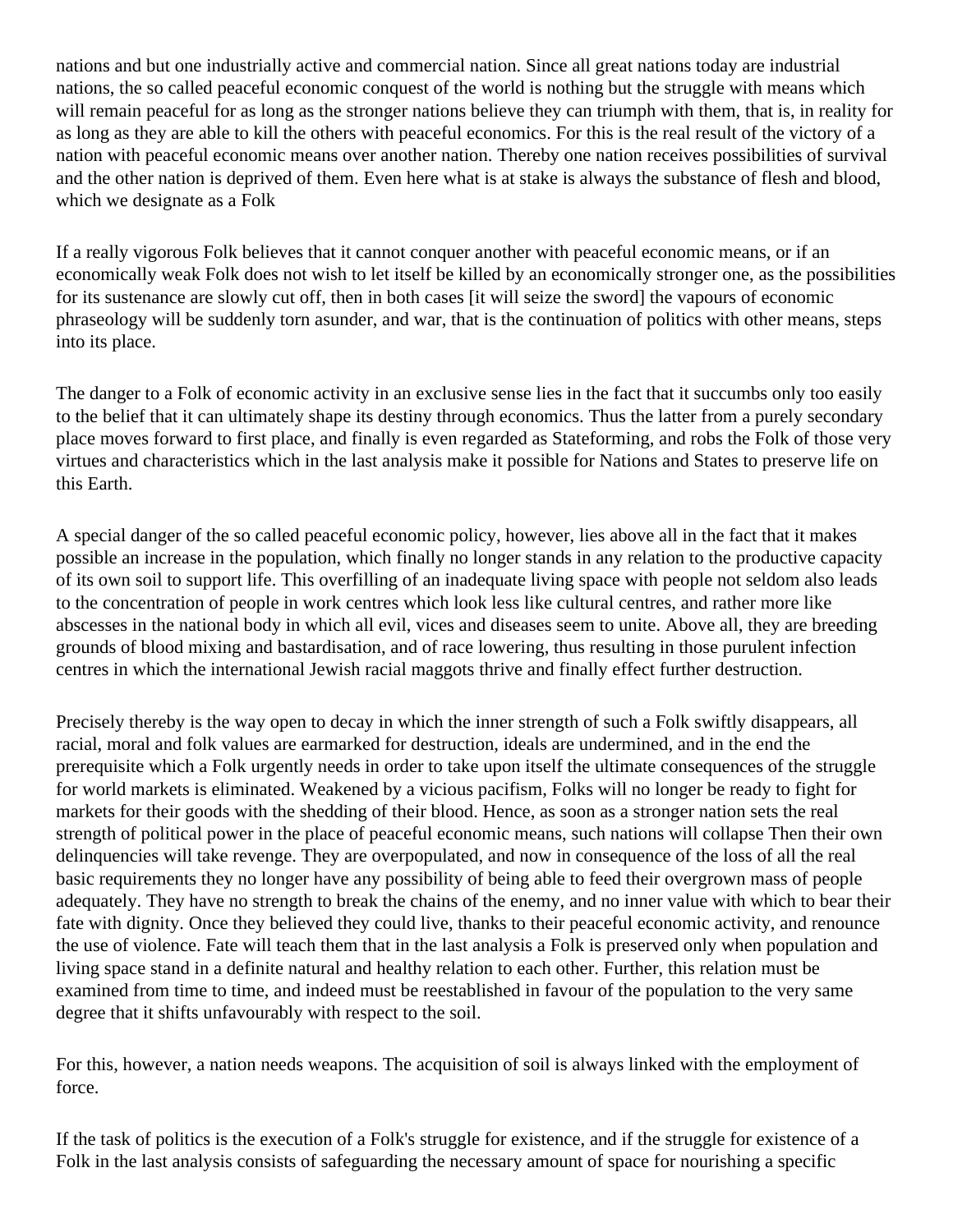nations and but one industrially active and commercial nation. Since all great nations today are industrial nations, the so called peaceful economic conquest of the world is nothing but the struggle with means which will remain peaceful for as long as the stronger nations believe they can triumph with them, that is, in reality for as long as they are able to kill the others with peaceful economics. For this is the real result of the victory of a nation with peaceful economic means over another nation. Thereby one nation receives possibilities of survival and the other nation is deprived of them. Even here what is at stake is always the substance of flesh and blood, which we designate as a Folk

If a really vigorous Folk believes that it cannot conquer another with peaceful economic means, or if an economically weak Folk does not wish to let itself be killed by an economically stronger one, as the possibilities for its sustenance are slowly cut off, then in both cases [it will seize the sword] the vapours of economic phraseology will be suddenly torn asunder, and war, that is the continuation of politics with other means, steps into its place.

The danger to a Folk of economic activity in an exclusive sense lies in the fact that it succumbs only too easily to the belief that it can ultimately shape its destiny through economics. Thus the latter from a purely secondary place moves forward to first place, and finally is even regarded as Stateforming, and robs the Folk of those very virtues and characteristics which in the last analysis make it possible for Nations and States to preserve life on this Earth.

A special danger of the so called peaceful economic policy, however, lies above all in the fact that it makes possible an increase in the population, which finally no longer stands in any relation to the productive capacity of its own soil to support life. This overfilling of an inadequate living space with people not seldom also leads to the concentration of people in work centres which look less like cultural centres, and rather more like abscesses in the national body in which all evil, vices and diseases seem to unite. Above all, they are breeding grounds of blood mixing and bastardisation, and of race lowering, thus resulting in those purulent infection centres in which the international Jewish racial maggots thrive and finally effect further destruction.

Precisely thereby is the way open to decay in which the inner strength of such a Folk swiftly disappears, all racial, moral and folk values are earmarked for destruction, ideals are undermined, and in the end the prerequisite which a Folk urgently needs in order to take upon itself the ultimate consequences of the struggle for world markets is eliminated. Weakened by a vicious pacifism, Folks will no longer be ready to fight for markets for their goods with the shedding of their blood. Hence, as soon as a stronger nation sets the real strength of political power in the place of peaceful economic means, such nations will collapse Then their own delinquencies will take revenge. They are overpopulated, and now in consequence of the loss of all the real basic requirements they no longer have any possibility of being able to feed their overgrown mass of people adequately. They have no strength to break the chains of the enemy, and no inner value with which to bear their fate with dignity. Once they believed they could live, thanks to their peaceful economic activity, and renounce the use of violence. Fate will teach them that in the last analysis a Folk is preserved only when population and living space stand in a definite natural and healthy relation to each other. Further, this relation must be examined from time to time, and indeed must be reestablished in favour of the population to the very same degree that it shifts unfavourably with respect to the soil.

For this, however, a nation needs weapons. The acquisition of soil is always linked with the employment of force.

If the task of politics is the execution of a Folk's struggle for existence, and if the struggle for existence of a Folk in the last analysis consists of safeguarding the necessary amount of space for nourishing a specific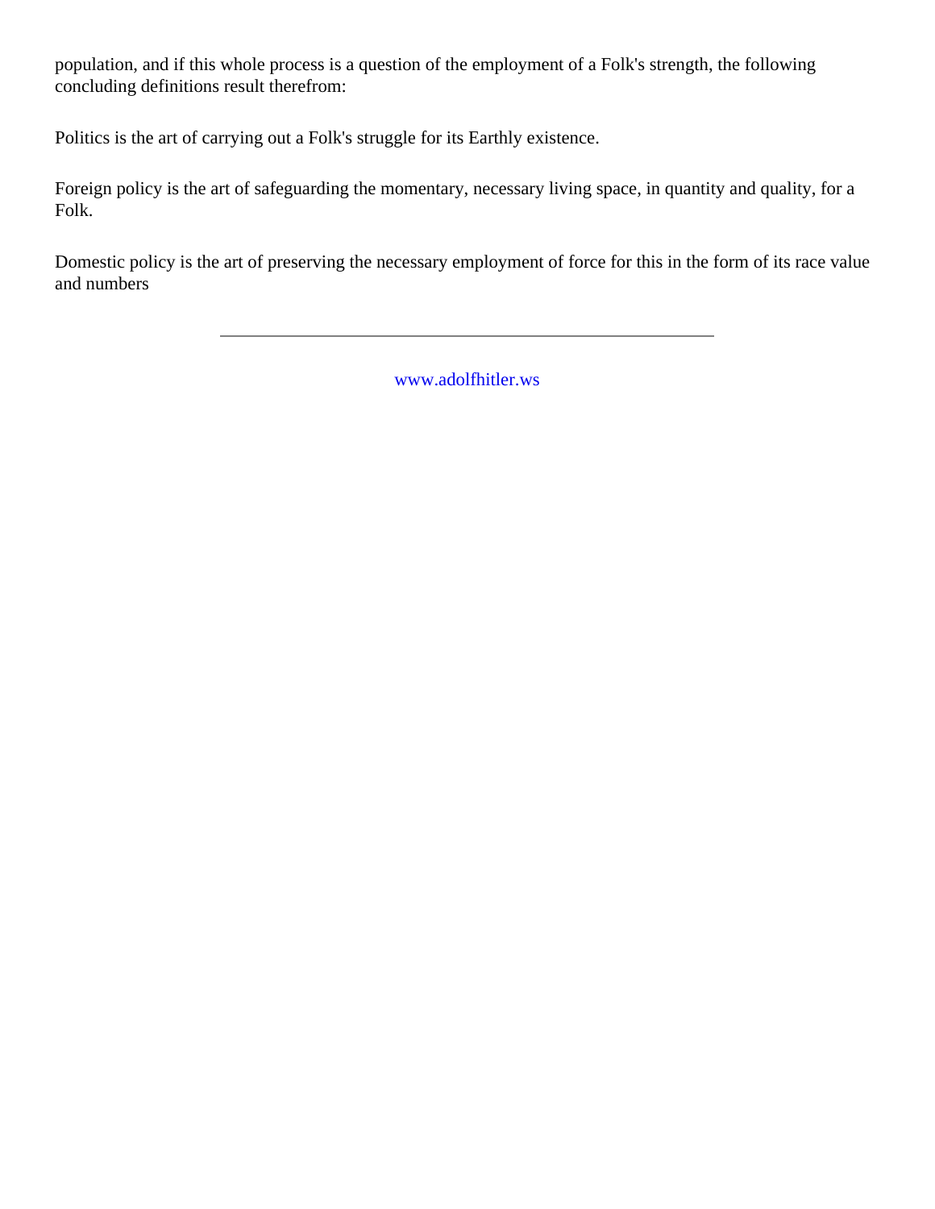population, and if this whole process is a question of the employment of a Folk's strength, the following concluding definitions result therefrom:

Politics is the art of carrying out a Folk's struggle for its Earthly existence.

Foreign policy is the art of safeguarding the momentary, necessary living space, in quantity and quality, for a Folk.

Domestic policy is the art of preserving the necessary employment of force for this in the form of its race value and numbers

---

www.adolfhitler.ws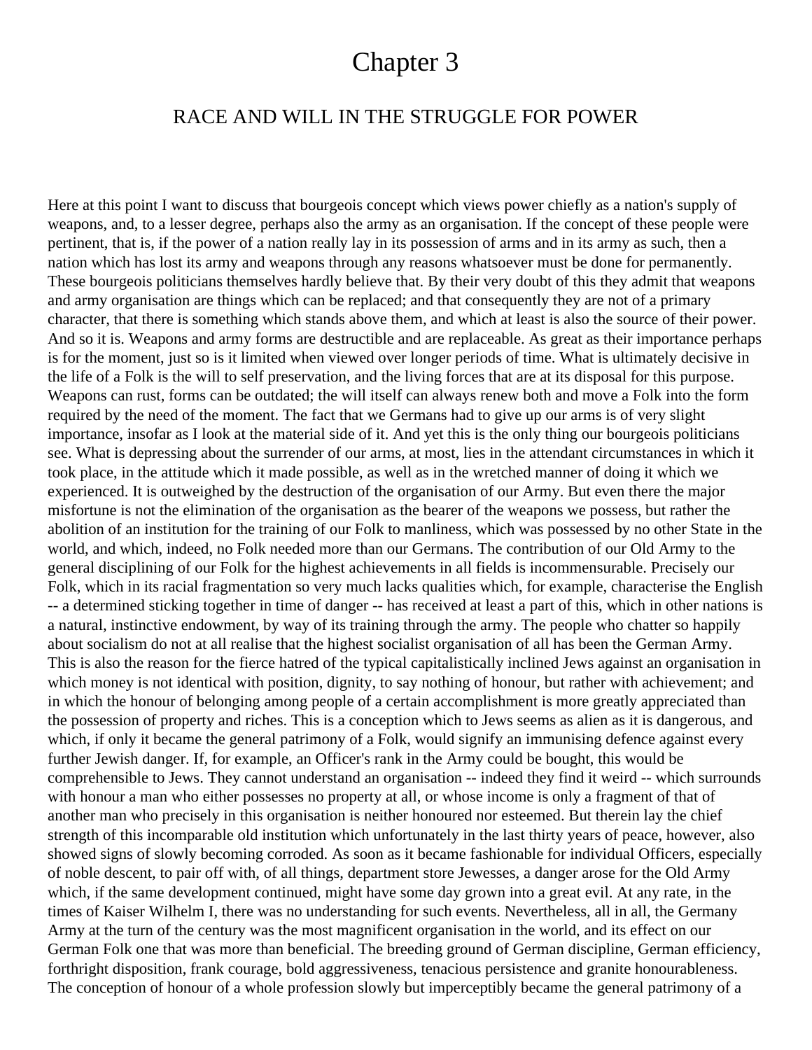# Chapter 3

## RACE AND WILL IN THE STRUGGLE FOR POWER

Here at this point I want to discuss that bourgeois concept which views power chiefly as a nation's supply of weapons, and, to a lesser degree, perhaps also the army as an organisation. If the concept of these people were pertinent, that is, if the power of a nation really lay in its possession of arms and in its army as such, then a nation which has lost its army and weapons through any reasons whatsoever must be done for permanently. These bourgeois politicians themselves hardly believe that. By their very doubt of this they admit that weapons and army organisation are things which can be replaced; and that consequently they are not of a primary character, that there is something which stands above them, and which at least is also the source of their power. And so it is. Weapons and army forms are destructible and are replaceable. As great as their importance perhaps is for the moment, just so is it limited when viewed over longer periods of time. What is ultimately decisive in the life of a Folk is the will to self preservation, and the living forces that are at its disposal for this purpose. Weapons can rust, forms can be outdated; the will itself can always renew both and move a Folk into the form required by the need of the moment. The fact that we Germans had to give up our arms is of very slight importance, insofar as I look at the material side of it. And yet this is the only thing our bourgeois politicians see. What is depressing about the surrender of our arms, at most, lies in the attendant circumstances in which it took place, in the attitude which it made possible, as well as in the wretched manner of doing it which we experienced. It is outweighed by the destruction of the organisation of our Army. But even there the major misfortune is not the elimination of the organisation as the bearer of the weapons we possess, but rather the abolition of an institution for the training of our Folk to manliness, which was possessed by no other State in the world, and which, indeed, no Folk needed more than our Germans. The contribution of our Old Army to the general disciplining of our Folk for the highest achievements in all fields is incommensurable. Precisely our Folk, which in its racial fragmentation so very much lacks qualities which, for example, characterise the English -- a determined sticking together in time of danger -- has received at least a part of this, which in other nations is a natural, instinctive endowment, by way of its training through the army. The people who chatter so happily about socialism do not at all realise that the highest socialist organisation of all has been the German Army. This is also the reason for the fierce hatred of the typical capitalistically inclined Jews against an organisation in which money is not identical with position, dignity, to say nothing of honour, but rather with achievement; and in which the honour of belonging among people of a certain accomplishment is more greatly appreciated than the possession of property and riches. This is a conception which to Jews seems as alien as it is dangerous, and which, if only it became the general patrimony of a Folk, would signify an immunising defence against every further Jewish danger. If, for example, an Officer's rank in the Army could be bought, this would be comprehensible to Jews. They cannot understand an organisation -- indeed they find it weird -- which surrounds with honour a man who either possesses no property at all, or whose income is only a fragment of that of another man who precisely in this organisation is neither honoured nor esteemed. But therein lay the chief strength of this incomparable old institution which unfortunately in the last thirty years of peace, however, also showed signs of slowly becoming corroded. As soon as it became fashionable for individual Officers, especially of noble descent, to pair off with, of all things, department store Jewesses, a danger arose for the Old Army which, if the same development continued, might have some day grown into a great evil. At any rate, in the times of Kaiser Wilhelm I, there was no understanding for such events. Nevertheless, all in all, the Germany Army at the turn of the century was the most magnificent organisation in the world, and its effect on our German Folk one that was more than beneficial. The breeding ground of German discipline, German efficiency, forthright disposition, frank courage, bold aggressiveness, tenacious persistence and granite honourableness. The conception of honour of a whole profession slowly but imperceptibly became the general patrimony of a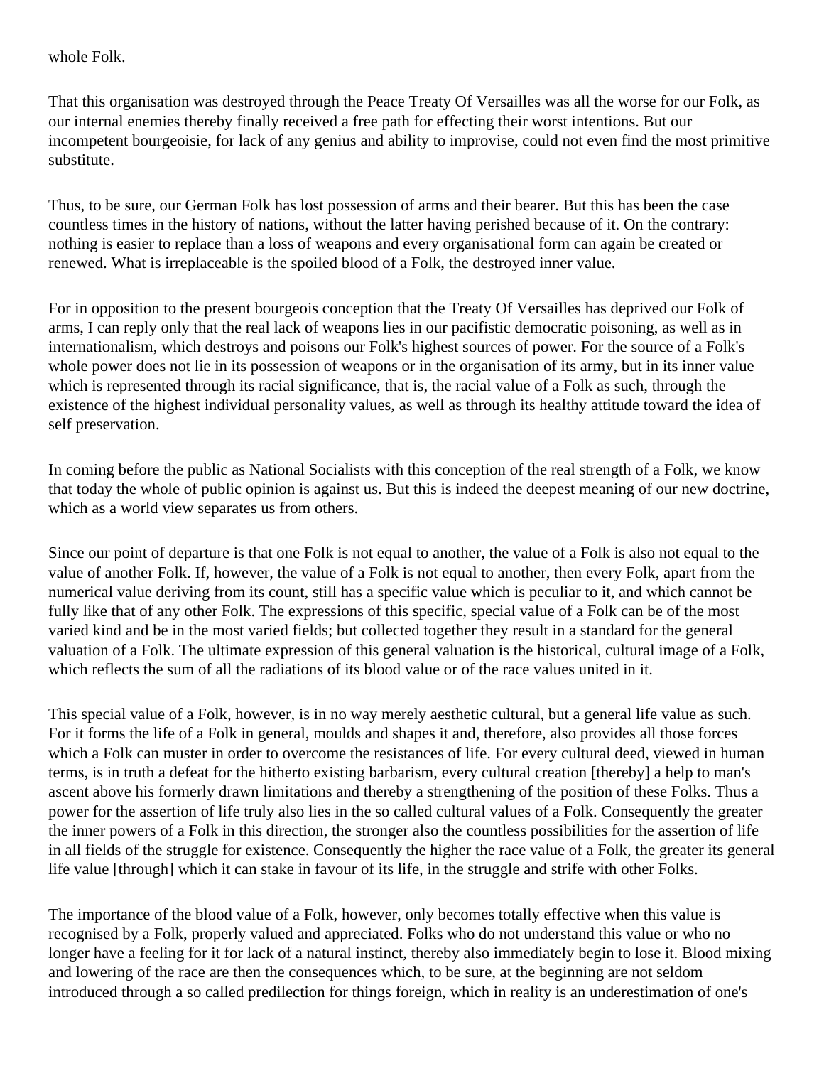whole Folk.

That this organisation was destroyed through the Peace Treaty Of Versailles was all the worse for our Folk, as our internal enemies thereby finally received a free path for effecting their worst intentions. But our incompetent bourgeoisie, for lack of any genius and ability to improvise, could not even find the most primitive substitute.

Thus, to be sure, our German Folk has lost possession of arms and their bearer. But this has been the case countless times in the history of nations, without the latter having perished because of it. On the contrary: nothing is easier to replace than a loss of weapons and every organisational form can again be created or renewed. What is irreplaceable is the spoiled blood of a Folk, the destroyed inner value.

For in opposition to the present bourgeois conception that the Treaty Of Versailles has deprived our Folk of arms, I can reply only that the real lack of weapons lies in our pacifistic democratic poisoning, as well as in internationalism, which destroys and poisons our Folk's highest sources of power. For the source of a Folk's whole power does not lie in its possession of weapons or in the organisation of its army, but in its inner value which is represented through its racial significance, that is, the racial value of a Folk as such, through the existence of the highest individual personality values, as well as through its healthy attitude toward the idea of self preservation.

In coming before the public as National Socialists with this conception of the real strength of a Folk, we know that today the whole of public opinion is against us. But this is indeed the deepest meaning of our new doctrine, which as a world view separates us from others.

Since our point of departure is that one Folk is not equal to another, the value of a Folk is also not equal to the value of another Folk. If, however, the value of a Folk is not equal to another, then every Folk, apart from the numerical value deriving from its count, still has a specific value which is peculiar to it, and which cannot be fully like that of any other Folk. The expressions of this specific, special value of a Folk can be of the most varied kind and be in the most varied fields; but collected together they result in a standard for the general valuation of a Folk. The ultimate expression of this general valuation is the historical, cultural image of a Folk, which reflects the sum of all the radiations of its blood value or of the race values united in it.

This special value of a Folk, however, is in no way merely aesthetic cultural, but a general life value as such. For it forms the life of a Folk in general, moulds and shapes it and, therefore, also provides all those forces which a Folk can muster in order to overcome the resistances of life. For every cultural deed, viewed in human terms, is in truth a defeat for the hitherto existing barbarism, every cultural creation [thereby] a help to man's ascent above his formerly drawn limitations and thereby a strengthening of the position of these Folks. Thus a power for the assertion of life truly also lies in the so called cultural values of a Folk. Consequently the greater the inner powers of a Folk in this direction, the stronger also the countless possibilities for the assertion of life in all fields of the struggle for existence. Consequently the higher the race value of a Folk, the greater its general life value [through] which it can stake in favour of its life, in the struggle and strife with other Folks.

The importance of the blood value of a Folk, however, only becomes totally effective when this value is recognised by a Folk, properly valued and appreciated. Folks who do not understand this value or who no longer have a feeling for it for lack of a natural instinct, thereby also immediately begin to lose it. Blood mixing and lowering of the race are then the consequences which, to be sure, at the beginning are not seldom introduced through a so called predilection for things foreign, which in reality is an underestimation of one's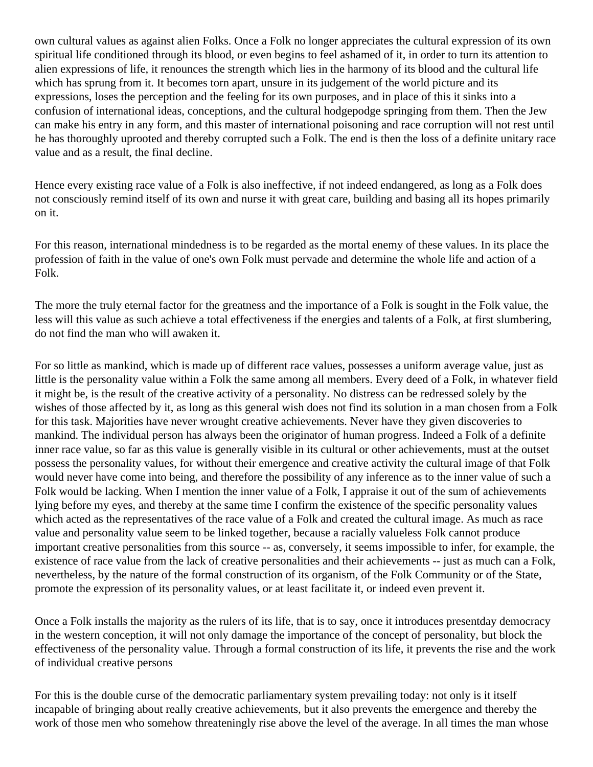own cultural values as against alien Folks. Once a Folk no longer appreciates the cultural expression of its own spiritual life conditioned through its blood, or even begins to feel ashamed of it, in order to turn its attention to alien expressions of life, it renounces the strength which lies in the harmony of its blood and the cultural life which has sprung from it. It becomes torn apart, unsure in its judgement of the world picture and its expressions, loses the perception and the feeling for its own purposes, and in place of this it sinks into a confusion of international ideas, conceptions, and the cultural hodgepodge springing from them. Then the Jew can make his entry in any form, and this master of international poisoning and race corruption will not rest until he has thoroughly uprooted and thereby corrupted such a Folk. The end is then the loss of a definite unitary race value and as a result, the final decline.

Hence every existing race value of a Folk is also ineffective, if not indeed endangered, as long as a Folk does not consciously remind itself of its own and nurse it with great care, building and basing all its hopes primarily on it.

For this reason, international mindedness is to be regarded as the mortal enemy of these values. In its place the profession of faith in the value of one's own Folk must pervade and determine the whole life and action of a Folk.

The more the truly eternal factor for the greatness and the importance of a Folk is sought in the Folk value, the less will this value as such achieve a total effectiveness if the energies and talents of a Folk, at first slumbering, do not find the man who will awaken it.

For so little as mankind, which is made up of different race values, possesses a uniform average value, just as little is the personality value within a Folk the same among all members. Every deed of a Folk, in whatever field it might be, is the result of the creative activity of a personality. No distress can be redressed solely by the wishes of those affected by it, as long as this general wish does not find its solution in a man chosen from a Folk for this task. Majorities have never wrought creative achievements. Never have they given discoveries to mankind. The individual person has always been the originator of human progress. Indeed a Folk of a definite inner race value, so far as this value is generally visible in its cultural or other achievements, must at the outset possess the personality values, for without their emergence and creative activity the cultural image of that Folk would never have come into being, and therefore the possibility of any inference as to the inner value of such a Folk would be lacking. When I mention the inner value of a Folk, I appraise it out of the sum of achievements lying before my eyes, and thereby at the same time I confirm the existence of the specific personality values which acted as the representatives of the race value of a Folk and created the cultural image. As much as race value and personality value seem to be linked together, because a racially valueless Folk cannot produce important creative personalities from this source -- as, conversely, it seems impossible to infer, for example, the existence of race value from the lack of creative personalities and their achievements -- just as much can a Folk, nevertheless, by the nature of the formal construction of its organism, of the Folk Community or of the State, promote the expression of its personality values, or at least facilitate it, or indeed even prevent it.

Once a Folk installs the majority as the rulers of its life, that is to say, once it introduces presentday democracy in the western conception, it will not only damage the importance of the concept of personality, but block the effectiveness of the personality value. Through a formal construction of its life, it prevents the rise and the work of individual creative persons

For this is the double curse of the democratic parliamentary system prevailing today: not only is it itself incapable of bringing about really creative achievements, but it also prevents the emergence and thereby the work of those men who somehow threateningly rise above the level of the average. In all times the man whose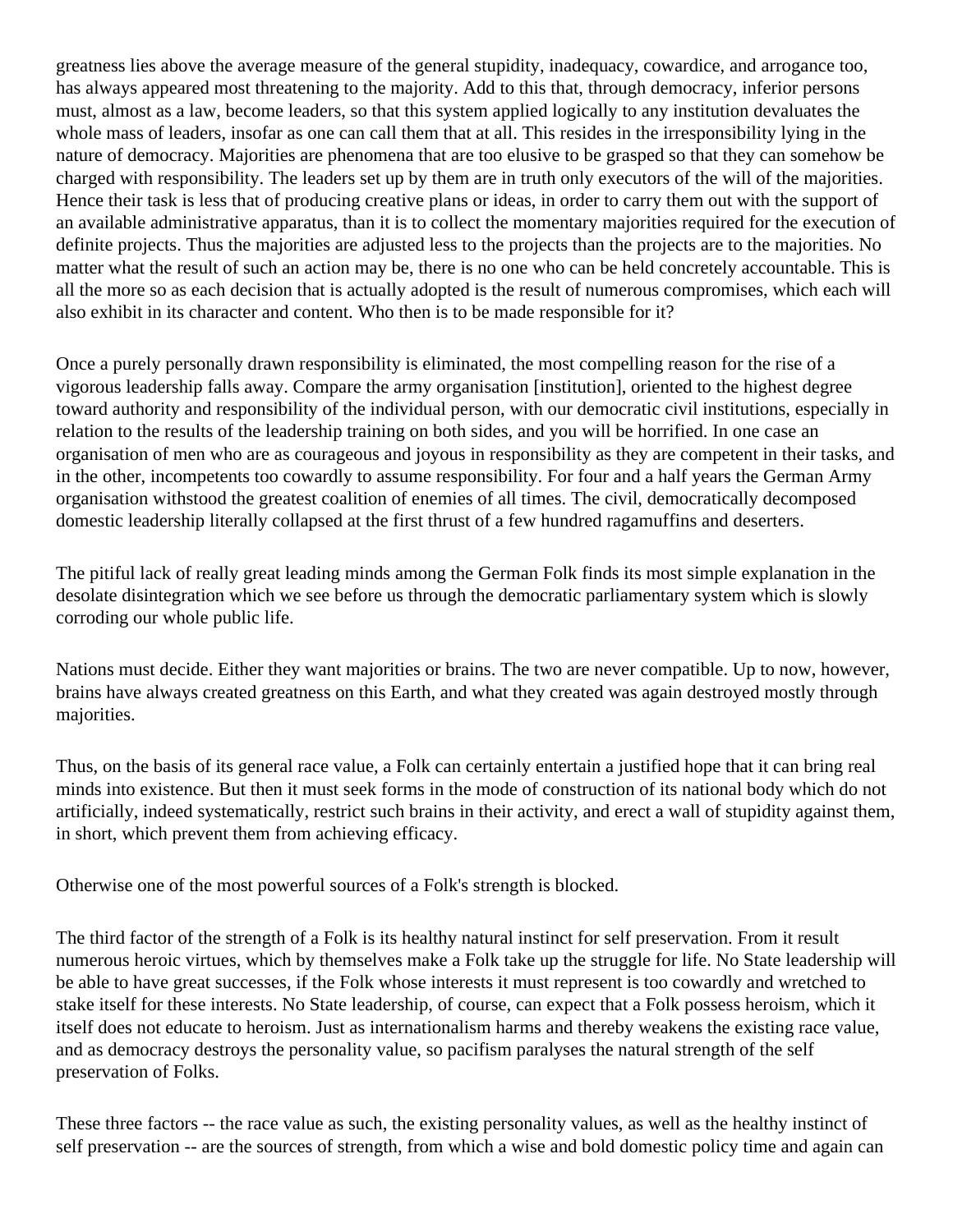greatness lies above the average measure of the general stupidity, inadequacy, cowardice, and arrogance too, has always appeared most threatening to the majority. Add to this that, through democracy, inferior persons must, almost as a law, become leaders, so that this system applied logically to any institution devaluates the whole mass of leaders, insofar as one can call them that at all. This resides in the irresponsibility lying in the nature of democracy. Majorities are phenomena that are too elusive to be grasped so that they can somehow be charged with responsibility. The leaders set up by them are in truth only executors of the will of the majorities. Hence their task is less that of producing creative plans or ideas, in order to carry them out with the support of an available administrative apparatus, than it is to collect the momentary majorities required for the execution of definite projects. Thus the majorities are adjusted less to the projects than the projects are to the majorities. No matter what the result of such an action may be, there is no one who can be held concretely accountable. This is all the more so as each decision that is actually adopted is the result of numerous compromises, which each will also exhibit in its character and content. Who then is to be made responsible for it?

Once a purely personally drawn responsibility is eliminated, the most compelling reason for the rise of a vigorous leadership falls away. Compare the army organisation [institution], oriented to the highest degree toward authority and responsibility of the individual person, with our democratic civil institutions, especially in relation to the results of the leadership training on both sides, and you will be horrified. In one case an organisation of men who are as courageous and joyous in responsibility as they are competent in their tasks, and in the other, incompetents too cowardly to assume responsibility. For four and a half years the German Army organisation withstood the greatest coalition of enemies of all times. The civil, democratically decomposed domestic leadership literally collapsed at the first thrust of a few hundred ragamuffins and deserters.

The pitiful lack of really great leading minds among the German Folk finds its most simple explanation in the desolate disintegration which we see before us through the democratic parliamentary system which is slowly corroding our whole public life.

Nations must decide. Either they want majorities or brains. The two are never compatible. Up to now, however, brains have always created greatness on this Earth, and what they created was again destroyed mostly through majorities.

Thus, on the basis of its general race value, a Folk can certainly entertain a justified hope that it can bring real minds into existence. But then it must seek forms in the mode of construction of its national body which do not artificially, indeed systematically, restrict such brains in their activity, and erect a wall of stupidity against them, in short, which prevent them from achieving efficacy.

Otherwise one of the most powerful sources of a Folk's strength is blocked.

The third factor of the strength of a Folk is its healthy natural instinct for self preservation. From it result numerous heroic virtues, which by themselves make a Folk take up the struggle for life. No State leadership will be able to have great successes, if the Folk whose interests it must represent is too cowardly and wretched to stake itself for these interests. No State leadership, of course, can expect that a Folk possess heroism, which it itself does not educate to heroism. Just as internationalism harms and thereby weakens the existing race value, and as democracy destroys the personality value, so pacifism paralyses the natural strength of the self preservation of Folks.

These three factors -- the race value as such, the existing personality values, as well as the healthy instinct of self preservation -- are the sources of strength, from which a wise and bold domestic policy time and again can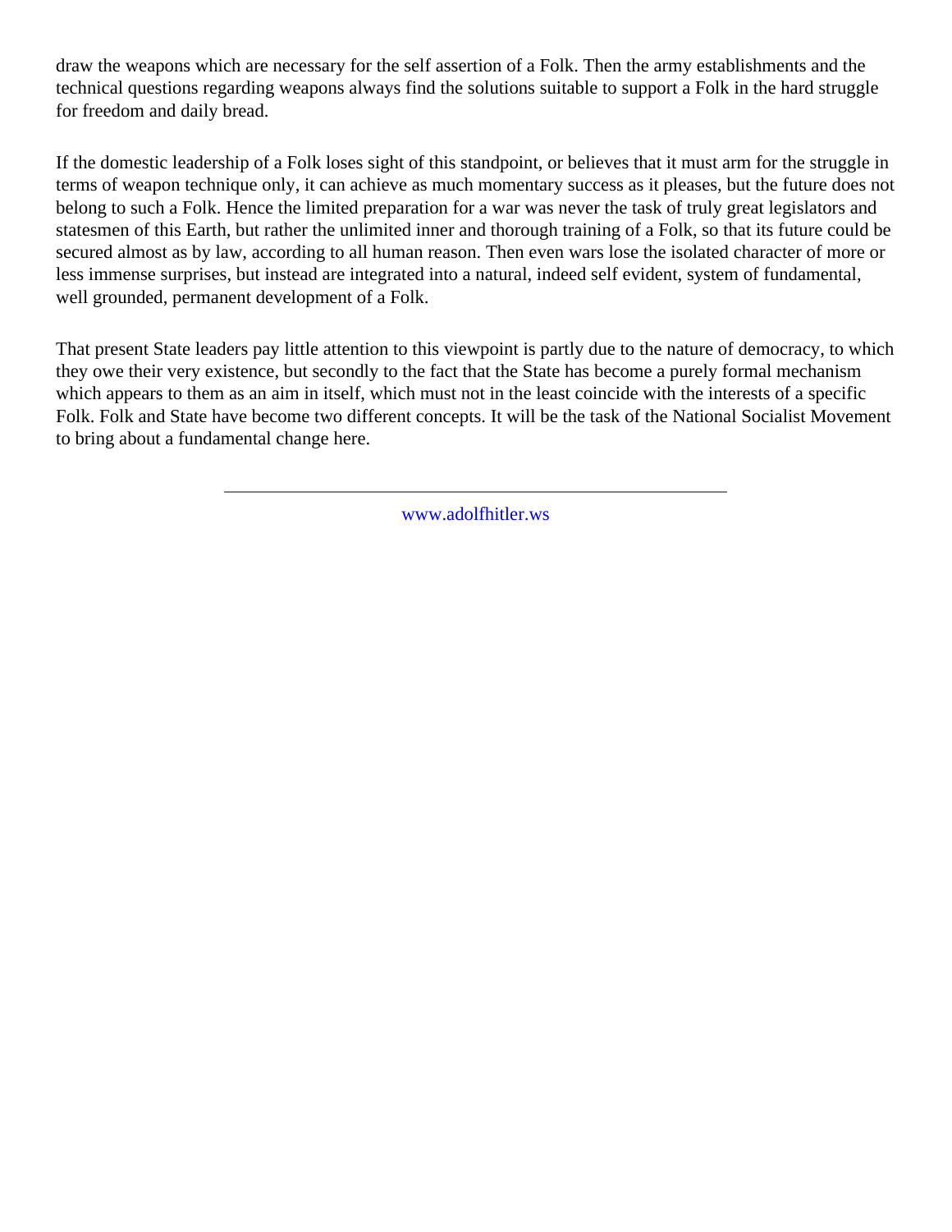draw the weapons which are necessary for the self assertion of a Folk. Then the army establishments and the technical questions regarding weapons always find the solutions suitable to support a Folk in the hard struggle for freedom and daily bread.

If the domestic leadership of a Folk loses sight of this standpoint, or believes that it must arm for the struggle in terms of weapon technique only, it can achieve as much momentary success as it pleases, but the future does not belong to such a Folk. Hence the limited preparation for a war was never the task of truly great legislators and statesmen of this Earth, but rather the unlimited inner and thorough training of a Folk, so that its future could be secured almost as by law, according to all human reason. Then even wars lose the isolated character of more or less immense surprises, but instead are integrated into a natural, indeed self evident, system of fundamental, well grounded, permanent development of a Folk.

That present State leaders pay little attention to this viewpoint is partly due to the nature of democracy, to which they owe their very existence, but secondly to the fact that the State has become a purely formal mechanism which appears to them as an aim in itself, which must not in the least coincide with the interests of a specific Folk. Folk and State have become two different concepts. It will be the task of the National Socialist Movement to bring about a fundamental change here.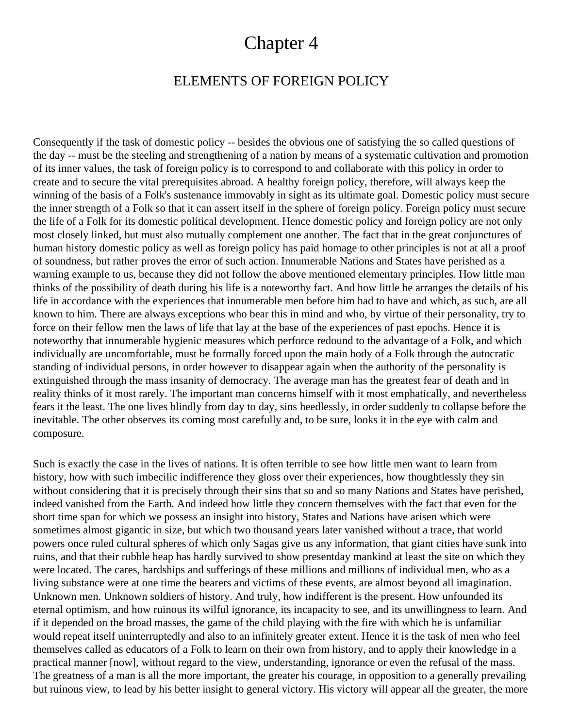# Chapter 4

## ELEMENTS OF FOREIGN POLICY

Consequently if the task of domestic policy -- besides the obvious one of satisfying the so called questions of the day -- must be the steeling and strengthening of a nation by means of a systematic cultivation and promotion of its inner values, the task of foreign policy is to correspond to and collaborate with this policy in order to create and to secure the vital prerequisites abroad. A healthy foreign policy, therefore, will always keep the winning of the basis of a Folk's sustenance immovably in sight as its ultimate goal. Domestic policy must secure the inner strength of a Folk so that it can assert itself in the sphere of foreign policy. Foreign policy must secure the life of a Folk for its domestic political development. Hence domestic policy and foreign policy are not only most closely linked, but must also mutually complement one another. The fact that in the great conjunctures of human history domestic policy as well as foreign policy has paid homage to other principles is not at all a proof of soundness, but rather proves the error of such action. Innumerable Nations and States have perished as a warning example to us, because they did not follow the above mentioned elementary principles. How little man thinks of the possibility of death during his life is a noteworthy fact. And how little he arranges the details of his life in accordance with the experiences that innumerable men before him had to have and which, as such, are all known to him. There are always exceptions who bear this in mind and who, by virtue of their personality, try to force on their fellow men the laws of life that lay at the base of the experiences of past epochs. Hence it is noteworthy that innumerable hygienic measures which perforce redound to the advantage of a Folk, and which individually are uncomfortable, must be formally forced upon the main body of a Folk through the autocratic standing of individual persons, in order however to disappear again when the authority of the personality is extinguished through the mass insanity of democracy. The average man has the greatest fear of death and in reality thinks of it most rarely. The important man concerns himself with it most emphatically, and nevertheless fears it the least. The one lives blindly from day to day, sins heedlessly, in order suddenly to collapse before the inevitable. The other observes its coming most carefully and, to be sure, looks it in the eye with calm and composure.

Such is exactly the case in the lives of nations. It is often terrible to see how little men want to learn from history, how with such imbecilic indifference they gloss over their experiences, how thoughtlessly they sin without considering that it is precisely through their sins that so and so many Nations and States have perished, indeed vanished from the Earth. And indeed how little they concern themselves with the fact that even for the short time span for which we possess an insight into history, States and Nations have arisen which were sometimes almost gigantic in size, but which two thousand years later vanished without a trace, that world powers once ruled cultural spheres of which only Sagas give us any information, that giant cities have sunk into ruins, and that their rubble heap has hardly survived to show presentday mankind at least the site on which they were located. The cares, hardships and sufferings of these millions and millions of individual men, who as a living substance were at one time the bearers and victims of these events, are almost beyond all imagination. Unknown men. Unknown soldiers of history. And truly, how indifferent is the present. How unfounded its eternal optimism, and how ruinous its wilful ignorance, its incapacity to see, and its unwillingness to learn. And if it depended on the broad masses, the game of the child playing with the fire with which he is unfamiliar would repeat itself uninterruptedly and also to an infinitely greater extent. Hence it is the task of men who feel themselves called as educators of a Folk to learn on their own from history, and to apply their knowledge in a practical manner [now], without regard to the view, understanding, ignorance or even the refusal of the mass. The greatness of a man is all the more important, the greater his courage, in opposition to a generally prevailing but ruinous view, to lead by his better insight to general victory. His victory will appear all the greater, the more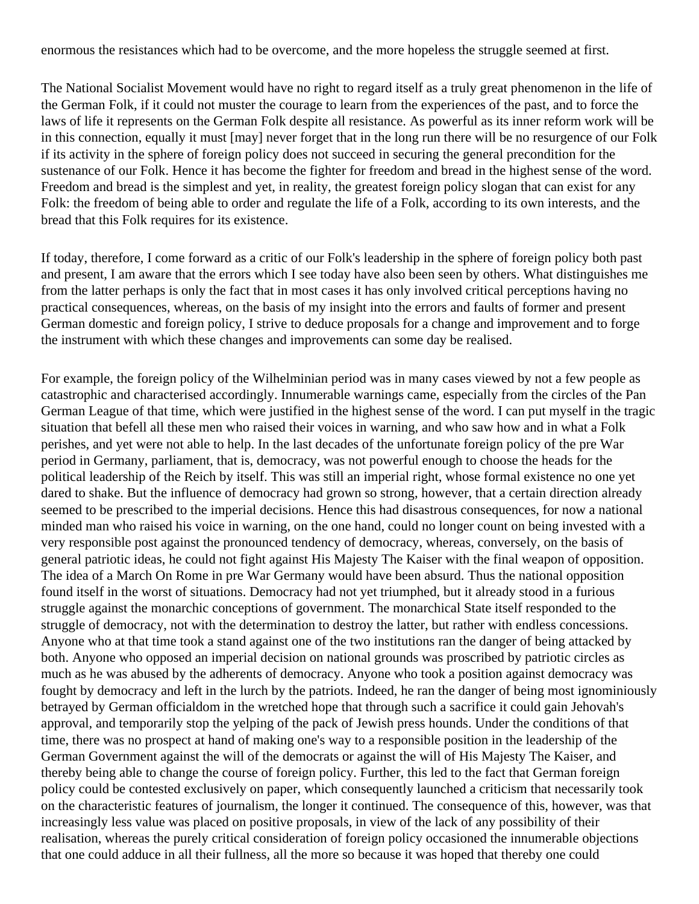enormous the resistances which had to be overcome, and the more hopeless the struggle seemed at first.

The National Socialist Movement would have no right to regard itself as a truly great phenomenon in the life of the German Folk, if it could not muster the courage to learn from the experiences of the past, and to force the laws of life it represents on the German Folk despite all resistance. As powerful as its inner reform work will be in this connection, equally it must [may] never forget that in the long run there will be no resurgence of our Folk if its activity in the sphere of foreign policy does not succeed in securing the general precondition for the sustenance of our Folk. Hence it has become the fighter for freedom and bread in the highest sense of the word. Freedom and bread is the simplest and yet, in reality, the greatest foreign policy slogan that can exist for any Folk: the freedom of being able to order and regulate the life of a Folk, according to its own interests, and the bread that this Folk requires for its existence.

If today, therefore, I come forward as a critic of our Folk's leadership in the sphere of foreign policy both past and present, I am aware that the errors which I see today have also been seen by others. What distinguishes me from the latter perhaps is only the fact that in most cases it has only involved critical perceptions having no practical consequences, whereas, on the basis of my insight into the errors and faults of former and present German domestic and foreign policy, I strive to deduce proposals for a change and improvement and to forge the instrument with which these changes and improvements can some day be realised.

For example, the foreign policy of the Wilhelminian period was in many cases viewed by not a few people as catastrophic and characterised accordingly. Innumerable warnings came, especially from the circles of the Pan German League of that time, which were justified in the highest sense of the word. I can put myself in the tragic situation that befell all these men who raised their voices in warning, and who saw how and in what a Folk perishes, and yet were not able to help. In the last decades of the unfortunate foreign policy of the pre War period in Germany, parliament, that is, democracy, was not powerful enough to choose the heads for the political leadership of the Reich by itself. This was still an imperial right, whose formal existence no one yet dared to shake. But the influence of democracy had grown so strong, however, that a certain direction already seemed to be prescribed to the imperial decisions. Hence this had disastrous consequences, for now a national minded man who raised his voice in warning, on the one hand, could no longer count on being invested with a very responsible post against the pronounced tendency of democracy, whereas, conversely, on the basis of general patriotic ideas, he could not fight against His Majesty The Kaiser with the final weapon of opposition. The idea of a March On Rome in pre War Germany would have been absurd. Thus the national opposition found itself in the worst of situations. Democracy had not yet triumphed, but it already stood in a furious struggle against the monarchic conceptions of government. The monarchical State itself responded to the struggle of democracy, not with the determination to destroy the latter, but rather with endless concessions. Anyone who at that time took a stand against one of the two institutions ran the danger of being attacked by both. Anyone who opposed an imperial decision on national grounds was proscribed by patriotic circles as much as he was abused by the adherents of democracy. Anyone who took a position against democracy was fought by democracy and left in the lurch by the patriots. Indeed, he ran the danger of being most ignominiously betrayed by German officialdom in the wretched hope that through such a sacrifice it could gain Jehovah's approval, and temporarily stop the yelping of the pack of Jewish press hounds. Under the conditions of that time, there was no prospect at hand of making one's way to a responsible position in the leadership of the German Government against the will of the democrats or against the will of His Majesty The Kaiser, and thereby being able to change the course of foreign policy. Further, this led to the fact that German foreign policy could be contested exclusively on paper, which consequently launched a criticism that necessarily took on the characteristic features of journalism, the longer it continued. The consequence of this, however, was that increasingly less value was placed on positive proposals, in view of the lack of any possibility of their realisation, whereas the purely critical consideration of foreign policy occasioned the innumerable objections that one could adduce in all their fullness, all the more so because it was hoped that thereby one could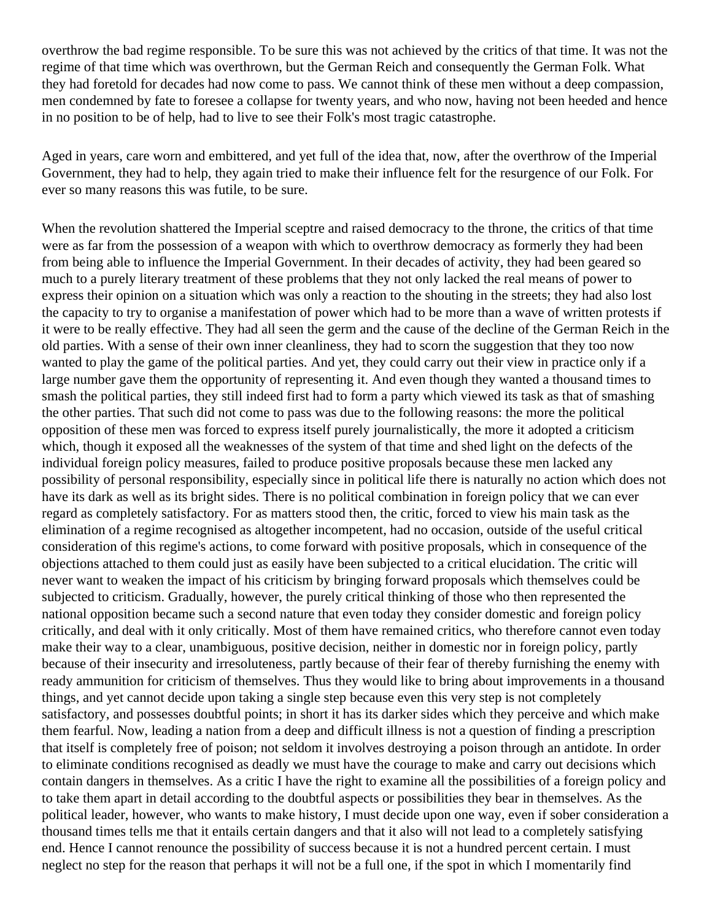overthrow the bad regime responsible. To be sure this was not achieved by the critics of that time. It was not the regime of that time which was overthrown, but the German Reich and consequently the German Folk. What they had foretold for decades had now come to pass. We cannot think of these men without a deep compassion, men condemned by fate to foresee a collapse for twenty years, and who now, having not been heeded and hence in no position to be of help, had to live to see their Folk's most tragic catastrophe.

Aged in years, care worn and embittered, and yet full of the idea that, now, after the overthrow of the Imperial Government, they had to help, they again tried to make their influence felt for the resurgence of our Folk. For ever so many reasons this was futile, to be sure.

When the revolution shattered the Imperial sceptre and raised democracy to the throne, the critics of that time were as far from the possession of a weapon with which to overthrow democracy as formerly they had been from being able to influence the Imperial Government. In their decades of activity, they had been geared so much to a purely literary treatment of these problems that they not only lacked the real means of power to express their opinion on a situation which was only a reaction to the shouting in the streets; they had also lost the capacity to try to organise a manifestation of power which had to be more than a wave of written protests if it were to be really effective. They had all seen the germ and the cause of the decline of the German Reich in the old parties. With a sense of their own inner cleanliness, they had to scorn the suggestion that they too now wanted to play the game of the political parties. And yet, they could carry out their view in practice only if a large number gave them the opportunity of representing it. And even though they wanted a thousand times to smash the political parties, they still indeed first had to form a party which viewed its task as that of smashing the other parties. That such did not come to pass was due to the following reasons: the more the political opposition of these men was forced to express itself purely journalistically, the more it adopted a criticism which, though it exposed all the weaknesses of the system of that time and shed light on the defects of the individual foreign policy measures, failed to produce positive proposals because these men lacked any possibility of personal responsibility, especially since in political life there is naturally no action which does not have its dark as well as its bright sides. There is no political combination in foreign policy that we can ever regard as completely satisfactory. For as matters stood then, the critic, forced to view his main task as the elimination of a regime recognised as altogether incompetent, had no occasion, outside of the useful critical consideration of this regime's actions, to come forward with positive proposals, which in consequence of the objections attached to them could just as easily have been subjected to a critical elucidation. The critic will never want to weaken the impact of his criticism by bringing forward proposals which themselves could be subjected to criticism. Gradually, however, the purely critical thinking of those who then represented the national opposition became such a second nature that even today they consider domestic and foreign policy critically, and deal with it only critically. Most of them have remained critics, who therefore cannot even today make their way to a clear, unambiguous, positive decision, neither in domestic nor in foreign policy, partly because of their insecurity and irresoluteness, partly because of their fear of thereby furnishing the enemy with ready ammunition for criticism of themselves. Thus they would like to bring about improvements in a thousand things, and yet cannot decide upon taking a single step because even this very step is not completely satisfactory, and possesses doubtful points; in short it has its darker sides which they perceive and which make them fearful. Now, leading a nation from a deep and difficult illness is not a question of finding a prescription that itself is completely free of poison; not seldom it involves destroying a poison through an antidote. In order to eliminate conditions recognised as deadly we must have the courage to make and carry out decisions which contain dangers in themselves. As a critic I have the right to examine all the possibilities of a foreign policy and to take them apart in detail according to the doubtful aspects or possibilities they bear in themselves. As the political leader, however, who wants to make history, I must decide upon one way, even if sober consideration a thousand times tells me that it entails certain dangers and that it also will not lead to a completely satisfying end. Hence I cannot renounce the possibility of success because it is not a hundred percent certain. I must neglect no step for the reason that perhaps it will not be a full one, if the spot in which I momentarily find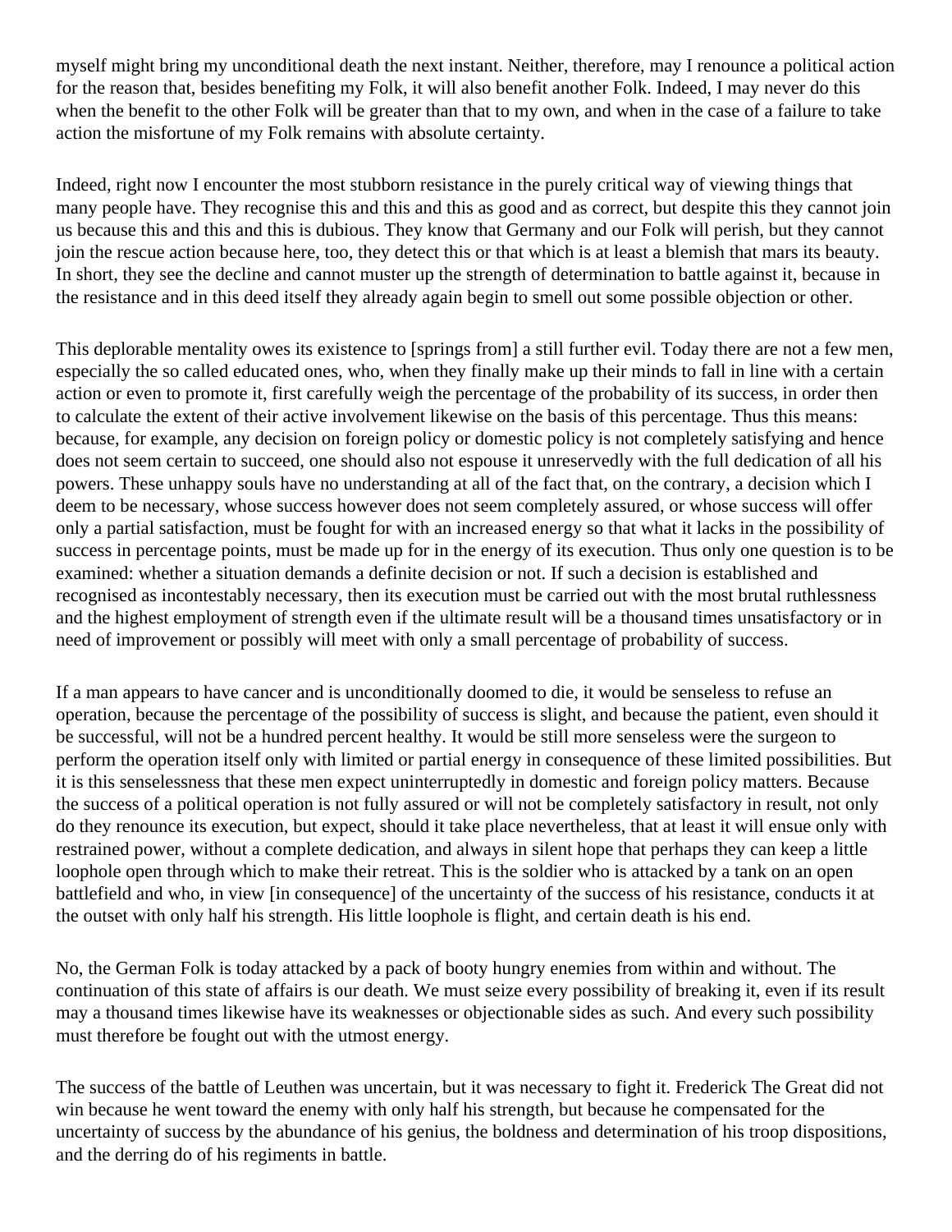myself might bring my unconditional death the next instant. Neither, therefore, may I renounce a political action for the reason that, besides benefiting my Folk, it will also benefit another Folk. Indeed, I may never do this when the benefit to the other Folk will be greater than that to my own, and when in the case of a failure to take action the misfortune of my Folk remains with absolute certainty.

Indeed, right now I encounter the most stubborn resistance in the purely critical way of viewing things that many people have. They recognise this and this and this as good and as correct, but despite this they cannot join us because this and this and this is dubious. They know that Germany and our Folk will perish, but they cannot join the rescue action because here, too, they detect this or that which is at least a blemish that mars its beauty. In short, they see the decline and cannot muster up the strength of determination to battle against it, because in the resistance and in this deed itself they already again begin to smell out some possible objection or other.

This deplorable mentality owes its existence to [springs from] a still further evil. Today there are not a few men, especially the so called educated ones, who, when they finally make up their minds to fall in line with a certain action or even to promote it, first carefully weigh the percentage of the probability of its success, in order then to calculate the extent of their active involvement likewise on the basis of this percentage. Thus this means: because, for example, any decision on foreign policy or domestic policy is not completely satisfying and hence does not seem certain to succeed, one should also not espouse it unreservedly with the full dedication of all his powers. These unhappy souls have no understanding at all of the fact that, on the contrary, a decision which I deem to be necessary, whose success however does not seem completely assured, or whose success will offer only a partial satisfaction, must be fought for with an increased energy so that what it lacks in the possibility of success in percentage points, must be made up for in the energy of its execution. Thus only one question is to be examined: whether a situation demands a definite decision or not. If such a decision is established and recognised as incontestably necessary, then its execution must be carried out with the most brutal ruthlessness and the highest employment of strength even if the ultimate result will be a thousand times unsatisfactory or in need of improvement or possibly will meet with only a small percentage of probability of success.

If a man appears to have cancer and is unconditionally doomed to die, it would be senseless to refuse an operation, because the percentage of the possibility of success is slight, and because the patient, even should it be successful, will not be a hundred percent healthy. It would be still more senseless were the surgeon to perform the operation itself only with limited or partial energy in consequence of these limited possibilities. But it is this senselessness that these men expect uninterruptedly in domestic and foreign policy matters. Because the success of a political operation is not fully assured or will not be completely satisfactory in result, not only do they renounce its execution, but expect, should it take place nevertheless, that at least it will ensue only with restrained power, without a complete dedication, and always in silent hope that perhaps they can keep a little loophole open through which to make their retreat. This is the soldier who is attacked by a tank on an open battlefield and who, in view [in consequence] of the uncertainty of the success of his resistance, conducts it at the outset with only half his strength. His little loophole is flight, and certain death is his end.

No, the German Folk is today attacked by a pack of booty hungry enemies from within and without. The continuation of this state of affairs is our death. We must seize every possibility of breaking it, even if its result may a thousand times likewise have its weaknesses or objectionable sides as such. And every such possibility must therefore be fought out with the utmost energy.

The success of the battle of Leuthen was uncertain, but it was necessary to fight it. Frederick The Great did not win because he went toward the enemy with only half his strength, but because he compensated for the uncertainty of success by the abundance of his genius, the boldness and determination of his troop dispositions, and the derring do of his regiments in battle.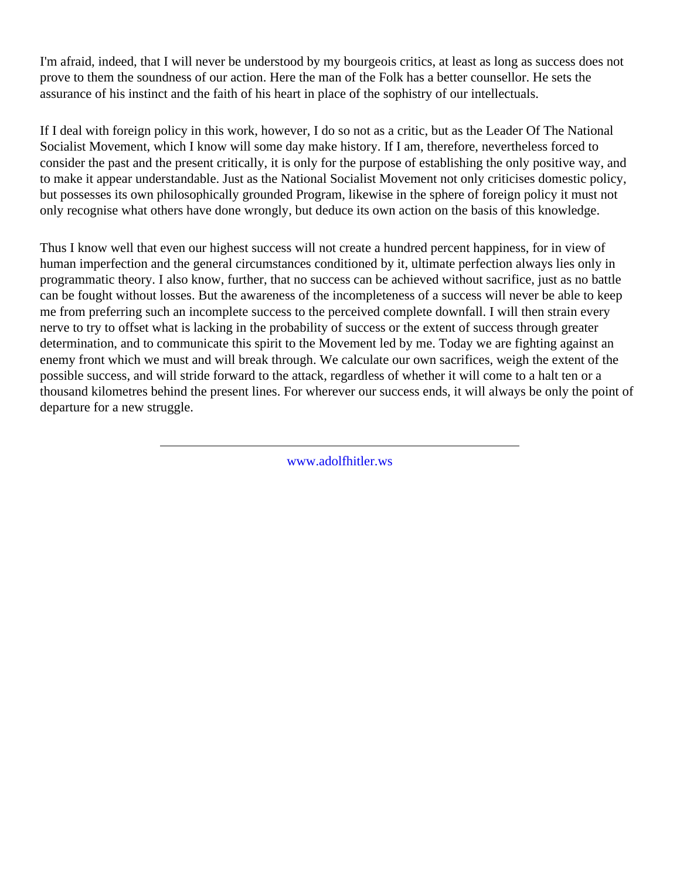I'm afraid, indeed, that I will never be understood by my bourgeois critics, at least as long as success does not prove to them the soundness of our action. Here the man of the Folk has a better counsellor. He sets the assurance of his instinct and the faith of his heart in place of the sophistry of our intellectuals.

If I deal with foreign policy in this work, however, I do so not as a critic, but as the Leader Of The National Socialist Movement, which I know will some day make history. If I am, therefore, nevertheless forced to consider the past and the present critically, it is only for the purpose of establishing the only positive way, and to make it appear understandable. Just as the National Socialist Movement not only criticises domestic policy, but possesses its own philosophically grounded Program, likewise in the sphere of foreign policy it must not only recognise what others have done wrongly, but deduce its own action on the basis of this knowledge.

Thus I know well that even our highest success will not create a hundred percent happiness, for in view of human imperfection and the general circumstances conditioned by it, ultimate perfection always lies only in programmatic theory. I also know, further, that no success can be achieved without sacrifice, just as no battle can be fought without losses. But the awareness of the incompleteness of a success will never be able to keep me from preferring such an incomplete success to the perceived complete downfall. I will then strain every nerve to try to offset what is lacking in the probability of success or the extent of success through greater determination, and to communicate this spirit to the Movement led by me. Today we are fighting against an enemy front which we must and will break through. We calculate our own sacrifices, weigh the extent of the possible success, and will stride forward to the attack, regardless of whether it will come to a halt ten or a thousand kilometres behind the present lines. For wherever our success ends, it will always be only the point of departure for a new struggle.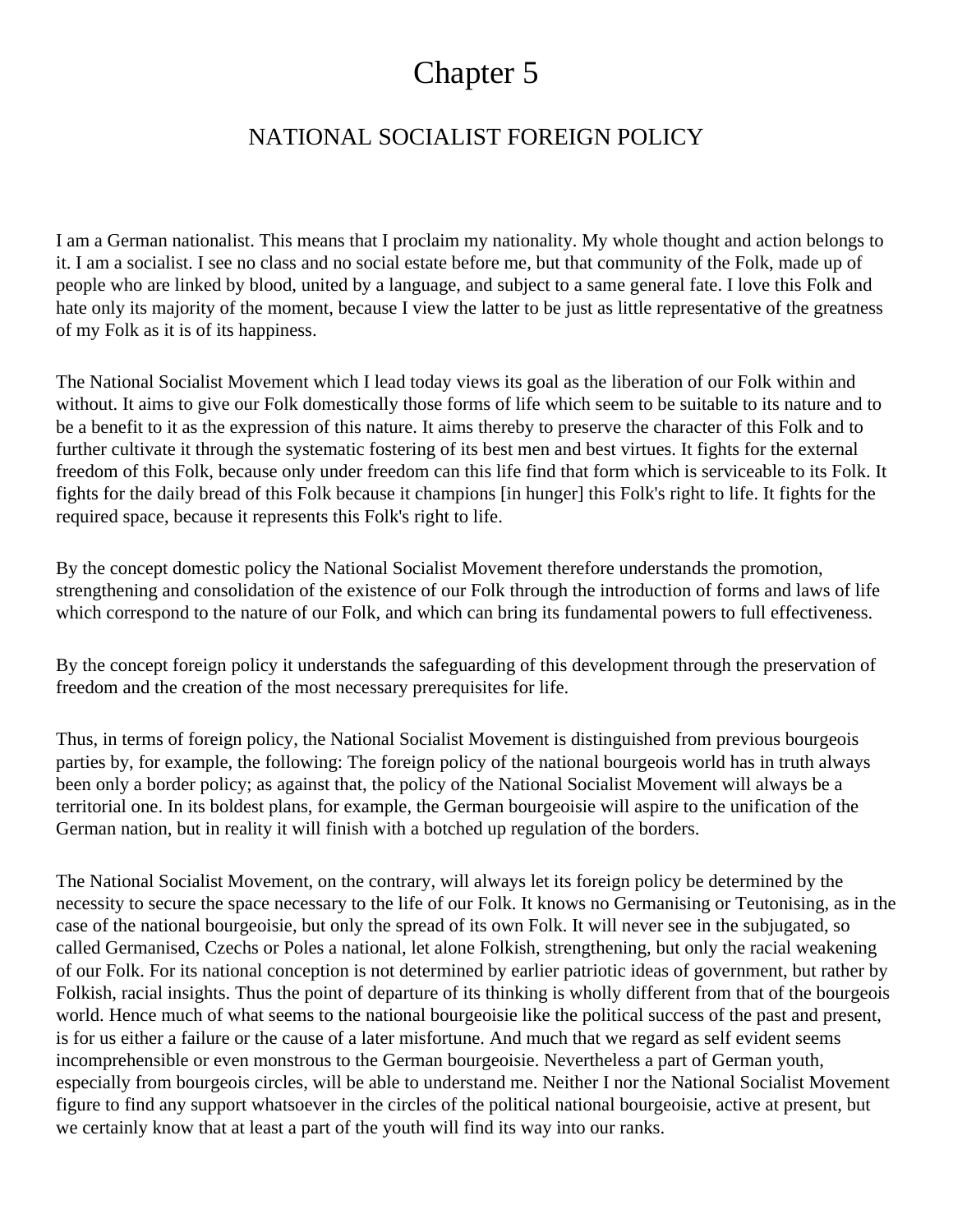# Chapter 5

## NATIONAL SOCIALIST FOREIGN POLICY

I am a German nationalist. This means that I proclaim my nationality. My whole thought and action belongs to it. I am a socialist. I see no class and no social estate before me, but that community of the Folk, made up of people who are linked by blood, united by a language, and subject to a same general fate. I love this Folk and hate only its majority of the moment, because I view the latter to be just as little representative of the greatness of my Folk as it is of its happiness.

The National Socialist Movement which I lead today views its goal as the liberation of our Folk within and without. It aims to give our Folk domestically those forms of life which seem to be suitable to its nature and to be a benefit to it as the expression of this nature. It aims thereby to preserve the character of this Folk and to further cultivate it through the systematic fostering of its best men and best virtues. It fights for the external freedom of this Folk, because only under freedom can this life find that form which is serviceable to its Folk. It fights for the daily bread of this Folk because it champions [in hunger] this Folk's right to life. It fights for the required space, because it represents this Folk's right to life.

By the concept domestic policy the National Socialist Movement therefore understands the promotion, strengthening and consolidation of the existence of our Folk through the introduction of forms and laws of life which correspond to the nature of our Folk, and which can bring its fundamental powers to full effectiveness.

By the concept foreign policy it understands the safeguarding of this development through the preservation of freedom and the creation of the most necessary prerequisites for life.

Thus, in terms of foreign policy, the National Socialist Movement is distinguished from previous bourgeois parties by, for example, the following: The foreign policy of the national bourgeois world has in truth always been only a border policy; as against that, the policy of the National Socialist Movement will always be a territorial one. In its boldest plans, for example, the German bourgeoisie will aspire to the unification of the German nation, but in reality it will finish with a botched up regulation of the borders.

The National Socialist Movement, on the contrary, will always let its foreign policy be determined by the necessity to secure the space necessary to the life of our Folk. It knows no Germanising or Teutonising, as in the case of the national bourgeoisie, but only the spread of its own Folk. It will never see in the subjugated, so called Germanised, Czechs or Poles a national, let alone Folkish, strengthening, but only the racial weakening of our Folk. For its national conception is not determined by earlier patriotic ideas of government, but rather by Folkish, racial insights. Thus the point of departure of its thinking is wholly different from that of the bourgeois world. Hence much of what seems to the national bourgeoisie like the political success of the past and present, is for us either a failure or the cause of a later misfortune. And much that we regard as self evident seems incomprehensible or even monstrous to the German bourgeoisie. Nevertheless a part of German youth, especially from bourgeois circles, will be able to understand me. Neither I nor the National Socialist Movement figure to find any support whatsoever in the circles of the political national bourgeoisie, active at present, but we certainly know that at least a part of the youth will find its way into our ranks.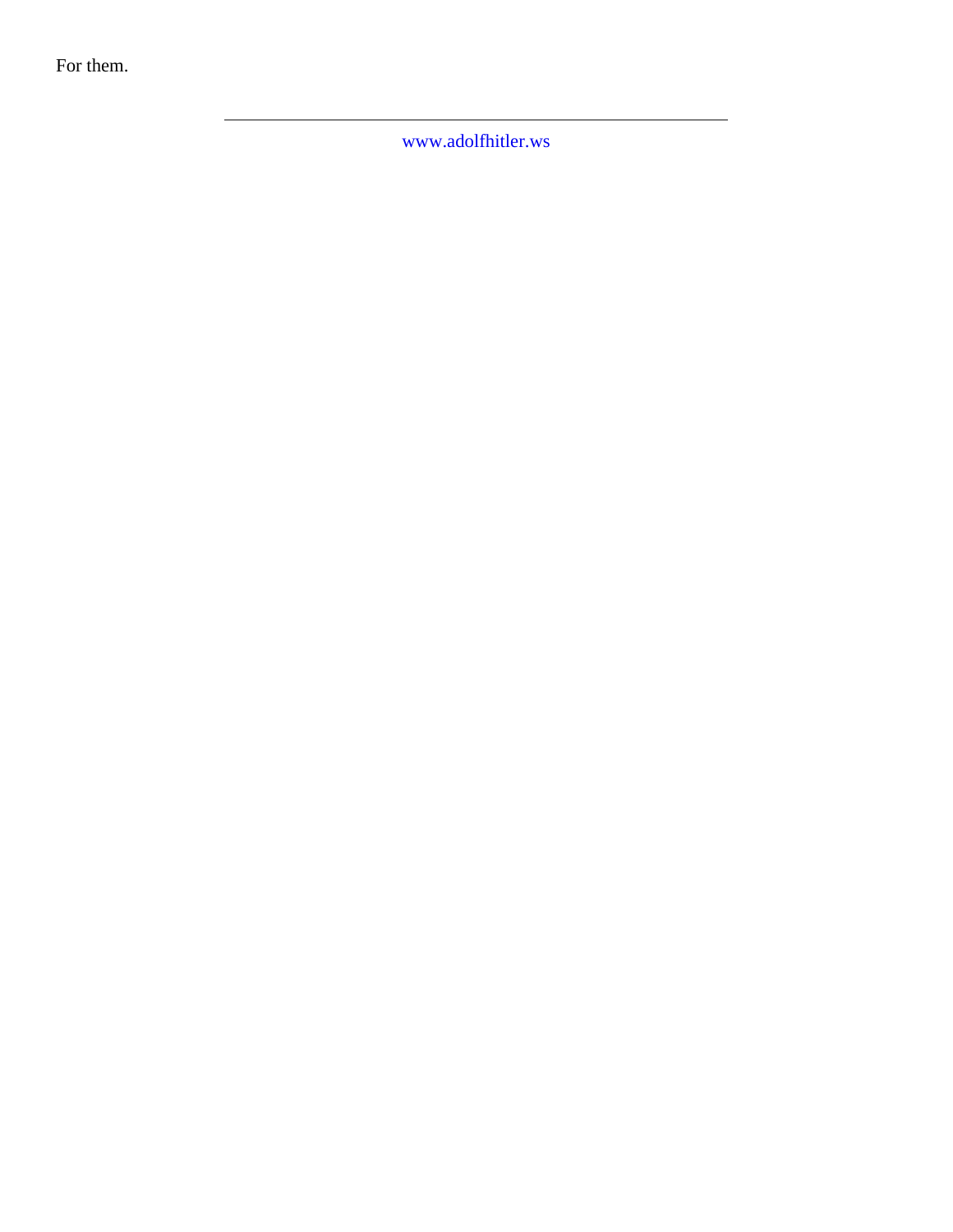For them.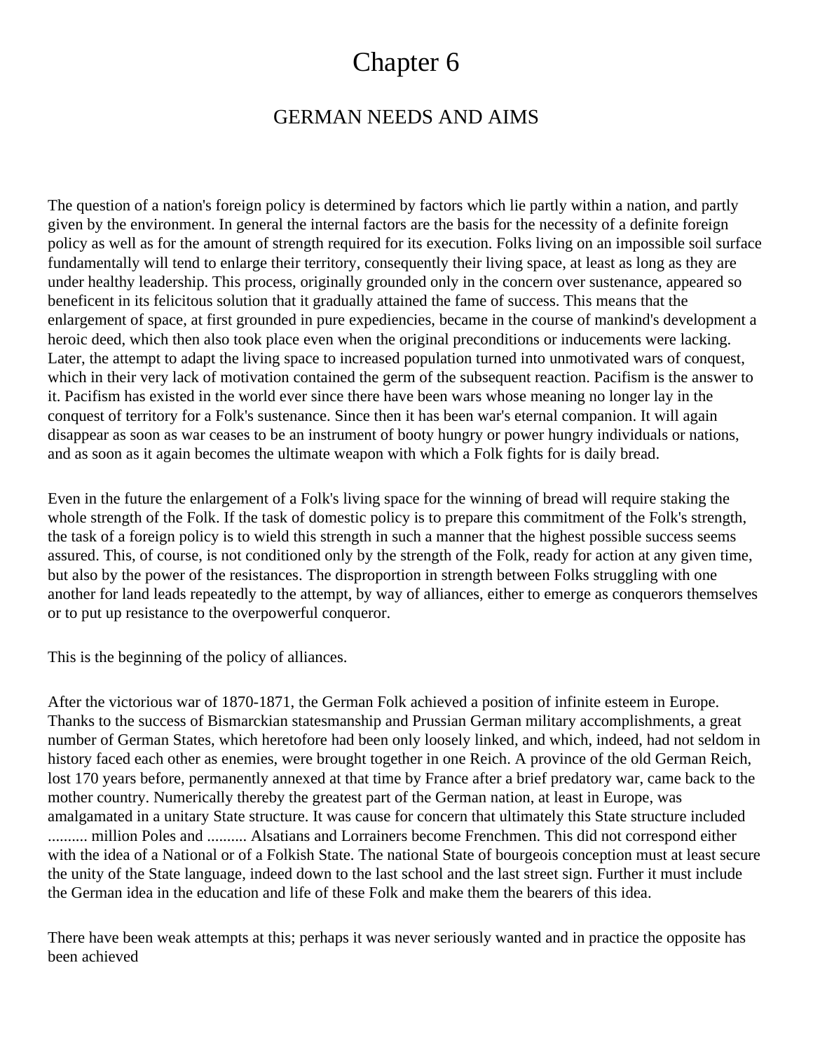# Chapter 6

## GERMAN NEEDS AND AIMS

The question of a nation's foreign policy is determined by factors which lie partly within a nation, and partly given by the environment. In general the internal factors are the basis for the necessity of a definite foreign policy as well as for the amount of strength required for its execution. Folks living on an impossible soil surface fundamentally will tend to enlarge their territory, consequently their living space, at least as long as they are under healthy leadership. This process, originally grounded only in the concern over sustenance, appeared so beneficent in its felicitous solution that it gradually attained the fame of success. This means that the enlargement of space, at first grounded in pure expediencies, became in the course of mankind's development a heroic deed, which then also took place even when the original preconditions or inducements were lacking. Later, the attempt to adapt the living space to increased population turned into unmotivated wars of conquest, which in their very lack of motivation contained the germ of the subsequent reaction. Pacifism is the answer to it. Pacifism has existed in the world ever since there have been wars whose meaning no longer lay in the conquest of territory for a Folk's sustenance. Since then it has been war's eternal companion. It will again disappear as soon as war ceases to be an instrument of booty hungry or power hungry individuals or nations, and as soon as it again becomes the ultimate weapon with which a Folk fights for is daily bread.

Even in the future the enlargement of a Folk's living space for the winning of bread will require staking the whole strength of the Folk. If the task of domestic policy is to prepare this commitment of the Folk's strength, the task of a foreign policy is to wield this strength in such a manner that the highest possible success seems assured. This, of course, is not conditioned only by the strength of the Folk, ready for action at any given time, but also by the power of the resistances. The disproportion in strength between Folks struggling with one another for land leads repeatedly to the attempt, by way of alliances, either to emerge as conquerors themselves or to put up resistance to the overpowerful conqueror.

This is the beginning of the policy of alliances.

After the victorious war of 1870-1871, the German Folk achieved a position of infinite esteem in Europe. Thanks to the success of Bismarckian statesmanship and Prussian German military accomplishments, a great number of German States, which heretofore had been only loosely linked, and which, indeed, had not seldom in history faced each other as enemies, were brought together in one Reich. A province of the old German Reich, lost 170 years before, permanently annexed at that time by France after a brief predatory war, came back to the mother country. Numerically thereby the greatest part of the German nation, at least in Europe, was amalgamated in a unitary State structure. It was cause for concern that ultimately this State structure included .......... million Poles and .......... Alsatians and Lorrainers become Frenchmen. This did not correspond either with the idea of a National or of a Folkish State. The national State of bourgeois conception must at least secure the unity of the State language, indeed down to the last school and the last street sign. Further it must include the German idea in the education and life of these Folk and make them the bearers of this idea.

There have been weak attempts at this; perhaps it was never seriously wanted and in practice the opposite has been achieved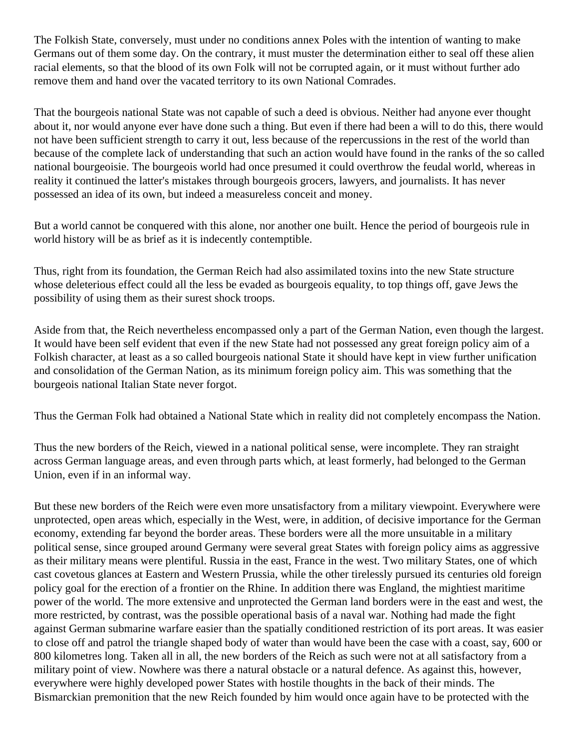The Folkish State, conversely, must under no conditions annex Poles with the intention of wanting to make Germans out of them some day. On the contrary, it must muster the determination either to seal off these alien racial elements, so that the blood of its own Folk will not be corrupted again, or it must without further ado remove them and hand over the vacated territory to its own National Comrades.

That the bourgeois national State was not capable of such a deed is obvious. Neither had anyone ever thought about it, nor would anyone ever have done such a thing. But even if there had been a will to do this, there would not have been sufficient strength to carry it out, less because of the repercussions in the rest of the world than because of the complete lack of understanding that such an action would have found in the ranks of the so called national bourgeoisie. The bourgeois world had once presumed it could overthrow the feudal world, whereas in reality it continued the latter's mistakes through bourgeois grocers, lawyers, and journalists. It has never possessed an idea of its own, but indeed a measureless conceit and money.

But a world cannot be conquered with this alone, nor another one built. Hence the period of bourgeois rule in world history will be as brief as it is indecently contemptible.

Thus, right from its foundation, the German Reich had also assimilated toxins into the new State structure whose deleterious effect could all the less be evaded as bourgeois equality, to top things off, gave Jews the possibility of using them as their surest shock troops.

Aside from that, the Reich nevertheless encompassed only a part of the German Nation, even though the largest. It would have been self evident that even if the new State had not possessed any great foreign policy aim of a Folkish character, at least as a so called bourgeois national State it should have kept in view further unification and consolidation of the German Nation, as its minimum foreign policy aim. This was something that the bourgeois national Italian State never forgot.

Thus the German Folk had obtained a National State which in reality did not completely encompass the Nation.

Thus the new borders of the Reich, viewed in a national political sense, were incomplete. They ran straight across German language areas, and even through parts which, at least formerly, had belonged to the German Union, even if in an informal way.

But these new borders of the Reich were even more unsatisfactory from a military viewpoint. Everywhere were unprotected, open areas which, especially in the West, were, in addition, of decisive importance for the German economy, extending far beyond the border areas. These borders were all the more unsuitable in a military political sense, since grouped around Germany were several great States with foreign policy aims as aggressive as their military means were plentiful. Russia in the east, France in the west. Two military States, one of which cast covetous glances at Eastern and Western Prussia, while the other tirelessly pursued its centuries old foreign policy goal for the erection of a frontier on the Rhine. In addition there was England, the mightiest maritime power of the world. The more extensive and unprotected the German land borders were in the east and west, the more restricted, by contrast, was the possible operational basis of a naval war. Nothing had made the fight against German submarine warfare easier than the spatially conditioned restriction of its port areas. It was easier to close off and patrol the triangle shaped body of water than would have been the case with a coast, say, 600 or 800 kilometres long. Taken all in all, the new borders of the Reich as such were not at all satisfactory from a military point of view. Nowhere was there a natural obstacle or a natural defence. As against this, however, everywhere were highly developed power States with hostile thoughts in the back of their minds. The Bismarckian premonition that the new Reich founded by him would once again have to be protected with the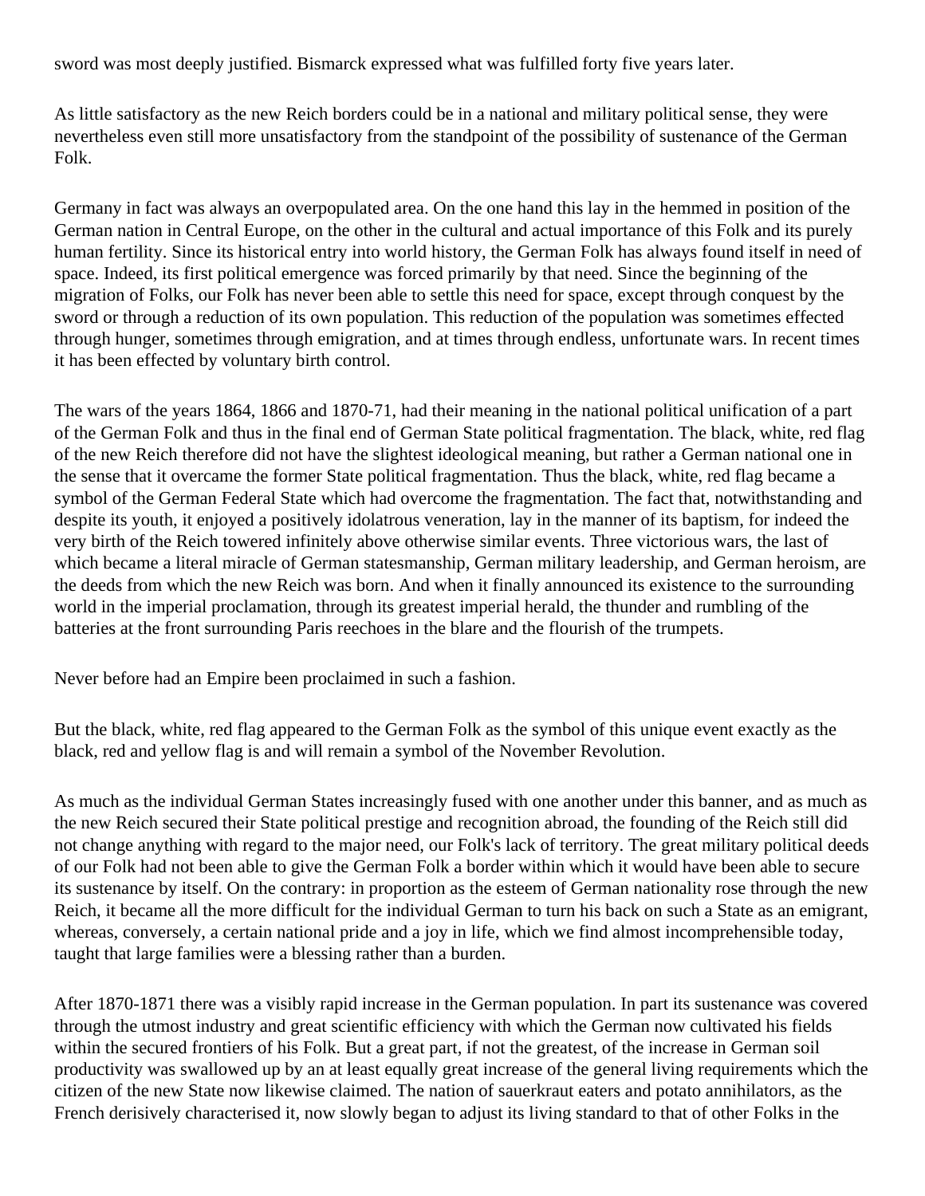sword was most deeply justified. Bismarck expressed what was fulfilled forty five years later.

As little satisfactory as the new Reich borders could be in a national and military political sense, they were nevertheless even still more unsatisfactory from the standpoint of the possibility of sustenance of the German Folk.

Germany in fact was always an overpopulated area. On the one hand this lay in the hemmed in position of the German nation in Central Europe, on the other in the cultural and actual importance of this Folk and its purely human fertility. Since its historical entry into world history, the German Folk has always found itself in need of space. Indeed, its first political emergence was forced primarily by that need. Since the beginning of the migration of Folks, our Folk has never been able to settle this need for space, except through conquest by the sword or through a reduction of its own population. This reduction of the population was sometimes effected through hunger, sometimes through emigration, and at times through endless, unfortunate wars. In recent times it has been effected by voluntary birth control.

The wars of the years 1864, 1866 and 1870-71, had their meaning in the national political unification of a part of the German Folk and thus in the final end of German State political fragmentation. The black, white, red flag of the new Reich therefore did not have the slightest ideological meaning, but rather a German national one in the sense that it overcame the former State political fragmentation. Thus the black, white, red flag became a symbol of the German Federal State which had overcome the fragmentation. The fact that, notwithstanding and despite its youth, it enjoyed a positively idolatrous veneration, lay in the manner of its baptism, for indeed the very birth of the Reich towered infinitely above otherwise similar events. Three victorious wars, the last of which became a literal miracle of German statesmanship, German military leadership, and German heroism, are the deeds from which the new Reich was born. And when it finally announced its existence to the surrounding world in the imperial proclamation, through its greatest imperial herald, the thunder and rumbling of the batteries at the front surrounding Paris reechoes in the blare and the flourish of the trumpets.

Never before had an Empire been proclaimed in such a fashion.

But the black, white, red flag appeared to the German Folk as the symbol of this unique event exactly as the black, red and yellow flag is and will remain a symbol of the November Revolution.

As much as the individual German States increasingly fused with one another under this banner, and as much as the new Reich secured their State political prestige and recognition abroad, the founding of the Reich still did not change anything with regard to the major need, our Folk's lack of territory. The great military political deeds of our Folk had not been able to give the German Folk a border within which it would have been able to secure its sustenance by itself. On the contrary: in proportion as the esteem of German nationality rose through the new Reich, it became all the more difficult for the individual German to turn his back on such a State as an emigrant, whereas, conversely, a certain national pride and a joy in life, which we find almost incomprehensible today, taught that large families were a blessing rather than a burden.

After 1870-1871 there was a visibly rapid increase in the German population. In part its sustenance was covered through the utmost industry and great scientific efficiency with which the German now cultivated his fields within the secured frontiers of his Folk. But a great part, if not the greatest, of the increase in German soil productivity was swallowed up by an at least equally great increase of the general living requirements which the citizen of the new State now likewise claimed. The nation of sauerkraut eaters and potato annihilators, as the French derisively characterised it, now slowly began to adjust its living standard to that of other Folks in the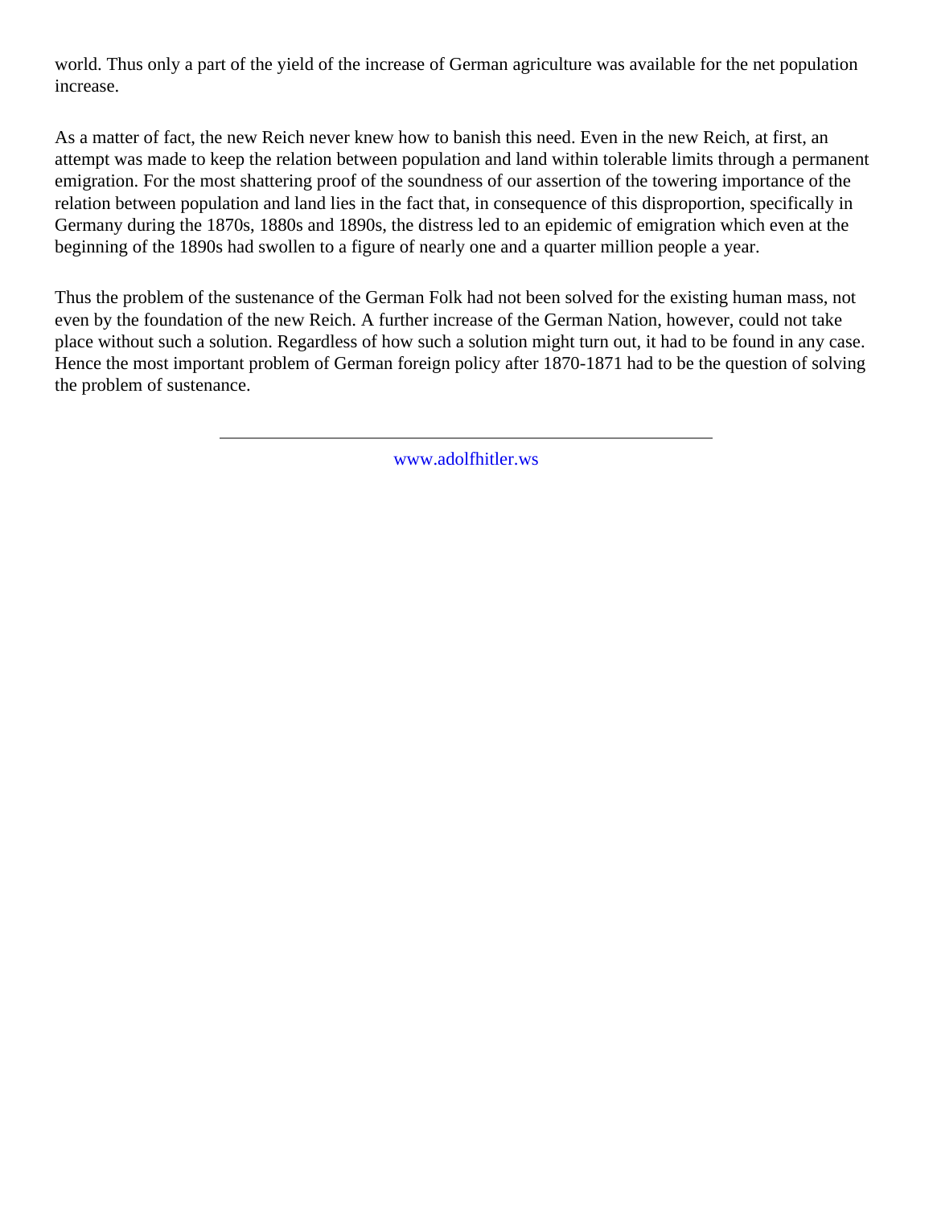world. Thus only a part of the yield of the increase of German agriculture was available for the net population increase.

As a matter of fact, the new Reich never knew how to banish this need. Even in the new Reich, at first, an attempt was made to keep the relation between population and land within tolerable limits through a permanent emigration. For the most shattering proof of the soundness of our assertion of the towering importance of the relation between population and land lies in the fact that, in consequence of this disproportion, specifically in Germany during the 1870s, 1880s and 1890s, the distress led to an epidemic of emigration which even at the beginning of the 1890s had swollen to a figure of nearly one and a quarter million people a year.

Thus the problem of the sustenance of the German Folk had not been solved for the existing human mass, not even by the foundation of the new Reich. A further increase of the German Nation, however, could not take place without such a solution. Regardless of how such a solution might turn out, it had to be found in any case. Hence the most important problem of German foreign policy after 1870-1871 had to be the question of solving the problem of sustenance.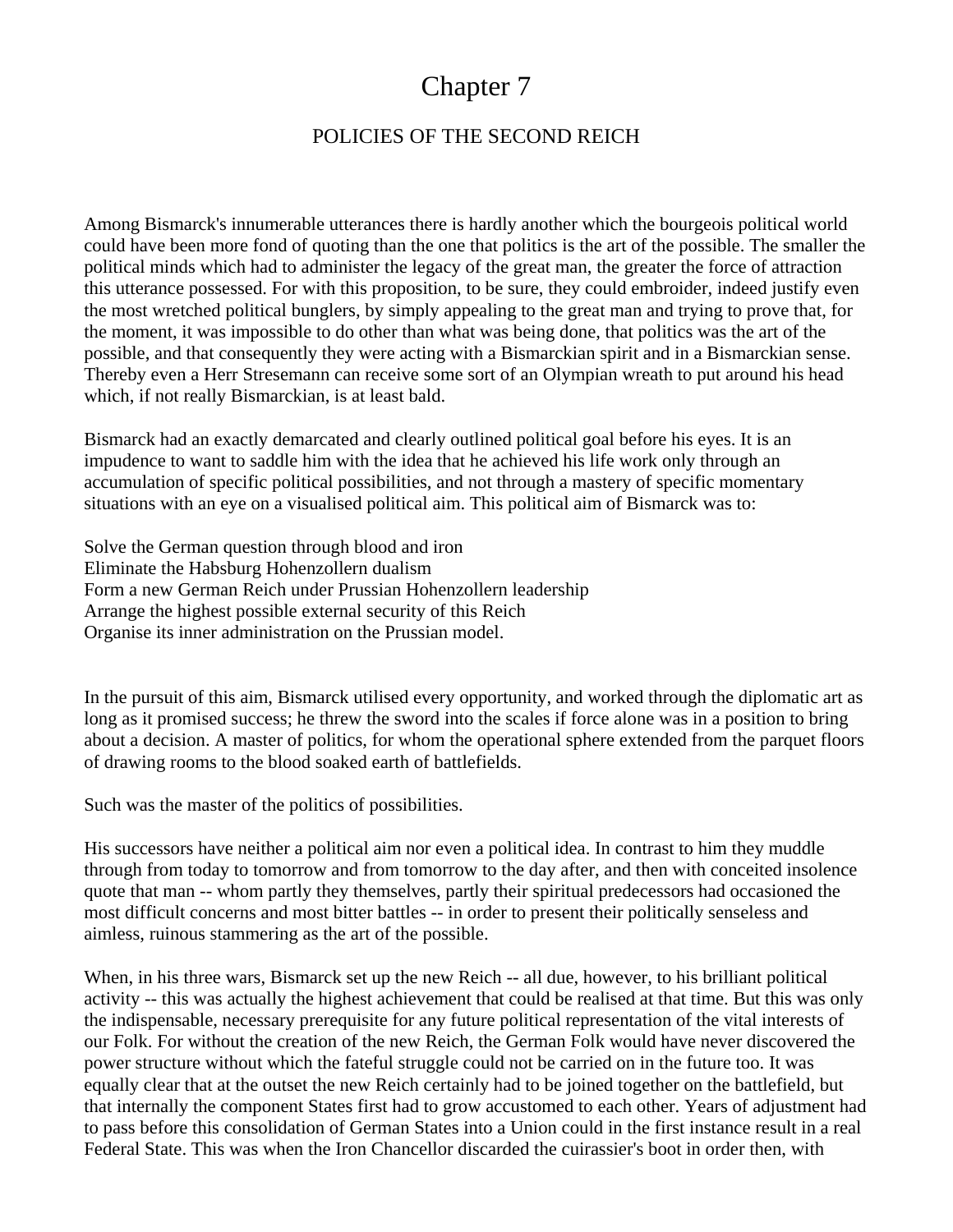# Chapter 7

## POLICIES OF THE SECOND REICH

Among Bismarck's innumerable utterances there is hardly another which the bourgeois political world could have been more fond of quoting than the one that politics is the art of the possible. The smaller the political minds which had to administer the legacy of the great man, the greater the force of attraction this utterance possessed. For with this proposition, to be sure, they could embroider, indeed justify even the most wretched political bunglers, by simply appealing to the great man and trying to prove that, for the moment, it was impossible to do other than what was being done, that politics was the art of the possible, and that consequently they were acting with a Bismarckian spirit and in a Bismarckian sense. Thereby even a Herr Stresemann can receive some sort of an Olympian wreath to put around his head which, if not really Bismarckian, is at least bald.

Bismarck had an exactly demarcated and clearly outlined political goal before his eyes. It is an impudence to want to saddle him with the idea that he achieved his life work only through an accumulation of specific political possibilities, and not through a mastery of specific momentary situations with an eye on a visualised political aim. This political aim of Bismarck was to:

Solve the German question through blood and iron
Eliminate the Habsburg Hohenzollern dualism
Form a new German Reich under Prussian Hohenzollern leadership
Arrange the highest possible external security of this Reich
Organise its inner administration on the Prussian model.

In the pursuit of this aim, Bismarck utilised every opportunity, and worked through the diplomatic art as long as it promised success; he threw the sword into the scales if force alone was in a position to bring about a decision. A master of politics, for whom the operational sphere extended from the parquet floors of drawing rooms to the blood soaked earth of battlefields.

Such was the master of the politics of possibilities.

His successors have neither a political aim nor even a political idea. In contrast to him they muddle through from today to tomorrow and from tomorrow to the day after, and then with conceited insolence quote that man -- whom partly they themselves, partly their spiritual predecessors had occasioned the most difficult concerns and most bitter battles -- in order to present their politically senseless and aimless, ruinous stammering as the art of the possible.

When, in his three wars, Bismarck set up the new Reich -- all due, however, to his brilliant political activity -- this was actually the highest achievement that could be realised at that time. But this was only the indispensable, necessary prerequisite for any future political representation of the vital interests of our Folk. For without the creation of the new Reich, the German Folk would have never discovered the power structure without which the fateful struggle could not be carried on in the future too. It was equally clear that at the outset the new Reich certainly had to be joined together on the battlefield, but that internally the component States first had to grow accustomed to each other. Years of adjustment had to pass before this consolidation of German States into a Union could in the first instance result in a real Federal State. This was when the Iron Chancellor discarded the cuirassier's boot in order then, with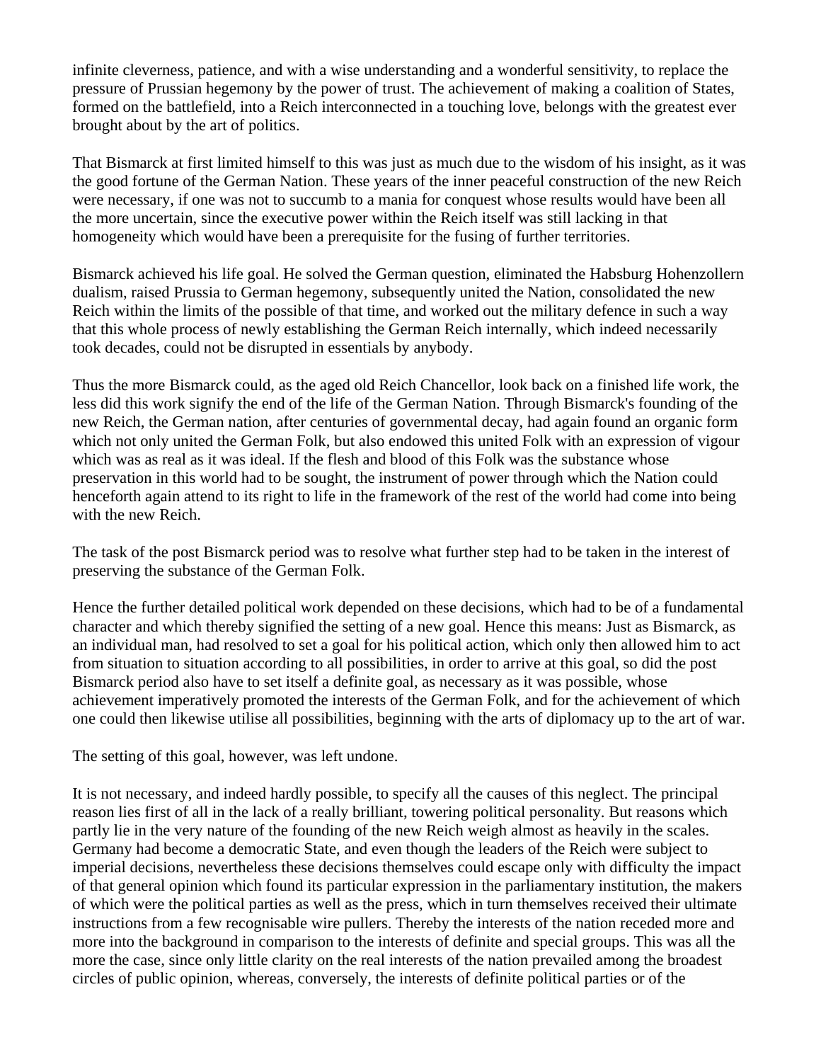infinite cleverness, patience, and with a wise understanding and a wonderful sensitivity, to replace the pressure of Prussian hegemony by the power of trust. The achievement of making a coalition of States, formed on the battlefield, into a Reich interconnected in a touching love, belongs with the greatest ever brought about by the art of politics.

That Bismarck at first limited himself to this was just as much due to the wisdom of his insight, as it was the good fortune of the German Nation. These years of the inner peaceful construction of the new Reich were necessary, if one was not to succumb to a mania for conquest whose results would have been all the more uncertain, since the executive power within the Reich itself was still lacking in that homogeneity which would have been a prerequisite for the fusing of further territories.

Bismarck achieved his life goal. He solved the German question, eliminated the Habsburg Hohenzollern dualism, raised Prussia to German hegemony, subsequently united the Nation, consolidated the new Reich within the limits of the possible of that time, and worked out the military defence in such a way that this whole process of newly establishing the German Reich internally, which indeed necessarily took decades, could not be disrupted in essentials by anybody.

Thus the more Bismarck could, as the aged old Reich Chancellor, look back on a finished life work, the less did this work signify the end of the life of the German Nation. Through Bismarck's founding of the new Reich, the German nation, after centuries of governmental decay, had again found an organic form which not only united the German Folk, but also endowed this united Folk with an expression of vigour which was as real as it was ideal. If the flesh and blood of this Folk was the substance whose preservation in this world had to be sought, the instrument of power through which the Nation could henceforth again attend to its right to life in the framework of the rest of the world had come into being with the new Reich.

The task of the post Bismarck period was to resolve what further step had to be taken in the interest of preserving the substance of the German Folk.

Hence the further detailed political work depended on these decisions, which had to be of a fundamental character and which thereby signified the setting of a new goal. Hence this means: Just as Bismarck, as an individual man, had resolved to set a goal for his political action, which only then allowed him to act from situation to situation according to all possibilities, in order to arrive at this goal, so did the post Bismarck period also have to set itself a definite goal, as necessary as it was possible, whose achievement imperatively promoted the interests of the German Folk, and for the achievement of which one could then likewise utilise all possibilities, beginning with the arts of diplomacy up to the art of war.

The setting of this goal, however, was left undone.

It is not necessary, and indeed hardly possible, to specify all the causes of this neglect. The principal reason lies first of all in the lack of a really brilliant, towering political personality. But reasons which partly lie in the very nature of the founding of the new Reich weigh almost as heavily in the scales. Germany had become a democratic State, and even though the leaders of the Reich were subject to imperial decisions, nevertheless these decisions themselves could escape only with difficulty the impact of that general opinion which found its particular expression in the parliamentary institution, the makers of which were the political parties as well as the press, which in turn themselves received their ultimate instructions from a few recognisable wire pullers. Thereby the interests of the nation receded more and more into the background in comparison to the interests of definite and special groups. This was all the more the case, since only little clarity on the real interests of the nation prevailed among the broadest circles of public opinion, whereas, conversely, the interests of definite political parties or of the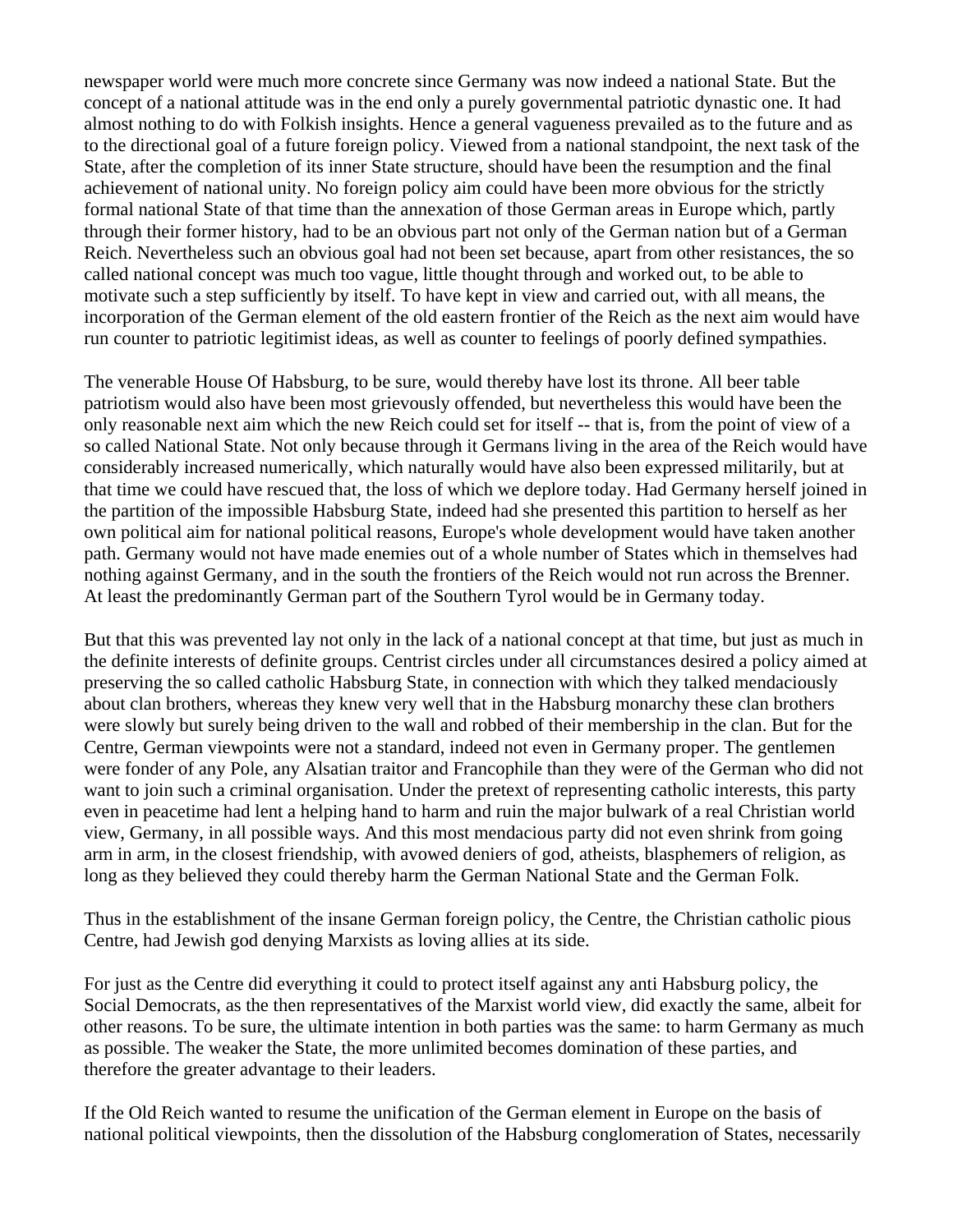newspaper world were much more concrete since Germany was now indeed a national State. But the concept of a national attitude was in the end only a purely governmental patriotic dynastic one. It had almost nothing to do with Folkish insights. Hence a general vagueness prevailed as to the future and as to the directional goal of a future foreign policy. Viewed from a national standpoint, the next task of the State, after the completion of its inner State structure, should have been the resumption and the final achievement of national unity. No foreign policy aim could have been more obvious for the strictly formal national State of that time than the annexation of those German areas in Europe which, partly through their former history, had to be an obvious part not only of the German nation but of a German Reich. Nevertheless such an obvious goal had not been set because, apart from other resistances, the so called national concept was much too vague, little thought through and worked out, to be able to motivate such a step sufficiently by itself. To have kept in view and carried out, with all means, the incorporation of the German element of the old eastern frontier of the Reich as the next aim would have run counter to patriotic legitimist ideas, as well as counter to feelings of poorly defined sympathies.

The venerable House Of Habsburg, to be sure, would thereby have lost its throne. All beer table patriotism would also have been most grievously offended, but nevertheless this would have been the only reasonable next aim which the new Reich could set for itself -- that is, from the point of view of a so called National State. Not only because through it Germans living in the area of the Reich would have considerably increased numerically, which naturally would have also been expressed militarily, but at that time we could have rescued that, the loss of which we deplore today. Had Germany herself joined in the partition of the impossible Habsburg State, indeed had she presented this partition to herself as her own political aim for national political reasons, Europe's whole development would have taken another path. Germany would not have made enemies out of a whole number of States which in themselves had nothing against Germany, and in the south the frontiers of the Reich would not run across the Brenner. At least the predominantly German part of the Southern Tyrol would be in Germany today.

But that this was prevented lay not only in the lack of a national concept at that time, but just as much in the definite interests of definite groups. Centrist circles under all circumstances desired a policy aimed at preserving the so called catholic Habsburg State, in connection with which they talked mendaciously about clan brothers, whereas they knew very well that in the Habsburg monarchy these clan brothers were slowly but surely being driven to the wall and robbed of their membership in the clan. But for the Centre, German viewpoints were not a standard, indeed not even in Germany proper. The gentlemen were fonder of any Pole, any Alsatian traitor and Francophile than they were of the German who did not want to join such a criminal organisation. Under the pretext of representing catholic interests, this party even in peacetime had lent a helping hand to harm and ruin the major bulwark of a real Christian world view, Germany, in all possible ways. And this most mendacious party did not even shrink from going arm in arm, in the closest friendship, with avowed deniers of god, atheists, blasphemers of religion, as long as they believed they could thereby harm the German National State and the German Folk.

Thus in the establishment of the insane German foreign policy, the Centre, the Christian catholic pious Centre, had Jewish god denying Marxists as loving allies at its side.

For just as the Centre did everything it could to protect itself against any anti Habsburg policy, the Social Democrats, as the then representatives of the Marxist world view, did exactly the same, albeit for other reasons. To be sure, the ultimate intention in both parties was the same: to harm Germany as much as possible. The weaker the State, the more unlimited becomes domination of these parties, and therefore the greater advantage to their leaders.

If the Old Reich wanted to resume the unification of the German element in Europe on the basis of national political viewpoints, then the dissolution of the Habsburg conglomeration of States, necessarily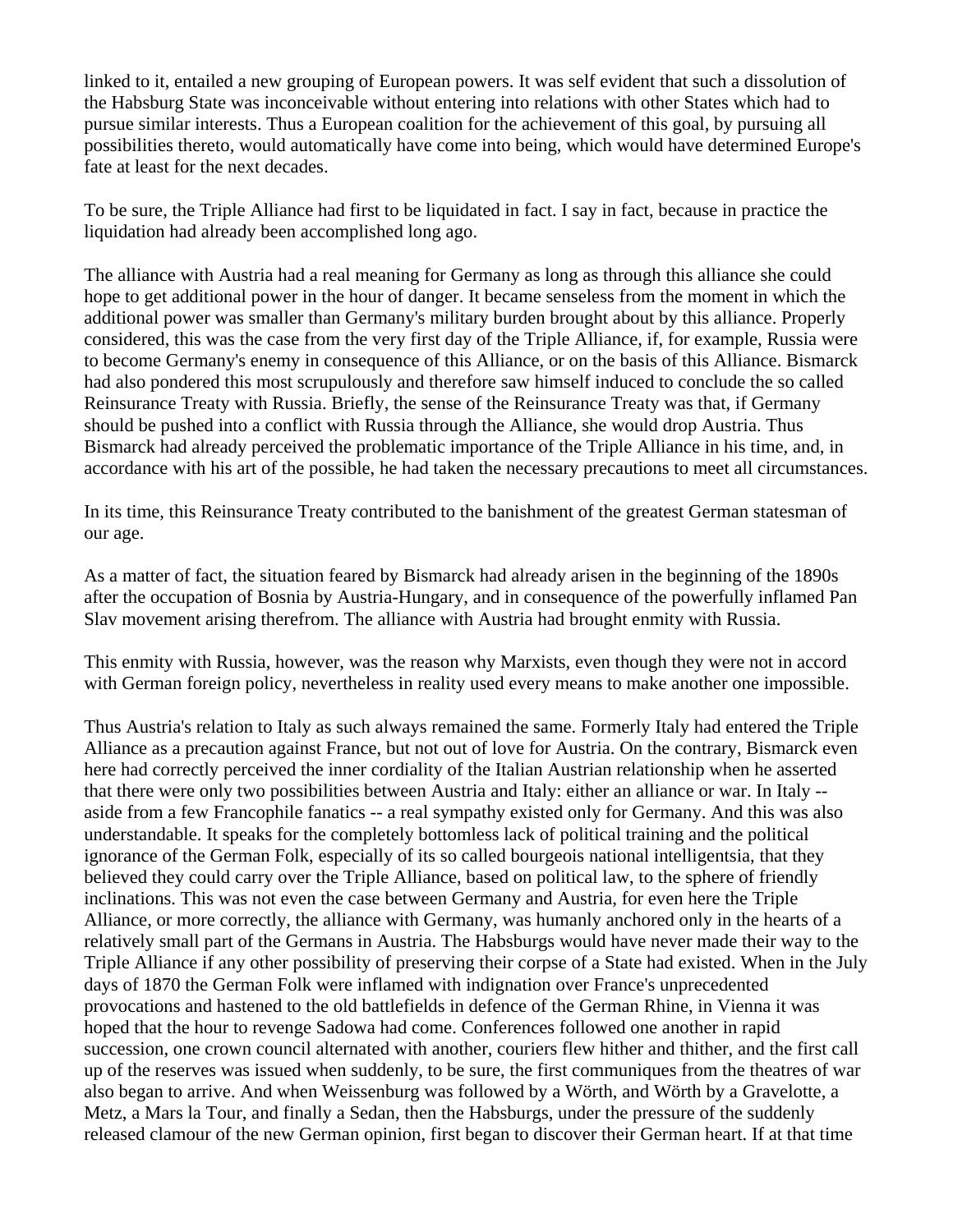linked to it, entailed a new grouping of European powers. It was self evident that such a dissolution of the Habsburg State was inconceivable without entering into relations with other States which had to pursue similar interests. Thus a European coalition for the achievement of this goal, by pursuing all possibilities thereto, would automatically have come into being, which would have determined Europe's fate at least for the next decades.

To be sure, the Triple Alliance had first to be liquidated in fact. I say in fact, because in practice the liquidation had already been accomplished long ago.

The alliance with Austria had a real meaning for Germany as long as through this alliance she could hope to get additional power in the hour of danger. It became senseless from the moment in which the additional power was smaller than Germany's military burden brought about by this alliance. Properly considered, this was the case from the very first day of the Triple Alliance, if, for example, Russia were to become Germany's enemy in consequence of this Alliance, or on the basis of this Alliance. Bismarck had also pondered this most scrupulously and therefore saw himself induced to conclude the so called Reinsurance Treaty with Russia. Briefly, the sense of the Reinsurance Treaty was that, if Germany should be pushed into a conflict with Russia through the Alliance, she would drop Austria. Thus Bismarck had already perceived the problematic importance of the Triple Alliance in his time, and, in accordance with his art of the possible, he had taken the necessary precautions to meet all circumstances.

In its time, this Reinsurance Treaty contributed to the banishment of the greatest German statesman of our age.

As a matter of fact, the situation feared by Bismarck had already arisen in the beginning of the 1890s after the occupation of Bosnia by Austria-Hungary, and in consequence of the powerfully inflamed Pan Slav movement arising therefrom. The alliance with Austria had brought enmity with Russia.

This enmity with Russia, however, was the reason why Marxists, even though they were not in accord with German foreign policy, nevertheless in reality used every means to make another one impossible.

Thus Austria's relation to Italy as such always remained the same. Formerly Italy had entered the Triple Alliance as a precaution against France, but not out of love for Austria. On the contrary, Bismarck even here had correctly perceived the inner cordiality of the Italian Austrian relationship when he asserted that there were only two possibilities between Austria and Italy: either an alliance or war. In Italy -- aside from a few Francophile fanatics -- a real sympathy existed only for Germany. And this was also understandable. It speaks for the completely bottomless lack of political training and the political ignorance of the German Folk, especially of its so called bourgeois national intelligentsia, that they believed they could carry over the Triple Alliance, based on political law, to the sphere of friendly inclinations. This was not even the case between Germany and Austria, for even here the Triple Alliance, or more correctly, the alliance with Germany, was humanly anchored only in the hearts of a relatively small part of the Germans in Austria. The Habsburgs would have never made their way to the Triple Alliance if any other possibility of preserving their corpse of a State had existed. When in the July days of 1870 the German Folk were inflamed with indignation over France's unprecedented provocations and hastened to the old battlefields in defence of the German Rhine, in Vienna it was hoped that the hour to revenge Sadowa had come. Conferences followed one another in rapid succession, one crown council alternated with another, couriers flew hither and thither, and the first call up of the reserves was issued when suddenly, to be sure, the first communiques from the theatres of war also began to arrive. And when Weissenburg was followed by a Wörth, and Wörth by a Gravelotte, a Metz, a Mars la Tour, and finally a Sedan, then the Habsburgs, under the pressure of the suddenly released clamour of the new German opinion, first began to discover their German heart. If at that time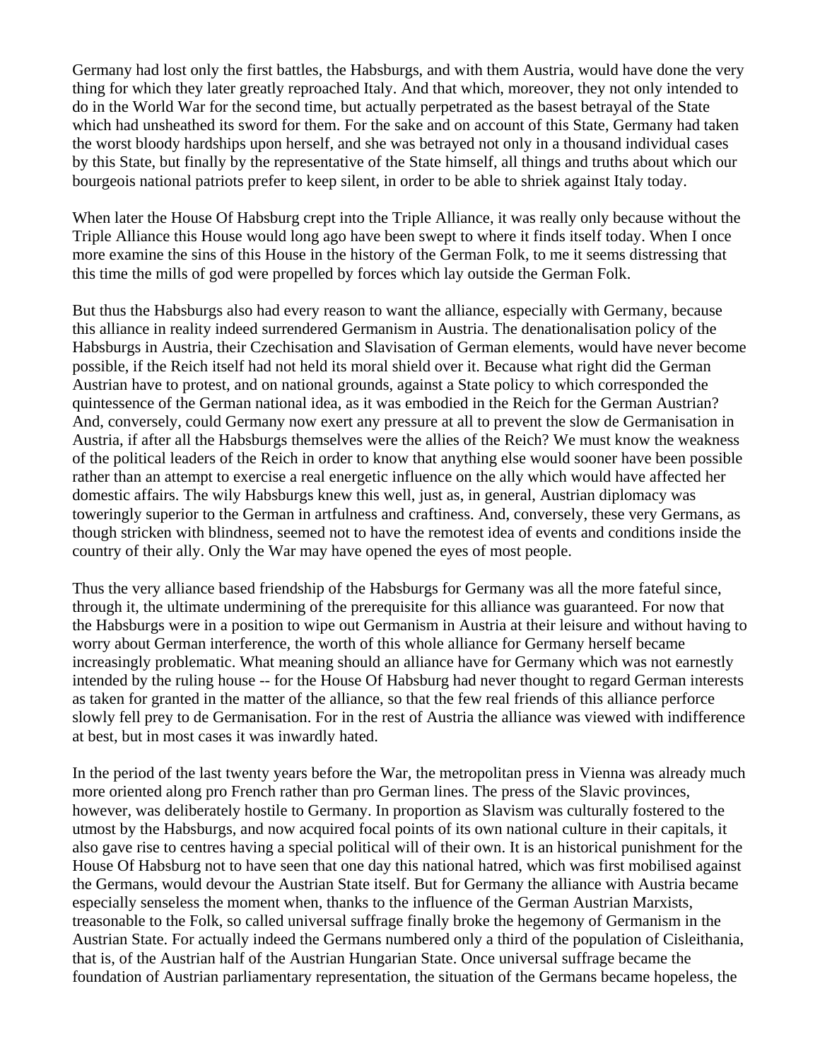Germany had lost only the first battles, the Habsburgs, and with them Austria, would have done the very thing for which they later greatly reproached Italy. And that which, moreover, they not only intended to do in the World War for the second time, but actually perpetrated as the basest betrayal of the State which had unsheathed its sword for them. For the sake and on account of this State, Germany had taken the worst bloody hardships upon herself, and she was betrayed not only in a thousand individual cases by this State, but finally by the representative of the State himself, all things and truths about which our bourgeois national patriots prefer to keep silent, in order to be able to shriek against Italy today.

When later the House Of Habsburg crept into the Triple Alliance, it was really only because without the Triple Alliance this House would long ago have been swept to where it finds itself today. When I once more examine the sins of this House in the history of the German Folk, to me it seems distressing that this time the mills of god were propelled by forces which lay outside the German Folk.

But thus the Habsburgs also had every reason to want the alliance, especially with Germany, because this alliance in reality indeed surrendered Germanism in Austria. The denationalisation policy of the Habsburgs in Austria, their Czechisation and Slavisation of German elements, would have never become possible, if the Reich itself had not held its moral shield over it. Because what right did the German Austrian have to protest, and on national grounds, against a State policy to which corresponded the quintessence of the German national idea, as it was embodied in the Reich for the German Austrian? And, conversely, could Germany now exert any pressure at all to prevent the slow de Germanisation in Austria, if after all the Habsburgs themselves were the allies of the Reich? We must know the weakness of the political leaders of the Reich in order to know that anything else would sooner have been possible rather than an attempt to exercise a real energetic influence on the ally which would have affected her domestic affairs. The wily Habsburgs knew this well, just as, in general, Austrian diplomacy was toweringly superior to the German in artfulness and craftiness. And, conversely, these very Germans, as though stricken with blindness, seemed not to have the remotest idea of events and conditions inside the country of their ally. Only the War may have opened the eyes of most people.

Thus the very alliance based friendship of the Habsburgs for Germany was all the more fateful since, through it, the ultimate undermining of the prerequisite for this alliance was guaranteed. For now that the Habsburgs were in a position to wipe out Germanism in Austria at their leisure and without having to worry about German interference, the worth of this whole alliance for Germany herself became increasingly problematic. What meaning should an alliance have for Germany which was not earnestly intended by the ruling house -- for the House Of Habsburg had never thought to regard German interests as taken for granted in the matter of the alliance, so that the few real friends of this alliance perforce slowly fell prey to de Germanisation. For in the rest of Austria the alliance was viewed with indifference at best, but in most cases it was inwardly hated.

In the period of the last twenty years before the War, the metropolitan press in Vienna was already much more oriented along pro French rather than pro German lines. The press of the Slavic provinces, however, was deliberately hostile to Germany. In proportion as Slavism was culturally fostered to the utmost by the Habsburgs, and now acquired focal points of its own national culture in their capitals, it also gave rise to centres having a special political will of their own. It is an historical punishment for the House Of Habsburg not to have seen that one day this national hatred, which was first mobilised against the Germans, would devour the Austrian State itself. But for Germany the alliance with Austria became especially senseless the moment when, thanks to the influence of the German Austrian Marxists, treasonable to the Folk, so called universal suffrage finally broke the hegemony of Germanism in the Austrian State. For actually indeed the Germans numbered only a third of the population of Cisleithania, that is, of the Austrian half of the Austrian Hungarian State. Once universal suffrage became the foundation of Austrian parliamentary representation, the situation of the Germans became hopeless, the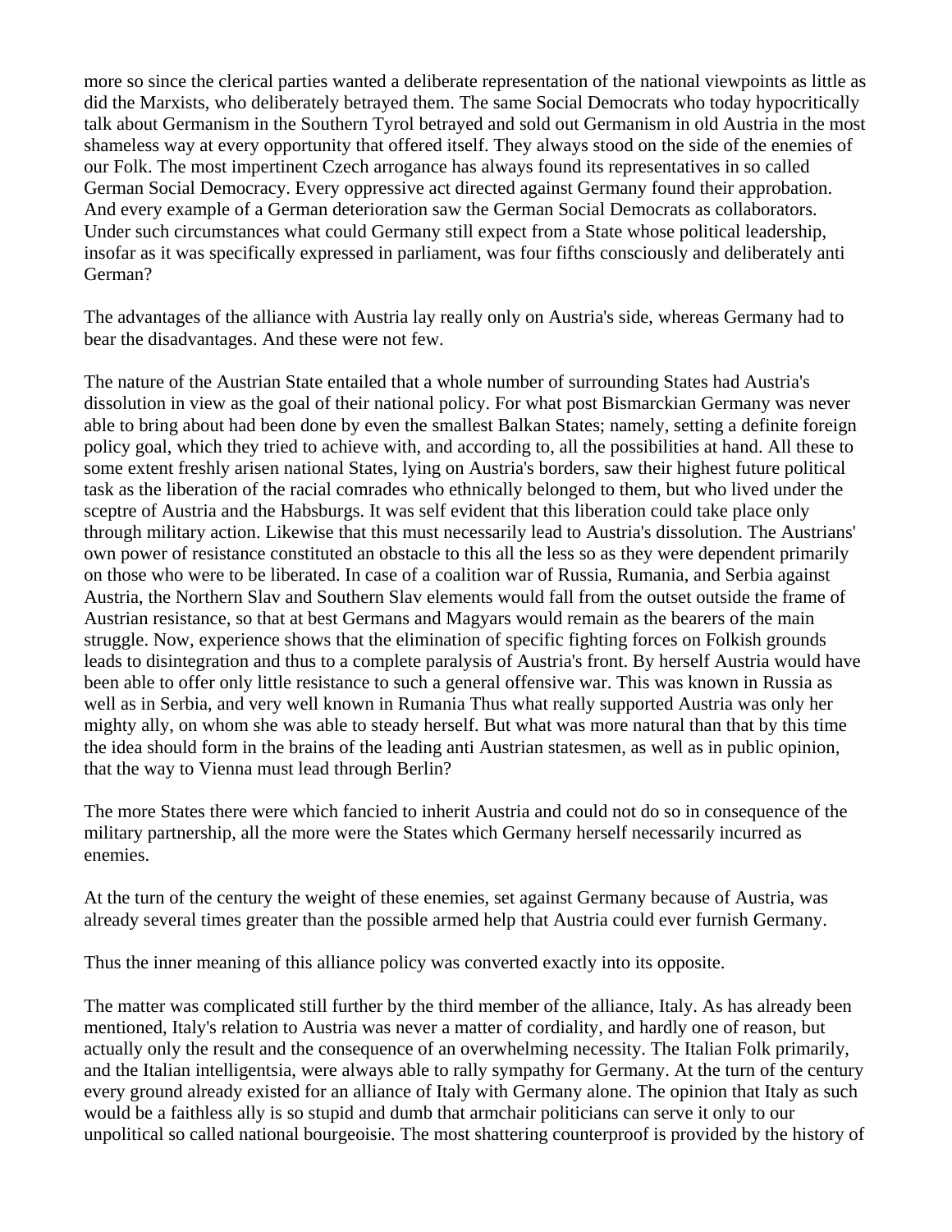more so since the clerical parties wanted a deliberate representation of the national viewpoints as little as did the Marxists, who deliberately betrayed them. The same Social Democrats who today hypocritically talk about Germanism in the Southern Tyrol betrayed and sold out Germanism in old Austria in the most shameless way at every opportunity that offered itself. They always stood on the side of the enemies of our Folk. The most impertinent Czech arrogance has always found its representatives in so called German Social Democracy. Every oppressive act directed against Germany found their approbation. And every example of a German deterioration saw the German Social Democrats as collaborators. Under such circumstances what could Germany still expect from a State whose political leadership, insofar as it was specifically expressed in parliament, was four fifths consciously and deliberately anti German?

The advantages of the alliance with Austria lay really only on Austria's side, whereas Germany had to bear the disadvantages. And these were not few.

The nature of the Austrian State entailed that a whole number of surrounding States had Austria's dissolution in view as the goal of their national policy. For what post Bismarckian Germany was never able to bring about had been done by even the smallest Balkan States; namely, setting a definite foreign policy goal, which they tried to achieve with, and according to, all the possibilities at hand. All these to some extent freshly arisen national States, lying on Austria's borders, saw their highest future political task as the liberation of the racial comrades who ethnically belonged to them, but who lived under the sceptre of Austria and the Habsburgs. It was self evident that this liberation could take place only through military action. Likewise that this must necessarily lead to Austria's dissolution. The Austrians' own power of resistance constituted an obstacle to this all the less so as they were dependent primarily on those who were to be liberated. In case of a coalition war of Russia, Rumania, and Serbia against Austria, the Northern Slav and Southern Slav elements would fall from the outset outside the frame of Austrian resistance, so that at best Germans and Magyars would remain as the bearers of the main struggle. Now, experience shows that the elimination of specific fighting forces on Folkish grounds leads to disintegration and thus to a complete paralysis of Austria's front. By herself Austria would have been able to offer only little resistance to such a general offensive war. This was known in Russia as well as in Serbia, and very well known in Rumania Thus what really supported Austria was only her mighty ally, on whom she was able to steady herself. But what was more natural than that by this time the idea should form in the brains of the leading anti Austrian statesmen, as well as in public opinion, that the way to Vienna must lead through Berlin?

The more States there were which fancied to inherit Austria and could not do so in consequence of the military partnership, all the more were the States which Germany herself necessarily incurred as enemies.

At the turn of the century the weight of these enemies, set against Germany because of Austria, was already several times greater than the possible armed help that Austria could ever furnish Germany.

Thus the inner meaning of this alliance policy was converted exactly into its opposite.

The matter was complicated still further by the third member of the alliance, Italy. As has already been mentioned, Italy's relation to Austria was never a matter of cordiality, and hardly one of reason, but actually only the result and the consequence of an overwhelming necessity. The Italian Folk primarily, and the Italian intelligentsia, were always able to rally sympathy for Germany. At the turn of the century every ground already existed for an alliance of Italy with Germany alone. The opinion that Italy as such would be a faithless ally is so stupid and dumb that armchair politicians can serve it only to our unpolitical so called national bourgeoisie. The most shattering counterproof is provided by the history of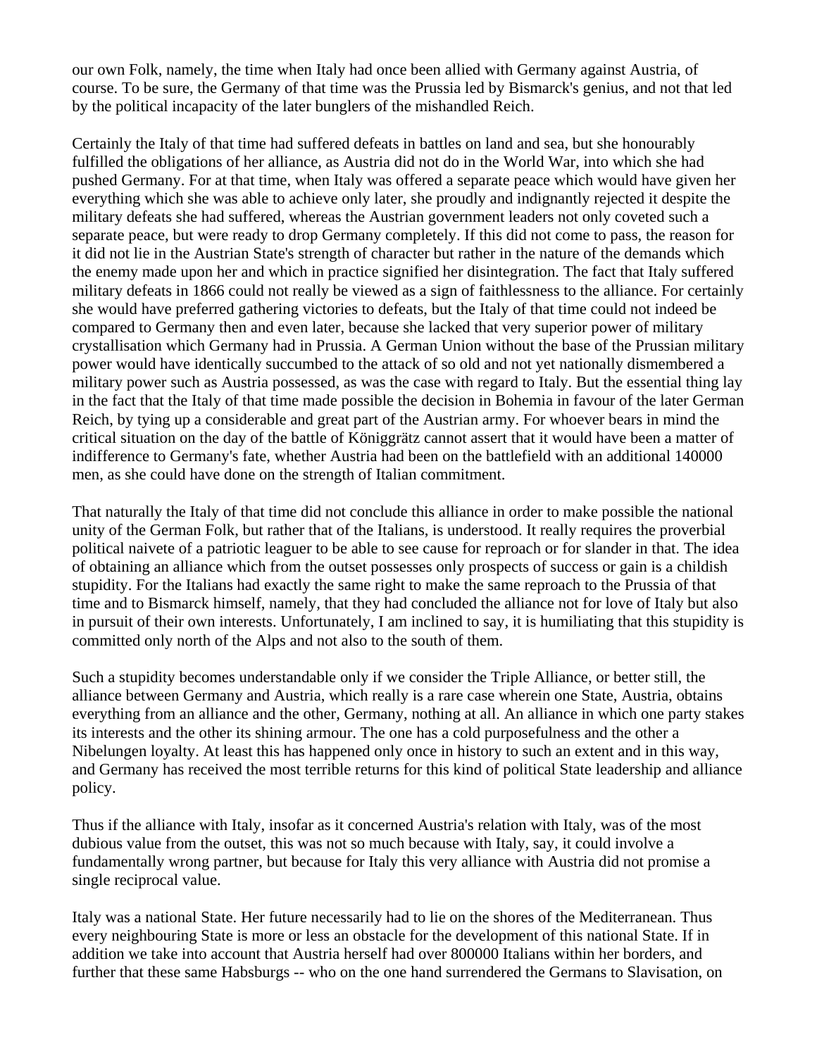our own Folk, namely, the time when Italy had once been allied with Germany against Austria, of course. To be sure, the Germany of that time was the Prussia led by Bismarck's genius, and not that led by the political incapacity of the later bunglers of the mishandled Reich.

Certainly the Italy of that time had suffered defeats in battles on land and sea, but she honourably fulfilled the obligations of her alliance, as Austria did not do in the World War, into which she had pushed Germany. For at that time, when Italy was offered a separate peace which would have given her everything which she was able to achieve only later, she proudly and indignantly rejected it despite the military defeats she had suffered, whereas the Austrian government leaders not only coveted such a separate peace, but were ready to drop Germany completely. If this did not come to pass, the reason for it did not lie in the Austrian State's strength of character but rather in the nature of the demands which the enemy made upon her and which in practice signified her disintegration. The fact that Italy suffered military defeats in 1866 could not really be viewed as a sign of faithlessness to the alliance. For certainly she would have preferred gathering victories to defeats, but the Italy of that time could not indeed be compared to Germany then and even later, because she lacked that very superior power of military crystallisation which Germany had in Prussia. A German Union without the base of the Prussian military power would have identically succumbed to the attack of so old and not yet nationally dismembered a military power such as Austria possessed, as was the case with regard to Italy. But the essential thing lay in the fact that the Italy of that time made possible the decision in Bohemia in favour of the later German Reich, by tying up a considerable and great part of the Austrian army. For whoever bears in mind the critical situation on the day of the battle of Königgrätz cannot assert that it would have been a matter of indifference to Germany's fate, whether Austria had been on the battlefield with an additional 140000 men, as she could have done on the strength of Italian commitment.

That naturally the Italy of that time did not conclude this alliance in order to make possible the national unity of the German Folk, but rather that of the Italians, is understood. It really requires the proverbial political naivete of a patriotic leaguer to be able to see cause for reproach or for slander in that. The idea of obtaining an alliance which from the outset possesses only prospects of success or gain is a childish stupidity. For the Italians had exactly the same right to make the same reproach to the Prussia of that time and to Bismarck himself, namely, that they had concluded the alliance not for love of Italy but also in pursuit of their own interests. Unfortunately, I am inclined to say, it is humiliating that this stupidity is committed only north of the Alps and not also to the south of them.

Such a stupidity becomes understandable only if we consider the Triple Alliance, or better still, the alliance between Germany and Austria, which really is a rare case wherein one State, Austria, obtains everything from an alliance and the other, Germany, nothing at all. An alliance in which one party stakes its interests and the other its shining armour. The one has a cold purposefulness and the other a Nibelungen loyalty. At least this has happened only once in history to such an extent and in this way, and Germany has received the most terrible returns for this kind of political State leadership and alliance policy.

Thus if the alliance with Italy, insofar as it concerned Austria's relation with Italy, was of the most dubious value from the outset, this was not so much because with Italy, say, it could involve a fundamentally wrong partner, but because for Italy this very alliance with Austria did not promise a single reciprocal value.

Italy was a national State. Her future necessarily had to lie on the shores of the Mediterranean. Thus every neighbouring State is more or less an obstacle for the development of this national State. If in addition we take into account that Austria herself had over 800000 Italians within her borders, and further that these same Habsburgs -- who on the one hand surrendered the Germans to Slavisation, on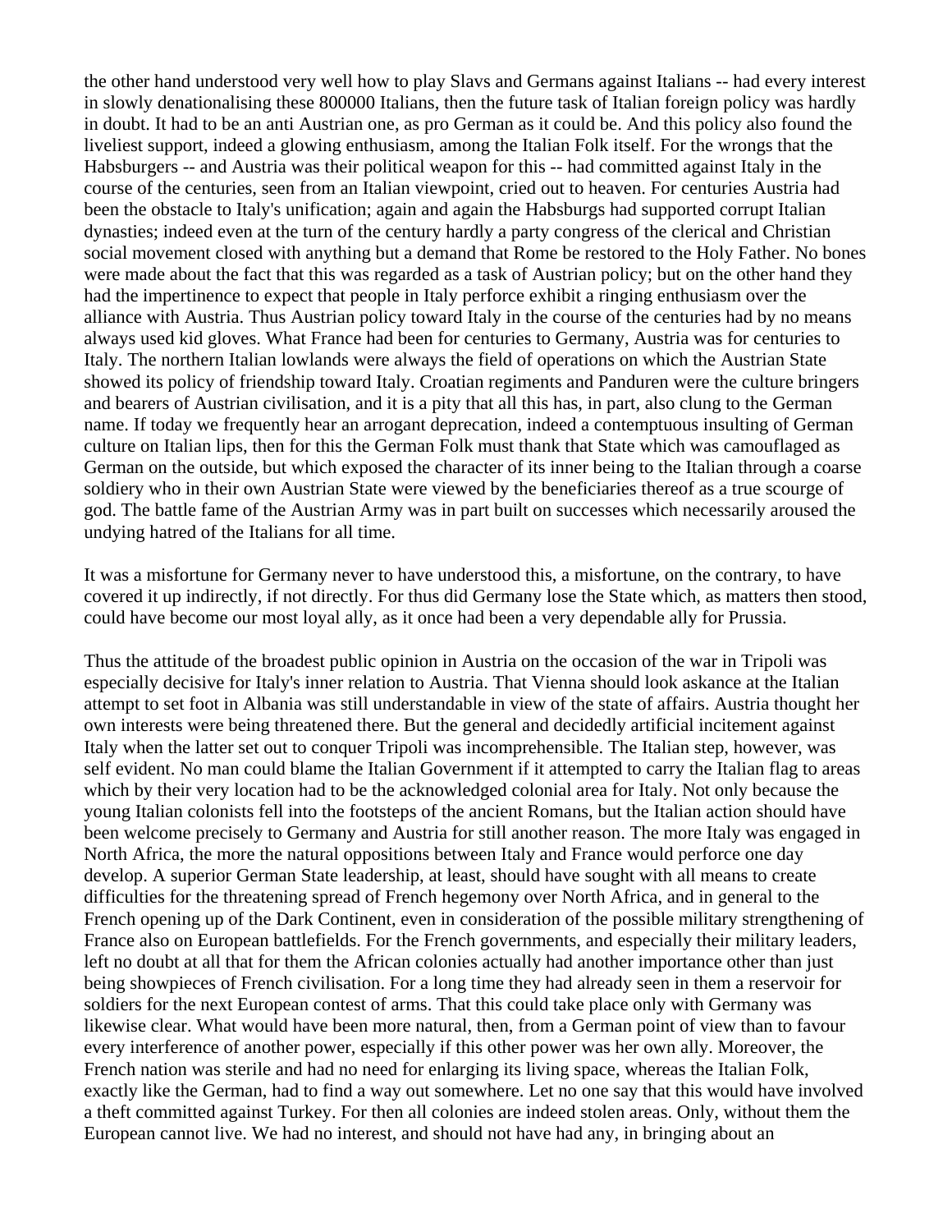the other hand understood very well how to play Slavs and Germans against Italians -- had every interest in slowly denationalising these 800000 Italians, then the future task of Italian foreign policy was hardly in doubt. It had to be an anti Austrian one, as pro German as it could be. And this policy also found the liveliest support, indeed a glowing enthusiasm, among the Italian Folk itself. For the wrongs that the Habsburgers -- and Austria was their political weapon for this -- had committed against Italy in the course of the centuries, seen from an Italian viewpoint, cried out to heaven. For centuries Austria had been the obstacle to Italy's unification; again and again the Habsburgs had supported corrupt Italian dynasties; indeed even at the turn of the century hardly a party congress of the clerical and Christian social movement closed with anything but a demand that Rome be restored to the Holy Father. No bones were made about the fact that this was regarded as a task of Austrian policy; but on the other hand they had the impertinence to expect that people in Italy perforce exhibit a ringing enthusiasm over the alliance with Austria. Thus Austrian policy toward Italy in the course of the centuries had by no means always used kid gloves. What France had been for centuries to Germany, Austria was for centuries to Italy. The northern Italian lowlands were always the field of operations on which the Austrian State showed its policy of friendship toward Italy. Croatian regiments and Panduren were the culture bringers and bearers of Austrian civilisation, and it is a pity that all this has, in part, also clung to the German name. If today we frequently hear an arrogant deprecation, indeed a contemptuous insulting of German culture on Italian lips, then for this the German Folk must thank that State which was camouflaged as German on the outside, but which exposed the character of its inner being to the Italian through a coarse soldiery who in their own Austrian State were viewed by the beneficiaries thereof as a true scourge of god. The battle fame of the Austrian Army was in part built on successes which necessarily aroused the undying hatred of the Italians for all time.

It was a misfortune for Germany never to have understood this, a misfortune, on the contrary, to have covered it up indirectly, if not directly. For thus did Germany lose the State which, as matters then stood, could have become our most loyal ally, as it once had been a very dependable ally for Prussia.

Thus the attitude of the broadest public opinion in Austria on the occasion of the war in Tripoli was especially decisive for Italy's inner relation to Austria. That Vienna should look askance at the Italian attempt to set foot in Albania was still understandable in view of the state of affairs. Austria thought her own interests were being threatened there. But the general and decidedly artificial incitement against Italy when the latter set out to conquer Tripoli was incomprehensible. The Italian step, however, was self evident. No man could blame the Italian Government if it attempted to carry the Italian flag to areas which by their very location had to be the acknowledged colonial area for Italy. Not only because the young Italian colonists fell into the footsteps of the ancient Romans, but the Italian action should have been welcome precisely to Germany and Austria for still another reason. The more Italy was engaged in North Africa, the more the natural oppositions between Italy and France would perforce one day develop. A superior German State leadership, at least, should have sought with all means to create difficulties for the threatening spread of French hegemony over North Africa, and in general to the French opening up of the Dark Continent, even in consideration of the possible military strengthening of France also on European battlefields. For the French governments, and especially their military leaders, left no doubt at all that for them the African colonies actually had another importance other than just being showpieces of French civilisation. For a long time they had already seen in them a reservoir for soldiers for the next European contest of arms. That this could take place only with Germany was likewise clear. What would have been more natural, then, from a German point of view than to favour every interference of another power, especially if this other power was her own ally. Moreover, the French nation was sterile and had no need for enlarging its living space, whereas the Italian Folk, exactly like the German, had to find a way out somewhere. Let no one say that this would have involved a theft committed against Turkey. For then all colonies are indeed stolen areas. Only, without them the European cannot live. We had no interest, and should not have had any, in bringing about an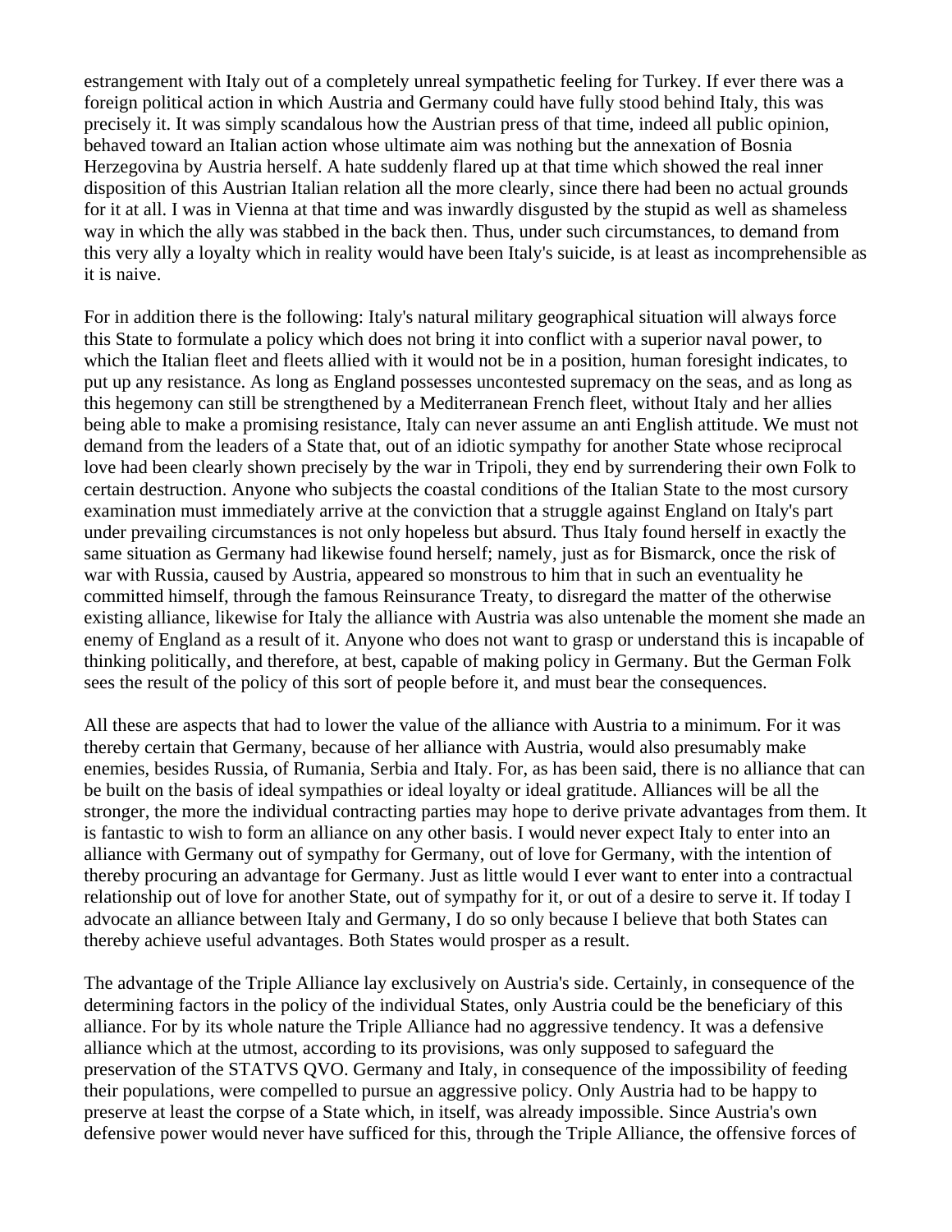estrangement with Italy out of a completely unreal sympathetic feeling for Turkey. If ever there was a foreign political action in which Austria and Germany could have fully stood behind Italy, this was precisely it. It was simply scandalous how the Austrian press of that time, indeed all public opinion, behaved toward an Italian action whose ultimate aim was nothing but the annexation of Bosnia Herzegovina by Austria herself. A hate suddenly flared up at that time which showed the real inner disposition of this Austrian Italian relation all the more clearly, since there had been no actual grounds for it at all. I was in Vienna at that time and was inwardly disgusted by the stupid as well as shameless way in which the ally was stabbed in the back then. Thus, under such circumstances, to demand from this very ally a loyalty which in reality would have been Italy's suicide, is at least as incomprehensible as it is naive.

For in addition there is the following: Italy's natural military geographical situation will always force this State to formulate a policy which does not bring it into conflict with a superior naval power, to which the Italian fleet and fleets allied with it would not be in a position, human foresight indicates, to put up any resistance. As long as England possesses uncontested supremacy on the seas, and as long as this hegemony can still be strengthened by a Mediterranean French fleet, without Italy and her allies being able to make a promising resistance, Italy can never assume an anti English attitude. We must not demand from the leaders of a State that, out of an idiotic sympathy for another State whose reciprocal love had been clearly shown precisely by the war in Tripoli, they end by surrendering their own Folk to certain destruction. Anyone who subjects the coastal conditions of the Italian State to the most cursory examination must immediately arrive at the conviction that a struggle against England on Italy's part under prevailing circumstances is not only hopeless but absurd. Thus Italy found herself in exactly the same situation as Germany had likewise found herself; namely, just as for Bismarck, once the risk of war with Russia, caused by Austria, appeared so monstrous to him that in such an eventuality he committed himself, through the famous Reinsurance Treaty, to disregard the matter of the otherwise existing alliance, likewise for Italy the alliance with Austria was also untenable the moment she made an enemy of England as a result of it. Anyone who does not want to grasp or understand this is incapable of thinking politically, and therefore, at best, capable of making policy in Germany. But the German Folk sees the result of the policy of this sort of people before it, and must bear the consequences.

All these are aspects that had to lower the value of the alliance with Austria to a minimum. For it was thereby certain that Germany, because of her alliance with Austria, would also presumably make enemies, besides Russia, of Rumania, Serbia and Italy. For, as has been said, there is no alliance that can be built on the basis of ideal sympathies or ideal loyalty or ideal gratitude. Alliances will be all the stronger, the more the individual contracting parties may hope to derive private advantages from them. It is fantastic to wish to form an alliance on any other basis. I would never expect Italy to enter into an alliance with Germany out of sympathy for Germany, out of love for Germany, with the intention of thereby procuring an advantage for Germany. Just as little would I ever want to enter into a contractual relationship out of love for another State, out of sympathy for it, or out of a desire to serve it. If today I advocate an alliance between Italy and Germany, I do so only because I believe that both States can thereby achieve useful advantages. Both States would prosper as a result.

The advantage of the Triple Alliance lay exclusively on Austria's side. Certainly, in consequence of the determining factors in the policy of the individual States, only Austria could be the beneficiary of this alliance. For by its whole nature the Triple Alliance had no aggressive tendency. It was a defensive alliance which at the utmost, according to its provisions, was only supposed to safeguard the preservation of the STATVS QVO. Germany and Italy, in consequence of the impossibility of feeding their populations, were compelled to pursue an aggressive policy. Only Austria had to be happy to preserve at least the corpse of a State which, in itself, was already impossible. Since Austria's own defensive power would never have sufficed for this, through the Triple Alliance, the offensive forces of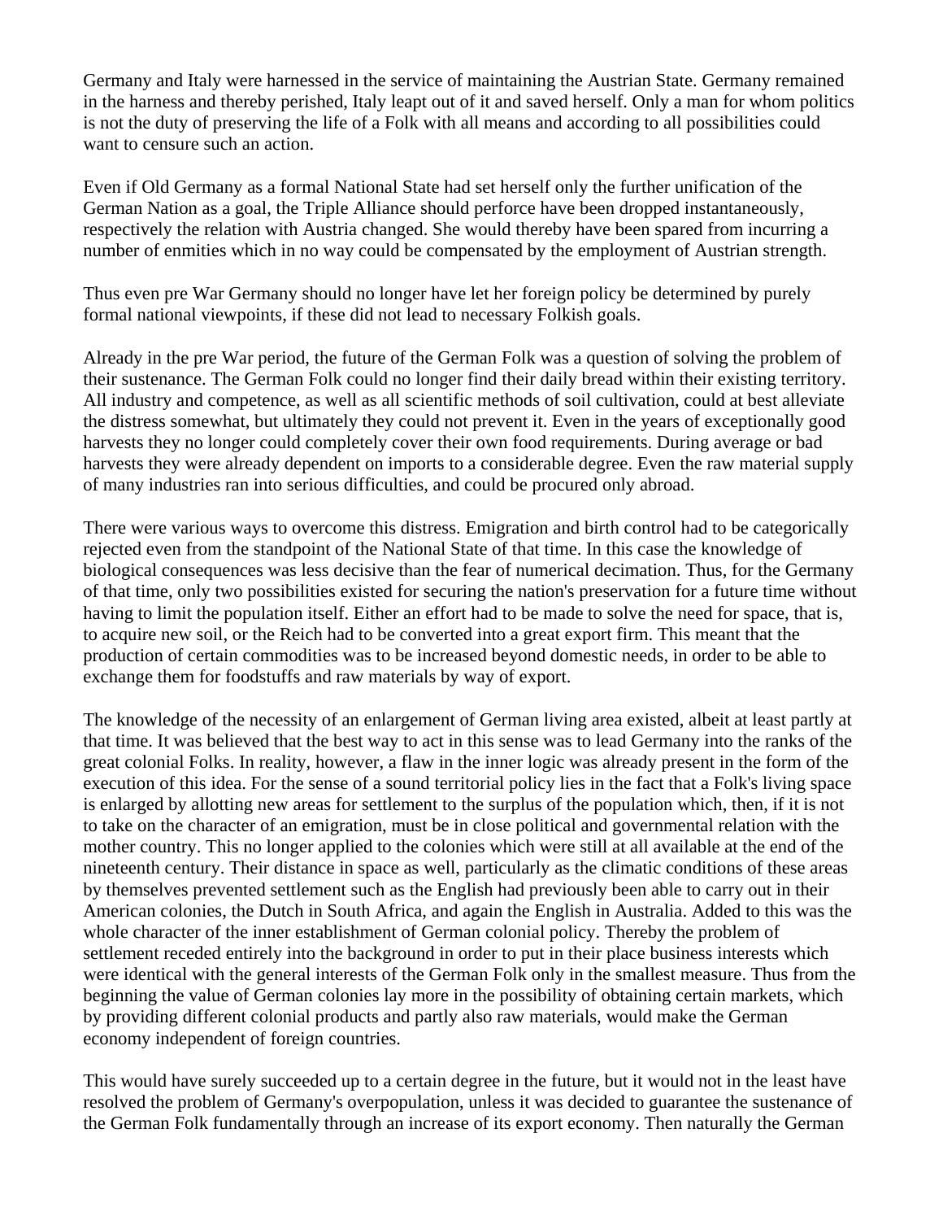Germany and Italy were harnessed in the service of maintaining the Austrian State. Germany remained in the harness and thereby perished, Italy leapt out of it and saved herself. Only a man for whom politics is not the duty of preserving the life of a Folk with all means and according to all possibilities could want to censure such an action.

Even if Old Germany as a formal National State had set herself only the further unification of the German Nation as a goal, the Triple Alliance should perforce have been dropped instantaneously, respectively the relation with Austria changed. She would thereby have been spared from incurring a number of enmities which in no way could be compensated by the employment of Austrian strength.

Thus even pre War Germany should no longer have let her foreign policy be determined by purely formal national viewpoints, if these did not lead to necessary Folkish goals.

Already in the pre War period, the future of the German Folk was a question of solving the problem of their sustenance. The German Folk could no longer find their daily bread within their existing territory. All industry and competence, as well as all scientific methods of soil cultivation, could at best alleviate the distress somewhat, but ultimately they could not prevent it. Even in the years of exceptionally good harvests they no longer could completely cover their own food requirements. During average or bad harvests they were already dependent on imports to a considerable degree. Even the raw material supply of many industries ran into serious difficulties, and could be procured only abroad.

There were various ways to overcome this distress. Emigration and birth control had to be categorically rejected even from the standpoint of the National State of that time. In this case the knowledge of biological consequences was less decisive than the fear of numerical decimation. Thus, for the Germany of that time, only two possibilities existed for securing the nation's preservation for a future time without having to limit the population itself. Either an effort had to be made to solve the need for space, that is, to acquire new soil, or the Reich had to be converted into a great export firm. This meant that the production of certain commodities was to be increased beyond domestic needs, in order to be able to exchange them for foodstuffs and raw materials by way of export.

The knowledge of the necessity of an enlargement of German living area existed, albeit at least partly at that time. It was believed that the best way to act in this sense was to lead Germany into the ranks of the great colonial Folks. In reality, however, a flaw in the inner logic was already present in the form of the execution of this idea. For the sense of a sound territorial policy lies in the fact that a Folk's living space is enlarged by allotting new areas for settlement to the surplus of the population which, then, if it is not to take on the character of an emigration, must be in close political and governmental relation with the mother country. This no longer applied to the colonies which were still at all available at the end of the nineteenth century. Their distance in space as well, particularly as the climatic conditions of these areas by themselves prevented settlement such as the English had previously been able to carry out in their American colonies, the Dutch in South Africa, and again the English in Australia. Added to this was the whole character of the inner establishment of German colonial policy. Thereby the problem of settlement receded entirely into the background in order to put in their place business interests which were identical with the general interests of the German Folk only in the smallest measure. Thus from the beginning the value of German colonies lay more in the possibility of obtaining certain markets, which by providing different colonial products and partly also raw materials, would make the German economy independent of foreign countries.

This would have surely succeeded up to a certain degree in the future, but it would not in the least have resolved the problem of Germany's overpopulation, unless it was decided to guarantee the sustenance of the German Folk fundamentally through an increase of its export economy. Then naturally the German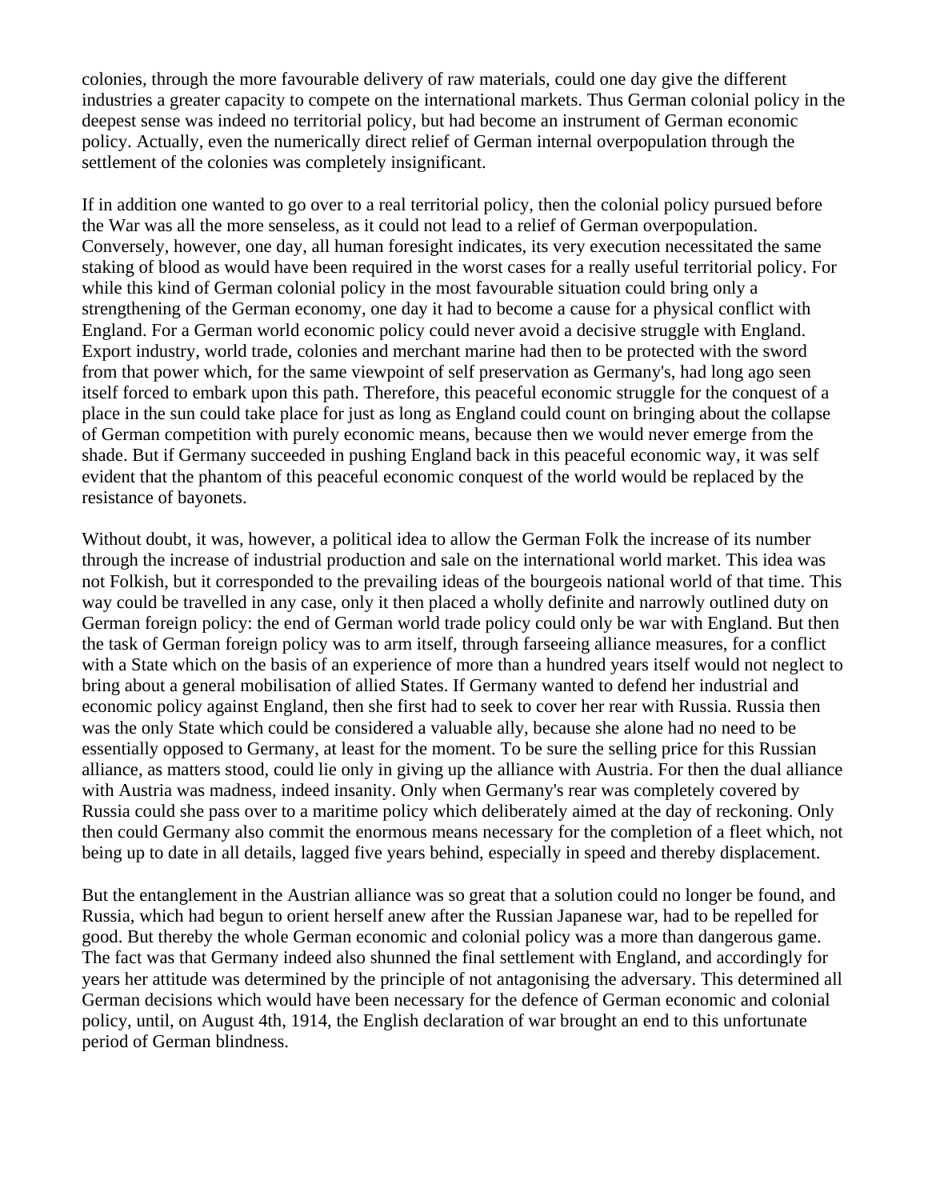colonies, through the more favourable delivery of raw materials, could one day give the different industries a greater capacity to compete on the international markets. Thus German colonial policy in the deepest sense was indeed no territorial policy, but had become an instrument of German economic policy. Actually, even the numerically direct relief of German internal overpopulation through the settlement of the colonies was completely insignificant.

If in addition one wanted to go over to a real territorial policy, then the colonial policy pursued before the War was all the more senseless, as it could not lead to a relief of German overpopulation. Conversely, however, one day, all human foresight indicates, its very execution necessitated the same staking of blood as would have been required in the worst cases for a really useful territorial policy. For while this kind of German colonial policy in the most favourable situation could bring only a strengthening of the German economy, one day it had to become a cause for a physical conflict with England. For a German world economic policy could never avoid a decisive struggle with England. Export industry, world trade, colonies and merchant marine had then to be protected with the sword from that power which, for the same viewpoint of self preservation as Germany's, had long ago seen itself forced to embark upon this path. Therefore, this peaceful economic struggle for the conquest of a place in the sun could take place for just as long as England could count on bringing about the collapse of German competition with purely economic means, because then we would never emerge from the shade. But if Germany succeeded in pushing England back in this peaceful economic way, it was self evident that the phantom of this peaceful economic conquest of the world would be replaced by the resistance of bayonets.

Without doubt, it was, however, a political idea to allow the German Folk the increase of its number through the increase of industrial production and sale on the international world market. This idea was not Folkish, but it corresponded to the prevailing ideas of the bourgeois national world of that time. This way could be travelled in any case, only it then placed a wholly definite and narrowly outlined duty on German foreign policy: the end of German world trade policy could only be war with England. But then the task of German foreign policy was to arm itself, through farseeing alliance measures, for a conflict with a State which on the basis of an experience of more than a hundred years itself would not neglect to bring about a general mobilisation of allied States. If Germany wanted to defend her industrial and economic policy against England, then she first had to seek to cover her rear with Russia. Russia then was the only State which could be considered a valuable ally, because she alone had no need to be essentially opposed to Germany, at least for the moment. To be sure the selling price for this Russian alliance, as matters stood, could lie only in giving up the alliance with Austria. For then the dual alliance with Austria was madness, indeed insanity. Only when Germany's rear was completely covered by Russia could she pass over to a maritime policy which deliberately aimed at the day of reckoning. Only then could Germany also commit the enormous means necessary for the completion of a fleet which, not being up to date in all details, lagged five years behind, especially in speed and thereby displacement.

But the entanglement in the Austrian alliance was so great that a solution could no longer be found, and Russia, which had begun to orient herself anew after the Russian Japanese war, had to be repelled for good. But thereby the whole German economic and colonial policy was a more than dangerous game. The fact was that Germany indeed also shunned the final settlement with England, and accordingly for years her attitude was determined by the principle of not antagonising the adversary. This determined all German decisions which would have been necessary for the defence of German economic and colonial policy, until, on August 4th, 1914, the English declaration of war brought an end to this unfortunate period of German blindness.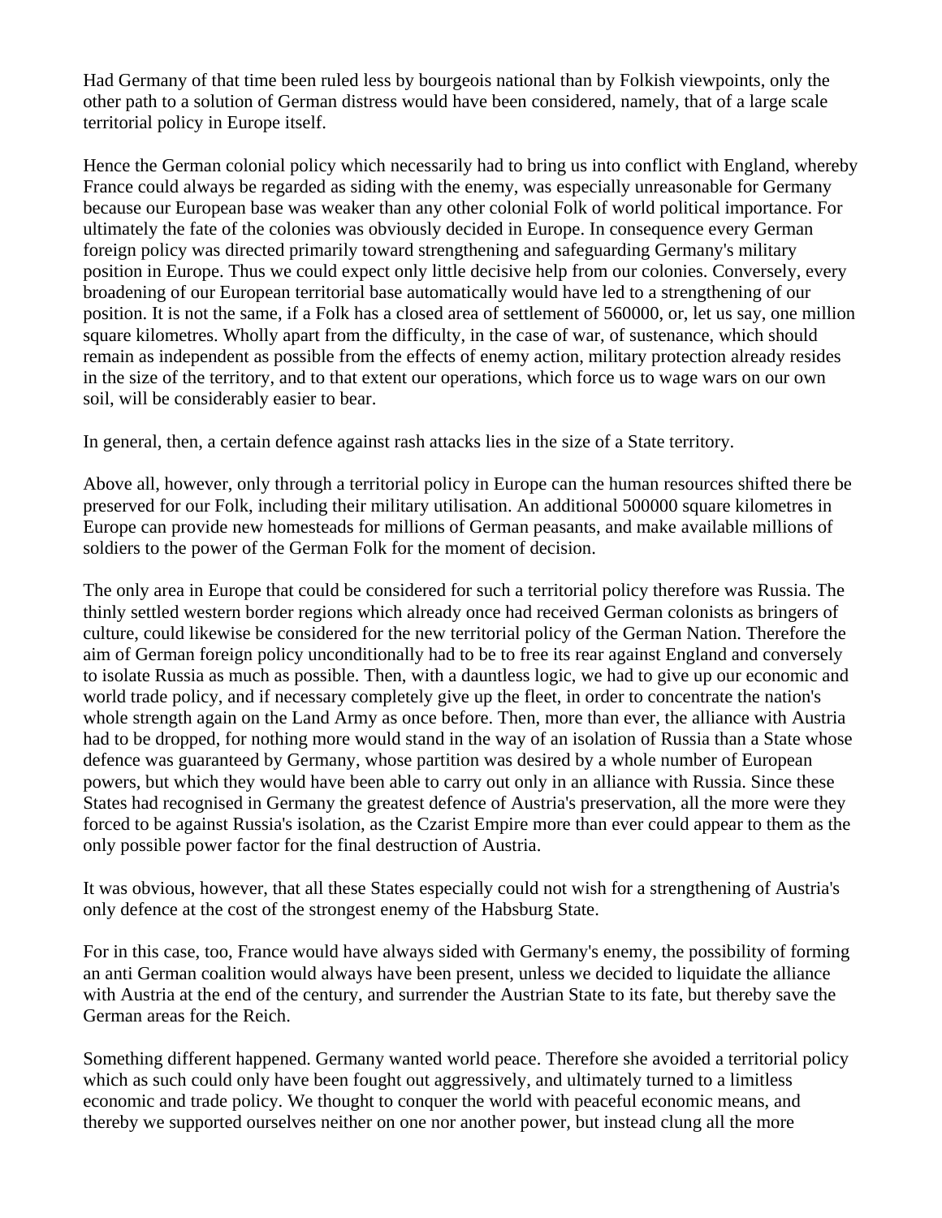Had Germany of that time been ruled less by bourgeois national than by Folkish viewpoints, only the other path to a solution of German distress would have been considered, namely, that of a large scale territorial policy in Europe itself.

Hence the German colonial policy which necessarily had to bring us into conflict with England, whereby France could always be regarded as siding with the enemy, was especially unreasonable for Germany because our European base was weaker than any other colonial Folk of world political importance. For ultimately the fate of the colonies was obviously decided in Europe. In consequence every German foreign policy was directed primarily toward strengthening and safeguarding Germany's military position in Europe. Thus we could expect only little decisive help from our colonies. Conversely, every broadening of our European territorial base automatically would have led to a strengthening of our position. It is not the same, if a Folk has a closed area of settlement of 560000, or, let us say, one million square kilometres. Wholly apart from the difficulty, in the case of war, of sustenance, which should remain as independent as possible from the effects of enemy action, military protection already resides in the size of the territory, and to that extent our operations, which force us to wage wars on our own soil, will be considerably easier to bear.

In general, then, a certain defence against rash attacks lies in the size of a State territory.

Above all, however, only through a territorial policy in Europe can the human resources shifted there be preserved for our Folk, including their military utilisation. An additional 500000 square kilometres in Europe can provide new homesteads for millions of German peasants, and make available millions of soldiers to the power of the German Folk for the moment of decision.

The only area in Europe that could be considered for such a territorial policy therefore was Russia. The thinly settled western border regions which already once had received German colonists as bringers of culture, could likewise be considered for the new territorial policy of the German Nation. Therefore the aim of German foreign policy unconditionally had to be to free its rear against England and conversely to isolate Russia as much as possible. Then, with a dauntless logic, we had to give up our economic and world trade policy, and if necessary completely give up the fleet, in order to concentrate the nation's whole strength again on the Land Army as once before. Then, more than ever, the alliance with Austria had to be dropped, for nothing more would stand in the way of an isolation of Russia than a State whose defence was guaranteed by Germany, whose partition was desired by a whole number of European powers, but which they would have been able to carry out only in an alliance with Russia. Since these States had recognised in Germany the greatest defence of Austria's preservation, all the more were they forced to be against Russia's isolation, as the Czarist Empire more than ever could appear to them as the only possible power factor for the final destruction of Austria.

It was obvious, however, that all these States especially could not wish for a strengthening of Austria's only defence at the cost of the strongest enemy of the Habsburg State.

For in this case, too, France would have always sided with Germany's enemy, the possibility of forming an anti German coalition would always have been present, unless we decided to liquidate the alliance with Austria at the end of the century, and surrender the Austrian State to its fate, but thereby save the German areas for the Reich.

Something different happened. Germany wanted world peace. Therefore she avoided a territorial policy which as such could only have been fought out aggressively, and ultimately turned to a limitless economic and trade policy. We thought to conquer the world with peaceful economic means, and thereby we supported ourselves neither on one nor another power, but instead clung all the more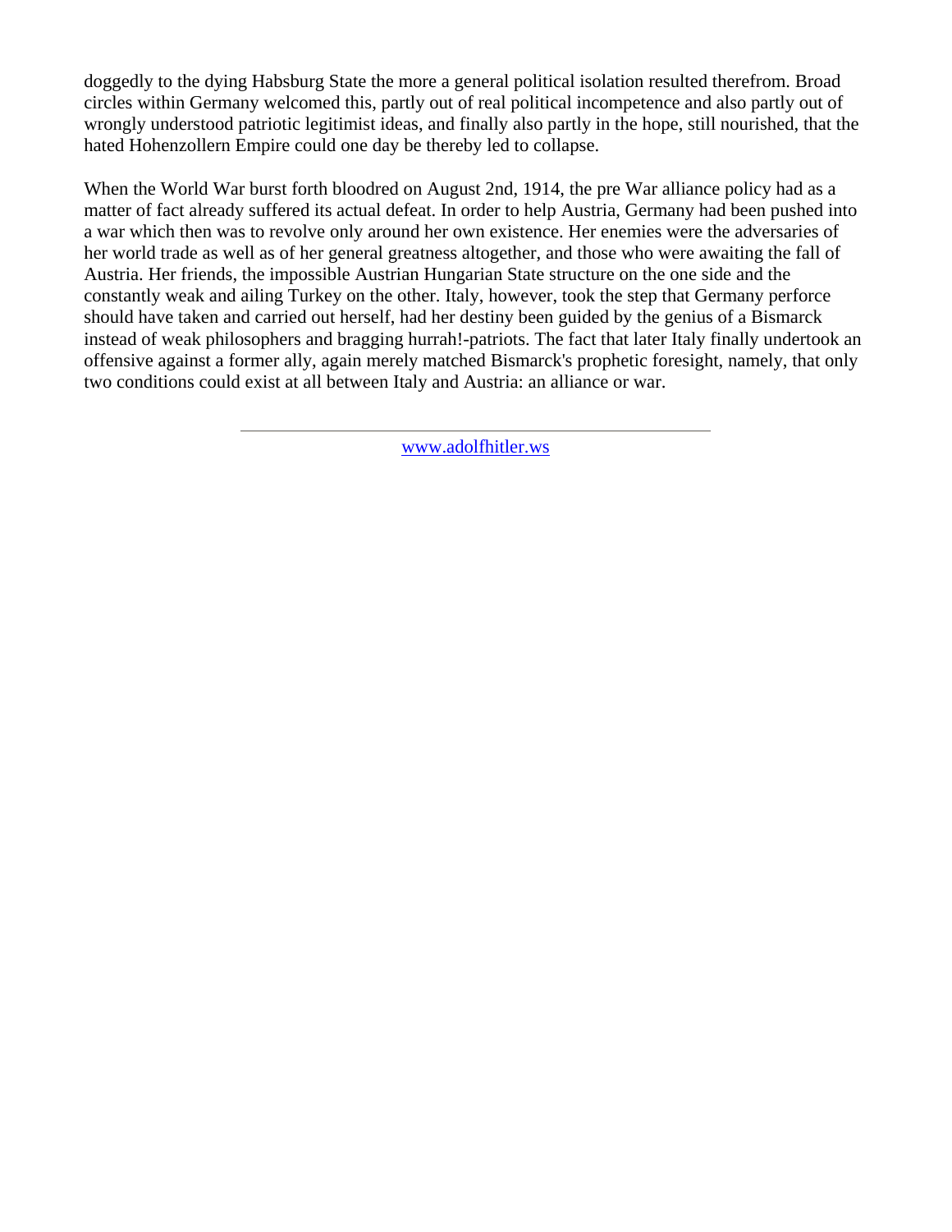doggedly to the dying Habsburg State the more a general political isolation resulted therefrom. Broad circles within Germany welcomed this, partly out of real political incompetence and also partly out of wrongly understood patriotic legitimist ideas, and finally also partly in the hope, still nourished, that the hated Hohenzollern Empire could one day be thereby led to collapse.

When the World War burst forth bloodred on August 2nd, 1914, the pre War alliance policy had as a matter of fact already suffered its actual defeat. In order to help Austria, Germany had been pushed into a war which then was to revolve only around her own existence. Her enemies were the adversaries of her world trade as well as of her general greatness altogether, and those who were awaiting the fall of Austria. Her friends, the impossible Austrian Hungarian State structure on the one side and the constantly weak and ailing Turkey on the other. Italy, however, took the step that Germany perforce should have taken and carried out herself, had her destiny been guided by the genius of a Bismarck instead of weak philosophers and bragging hurrah!-patriots. The fact that later Italy finally undertook an offensive against a former ally, again merely matched Bismarck's prophetic foresight, namely, that only two conditions could exist at all between Italy and Austria: an alliance or war.

---

www.adolfhitler.ws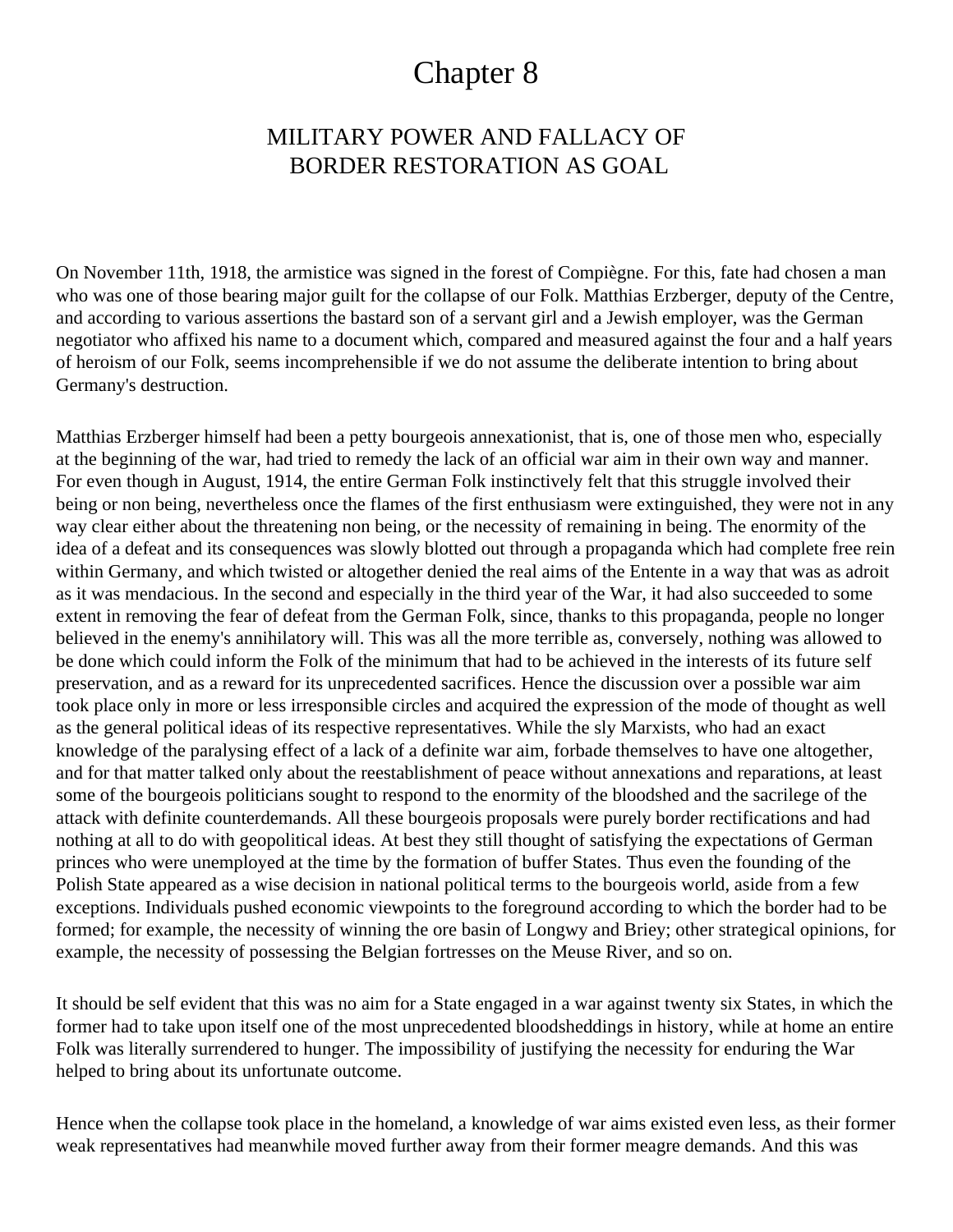# Chapter 8

## MILITARY POWER AND FALLACY OF BORDER RESTORATION AS GOAL

On November 11th, 1918, the armistice was signed in the forest of Compiègne. For this, fate had chosen a man who was one of those bearing major guilt for the collapse of our Folk. Matthias Erzberger, deputy of the Centre, and according to various assertions the bastard son of a servant girl and a Jewish employer, was the German negotiator who affixed his name to a document which, compared and measured against the four and a half years of heroism of our Folk, seems incomprehensible if we do not assume the deliberate intention to bring about Germany's destruction.

Matthias Erzberger himself had been a petty bourgeois annexationist, that is, one of those men who, especially at the beginning of the war, had tried to remedy the lack of an official war aim in their own way and manner. For even though in August, 1914, the entire German Folk instinctively felt that this struggle involved their being or non being, nevertheless once the flames of the first enthusiasm were extinguished, they were not in any way clear either about the threatening non being, or the necessity of remaining in being. The enormity of the idea of a defeat and its consequences was slowly blotted out through a propaganda which had complete free rein within Germany, and which twisted or altogether denied the real aims of the Entente in a way that was as adroit as it was mendacious. In the second and especially in the third year of the War, it had also succeeded to some extent in removing the fear of defeat from the German Folk, since, thanks to this propaganda, people no longer believed in the enemy's annihilatory will. This was all the more terrible as, conversely, nothing was allowed to be done which could inform the Folk of the minimum that had to be achieved in the interests of its future self preservation, and as a reward for its unprecedented sacrifices. Hence the discussion over a possible war aim took place only in more or less irresponsible circles and acquired the expression of the mode of thought as well as the general political ideas of its respective representatives. While the sly Marxists, who had an exact knowledge of the paralysing effect of a lack of a definite war aim, forbade themselves to have one altogether, and for that matter talked only about the reestablishment of peace without annexations and reparations, at least some of the bourgeois politicians sought to respond to the enormity of the bloodshed and the sacrilege of the attack with definite counterdemands. All these bourgeois proposals were purely border rectifications and had nothing at all to do with geopolitical ideas. At best they still thought of satisfying the expectations of German princes who were unemployed at the time by the formation of buffer States. Thus even the founding of the Polish State appeared as a wise decision in national political terms to the bourgeois world, aside from a few exceptions. Individuals pushed economic viewpoints to the foreground according to which the border had to be formed; for example, the necessity of winning the ore basin of Longwy and Briey; other strategical opinions, for example, the necessity of possessing the Belgian fortresses on the Meuse River, and so on.

It should be self evident that this was no aim for a State engaged in a war against twenty six States, in which the former had to take upon itself one of the most unprecedented bloodsheddings in history, while at home an entire Folk was literally surrendered to hunger. The impossibility of justifying the necessity for enduring the War helped to bring about its unfortunate outcome.

Hence when the collapse took place in the homeland, a knowledge of war aims existed even less, as their former weak representatives had meanwhile moved further away from their former meagre demands. And this was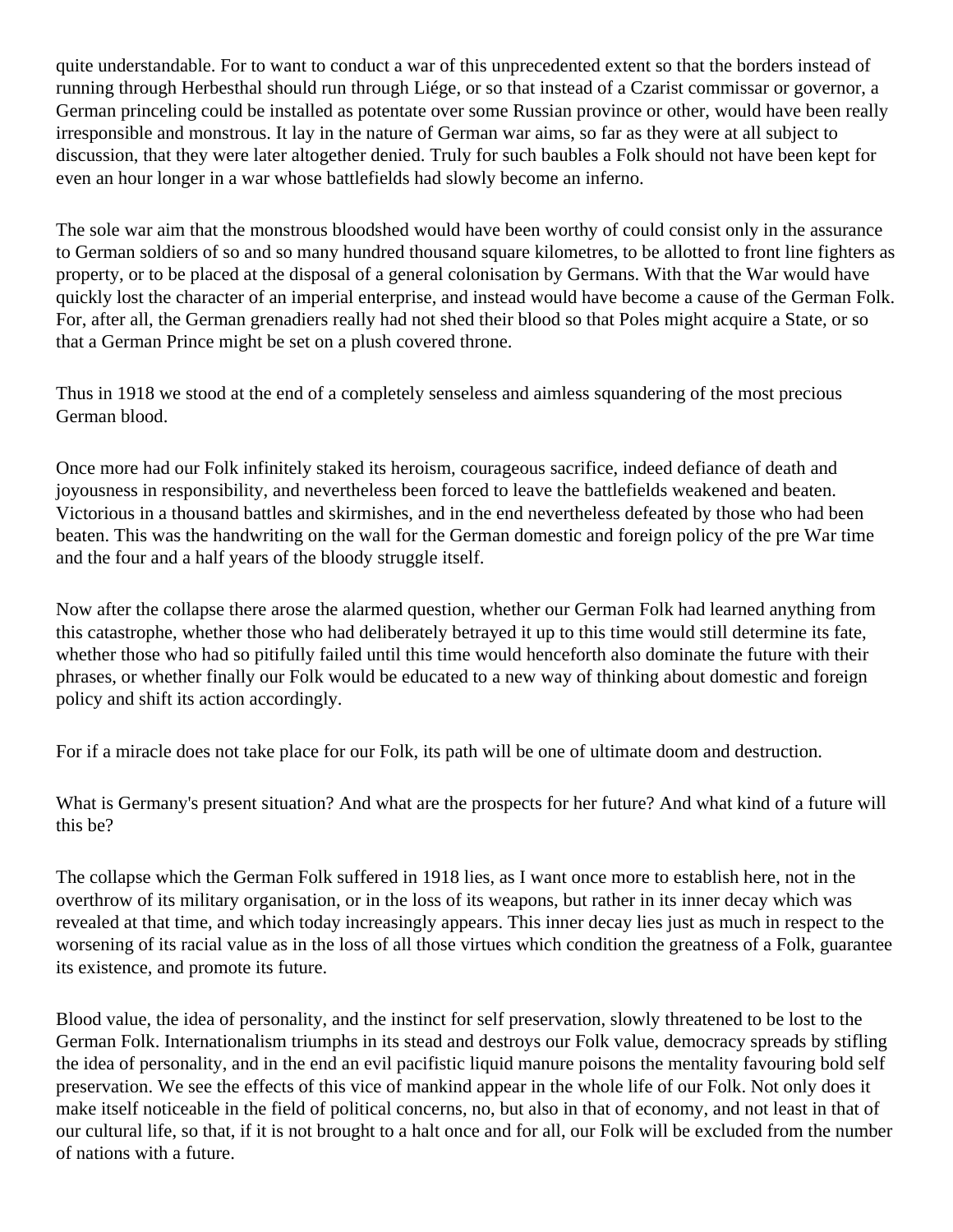quite understandable. For to want to conduct a war of this unprecedented extent so that the borders instead of running through Herbesthal should run through Liége, or so that instead of a Czarist commissar or governor, a German princeling could be installed as potentate over some Russian province or other, would have been really irresponsible and monstrous. It lay in the nature of German war aims, so far as they were at all subject to discussion, that they were later altogether denied. Truly for such baubles a Folk should not have been kept for even an hour longer in a war whose battlefields had slowly become an inferno.

The sole war aim that the monstrous bloodshed would have been worthy of could consist only in the assurance to German soldiers of so and so many hundred thousand square kilometres, to be allotted to front line fighters as property, or to be placed at the disposal of a general colonisation by Germans. With that the War would have quickly lost the character of an imperial enterprise, and instead would have become a cause of the German Folk. For, after all, the German grenadiers really had not shed their blood so that Poles might acquire a State, or so that a German Prince might be set on a plush covered throne.

Thus in 1918 we stood at the end of a completely senseless and aimless squandering of the most precious German blood.

Once more had our Folk infinitely staked its heroism, courageous sacrifice, indeed defiance of death and joyousness in responsibility, and nevertheless been forced to leave the battlefields weakened and beaten. Victorious in a thousand battles and skirmishes, and in the end nevertheless defeated by those who had been beaten. This was the handwriting on the wall for the German domestic and foreign policy of the pre War time and the four and a half years of the bloody struggle itself.

Now after the collapse there arose the alarmed question, whether our German Folk had learned anything from this catastrophe, whether those who had deliberately betrayed it up to this time would still determine its fate, whether those who had so pitifully failed until this time would henceforth also dominate the future with their phrases, or whether finally our Folk would be educated to a new way of thinking about domestic and foreign policy and shift its action accordingly.

For if a miracle does not take place for our Folk, its path will be one of ultimate doom and destruction.

What is Germany's present situation? And what are the prospects for her future? And what kind of a future will this be?

The collapse which the German Folk suffered in 1918 lies, as I want once more to establish here, not in the overthrow of its military organisation, or in the loss of its weapons, but rather in its inner decay which was revealed at that time, and which today increasingly appears. This inner decay lies just as much in respect to the worsening of its racial value as in the loss of all those virtues which condition the greatness of a Folk, guarantee its existence, and promote its future.

Blood value, the idea of personality, and the instinct for self preservation, slowly threatened to be lost to the German Folk. Internationalism triumphs in its stead and destroys our Folk value, democracy spreads by stifling the idea of personality, and in the end an evil pacifistic liquid manure poisons the mentality favouring bold self preservation. We see the effects of this vice of mankind appear in the whole life of our Folk. Not only does it make itself noticeable in the field of political concerns, no, but also in that of economy, and not least in that of our cultural life, so that, if it is not brought to a halt once and for all, our Folk will be excluded from the number of nations with a future.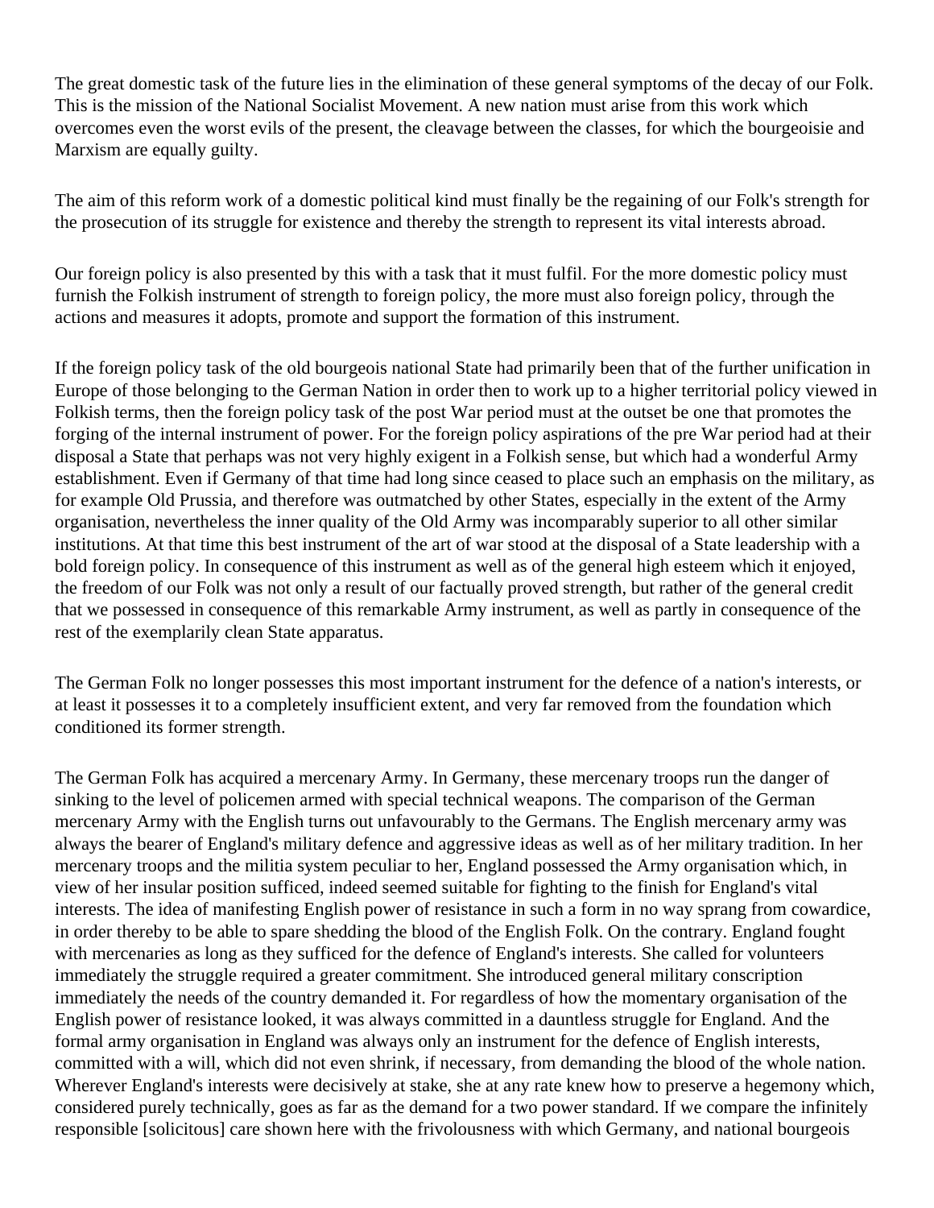The great domestic task of the future lies in the elimination of these general symptoms of the decay of our Folk. This is the mission of the National Socialist Movement. A new nation must arise from this work which overcomes even the worst evils of the present, the cleavage between the classes, for which the bourgeoisie and Marxism are equally guilty.

The aim of this reform work of a domestic political kind must finally be the regaining of our Folk's strength for the prosecution of its struggle for existence and thereby the strength to represent its vital interests abroad.

Our foreign policy is also presented by this with a task that it must fulfil. For the more domestic policy must furnish the Folkish instrument of strength to foreign policy, the more must also foreign policy, through the actions and measures it adopts, promote and support the formation of this instrument.

If the foreign policy task of the old bourgeois national State had primarily been that of the further unification in Europe of those belonging to the German Nation in order then to work up to a higher territorial policy viewed in Folkish terms, then the foreign policy task of the post War period must at the outset be one that promotes the forging of the internal instrument of power. For the foreign policy aspirations of the pre War period had at their disposal a State that perhaps was not very highly exigent in a Folkish sense, but which had a wonderful Army establishment. Even if Germany of that time had long since ceased to place such an emphasis on the military, as for example Old Prussia, and therefore was outmatched by other States, especially in the extent of the Army organisation, nevertheless the inner quality of the Old Army was incomparably superior to all other similar institutions. At that time this best instrument of the art of war stood at the disposal of a State leadership with a bold foreign policy. In consequence of this instrument as well as of the general high esteem which it enjoyed, the freedom of our Folk was not only a result of our factually proved strength, but rather of the general credit that we possessed in consequence of this remarkable Army instrument, as well as partly in consequence of the rest of the exemplarily clean State apparatus.

The German Folk no longer possesses this most important instrument for the defence of a nation's interests, or at least it possesses it to a completely insufficient extent, and very far removed from the foundation which conditioned its former strength.

The German Folk has acquired a mercenary Army. In Germany, these mercenary troops run the danger of sinking to the level of policemen armed with special technical weapons. The comparison of the German mercenary Army with the English turns out unfavourably to the Germans. The English mercenary army was always the bearer of England's military defence and aggressive ideas as well as of her military tradition. In her mercenary troops and the militia system peculiar to her, England possessed the Army organisation which, in view of her insular position sufficed, indeed seemed suitable for fighting to the finish for England's vital interests. The idea of manifesting English power of resistance in such a form in no way sprang from cowardice, in order thereby to be able to spare shedding the blood of the English Folk. On the contrary. England fought with mercenaries as long as they sufficed for the defence of England's interests. She called for volunteers immediately the struggle required a greater commitment. She introduced general military conscription immediately the needs of the country demanded it. For regardless of how the momentary organisation of the English power of resistance looked, it was always committed in a dauntless struggle for England. And the formal army organisation in England was always only an instrument for the defence of English interests, committed with a will, which did not even shrink, if necessary, from demanding the blood of the whole nation. Wherever England's interests were decisively at stake, she at any rate knew how to preserve a hegemony which, considered purely technically, goes as far as the demand for a two power standard. If we compare the infinitely responsible [solicitous] care shown here with the frivolousness with which Germany, and national bourgeois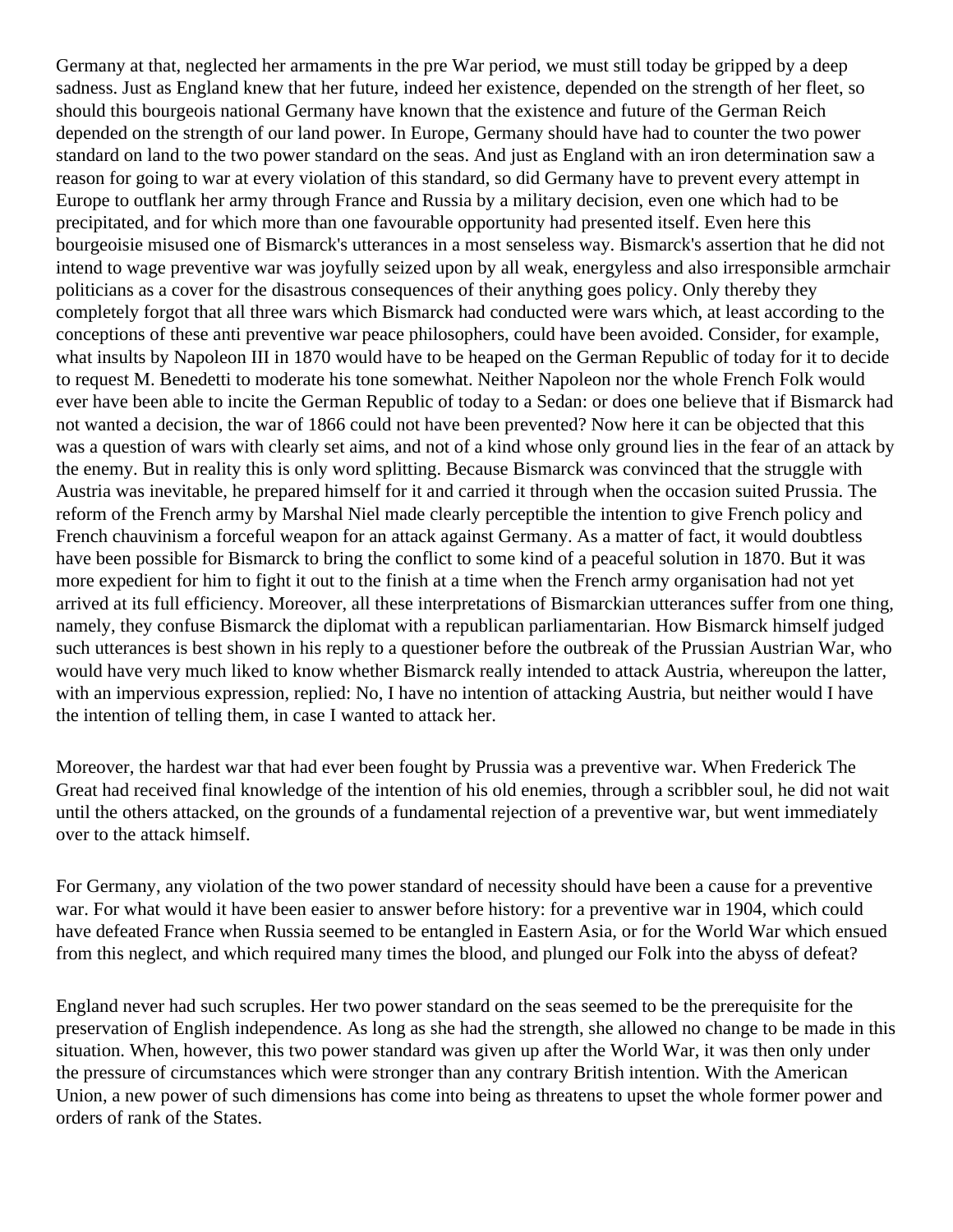Germany at that, neglected her armaments in the pre War period, we must still today be gripped by a deep sadness. Just as England knew that her future, indeed her existence, depended on the strength of her fleet, so should this bourgeois national Germany have known that the existence and future of the German Reich depended on the strength of our land power. In Europe, Germany should have had to counter the two power standard on land to the two power standard on the seas. And just as England with an iron determination saw a reason for going to war at every violation of this standard, so did Germany have to prevent every attempt in Europe to outflank her army through France and Russia by a military decision, even one which had to be precipitated, and for which more than one favourable opportunity had presented itself. Even here this bourgeoisie misused one of Bismarck's utterances in a most senseless way. Bismarck's assertion that he did not intend to wage preventive war was joyfully seized upon by all weak, energyless and also irresponsible armchair politicians as a cover for the disastrous consequences of their anything goes policy. Only thereby they completely forgot that all three wars which Bismarck had conducted were wars which, at least according to the conceptions of these anti preventive war peace philosophers, could have been avoided. Consider, for example, what insults by Napoleon III in 1870 would have to be heaped on the German Republic of today for it to decide to request M. Benedetti to moderate his tone somewhat. Neither Napoleon nor the whole French Folk would ever have been able to incite the German Republic of today to a Sedan: or does one believe that if Bismarck had not wanted a decision, the war of 1866 could not have been prevented? Now here it can be objected that this was a question of wars with clearly set aims, and not of a kind whose only ground lies in the fear of an attack by the enemy. But in reality this is only word splitting. Because Bismarck was convinced that the struggle with Austria was inevitable, he prepared himself for it and carried it through when the occasion suited Prussia. The reform of the French army by Marshal Niel made clearly perceptible the intention to give French policy and French chauvinism a forceful weapon for an attack against Germany. As a matter of fact, it would doubtless have been possible for Bismarck to bring the conflict to some kind of a peaceful solution in 1870. But it was more expedient for him to fight it out to the finish at a time when the French army organisation had not yet arrived at its full efficiency. Moreover, all these interpretations of Bismarckian utterances suffer from one thing, namely, they confuse Bismarck the diplomat with a republican parliamentarian. How Bismarck himself judged such utterances is best shown in his reply to a questioner before the outbreak of the Prussian Austrian War, who would have very much liked to know whether Bismarck really intended to attack Austria, whereupon the latter, with an impervious expression, replied: No, I have no intention of attacking Austria, but neither would I have the intention of telling them, in case I wanted to attack her.

Moreover, the hardest war that had ever been fought by Prussia was a preventive war. When Frederick The Great had received final knowledge of the intention of his old enemies, through a scribbler soul, he did not wait until the others attacked, on the grounds of a fundamental rejection of a preventive war, but went immediately over to the attack himself.

For Germany, any violation of the two power standard of necessity should have been a cause for a preventive war. For what would it have been easier to answer before history: for a preventive war in 1904, which could have defeated France when Russia seemed to be entangled in Eastern Asia, or for the World War which ensued from this neglect, and which required many times the blood, and plunged our Folk into the abyss of defeat?

England never had such scruples. Her two power standard on the seas seemed to be the prerequisite for the preservation of English independence. As long as she had the strength, she allowed no change to be made in this situation. When, however, this two power standard was given up after the World War, it was then only under the pressure of circumstances which were stronger than any contrary British intention. With the American Union, a new power of such dimensions has come into being as threatens to upset the whole former power and orders of rank of the States.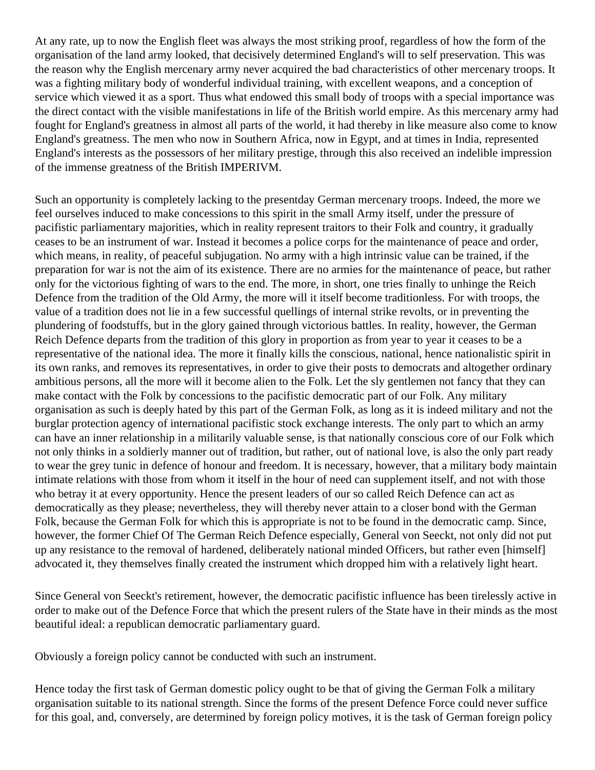At any rate, up to now the English fleet was always the most striking proof, regardless of how the form of the organisation of the land army looked, that decisively determined England's will to self preservation. This was the reason why the English mercenary army never acquired the bad characteristics of other mercenary troops. It was a fighting military body of wonderful individual training, with excellent weapons, and a conception of service which viewed it as a sport. Thus what endowed this small body of troops with a special importance was the direct contact with the visible manifestations in life of the British world empire. As this mercenary army had fought for England's greatness in almost all parts of the world, it had thereby in like measure also come to know England's greatness. The men who now in Southern Africa, now in Egypt, and at times in India, represented England's interests as the possessors of her military prestige, through this also received an indelible impression of the immense greatness of the British IMPERIVM.

Such an opportunity is completely lacking to the presentday German mercenary troops. Indeed, the more we feel ourselves induced to make concessions to this spirit in the small Army itself, under the pressure of pacifistic parliamentary majorities, which in reality represent traitors to their Folk and country, it gradually ceases to be an instrument of war. Instead it becomes a police corps for the maintenance of peace and order, which means, in reality, of peaceful subjugation. No army with a high intrinsic value can be trained, if the preparation for war is not the aim of its existence. There are no armies for the maintenance of peace, but rather only for the victorious fighting of wars to the end. The more, in short, one tries finally to unhinge the Reich Defence from the tradition of the Old Army, the more will it itself become traditionless. For with troops, the value of a tradition does not lie in a few successful quellings of internal strike revolts, or in preventing the plundering of foodstuffs, but in the glory gained through victorious battles. In reality, however, the German Reich Defence departs from the tradition of this glory in proportion as from year to year it ceases to be a representative of the national idea. The more it finally kills the conscious, national, hence nationalistic spirit in its own ranks, and removes its representatives, in order to give their posts to democrats and altogether ordinary ambitious persons, all the more will it become alien to the Folk. Let the sly gentlemen not fancy that they can make contact with the Folk by concessions to the pacifistic democratic part of our Folk. Any military organisation as such is deeply hated by this part of the German Folk, as long as it is indeed military and not the burglar protection agency of international pacifistic stock exchange interests. The only part to which an army can have an inner relationship in a militarily valuable sense, is that nationally conscious core of our Folk which not only thinks in a soldierly manner out of tradition, but rather, out of national love, is also the only part ready to wear the grey tunic in defence of honour and freedom. It is necessary, however, that a military body maintain intimate relations with those from whom it itself in the hour of need can supplement itself, and not with those who betray it at every opportunity. Hence the present leaders of our so called Reich Defence can act as democratically as they please; nevertheless, they will thereby never attain to a closer bond with the German Folk, because the German Folk for which this is appropriate is not to be found in the democratic camp. Since, however, the former Chief Of The German Reich Defence especially, General von Seeckt, not only did not put up any resistance to the removal of hardened, deliberately national minded Officers, but rather even [himself] advocated it, they themselves finally created the instrument which dropped him with a relatively light heart.

Since General von Seeckt's retirement, however, the democratic pacifistic influence has been tirelessly active in order to make out of the Defence Force that which the present rulers of the State have in their minds as the most beautiful ideal: a republican democratic parliamentary guard.

Obviously a foreign policy cannot be conducted with such an instrument.

Hence today the first task of German domestic policy ought to be that of giving the German Folk a military organisation suitable to its national strength. Since the forms of the present Defence Force could never suffice for this goal, and, conversely, are determined by foreign policy motives, it is the task of German foreign policy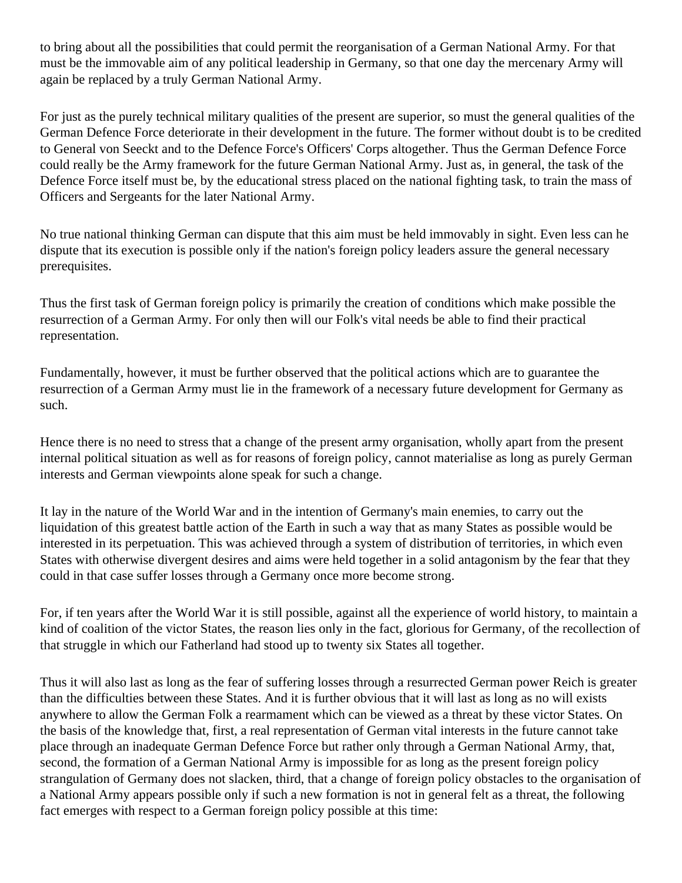to bring about all the possibilities that could permit the reorganisation of a German National Army. For that must be the immovable aim of any political leadership in Germany, so that one day the mercenary Army will again be replaced by a truly German National Army.

For just as the purely technical military qualities of the present are superior, so must the general qualities of the German Defence Force deteriorate in their development in the future. The former without doubt is to be credited to General von Seeckt and to the Defence Force's Officers' Corps altogether. Thus the German Defence Force could really be the Army framework for the future German National Army. Just as, in general, the task of the Defence Force itself must be, by the educational stress placed on the national fighting task, to train the mass of Officers and Sergeants for the later National Army.

No true national thinking German can dispute that this aim must be held immovably in sight. Even less can he dispute that its execution is possible only if the nation's foreign policy leaders assure the general necessary prerequisites.

Thus the first task of German foreign policy is primarily the creation of conditions which make possible the resurrection of a German Army. For only then will our Folk's vital needs be able to find their practical representation.

Fundamentally, however, it must be further observed that the political actions which are to guarantee the resurrection of a German Army must lie in the framework of a necessary future development for Germany as such.

Hence there is no need to stress that a change of the present army organisation, wholly apart from the present internal political situation as well as for reasons of foreign policy, cannot materialise as long as purely German interests and German viewpoints alone speak for such a change.

It lay in the nature of the World War and in the intention of Germany's main enemies, to carry out the liquidation of this greatest battle action of the Earth in such a way that as many States as possible would be interested in its perpetuation. This was achieved through a system of distribution of territories, in which even States with otherwise divergent desires and aims were held together in a solid antagonism by the fear that they could in that case suffer losses through a Germany once more become strong.

For, if ten years after the World War it is still possible, against all the experience of world history, to maintain a kind of coalition of the victor States, the reason lies only in the fact, glorious for Germany, of the recollection of that struggle in which our Fatherland had stood up to twenty six States all together.

Thus it will also last as long as the fear of suffering losses through a resurrected German power Reich is greater than the difficulties between these States. And it is further obvious that it will last as long as no will exists anywhere to allow the German Folk a rearmament which can be viewed as a threat by these victor States. On the basis of the knowledge that, first, a real representation of German vital interests in the future cannot take place through an inadequate German Defence Force but rather only through a German National Army, that, second, the formation of a German National Army is impossible for as long as the present foreign policy strangulation of Germany does not slacken, third, that a change of foreign policy obstacles to the organisation of a National Army appears possible only if such a new formation is not in general felt as a threat, the following fact emerges with respect to a German foreign policy possible at this time: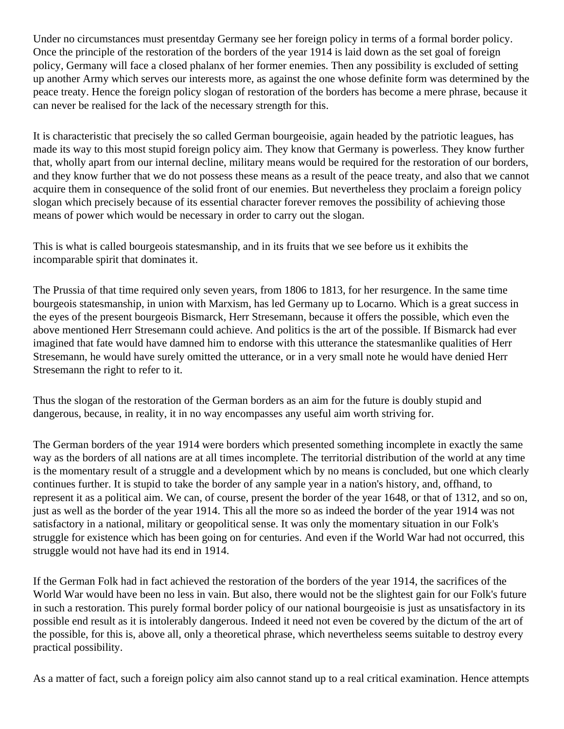Under no circumstances must presentday Germany see her foreign policy in terms of a formal border policy. Once the principle of the restoration of the borders of the year 1914 is laid down as the set goal of foreign policy, Germany will face a closed phalanx of her former enemies. Then any possibility is excluded of setting up another Army which serves our interests more, as against the one whose definite form was determined by the peace treaty. Hence the foreign policy slogan of restoration of the borders has become a mere phrase, because it can never be realised for the lack of the necessary strength for this.

It is characteristic that precisely the so called German bourgeoisie, again headed by the patriotic leagues, has made its way to this most stupid foreign policy aim. They know that Germany is powerless. They know further that, wholly apart from our internal decline, military means would be required for the restoration of our borders, and they know further that we do not possess these means as a result of the peace treaty, and also that we cannot acquire them in consequence of the solid front of our enemies. But nevertheless they proclaim a foreign policy slogan which precisely because of its essential character forever removes the possibility of achieving those means of power which would be necessary in order to carry out the slogan.

This is what is called bourgeois statesmanship, and in its fruits that we see before us it exhibits the incomparable spirit that dominates it.

The Prussia of that time required only seven years, from 1806 to 1813, for her resurgence. In the same time bourgeois statesmanship, in union with Marxism, has led Germany up to Locarno. Which is a great success in the eyes of the present bourgeois Bismarck, Herr Stresemann, because it offers the possible, which even the above mentioned Herr Stresemann could achieve. And politics is the art of the possible. If Bismarck had ever imagined that fate would have damned him to endorse with this utterance the statesmanlike qualities of Herr Stresemann, he would have surely omitted the utterance, or in a very small note he would have denied Herr Stresemann the right to refer to it.

Thus the slogan of the restoration of the German borders as an aim for the future is doubly stupid and dangerous, because, in reality, it in no way encompasses any useful aim worth striving for.

The German borders of the year 1914 were borders which presented something incomplete in exactly the same way as the borders of all nations are at all times incomplete. The territorial distribution of the world at any time is the momentary result of a struggle and a development which by no means is concluded, but one which clearly continues further. It is stupid to take the border of any sample year in a nation's history, and, offhand, to represent it as a political aim. We can, of course, present the border of the year 1648, or that of 1312, and so on, just as well as the border of the year 1914. This all the more so as indeed the border of the year 1914 was not satisfactory in a national, military or geopolitical sense. It was only the momentary situation in our Folk's struggle for existence which has been going on for centuries. And even if the World War had not occurred, this struggle would not have had its end in 1914.

If the German Folk had in fact achieved the restoration of the borders of the year 1914, the sacrifices of the World War would have been no less in vain. But also, there would not be the slightest gain for our Folk's future in such a restoration. This purely formal border policy of our national bourgeoisie is just as unsatisfactory in its possible end result as it is intolerably dangerous. Indeed it need not even be covered by the dictum of the art of the possible, for this is, above all, only a theoretical phrase, which nevertheless seems suitable to destroy every practical possibility.

As a matter of fact, such a foreign policy aim also cannot stand up to a real critical examination. Hence attempts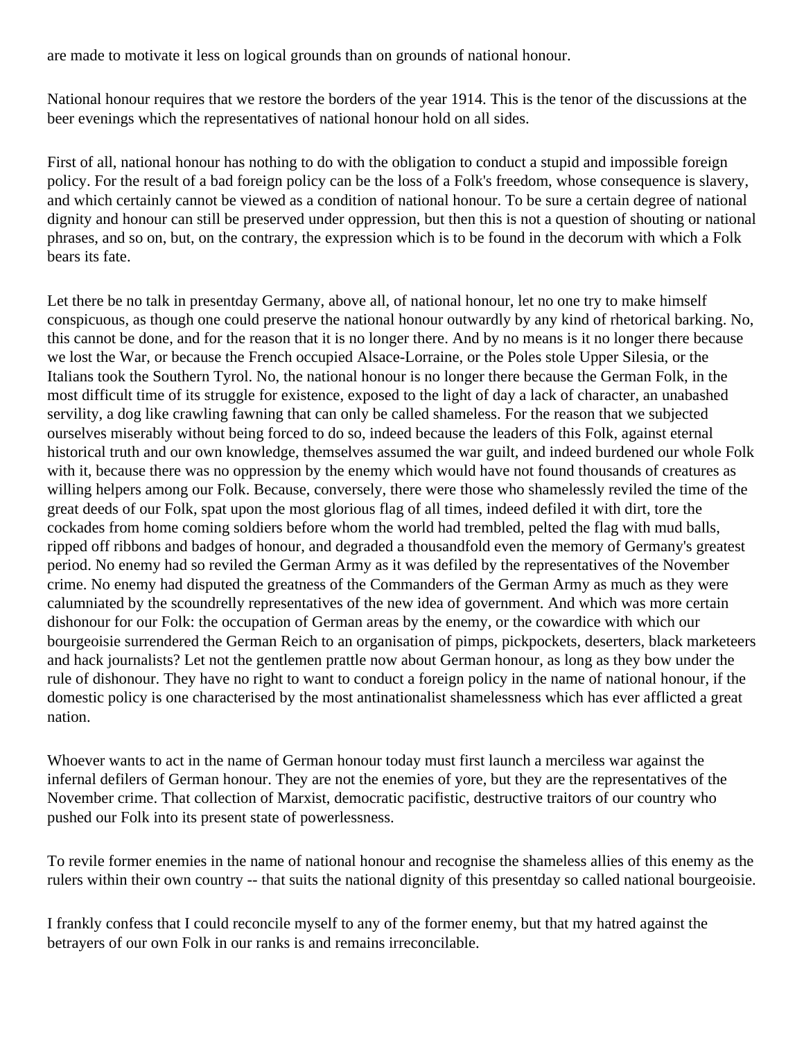are made to motivate it less on logical grounds than on grounds of national honour.

National honour requires that we restore the borders of the year 1914. This is the tenor of the discussions at the beer evenings which the representatives of national honour hold on all sides.

First of all, national honour has nothing to do with the obligation to conduct a stupid and impossible foreign policy. For the result of a bad foreign policy can be the loss of a Folk's freedom, whose consequence is slavery, and which certainly cannot be viewed as a condition of national honour. To be sure a certain degree of national dignity and honour can still be preserved under oppression, but then this is not a question of shouting or national phrases, and so on, but, on the contrary, the expression which is to be found in the decorum with which a Folk bears its fate.

Let there be no talk in presentday Germany, above all, of national honour, let no one try to make himself conspicuous, as though one could preserve the national honour outwardly by any kind of rhetorical barking. No, this cannot be done, and for the reason that it is no longer there. And by no means is it no longer there because we lost the War, or because the French occupied Alsace-Lorraine, or the Poles stole Upper Silesia, or the Italians took the Southern Tyrol. No, the national honour is no longer there because the German Folk, in the most difficult time of its struggle for existence, exposed to the light of day a lack of character, an unabashed servility, a dog like crawling fawning that can only be called shameless. For the reason that we subjected ourselves miserably without being forced to do so, indeed because the leaders of this Folk, against eternal historical truth and our own knowledge, themselves assumed the war guilt, and indeed burdened our whole Folk with it, because there was no oppression by the enemy which would have not found thousands of creatures as willing helpers among our Folk. Because, conversely, there were those who shamelessly reviled the time of the great deeds of our Folk, spat upon the most glorious flag of all times, indeed defiled it with dirt, tore the cockades from home coming soldiers before whom the world had trembled, pelted the flag with mud balls, ripped off ribbons and badges of honour, and degraded a thousandfold even the memory of Germany's greatest period. No enemy had so reviled the German Army as it was defiled by the representatives of the November crime. No enemy had disputed the greatness of the Commanders of the German Army as much as they were calumniated by the scoundrelly representatives of the new idea of government. And which was more certain dishonour for our Folk: the occupation of German areas by the enemy, or the cowardice with which our bourgeoisie surrendered the German Reich to an organisation of pimps, pickpockets, deserters, black marketeers and hack journalists? Let not the gentlemen prattle now about German honour, as long as they bow under the rule of dishonour. They have no right to want to conduct a foreign policy in the name of national honour, if the domestic policy is one characterised by the most antinationalist shamelessness which has ever afflicted a great nation.

Whoever wants to act in the name of German honour today must first launch a merciless war against the infernal defilers of German honour. They are not the enemies of yore, but they are the representatives of the November crime. That collection of Marxist, democratic pacifistic, destructive traitors of our country who pushed our Folk into its present state of powerlessness.

To revile former enemies in the name of national honour and recognise the shameless allies of this enemy as the rulers within their own country -- that suits the national dignity of this presentday so called national bourgeoisie.

I frankly confess that I could reconcile myself to any of the former enemy, but that my hatred against the betrayers of our own Folk in our ranks is and remains irreconcilable.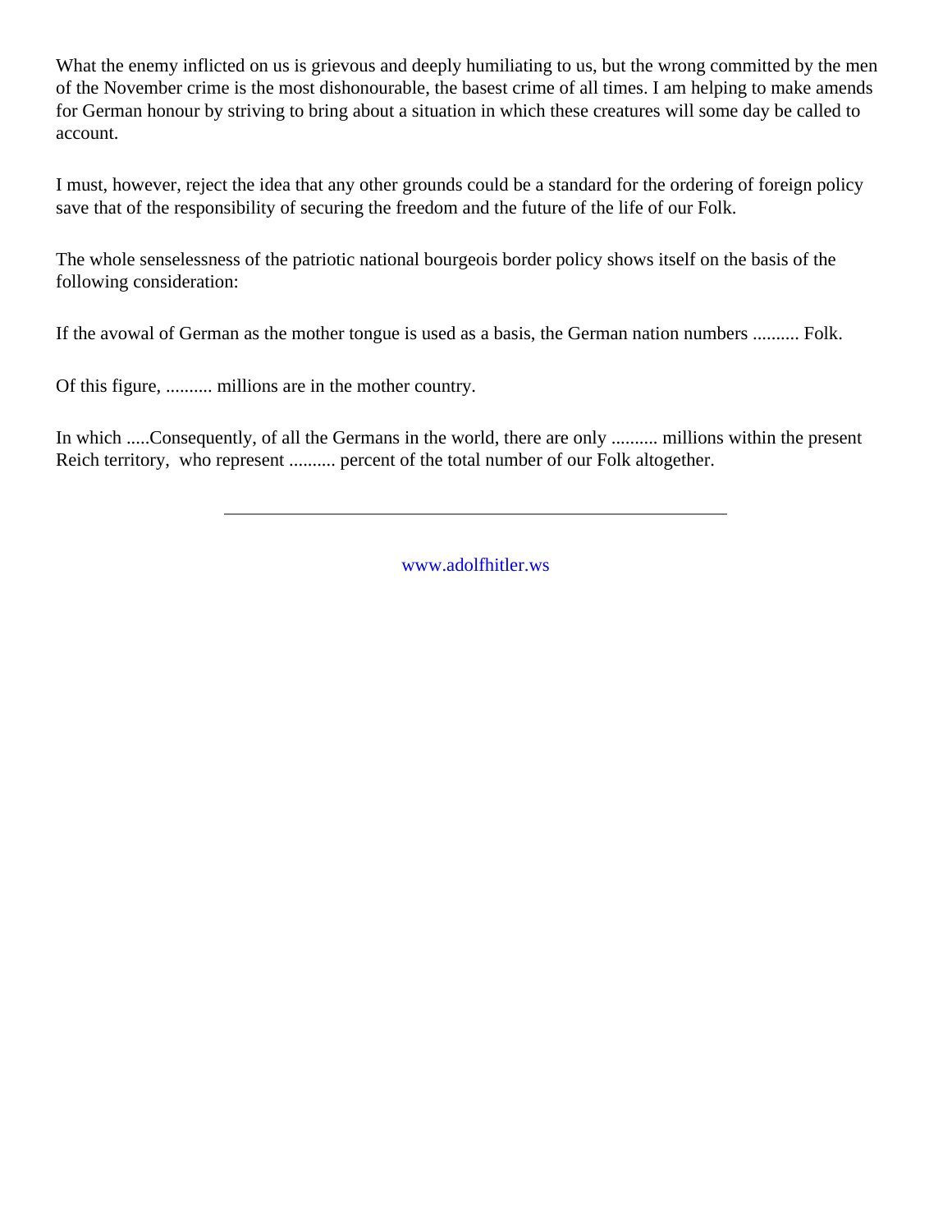What the enemy inflicted on us is grievous and deeply humiliating to us, but the wrong committed by the men of the November crime is the most dishonourable, the basest crime of all times. I am helping to make amends for German honour by striving to bring about a situation in which these creatures will some day be called to account.

I must, however, reject the idea that any other grounds could be a standard for the ordering of foreign policy save that of the responsibility of securing the freedom and the future of the life of our Folk.

The whole senselessness of the patriotic national bourgeois border policy shows itself on the basis of the following consideration:

If the avowal of German as the mother tongue is used as a basis, the German nation numbers .......... Folk.

Of this figure, .......... millions are in the mother country.

In which .....Consequently, of all the Germans in the world, there are only .......... millions within the present Reich territory, who represent .......... percent of the total number of our Folk altogether.

---

www.adolfhitler.ws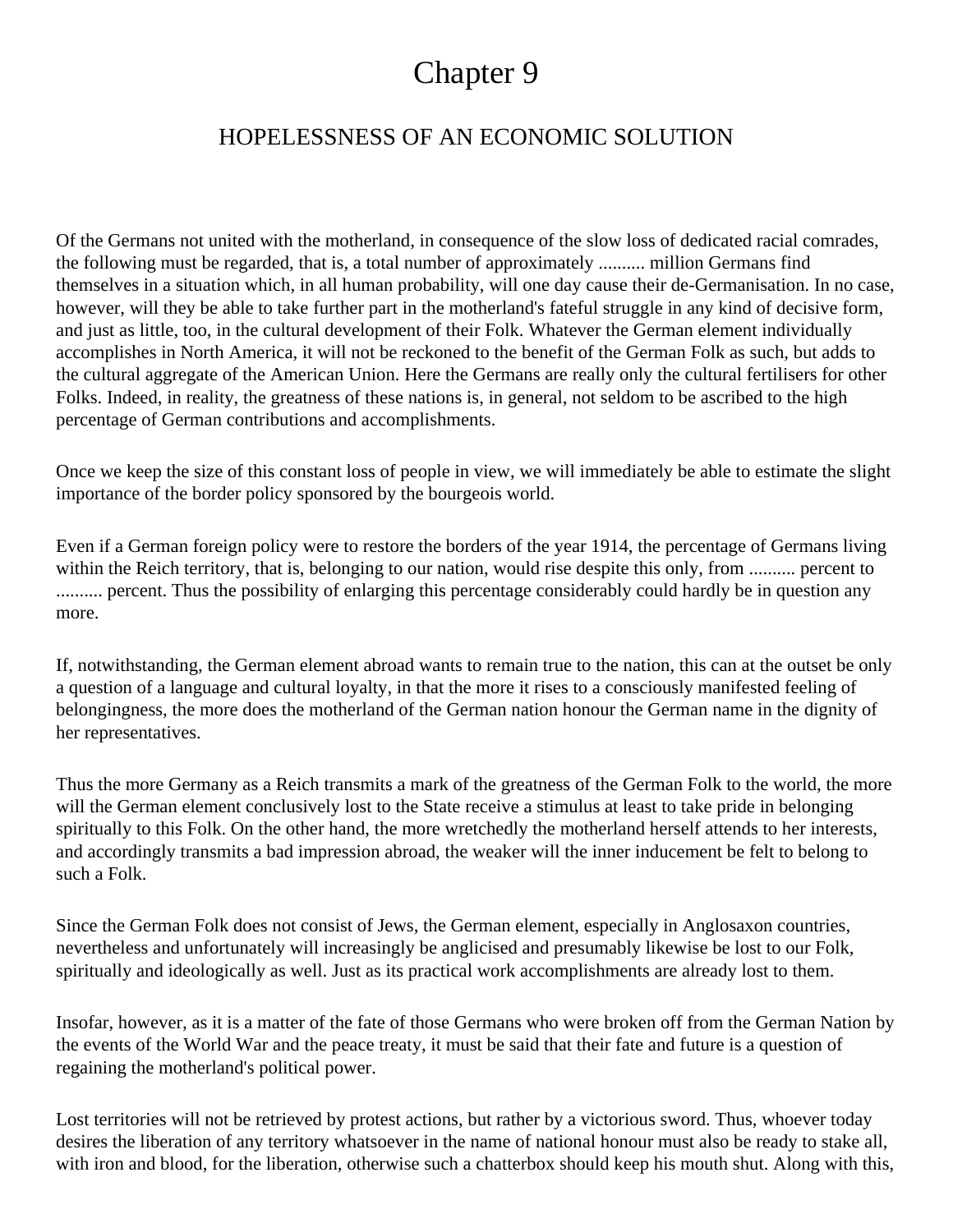# Chapter 9

## HOPELESSNESS OF AN ECONOMIC SOLUTION

Of the Germans not united with the motherland, in consequence of the slow loss of dedicated racial comrades, the following must be regarded, that is, a total number of approximately .......... million Germans find themselves in a situation which, in all human probability, will one day cause their de-Germanisation. In no case, however, will they be able to take further part in the motherland's fateful struggle in any kind of decisive form, and just as little, too, in the cultural development of their Folk. Whatever the German element individually accomplishes in North America, it will not be reckoned to the benefit of the German Folk as such, but adds to the cultural aggregate of the American Union. Here the Germans are really only the cultural fertilisers for other Folks. Indeed, in reality, the greatness of these nations is, in general, not seldom to be ascribed to the high percentage of German contributions and accomplishments.

Once we keep the size of this constant loss of people in view, we will immediately be able to estimate the slight importance of the border policy sponsored by the bourgeois world.

Even if a German foreign policy were to restore the borders of the year 1914, the percentage of Germans living within the Reich territory, that is, belonging to our nation, would rise despite this only, from .......... percent to .......... percent. Thus the possibility of enlarging this percentage considerably could hardly be in question any more.

If, notwithstanding, the German element abroad wants to remain true to the nation, this can at the outset be only a question of a language and cultural loyalty, in that the more it rises to a consciously manifested feeling of belongingness, the more does the motherland of the German nation honour the German name in the dignity of her representatives.

Thus the more Germany as a Reich transmits a mark of the greatness of the German Folk to the world, the more will the German element conclusively lost to the State receive a stimulus at least to take pride in belonging spiritually to this Folk. On the other hand, the more wretchedly the motherland herself attends to her interests, and accordingly transmits a bad impression abroad, the weaker will the inner inducement be felt to belong to such a Folk.

Since the German Folk does not consist of Jews, the German element, especially in Anglosaxon countries, nevertheless and unfortunately will increasingly be anglicised and presumably likewise be lost to our Folk, spiritually and ideologically as well. Just as its practical work accomplishments are already lost to them.

Insofar, however, as it is a matter of the fate of those Germans who were broken off from the German Nation by the events of the World War and the peace treaty, it must be said that their fate and future is a question of regaining the motherland's political power.

Lost territories will not be retrieved by protest actions, but rather by a victorious sword. Thus, whoever today desires the liberation of any territory whatsoever in the name of national honour must also be ready to stake all, with iron and blood, for the liberation, otherwise such a chatterbox should keep his mouth shut. Along with this,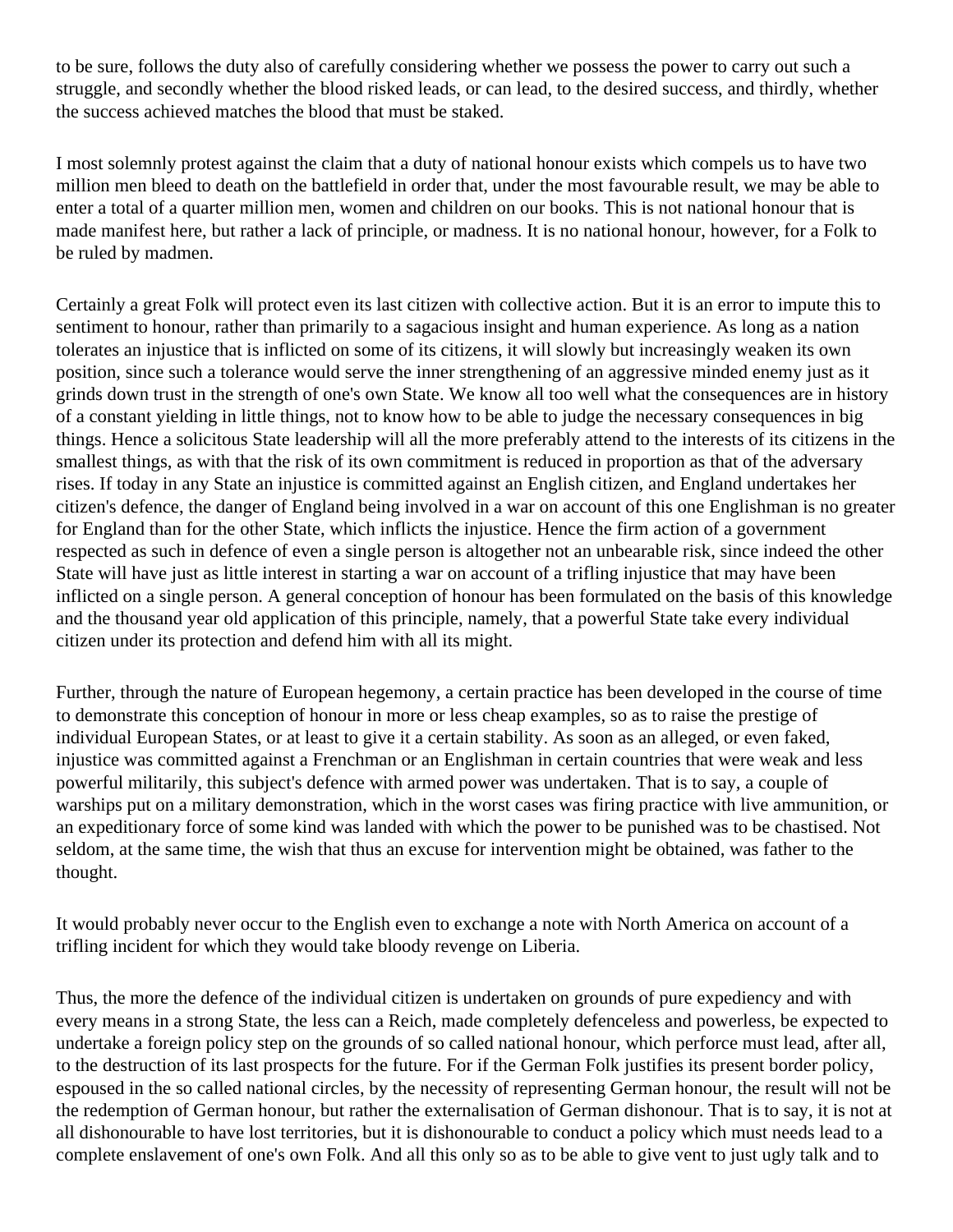to be sure, follows the duty also of carefully considering whether we possess the power to carry out such a struggle, and secondly whether the blood risked leads, or can lead, to the desired success, and thirdly, whether the success achieved matches the blood that must be staked.

I most solemnly protest against the claim that a duty of national honour exists which compels us to have two million men bleed to death on the battlefield in order that, under the most favourable result, we may be able to enter a total of a quarter million men, women and children on our books. This is not national honour that is made manifest here, but rather a lack of principle, or madness. It is no national honour, however, for a Folk to be ruled by madmen.

Certainly a great Folk will protect even its last citizen with collective action. But it is an error to impute this to sentiment to honour, rather than primarily to a sagacious insight and human experience. As long as a nation tolerates an injustice that is inflicted on some of its citizens, it will slowly but increasingly weaken its own position, since such a tolerance would serve the inner strengthening of an aggressive minded enemy just as it grinds down trust in the strength of one's own State. We know all too well what the consequences are in history of a constant yielding in little things, not to know how to be able to judge the necessary consequences in big things. Hence a solicitous State leadership will all the more preferably attend to the interests of its citizens in the smallest things, as with that the risk of its own commitment is reduced in proportion as that of the adversary rises. If today in any State an injustice is committed against an English citizen, and England undertakes her citizen's defence, the danger of England being involved in a war on account of this one Englishman is no greater for England than for the other State, which inflicts the injustice. Hence the firm action of a government respected as such in defence of even a single person is altogether not an unbearable risk, since indeed the other State will have just as little interest in starting a war on account of a trifling injustice that may have been inflicted on a single person. A general conception of honour has been formulated on the basis of this knowledge and the thousand year old application of this principle, namely, that a powerful State take every individual citizen under its protection and defend him with all its might.

Further, through the nature of European hegemony, a certain practice has been developed in the course of time to demonstrate this conception of honour in more or less cheap examples, so as to raise the prestige of individual European States, or at least to give it a certain stability. As soon as an alleged, or even faked, injustice was committed against a Frenchman or an Englishman in certain countries that were weak and less powerful militarily, this subject's defence with armed power was undertaken. That is to say, a couple of warships put on a military demonstration, which in the worst cases was firing practice with live ammunition, or an expeditionary force of some kind was landed with which the power to be punished was to be chastised. Not seldom, at the same time, the wish that thus an excuse for intervention might be obtained, was father to the thought.

It would probably never occur to the English even to exchange a note with North America on account of a trifling incident for which they would take bloody revenge on Liberia.

Thus, the more the defence of the individual citizen is undertaken on grounds of pure expediency and with every means in a strong State, the less can a Reich, made completely defenceless and powerless, be expected to undertake a foreign policy step on the grounds of so called national honour, which perforce must lead, after all, to the destruction of its last prospects for the future. For if the German Folk justifies its present border policy, espoused in the so called national circles, by the necessity of representing German honour, the result will not be the redemption of German honour, but rather the externalisation of German dishonour. That is to say, it is not at all dishonourable to have lost territories, but it is dishonourable to conduct a policy which must needs lead to a complete enslavement of one's own Folk. And all this only so as to be able to give vent to just ugly talk and to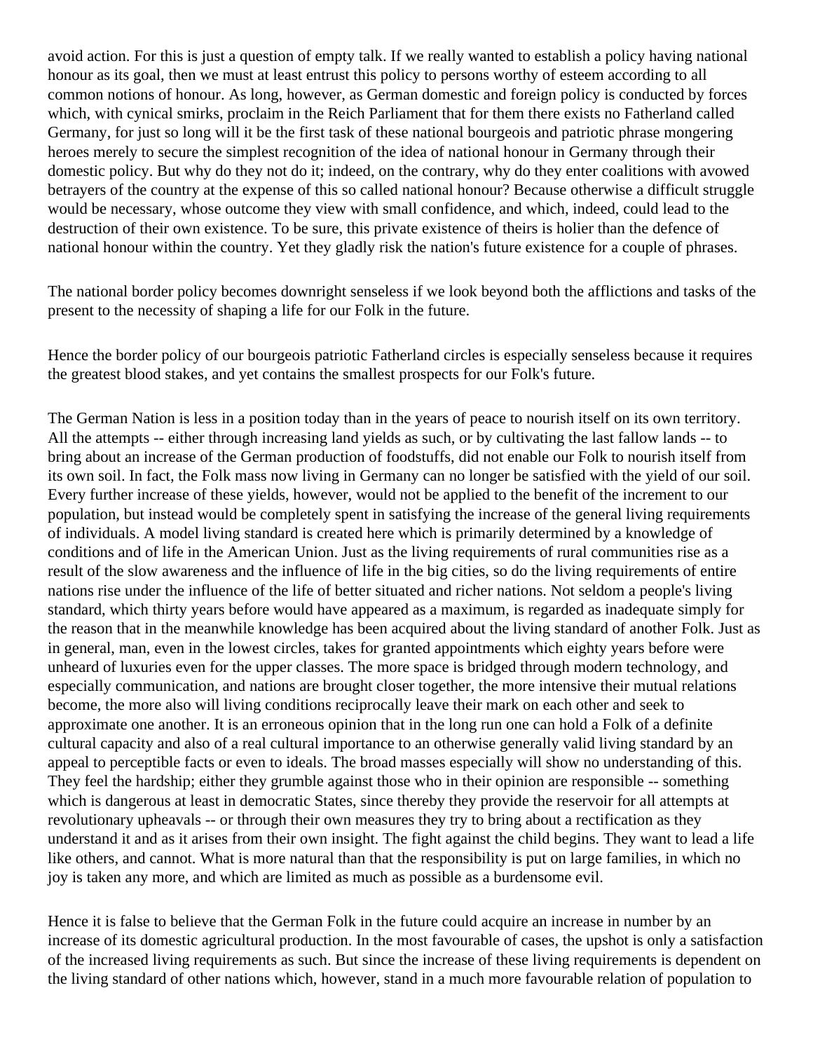avoid action. For this is just a question of empty talk. If we really wanted to establish a policy having national honour as its goal, then we must at least entrust this policy to persons worthy of esteem according to all common notions of honour. As long, however, as German domestic and foreign policy is conducted by forces which, with cynical smirks, proclaim in the Reich Parliament that for them there exists no Fatherland called Germany, for just so long will it be the first task of these national bourgeois and patriotic phrase mongering heroes merely to secure the simplest recognition of the idea of national honour in Germany through their domestic policy. But why do they not do it; indeed, on the contrary, why do they enter coalitions with avowed betrayers of the country at the expense of this so called national honour? Because otherwise a difficult struggle would be necessary, whose outcome they view with small confidence, and which, indeed, could lead to the destruction of their own existence. To be sure, this private existence of theirs is holier than the defence of national honour within the country. Yet they gladly risk the nation's future existence for a couple of phrases.

The national border policy becomes downright senseless if we look beyond both the afflictions and tasks of the present to the necessity of shaping a life for our Folk in the future.

Hence the border policy of our bourgeois patriotic Fatherland circles is especially senseless because it requires the greatest blood stakes, and yet contains the smallest prospects for our Folk's future.

The German Nation is less in a position today than in the years of peace to nourish itself on its own territory. All the attempts -- either through increasing land yields as such, or by cultivating the last fallow lands -- to bring about an increase of the German production of foodstuffs, did not enable our Folk to nourish itself from its own soil. In fact, the Folk mass now living in Germany can no longer be satisfied with the yield of our soil. Every further increase of these yields, however, would not be applied to the benefit of the increment to our population, but instead would be completely spent in satisfying the increase of the general living requirements of individuals. A model living standard is created here which is primarily determined by a knowledge of conditions and of life in the American Union. Just as the living requirements of rural communities rise as a result of the slow awareness and the influence of life in the big cities, so do the living requirements of entire nations rise under the influence of the life of better situated and richer nations. Not seldom a people's living standard, which thirty years before would have appeared as a maximum, is regarded as inadequate simply for the reason that in the meanwhile knowledge has been acquired about the living standard of another Folk. Just as in general, man, even in the lowest circles, takes for granted appointments which eighty years before were unheard of luxuries even for the upper classes. The more space is bridged through modern technology, and especially communication, and nations are brought closer together, the more intensive their mutual relations become, the more also will living conditions reciprocally leave their mark on each other and seek to approximate one another. It is an erroneous opinion that in the long run one can hold a Folk of a definite cultural capacity and also of a real cultural importance to an otherwise generally valid living standard by an appeal to perceptible facts or even to ideals. The broad masses especially will show no understanding of this. They feel the hardship; either they grumble against those who in their opinion are responsible -- something which is dangerous at least in democratic States, since thereby they provide the reservoir for all attempts at revolutionary upheavals -- or through their own measures they try to bring about a rectification as they understand it and as it arises from their own insight. The fight against the child begins. They want to lead a life like others, and cannot. What is more natural than that the responsibility is put on large families, in which no joy is taken any more, and which are limited as much as possible as a burdensome evil.

Hence it is false to believe that the German Folk in the future could acquire an increase in number by an increase of its domestic agricultural production. In the most favourable of cases, the upshot is only a satisfaction of the increased living requirements as such. But since the increase of these living requirements is dependent on the living standard of other nations which, however, stand in a much more favourable relation of population to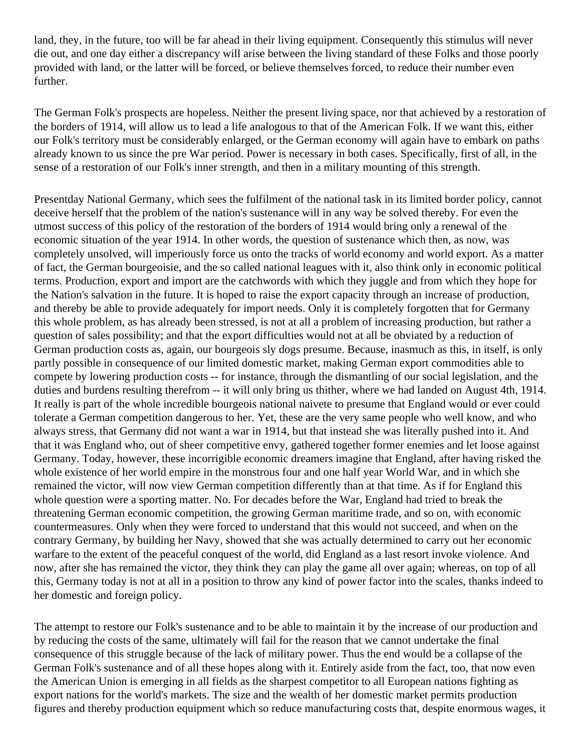land, they, in the future, too will be far ahead in their living equipment. Consequently this stimulus will never die out, and one day either a discrepancy will arise between the living standard of these Folks and those poorly provided with land, or the latter will be forced, or believe themselves forced, to reduce their number even further.

The German Folk's prospects are hopeless. Neither the present living space, nor that achieved by a restoration of the borders of 1914, will allow us to lead a life analogous to that of the American Folk. If we want this, either our Folk's territory must be considerably enlarged, or the German economy will again have to embark on paths already known to us since the pre War period. Power is necessary in both cases. Specifically, first of all, in the sense of a restoration of our Folk's inner strength, and then in a military mounting of this strength.

Presentday National Germany, which sees the fulfilment of the national task in its limited border policy, cannot deceive herself that the problem of the nation's sustenance will in any way be solved thereby. For even the utmost success of this policy of the restoration of the borders of 1914 would bring only a renewal of the economic situation of the year 1914. In other words, the question of sustenance which then, as now, was completely unsolved, will imperiously force us onto the tracks of world economy and world export. As a matter of fact, the German bourgeoisie, and the so called national leagues with it, also think only in economic political terms. Production, export and import are the catchwords with which they juggle and from which they hope for the Nation's salvation in the future. It is hoped to raise the export capacity through an increase of production, and thereby be able to provide adequately for import needs. Only it is completely forgotten that for Germany this whole problem, as has already been stressed, is not at all a problem of increasing production, but rather a question of sales possibility; and that the export difficulties would not at all be obviated by a reduction of German production costs as, again, our bourgeois sly dogs presume. Because, inasmuch as this, in itself, is only partly possible in consequence of our limited domestic market, making German export commodities able to compete by lowering production costs -- for instance, through the dismantling of our social legislation, and the duties and burdens resulting therefrom -- it will only bring us thither, where we had landed on August 4th, 1914. It really is part of the whole incredible bourgeois national naivete to presume that England would or ever could tolerate a German competition dangerous to her. Yet, these are the very same people who well know, and who always stress, that Germany did not want a war in 1914, but that instead she was literally pushed into it. And that it was England who, out of sheer competitive envy, gathered together former enemies and let loose against Germany. Today, however, these incorrigible economic dreamers imagine that England, after having risked the whole existence of her world empire in the monstrous four and one half year World War, and in which she remained the victor, will now view German competition differently than at that time. As if for England this whole question were a sporting matter. No. For decades before the War, England had tried to break the threatening German economic competition, the growing German maritime trade, and so on, with economic countermeasures. Only when they were forced to understand that this would not succeed, and when on the contrary Germany, by building her Navy, showed that she was actually determined to carry out her economic warfare to the extent of the peaceful conquest of the world, did England as a last resort invoke violence. And now, after she has remained the victor, they think they can play the game all over again; whereas, on top of all this, Germany today is not at all in a position to throw any kind of power factor into the scales, thanks indeed to her domestic and foreign policy.

The attempt to restore our Folk's sustenance and to be able to maintain it by the increase of our production and by reducing the costs of the same, ultimately will fail for the reason that we cannot undertake the final consequence of this struggle because of the lack of military power. Thus the end would be a collapse of the German Folk's sustenance and of all these hopes along with it. Entirely aside from the fact, too, that now even the American Union is emerging in all fields as the sharpest competitor to all European nations fighting as export nations for the world's markets. The size and the wealth of her domestic market permits production figures and thereby production equipment which so reduce manufacturing costs that, despite enormous wages, it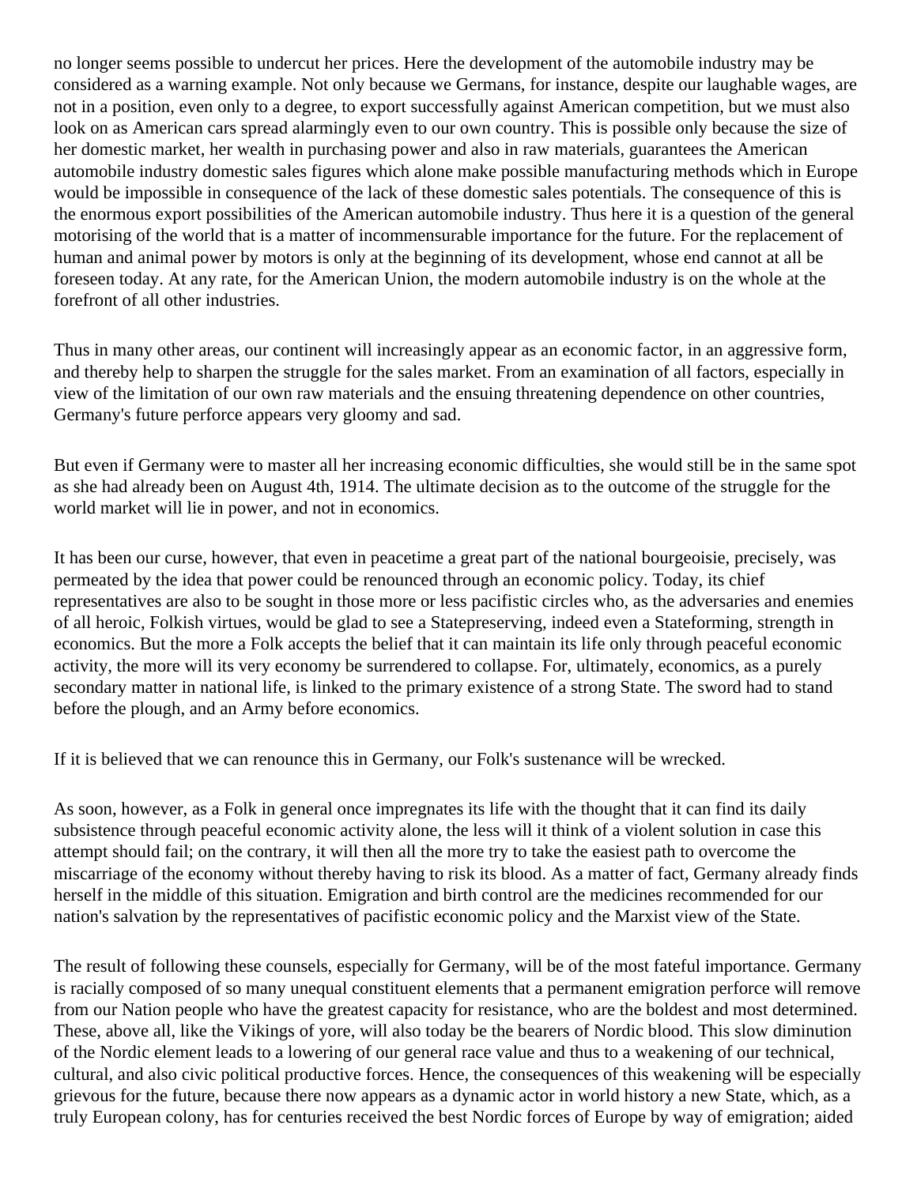no longer seems possible to undercut her prices. Here the development of the automobile industry may be considered as a warning example. Not only because we Germans, for instance, despite our laughable wages, are not in a position, even only to a degree, to export successfully against American competition, but we must also look on as American cars spread alarmingly even to our own country. This is possible only because the size of her domestic market, her wealth in purchasing power and also in raw materials, guarantees the American automobile industry domestic sales figures which alone make possible manufacturing methods which in Europe would be impossible in consequence of the lack of these domestic sales potentials. The consequence of this is the enormous export possibilities of the American automobile industry. Thus here it is a question of the general motorising of the world that is a matter of incommensurable importance for the future. For the replacement of human and animal power by motors is only at the beginning of its development, whose end cannot at all be foreseen today. At any rate, for the American Union, the modern automobile industry is on the whole at the forefront of all other industries.

Thus in many other areas, our continent will increasingly appear as an economic factor, in an aggressive form, and thereby help to sharpen the struggle for the sales market. From an examination of all factors, especially in view of the limitation of our own raw materials and the ensuing threatening dependence on other countries, Germany's future perforce appears very gloomy and sad.

But even if Germany were to master all her increasing economic difficulties, she would still be in the same spot as she had already been on August 4th, 1914. The ultimate decision as to the outcome of the struggle for the world market will lie in power, and not in economics.

It has been our curse, however, that even in peacetime a great part of the national bourgeoisie, precisely, was permeated by the idea that power could be renounced through an economic policy. Today, its chief representatives are also to be sought in those more or less pacifistic circles who, as the adversaries and enemies of all heroic, Folkish virtues, would be glad to see a Statepreserving, indeed even a Stateforming, strength in economics. But the more a Folk accepts the belief that it can maintain its life only through peaceful economic activity, the more will its very economy be surrendered to collapse. For, ultimately, economics, as a purely secondary matter in national life, is linked to the primary existence of a strong State. The sword had to stand before the plough, and an Army before economics.

If it is believed that we can renounce this in Germany, our Folk's sustenance will be wrecked.

As soon, however, as a Folk in general once impregnates its life with the thought that it can find its daily subsistence through peaceful economic activity alone, the less will it think of a violent solution in case this attempt should fail; on the contrary, it will then all the more try to take the easiest path to overcome the miscarriage of the economy without thereby having to risk its blood. As a matter of fact, Germany already finds herself in the middle of this situation. Emigration and birth control are the medicines recommended for our nation's salvation by the representatives of pacifistic economic policy and the Marxist view of the State.

The result of following these counsels, especially for Germany, will be of the most fateful importance. Germany is racially composed of so many unequal constituent elements that a permanent emigration perforce will remove from our Nation people who have the greatest capacity for resistance, who are the boldest and most determined. These, above all, like the Vikings of yore, will also today be the bearers of Nordic blood. This slow diminution of the Nordic element leads to a lowering of our general race value and thus to a weakening of our technical, cultural, and also civic political productive forces. Hence, the consequences of this weakening will be especially grievous for the future, because there now appears as a dynamic actor in world history a new State, which, as a truly European colony, has for centuries received the best Nordic forces of Europe by way of emigration; aided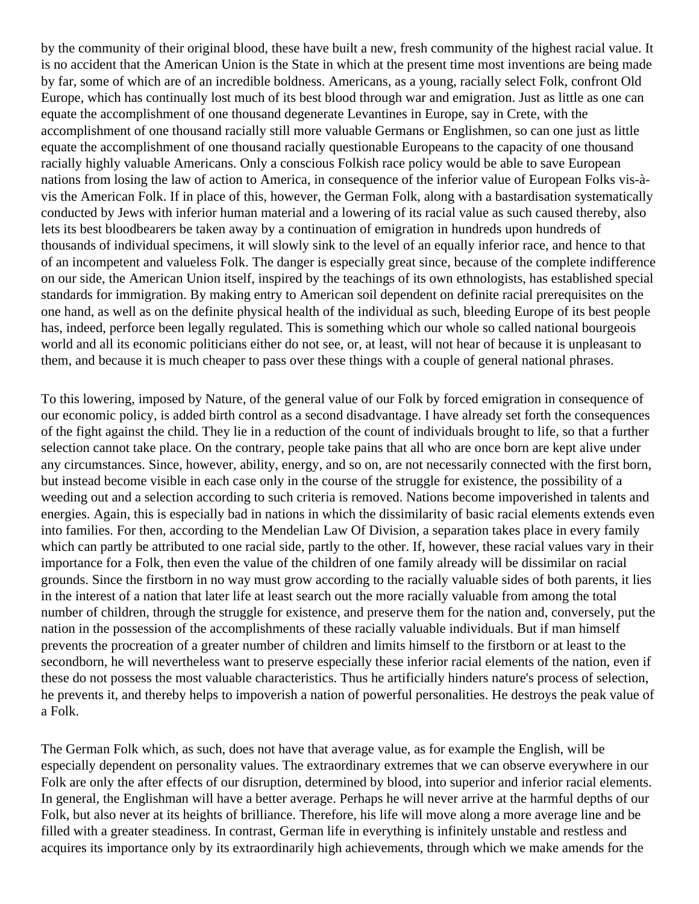by the community of their original blood, these have built a new, fresh community of the highest racial value. It is no accident that the American Union is the State in which at the present time most inventions are being made by far, some of which are of an incredible boldness. Americans, as a young, racially select Folk, confront Old Europe, which has continually lost much of its best blood through war and emigration. Just as little as one can equate the accomplishment of one thousand degenerate Levantines in Europe, say in Crete, with the accomplishment of one thousand racially still more valuable Germans or Englishmen, so can one just as little equate the accomplishment of one thousand racially questionable Europeans to the capacity of one thousand racially highly valuable Americans. Only a conscious Folkish race policy would be able to save European nations from losing the law of action to America, in consequence of the inferior value of European Folks vis-à-vis the American Folk. If in place of this, however, the German Folk, along with a bastardisation systematically conducted by Jews with inferior human material and a lowering of its racial value as such caused thereby, also lets its best bloodbearers be taken away by a continuation of emigration in hundreds upon hundreds of thousands of individual specimens, it will slowly sink to the level of an equally inferior race, and hence to that of an incompetent and valueless Folk. The danger is especially great since, because of the complete indifference on our side, the American Union itself, inspired by the teachings of its own ethnologists, has established special standards for immigration. By making entry to American soil dependent on definite racial prerequisites on the one hand, as well as on the definite physical health of the individual as such, bleeding Europe of its best people has, indeed, perforce been legally regulated. This is something which our whole so called national bourgeois world and all its economic politicians either do not see, or, at least, will not hear of because it is unpleasant to them, and because it is much cheaper to pass over these things with a couple of general national phrases.

To this lowering, imposed by Nature, of the general value of our Folk by forced emigration in consequence of our economic policy, is added birth control as a second disadvantage. I have already set forth the consequences of the fight against the child. They lie in a reduction of the count of individuals brought to life, so that a further selection cannot take place. On the contrary, people take pains that all who are once born are kept alive under any circumstances. Since, however, ability, energy, and so on, are not necessarily connected with the first born, but instead become visible in each case only in the course of the struggle for existence, the possibility of a weeding out and a selection according to such criteria is removed. Nations become impoverished in talents and energies. Again, this is especially bad in nations in which the dissimilarity of basic racial elements extends even into families. For then, according to the Mendelian Law Of Division, a separation takes place in every family which can partly be attributed to one racial side, partly to the other. If, however, these racial values vary in their importance for a Folk, then even the value of the children of one family already will be dissimilar on racial grounds. Since the firstborn in no way must grow according to the racially valuable sides of both parents, it lies in the interest of a nation that later life at least search out the more racially valuable from among the total number of children, through the struggle for existence, and preserve them for the nation and, conversely, put the nation in the possession of the accomplishments of these racially valuable individuals. But if man himself prevents the procreation of a greater number of children and limits himself to the firstborn or at least to the secondborn, he will nevertheless want to preserve especially these inferior racial elements of the nation, even if these do not possess the most valuable characteristics. Thus he artificially hinders nature's process of selection, he prevents it, and thereby helps to impoverish a nation of powerful personalities. He destroys the peak value of a Folk.

The German Folk which, as such, does not have that average value, as for example the English, will be especially dependent on personality values. The extraordinary extremes that we can observe everywhere in our Folk are only the after effects of our disruption, determined by blood, into superior and inferior racial elements. In general, the Englishman will have a better average. Perhaps he will never arrive at the harmful depths of our Folk, but also never at its heights of brilliance. Therefore, his life will move along a more average line and be filled with a greater steadiness. In contrast, German life in everything is infinitely unstable and restless and acquires its importance only by its extraordinarily high achievements, through which we make amends for the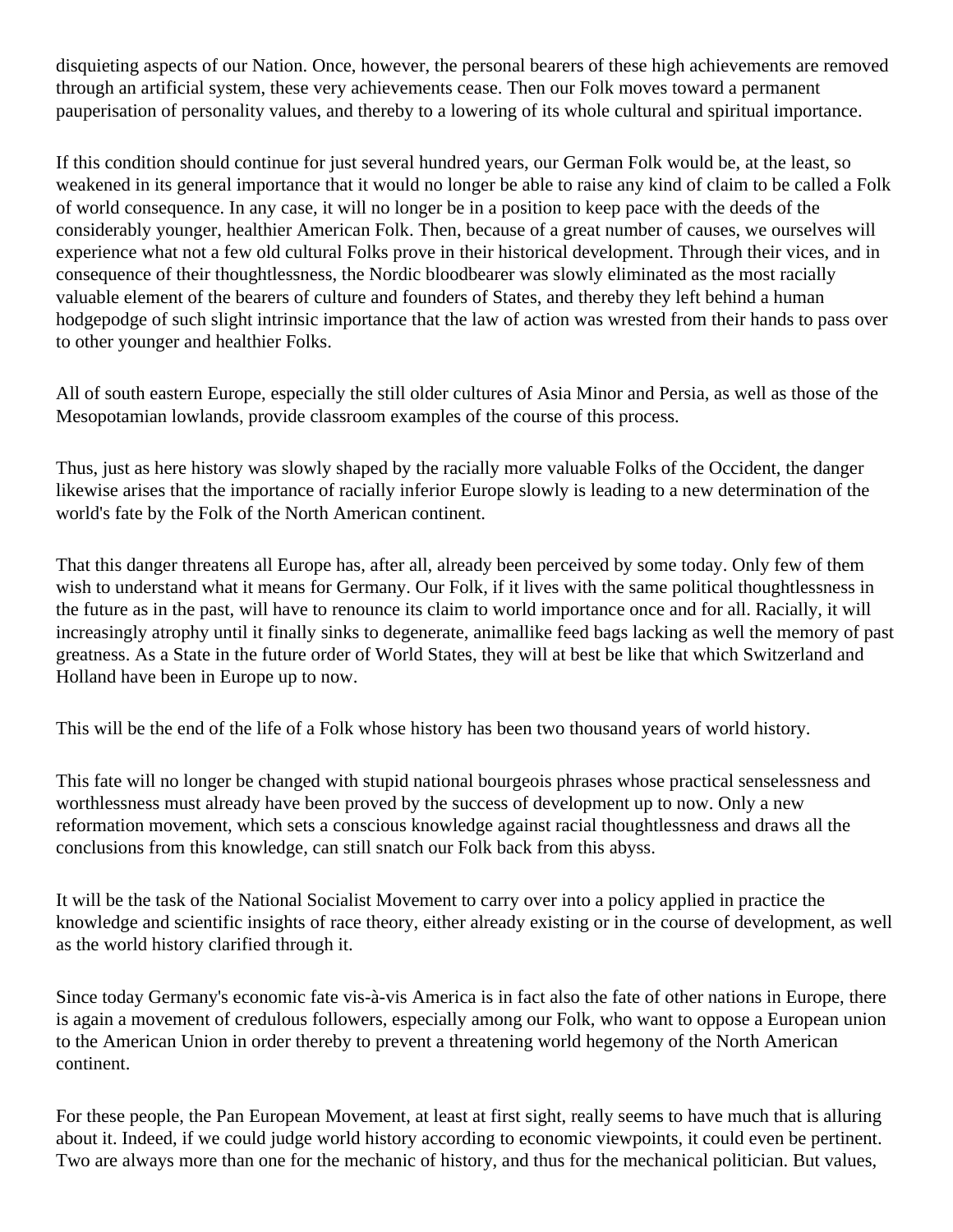disquieting aspects of our Nation. Once, however, the personal bearers of these high achievements are removed through an artificial system, these very achievements cease. Then our Folk moves toward a permanent pauperisation of personality values, and thereby to a lowering of its whole cultural and spiritual importance.

If this condition should continue for just several hundred years, our German Folk would be, at the least, so weakened in its general importance that it would no longer be able to raise any kind of claim to be called a Folk of world consequence. In any case, it will no longer be in a position to keep pace with the deeds of the considerably younger, healthier American Folk. Then, because of a great number of causes, we ourselves will experience what not a few old cultural Folks prove in their historical development. Through their vices, and in consequence of their thoughtlessness, the Nordic bloodbearer was slowly eliminated as the most racially valuable element of the bearers of culture and founders of States, and thereby they left behind a human hodgepodge of such slight intrinsic importance that the law of action was wrested from their hands to pass over to other younger and healthier Folks.

All of south eastern Europe, especially the still older cultures of Asia Minor and Persia, as well as those of the Mesopotamian lowlands, provide classroom examples of the course of this process.

Thus, just as here history was slowly shaped by the racially more valuable Folks of the Occident, the danger likewise arises that the importance of racially inferior Europe slowly is leading to a new determination of the world's fate by the Folk of the North American continent.

That this danger threatens all Europe has, after all, already been perceived by some today. Only few of them wish to understand what it means for Germany. Our Folk, if it lives with the same political thoughtlessness in the future as in the past, will have to renounce its claim to world importance once and for all. Racially, it will increasingly atrophy until it finally sinks to degenerate, animallike feed bags lacking as well the memory of past greatness. As a State in the future order of World States, they will at best be like that which Switzerland and Holland have been in Europe up to now.

This will be the end of the life of a Folk whose history has been two thousand years of world history.

This fate will no longer be changed with stupid national bourgeois phrases whose practical senselessness and worthlessness must already have been proved by the success of development up to now. Only a new reformation movement, which sets a conscious knowledge against racial thoughtlessness and draws all the conclusions from this knowledge, can still snatch our Folk back from this abyss.

It will be the task of the National Socialist Movement to carry over into a policy applied in practice the knowledge and scientific insights of race theory, either already existing or in the course of development, as well as the world history clarified through it.

Since today Germany's economic fate vis-à-vis America is in fact also the fate of other nations in Europe, there is again a movement of credulous followers, especially among our Folk, who want to oppose a European union to the American Union in order thereby to prevent a threatening world hegemony of the North American continent.

For these people, the Pan European Movement, at least at first sight, really seems to have much that is alluring about it. Indeed, if we could judge world history according to economic viewpoints, it could even be pertinent. Two are always more than one for the mechanic of history, and thus for the mechanical politician. But values,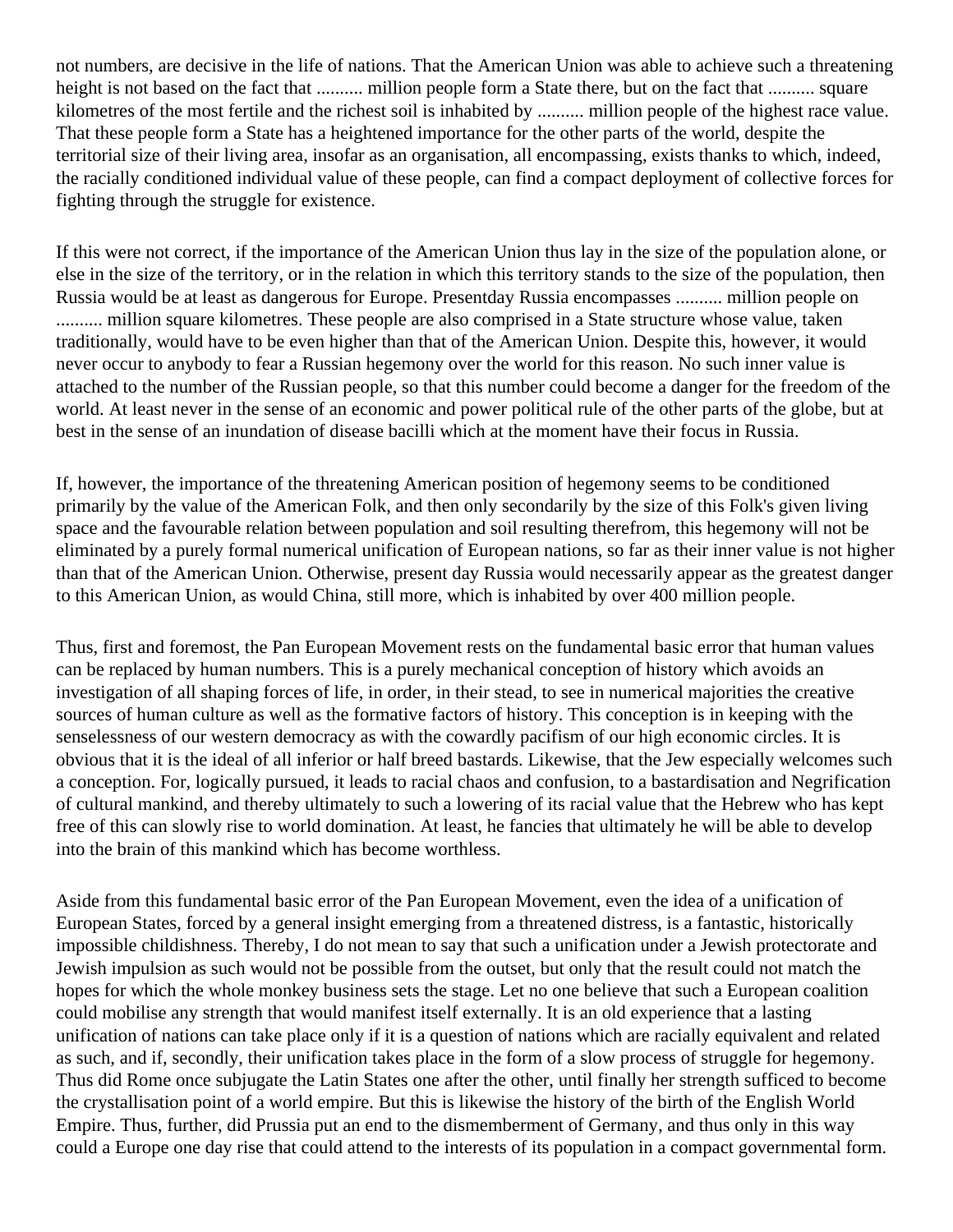not numbers, are decisive in the life of nations. That the American Union was able to achieve such a threatening height is not based on the fact that .......... million people form a State there, but on the fact that .......... square kilometres of the most fertile and the richest soil is inhabited by .......... million people of the highest race value. That these people form a State has a heightened importance for the other parts of the world, despite the territorial size of their living area, insofar as an organisation, all encompassing, exists thanks to which, indeed, the racially conditioned individual value of these people, can find a compact deployment of collective forces for fighting through the struggle for existence.

If this were not correct, if the importance of the American Union thus lay in the size of the population alone, or else in the size of the territory, or in the relation in which this territory stands to the size of the population, then Russia would be at least as dangerous for Europe. Presentday Russia encompasses .......... million people on .......... million square kilometres. These people are also comprised in a State structure whose value, taken traditionally, would have to be even higher than that of the American Union. Despite this, however, it would never occur to anybody to fear a Russian hegemony over the world for this reason. No such inner value is attached to the number of the Russian people, so that this number could become a danger for the freedom of the world. At least never in the sense of an economic and power political rule of the other parts of the globe, but at best in the sense of an inundation of disease bacilli which at the moment have their focus in Russia.

If, however, the importance of the threatening American position of hegemony seems to be conditioned primarily by the value of the American Folk, and then only secondarily by the size of this Folk's given living space and the favourable relation between population and soil resulting therefrom, this hegemony will not be eliminated by a purely formal numerical unification of European nations, so far as their inner value is not higher than that of the American Union. Otherwise, present day Russia would necessarily appear as the greatest danger to this American Union, as would China, still more, which is inhabited by over 400 million people.

Thus, first and foremost, the Pan European Movement rests on the fundamental basic error that human values can be replaced by human numbers. This is a purely mechanical conception of history which avoids an investigation of all shaping forces of life, in order, in their stead, to see in numerical majorities the creative sources of human culture as well as the formative factors of history. This conception is in keeping with the senselessness of our western democracy as with the cowardly pacifism of our high economic circles. It is obvious that it is the ideal of all inferior or half breed bastards. Likewise, that the Jew especially welcomes such a conception. For, logically pursued, it leads to racial chaos and confusion, to a bastardisation and Negrification of cultural mankind, and thereby ultimately to such a lowering of its racial value that the Hebrew who has kept free of this can slowly rise to world domination. At least, he fancies that ultimately he will be able to develop into the brain of this mankind which has become worthless.

Aside from this fundamental basic error of the Pan European Movement, even the idea of a unification of European States, forced by a general insight emerging from a threatened distress, is a fantastic, historically impossible childishness. Thereby, I do not mean to say that such a unification under a Jewish protectorate and Jewish impulsion as such would not be possible from the outset, but only that the result could not match the hopes for which the whole monkey business sets the stage. Let no one believe that such a European coalition could mobilise any strength that would manifest itself externally. It is an old experience that a lasting unification of nations can take place only if it is a question of nations which are racially equivalent and related as such, and if, secondly, their unification takes place in the form of a slow process of struggle for hegemony. Thus did Rome once subjugate the Latin States one after the other, until finally her strength sufficed to become the crystallisation point of a world empire. But this is likewise the history of the birth of the English World Empire. Thus, further, did Prussia put an end to the dismemberment of Germany, and thus only in this way could a Europe one day rise that could attend to the interests of its population in a compact governmental form.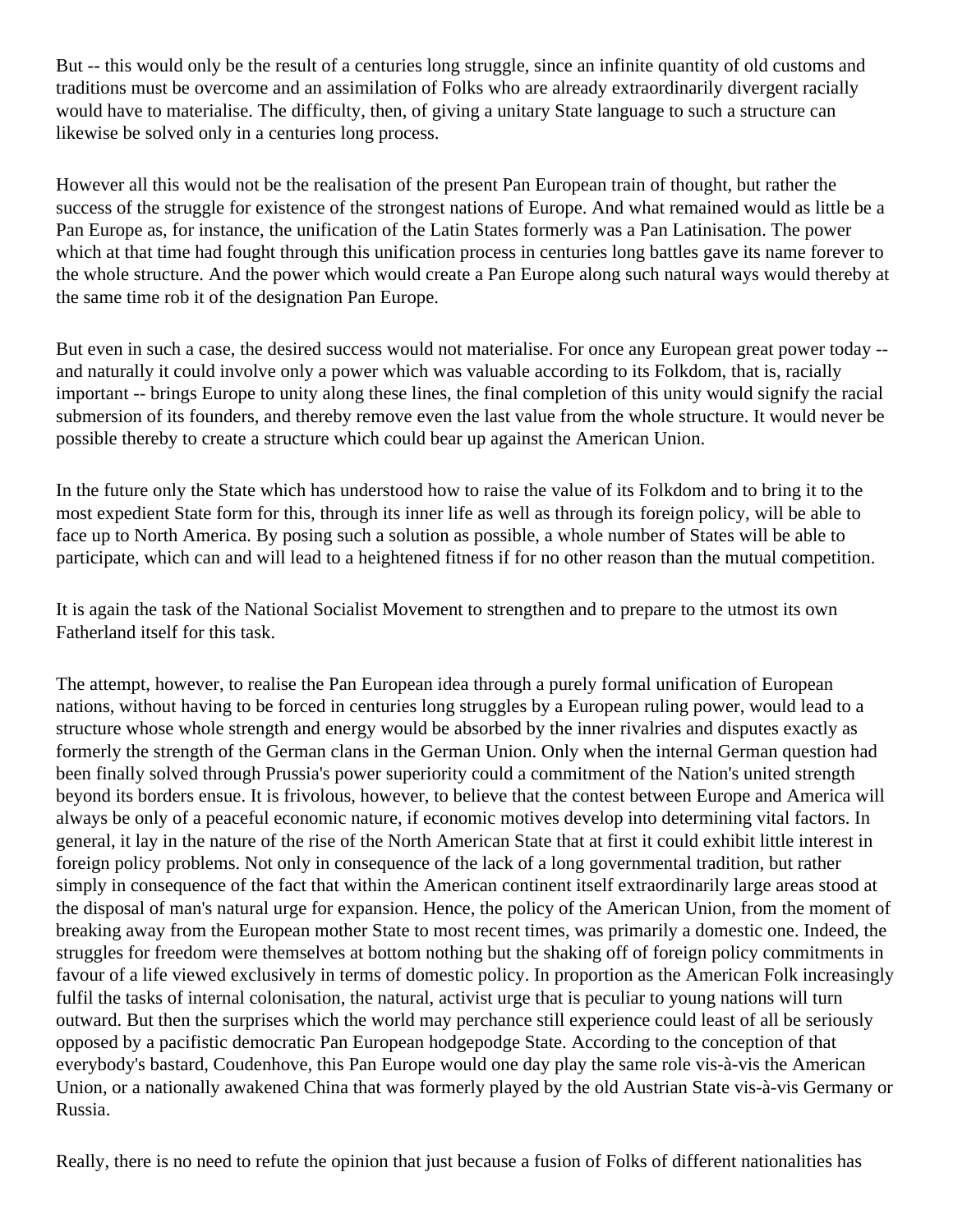But -- this would only be the result of a centuries long struggle, since an infinite quantity of old customs and traditions must be overcome and an assimilation of Folks who are already extraordinarily divergent racially would have to materialise. The difficulty, then, of giving a unitary State language to such a structure can likewise be solved only in a centuries long process.

However all this would not be the realisation of the present Pan European train of thought, but rather the success of the struggle for existence of the strongest nations of Europe. And what remained would as little be a Pan Europe as, for instance, the unification of the Latin States formerly was a Pan Latinisation. The power which at that time had fought through this unification process in centuries long battles gave its name forever to the whole structure. And the power which would create a Pan Europe along such natural ways would thereby at the same time rob it of the designation Pan Europe.

But even in such a case, the desired success would not materialise. For once any European great power today -- and naturally it could involve only a power which was valuable according to its Folkdom, that is, racially important -- brings Europe to unity along these lines, the final completion of this unity would signify the racial submersion of its founders, and thereby remove even the last value from the whole structure. It would never be possible thereby to create a structure which could bear up against the American Union.

In the future only the State which has understood how to raise the value of its Folkdom and to bring it to the most expedient State form for this, through its inner life as well as through its foreign policy, will be able to face up to North America. By posing such a solution as possible, a whole number of States will be able to participate, which can and will lead to a heightened fitness if for no other reason than the mutual competition.

It is again the task of the National Socialist Movement to strengthen and to prepare to the utmost its own Fatherland itself for this task.

The attempt, however, to realise the Pan European idea through a purely formal unification of European nations, without having to be forced in centuries long struggles by a European ruling power, would lead to a structure whose whole strength and energy would be absorbed by the inner rivalries and disputes exactly as formerly the strength of the German clans in the German Union. Only when the internal German question had been finally solved through Prussia's power superiority could a commitment of the Nation's united strength beyond its borders ensue. It is frivolous, however, to believe that the contest between Europe and America will always be only of a peaceful economic nature, if economic motives develop into determining vital factors. In general, it lay in the nature of the rise of the North American State that at first it could exhibit little interest in foreign policy problems. Not only in consequence of the lack of a long governmental tradition, but rather simply in consequence of the fact that within the American continent itself extraordinarily large areas stood at the disposal of man's natural urge for expansion. Hence, the policy of the American Union, from the moment of breaking away from the European mother State to most recent times, was primarily a domestic one. Indeed, the struggles for freedom were themselves at bottom nothing but the shaking off of foreign policy commitments in favour of a life viewed exclusively in terms of domestic policy. In proportion as the American Folk increasingly fulfil the tasks of internal colonisation, the natural, activist urge that is peculiar to young nations will turn outward. But then the surprises which the world may perchance still experience could least of all be seriously opposed by a pacifistic democratic Pan European hodgepodge State. According to the conception of that everybody's bastard, Coudenhove, this Pan Europe would one day play the same role vis-à-vis the American Union, or a nationally awakened China that was formerly played by the old Austrian State vis-à-vis Germany or Russia.

Really, there is no need to refute the opinion that just because a fusion of Folks of different nationalities has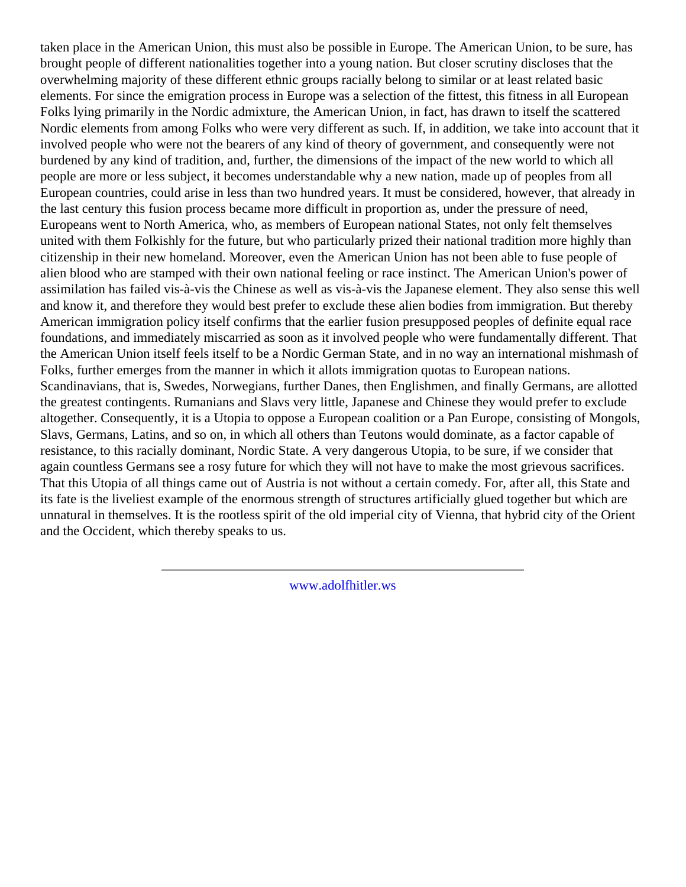taken place in the American Union, this must also be possible in Europe. The American Union, to be sure, has brought people of different nationalities together into a young nation. But closer scrutiny discloses that the overwhelming majority of these different ethnic groups racially belong to similar or at least related basic elements. For since the emigration process in Europe was a selection of the fittest, this fitness in all European Folks lying primarily in the Nordic admixture, the American Union, in fact, has drawn to itself the scattered Nordic elements from among Folks who were very different as such. If, in addition, we take into account that it involved people who were not the bearers of any kind of theory of government, and consequently were not burdened by any kind of tradition, and, further, the dimensions of the impact of the new world to which all people are more or less subject, it becomes understandable why a new nation, made up of peoples from all European countries, could arise in less than two hundred years. It must be considered, however, that already in the last century this fusion process became more difficult in proportion as, under the pressure of need, Europeans went to North America, who, as members of European national States, not only felt themselves united with them Folkishly for the future, but who particularly prized their national tradition more highly than citizenship in their new homeland. Moreover, even the American Union has not been able to fuse people of alien blood who are stamped with their own national feeling or race instinct. The American Union's power of assimilation has failed vis-à-vis the Chinese as well as vis-à-vis the Japanese element. They also sense this well and know it, and therefore they would best prefer to exclude these alien bodies from immigration. But thereby American immigration policy itself confirms that the earlier fusion presupposed peoples of definite equal race foundations, and immediately miscarried as soon as it involved people who were fundamentally different. That the American Union itself feels itself to be a Nordic German State, and in no way an international mishmash of Folks, further emerges from the manner in which it allots immigration quotas to European nations. Scandinavians, that is, Swedes, Norwegians, further Danes, then Englishmen, and finally Germans, are allotted the greatest contingents. Rumanians and Slavs very little, Japanese and Chinese they would prefer to exclude altogether. Consequently, it is a Utopia to oppose a European coalition or a Pan Europe, consisting of Mongols, Slavs, Germans, Latins, and so on, in which all others than Teutons would dominate, as a factor capable of resistance, to this racially dominant, Nordic State. A very dangerous Utopia, to be sure, if we consider that again countless Germans see a rosy future for which they will not have to make the most grievous sacrifices. That this Utopia of all things came out of Austria is not without a certain comedy. For, after all, this State and its fate is the liveliest example of the enormous strength of structures artificially glued together but which are unnatural in themselves. It is the rootless spirit of the old imperial city of Vienna, that hybrid city of the Orient and the Occident, which thereby speaks to us.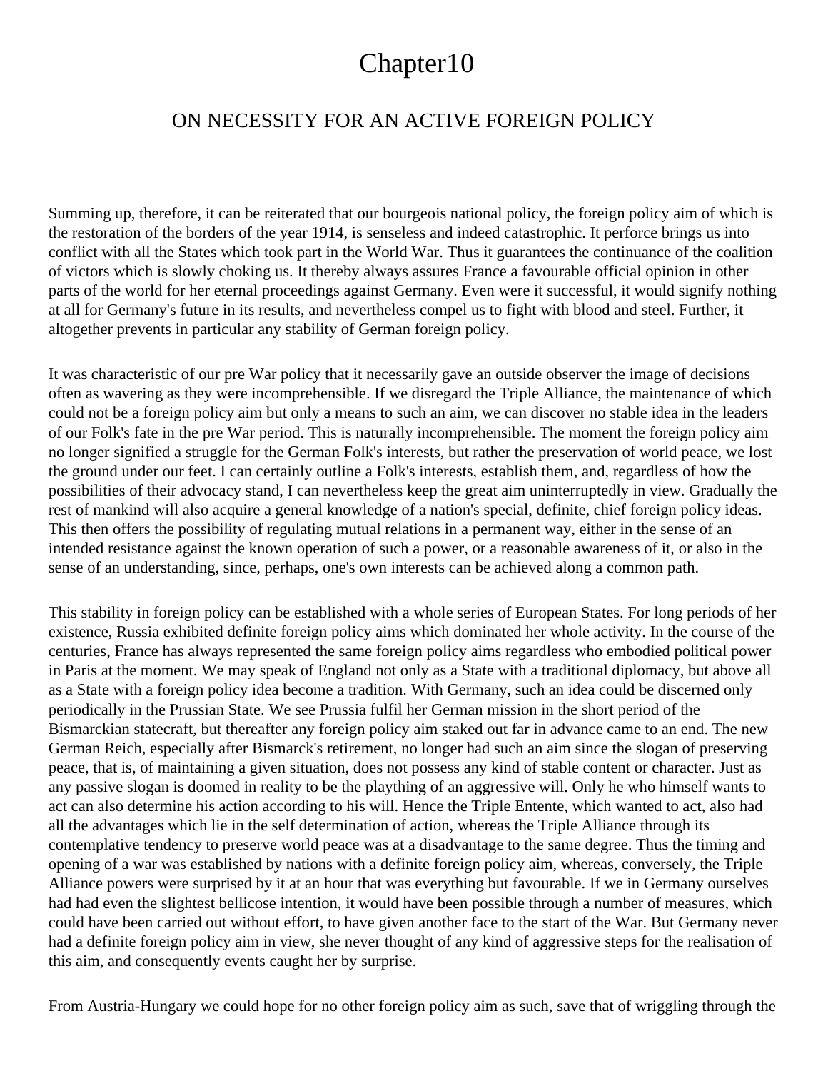# Chapter10

## ON NECESSITY FOR AN ACTIVE FOREIGN POLICY

Summing up, therefore, it can be reiterated that our bourgeois national policy, the foreign policy aim of which is the restoration of the borders of the year 1914, is senseless and indeed catastrophic. It perforce brings us into conflict with all the States which took part in the World War. Thus it guarantees the continuance of the coalition of victors which is slowly choking us. It thereby always assures France a favourable official opinion in other parts of the world for her eternal proceedings against Germany. Even were it successful, it would signify nothing at all for Germany's future in its results, and nevertheless compel us to fight with blood and steel. Further, it altogether prevents in particular any stability of German foreign policy.

It was characteristic of our pre War policy that it necessarily gave an outside observer the image of decisions often as wavering as they were incomprehensible. If we disregard the Triple Alliance, the maintenance of which could not be a foreign policy aim but only a means to such an aim, we can discover no stable idea in the leaders of our Folk's fate in the pre War period. This is naturally incomprehensible. The moment the foreign policy aim no longer signified a struggle for the German Folk's interests, but rather the preservation of world peace, we lost the ground under our feet. I can certainly outline a Folk's interests, establish them, and, regardless of how the possibilities of their advocacy stand, I can nevertheless keep the great aim uninterruptedly in view. Gradually the rest of mankind will also acquire a general knowledge of a nation's special, definite, chief foreign policy ideas. This then offers the possibility of regulating mutual relations in a permanent way, either in the sense of an intended resistance against the known operation of such a power, or a reasonable awareness of it, or also in the sense of an understanding, since, perhaps, one's own interests can be achieved along a common path.

This stability in foreign policy can be established with a whole series of European States. For long periods of her existence, Russia exhibited definite foreign policy aims which dominated her whole activity. In the course of the centuries, France has always represented the same foreign policy aims regardless who embodied political power in Paris at the moment. We may speak of England not only as a State with a traditional diplomacy, but above all as a State with a foreign policy idea become a tradition. With Germany, such an idea could be discerned only periodically in the Prussian State. We see Prussia fulfil her German mission in the short period of the Bismarckian statecraft, but thereafter any foreign policy aim staked out far in advance came to an end. The new German Reich, especially after Bismarck's retirement, no longer had such an aim since the slogan of preserving peace, that is, of maintaining a given situation, does not possess any kind of stable content or character. Just as any passive slogan is doomed in reality to be the plaything of an aggressive will. Only he who himself wants to act can also determine his action according to his will. Hence the Triple Entente, which wanted to act, also had all the advantages which lie in the self determination of action, whereas the Triple Alliance through its contemplative tendency to preserve world peace was at a disadvantage to the same degree. Thus the timing and opening of a war was established by nations with a definite foreign policy aim, whereas, conversely, the Triple Alliance powers were surprised by it at an hour that was everything but favourable. If we in Germany ourselves had had even the slightest bellicose intention, it would have been possible through a number of measures, which could have been carried out without effort, to have given another face to the start of the War. But Germany never had a definite foreign policy aim in view, she never thought of any kind of aggressive steps for the realisation of this aim, and consequently events caught her by surprise.

From Austria-Hungary we could hope for no other foreign policy aim as such, save that of wriggling through the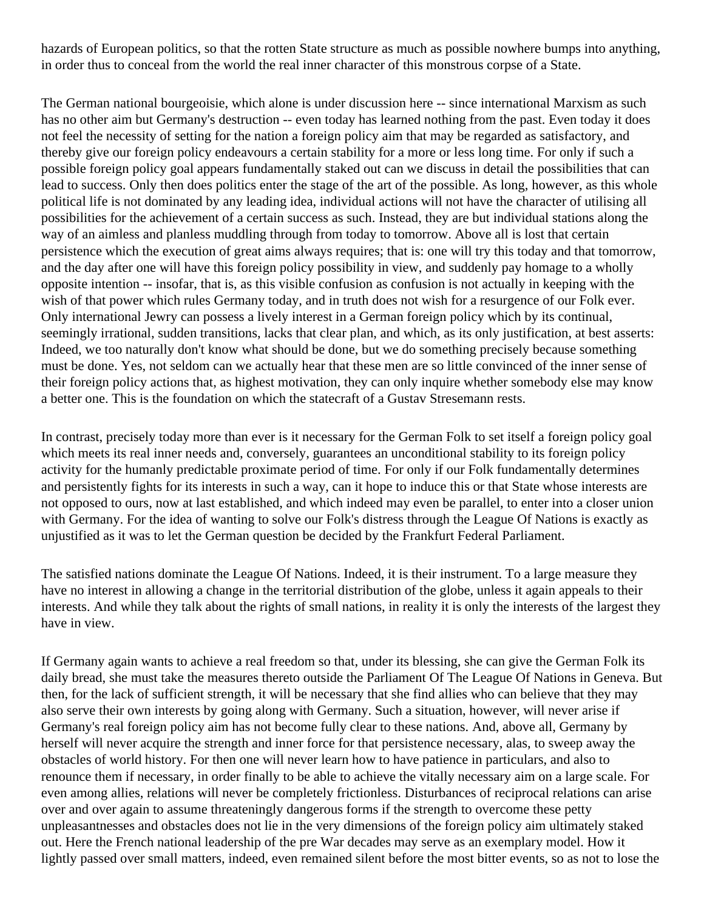hazards of European politics, so that the rotten State structure as much as possible nowhere bumps into anything, in order thus to conceal from the world the real inner character of this monstrous corpse of a State.

The German national bourgeoisie, which alone is under discussion here -- since international Marxism as such has no other aim but Germany's destruction -- even today has learned nothing from the past. Even today it does not feel the necessity of setting for the nation a foreign policy aim that may be regarded as satisfactory, and thereby give our foreign policy endeavours a certain stability for a more or less long time. For only if such a possible foreign policy goal appears fundamentally staked out can we discuss in detail the possibilities that can lead to success. Only then does politics enter the stage of the art of the possible. As long, however, as this whole political life is not dominated by any leading idea, individual actions will not have the character of utilising all possibilities for the achievement of a certain success as such. Instead, they are but individual stations along the way of an aimless and planless muddling through from today to tomorrow. Above all is lost that certain persistence which the execution of great aims always requires; that is: one will try this today and that tomorrow, and the day after one will have this foreign policy possibility in view, and suddenly pay homage to a wholly opposite intention -- insofar, that is, as this visible confusion as confusion is not actually in keeping with the wish of that power which rules Germany today, and in truth does not wish for a resurgence of our Folk ever. Only international Jewry can possess a lively interest in a German foreign policy which by its continual, seemingly irrational, sudden transitions, lacks that clear plan, and which, as its only justification, at best asserts: Indeed, we too naturally don't know what should be done, but we do something precisely because something must be done. Yes, not seldom can we actually hear that these men are so little convinced of the inner sense of their foreign policy actions that, as highest motivation, they can only inquire whether somebody else may know a better one. This is the foundation on which the statecraft of a Gustav Stresemann rests.

In contrast, precisely today more than ever is it necessary for the German Folk to set itself a foreign policy goal which meets its real inner needs and, conversely, guarantees an unconditional stability to its foreign policy activity for the humanly predictable proximate period of time. For only if our Folk fundamentally determines and persistently fights for its interests in such a way, can it hope to induce this or that State whose interests are not opposed to ours, now at last established, and which indeed may even be parallel, to enter into a closer union with Germany. For the idea of wanting to solve our Folk's distress through the League Of Nations is exactly as unjustified as it was to let the German question be decided by the Frankfurt Federal Parliament.

The satisfied nations dominate the League Of Nations. Indeed, it is their instrument. To a large measure they have no interest in allowing a change in the territorial distribution of the globe, unless it again appeals to their interests. And while they talk about the rights of small nations, in reality it is only the interests of the largest they have in view.

If Germany again wants to achieve a real freedom so that, under its blessing, she can give the German Folk its daily bread, she must take the measures thereto outside the Parliament Of The League Of Nations in Geneva. But then, for the lack of sufficient strength, it will be necessary that she find allies who can believe that they may also serve their own interests by going along with Germany. Such a situation, however, will never arise if Germany's real foreign policy aim has not become fully clear to these nations. And, above all, Germany by herself will never acquire the strength and inner force for that persistence necessary, alas, to sweep away the obstacles of world history. For then one will never learn how to have patience in particulars, and also to renounce them if necessary, in order finally to be able to achieve the vitally necessary aim on a large scale. For even among allies, relations will never be completely frictionless. Disturbances of reciprocal relations can arise over and over again to assume threateningly dangerous forms if the strength to overcome these petty unpleasantnesses and obstacles does not lie in the very dimensions of the foreign policy aim ultimately staked out. Here the French national leadership of the pre War decades may serve as an exemplary model. How it lightly passed over small matters, indeed, even remained silent before the most bitter events, so as not to lose the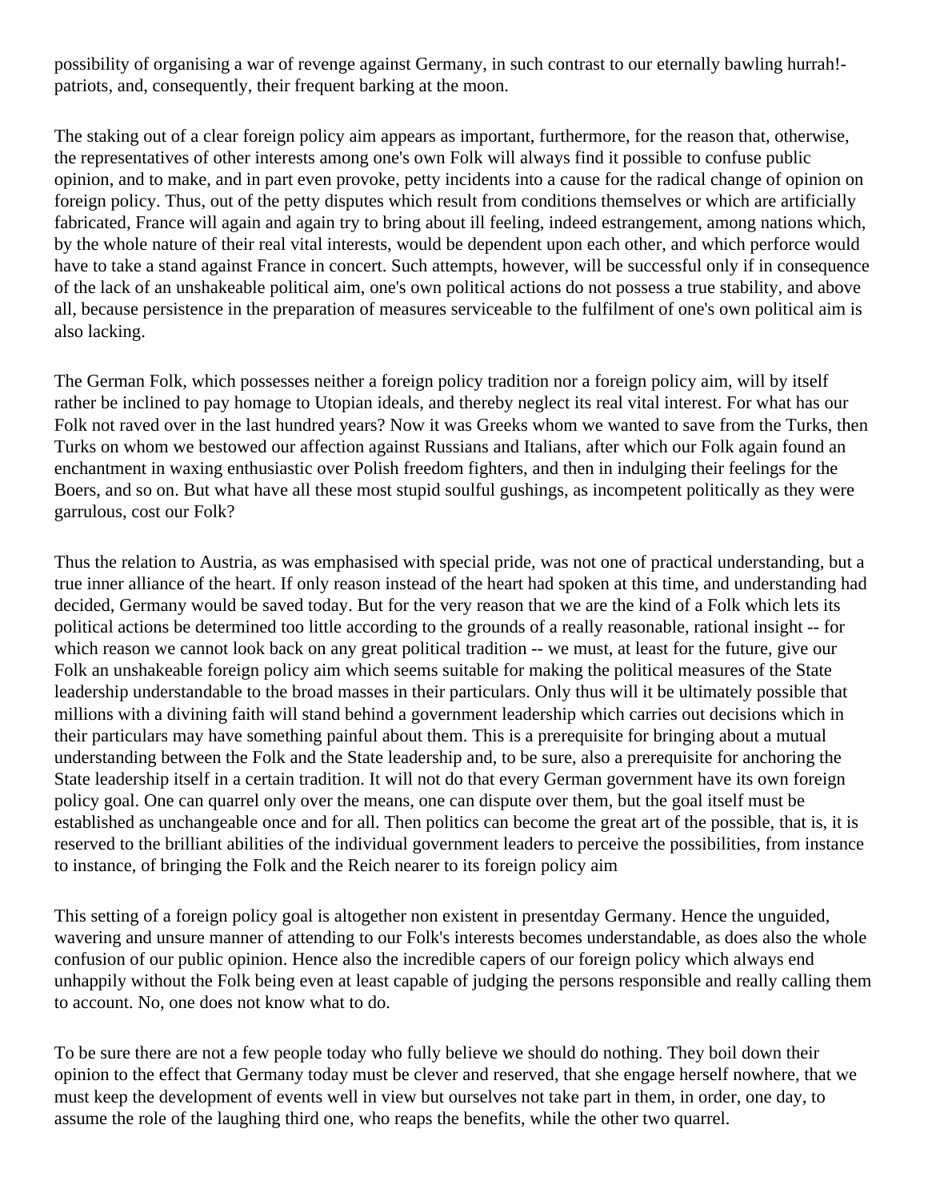possibility of organising a war of revenge against Germany, in such contrast to our eternally bawling hurrah!-patriots, and, consequently, their frequent barking at the moon.

The staking out of a clear foreign policy aim appears as important, furthermore, for the reason that, otherwise, the representatives of other interests among one's own Folk will always find it possible to confuse public opinion, and to make, and in part even provoke, petty incidents into a cause for the radical change of opinion on foreign policy. Thus, out of the petty disputes which result from conditions themselves or which are artificially fabricated, France will again and again try to bring about ill feeling, indeed estrangement, among nations which, by the whole nature of their real vital interests, would be dependent upon each other, and which perforce would have to take a stand against France in concert. Such attempts, however, will be successful only if in consequence of the lack of an unshakeable political aim, one's own political actions do not possess a true stability, and above all, because persistence in the preparation of measures serviceable to the fulfilment of one's own political aim is also lacking.

The German Folk, which possesses neither a foreign policy tradition nor a foreign policy aim, will by itself rather be inclined to pay homage to Utopian ideals, and thereby neglect its real vital interest. For what has our Folk not raved over in the last hundred years? Now it was Greeks whom we wanted to save from the Turks, then Turks on whom we bestowed our affection against Russians and Italians, after which our Folk again found an enchantment in waxing enthusiastic over Polish freedom fighters, and then in indulging their feelings for the Boers, and so on. But what have all these most stupid soulful gushings, as incompetent politically as they were garrulous, cost our Folk?

Thus the relation to Austria, as was emphasised with special pride, was not one of practical understanding, but a true inner alliance of the heart. If only reason instead of the heart had spoken at this time, and understanding had decided, Germany would be saved today. But for the very reason that we are the kind of a Folk which lets its political actions be determined too little according to the grounds of a really reasonable, rational insight -- for which reason we cannot look back on any great political tradition -- we must, at least for the future, give our Folk an unshakeable foreign policy aim which seems suitable for making the political measures of the State leadership understandable to the broad masses in their particulars. Only thus will it be ultimately possible that millions with a divining faith will stand behind a government leadership which carries out decisions which in their particulars may have something painful about them. This is a prerequisite for bringing about a mutual understanding between the Folk and the State leadership and, to be sure, also a prerequisite for anchoring the State leadership itself in a certain tradition. It will not do that every German government have its own foreign policy goal. One can quarrel only over the means, one can dispute over them, but the goal itself must be established as unchangeable once and for all. Then politics can become the great art of the possible, that is, it is reserved to the brilliant abilities of the individual government leaders to perceive the possibilities, from instance to instance, of bringing the Folk and the Reich nearer to its foreign policy aim

This setting of a foreign policy goal is altogether non existent in presentday Germany. Hence the unguided, wavering and unsure manner of attending to our Folk's interests becomes understandable, as does also the whole confusion of our public opinion. Hence also the incredible capers of our foreign policy which always end unhappily without the Folk being even at least capable of judging the persons responsible and really calling them to account. No, one does not know what to do.

To be sure there are not a few people today who fully believe we should do nothing. They boil down their opinion to the effect that Germany today must be clever and reserved, that she engage herself nowhere, that we must keep the development of events well in view but ourselves not take part in them, in order, one day, to assume the role of the laughing third one, who reaps the benefits, while the other two quarrel.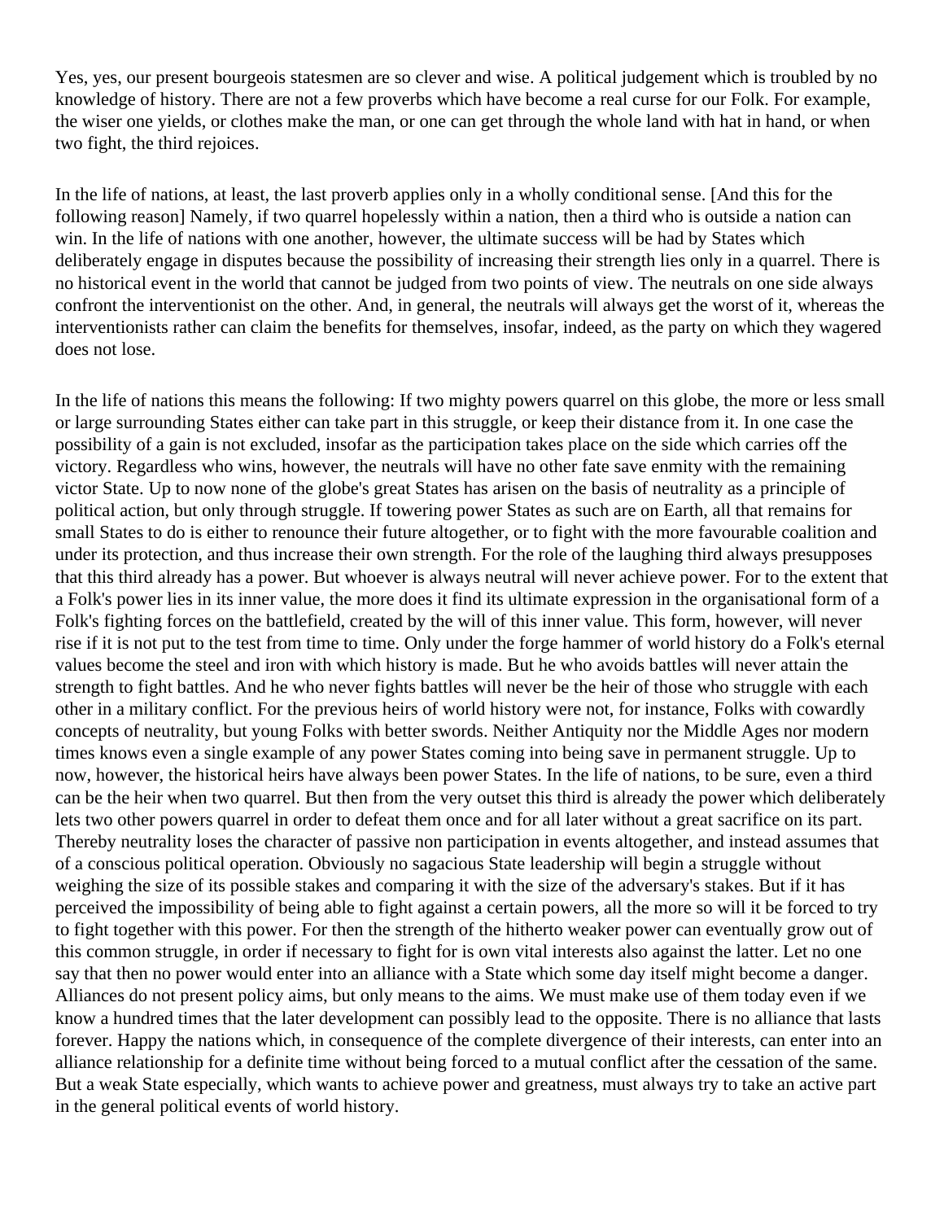Yes, yes, our present bourgeois statesmen are so clever and wise. A political judgement which is troubled by no knowledge of history. There are not a few proverbs which have become a real curse for our Folk. For example, the wiser one yields, or clothes make the man, or one can get through the whole land with hat in hand, or when two fight, the third rejoices.

In the life of nations, at least, the last proverb applies only in a wholly conditional sense. [And this for the following reason] Namely, if two quarrel hopelessly within a nation, then a third who is outside a nation can win. In the life of nations with one another, however, the ultimate success will be had by States which deliberately engage in disputes because the possibility of increasing their strength lies only in a quarrel. There is no historical event in the world that cannot be judged from two points of view. The neutrals on one side always confront the interventionist on the other. And, in general, the neutrals will always get the worst of it, whereas the interventionists rather can claim the benefits for themselves, insofar, indeed, as the party on which they wagered does not lose.

In the life of nations this means the following: If two mighty powers quarrel on this globe, the more or less small or large surrounding States either can take part in this struggle, or keep their distance from it. In one case the possibility of a gain is not excluded, insofar as the participation takes place on the side which carries off the victory. Regardless who wins, however, the neutrals will have no other fate save enmity with the remaining victor State. Up to now none of the globe's great States has arisen on the basis of neutrality as a principle of political action, but only through struggle. If towering power States as such are on Earth, all that remains for small States to do is either to renounce their future altogether, or to fight with the more favourable coalition and under its protection, and thus increase their own strength. For the role of the laughing third always presupposes that this third already has a power. But whoever is always neutral will never achieve power. For to the extent that a Folk's power lies in its inner value, the more does it find its ultimate expression in the organisational form of a Folk's fighting forces on the battlefield, created by the will of this inner value. This form, however, will never rise if it is not put to the test from time to time. Only under the forge hammer of world history do a Folk's eternal values become the steel and iron with which history is made. But he who avoids battles will never attain the strength to fight battles. And he who never fights battles will never be the heir of those who struggle with each other in a military conflict. For the previous heirs of world history were not, for instance, Folks with cowardly concepts of neutrality, but young Folks with better swords. Neither Antiquity nor the Middle Ages nor modern times knows even a single example of any power States coming into being save in permanent struggle. Up to now, however, the historical heirs have always been power States. In the life of nations, to be sure, even a third can be the heir when two quarrel. But then from the very outset this third is already the power which deliberately lets two other powers quarrel in order to defeat them once and for all later without a great sacrifice on its part. Thereby neutrality loses the character of passive non participation in events altogether, and instead assumes that of a conscious political operation. Obviously no sagacious State leadership will begin a struggle without weighing the size of its possible stakes and comparing it with the size of the adversary's stakes. But if it has perceived the impossibility of being able to fight against a certain powers, all the more so will it be forced to try to fight together with this power. For then the strength of the hitherto weaker power can eventually grow out of this common struggle, in order if necessary to fight for is own vital interests also against the latter. Let no one say that then no power would enter into an alliance with a State which some day itself might become a danger. Alliances do not present policy aims, but only means to the aims. We must make use of them today even if we know a hundred times that the later development can possibly lead to the opposite. There is no alliance that lasts forever. Happy the nations which, in consequence of the complete divergence of their interests, can enter into an alliance relationship for a definite time without being forced to a mutual conflict after the cessation of the same. But a weak State especially, which wants to achieve power and greatness, must always try to take an active part in the general political events of world history.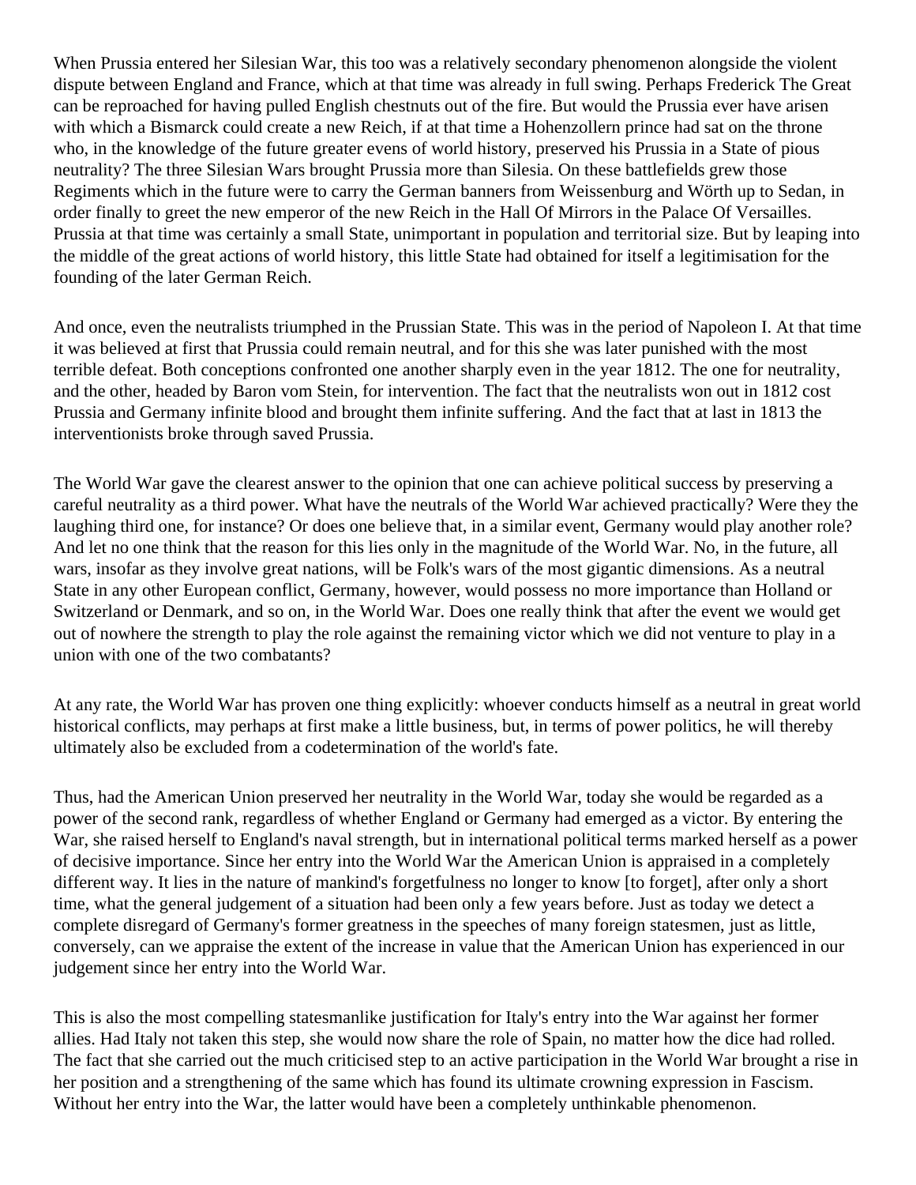When Prussia entered her Silesian War, this too was a relatively secondary phenomenon alongside the violent dispute between England and France, which at that time was already in full swing. Perhaps Frederick The Great can be reproached for having pulled English chestnuts out of the fire. But would the Prussia ever have arisen with which a Bismarck could create a new Reich, if at that time a Hohenzollern prince had sat on the throne who, in the knowledge of the future greater evens of world history, preserved his Prussia in a State of pious neutrality? The three Silesian Wars brought Prussia more than Silesia. On these battlefields grew those Regiments which in the future were to carry the German banners from Weissenburg and Wörth up to Sedan, in order finally to greet the new emperor of the new Reich in the Hall Of Mirrors in the Palace Of Versailles. Prussia at that time was certainly a small State, unimportant in population and territorial size. But by leaping into the middle of the great actions of world history, this little State had obtained for itself a legitimisation for the founding of the later German Reich.

And once, even the neutralists triumphed in the Prussian State. This was in the period of Napoleon I. At that time it was believed at first that Prussia could remain neutral, and for this she was later punished with the most terrible defeat. Both conceptions confronted one another sharply even in the year 1812. The one for neutrality, and the other, headed by Baron vom Stein, for intervention. The fact that the neutralists won out in 1812 cost Prussia and Germany infinite blood and brought them infinite suffering. And the fact that at last in 1813 the interventionists broke through saved Prussia.

The World War gave the clearest answer to the opinion that one can achieve political success by preserving a careful neutrality as a third power. What have the neutrals of the World War achieved practically? Were they the laughing third one, for instance? Or does one believe that, in a similar event, Germany would play another role? And let no one think that the reason for this lies only in the magnitude of the World War. No, in the future, all wars, insofar as they involve great nations, will be Folk's wars of the most gigantic dimensions. As a neutral State in any other European conflict, Germany, however, would possess no more importance than Holland or Switzerland or Denmark, and so on, in the World War. Does one really think that after the event we would get out of nowhere the strength to play the role against the remaining victor which we did not venture to play in a union with one of the two combatants?

At any rate, the World War has proven one thing explicitly: whoever conducts himself as a neutral in great world historical conflicts, may perhaps at first make a little business, but, in terms of power politics, he will thereby ultimately also be excluded from a codetermination of the world's fate.

Thus, had the American Union preserved her neutrality in the World War, today she would be regarded as a power of the second rank, regardless of whether England or Germany had emerged as a victor. By entering the War, she raised herself to England's naval strength, but in international political terms marked herself as a power of decisive importance. Since her entry into the World War the American Union is appraised in a completely different way. It lies in the nature of mankind's forgetfulness no longer to know [to forget], after only a short time, what the general judgement of a situation had been only a few years before. Just as today we detect a complete disregard of Germany's former greatness in the speeches of many foreign statesmen, just as little, conversely, can we appraise the extent of the increase in value that the American Union has experienced in our judgement since her entry into the World War.

This is also the most compelling statesmanlike justification for Italy's entry into the War against her former allies. Had Italy not taken this step, she would now share the role of Spain, no matter how the dice had rolled. The fact that she carried out the much criticised step to an active participation in the World War brought a rise in her position and a strengthening of the same which has found its ultimate crowning expression in Fascism. Without her entry into the War, the latter would have been a completely unthinkable phenomenon.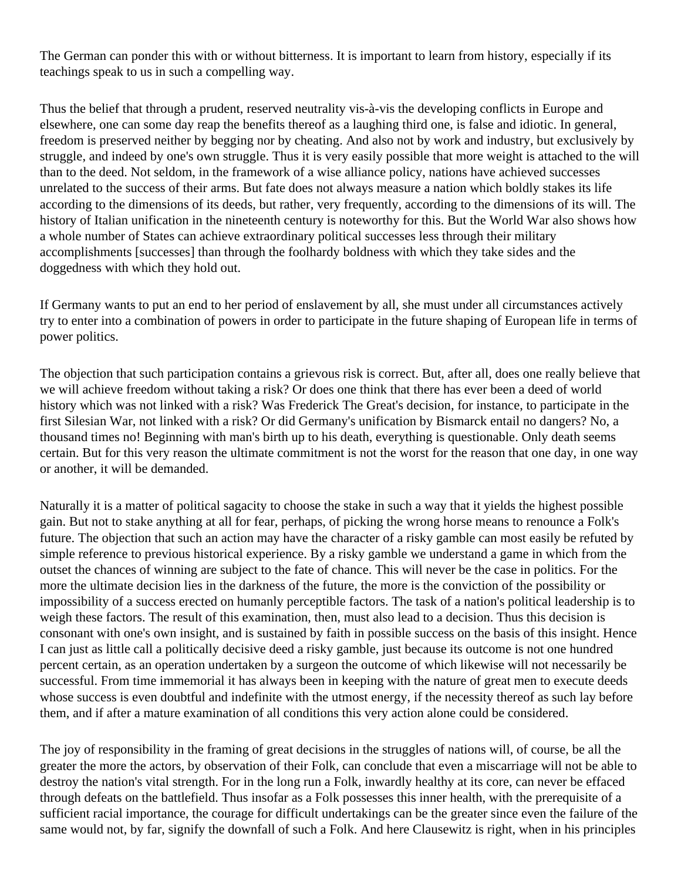The German can ponder this with or without bitterness. It is important to learn from history, especially if its teachings speak to us in such a compelling way.

Thus the belief that through a prudent, reserved neutrality vis-à-vis the developing conflicts in Europe and elsewhere, one can some day reap the benefits thereof as a laughing third one, is false and idiotic. In general, freedom is preserved neither by begging nor by cheating. And also not by work and industry, but exclusively by struggle, and indeed by one's own struggle. Thus it is very easily possible that more weight is attached to the will than to the deed. Not seldom, in the framework of a wise alliance policy, nations have achieved successes unrelated to the success of their arms. But fate does not always measure a nation which boldly stakes its life according to the dimensions of its deeds, but rather, very frequently, according to the dimensions of its will. The history of Italian unification in the nineteenth century is noteworthy for this. But the World War also shows how a whole number of States can achieve extraordinary political successes less through their military accomplishments [successes] than through the foolhardy boldness with which they take sides and the doggedness with which they hold out.

If Germany wants to put an end to her period of enslavement by all, she must under all circumstances actively try to enter into a combination of powers in order to participate in the future shaping of European life in terms of power politics.

The objection that such participation contains a grievous risk is correct. But, after all, does one really believe that we will achieve freedom without taking a risk? Or does one think that there has ever been a deed of world history which was not linked with a risk? Was Frederick The Great's decision, for instance, to participate in the first Silesian War, not linked with a risk? Or did Germany's unification by Bismarck entail no dangers? No, a thousand times no! Beginning with man's birth up to his death, everything is questionable. Only death seems certain. But for this very reason the ultimate commitment is not the worst for the reason that one day, in one way or another, it will be demanded.

Naturally it is a matter of political sagacity to choose the stake in such a way that it yields the highest possible gain. But not to stake anything at all for fear, perhaps, of picking the wrong horse means to renounce a Folk's future. The objection that such an action may have the character of a risky gamble can most easily be refuted by simple reference to previous historical experience. By a risky gamble we understand a game in which from the outset the chances of winning are subject to the fate of chance. This will never be the case in politics. For the more the ultimate decision lies in the darkness of the future, the more is the conviction of the possibility or impossibility of a success erected on humanly perceptible factors. The task of a nation's political leadership is to weigh these factors. The result of this examination, then, must also lead to a decision. Thus this decision is consonant with one's own insight, and is sustained by faith in possible success on the basis of this insight. Hence I can just as little call a politically decisive deed a risky gamble, just because its outcome is not one hundred percent certain, as an operation undertaken by a surgeon the outcome of which likewise will not necessarily be successful. From time immemorial it has always been in keeping with the nature of great men to execute deeds whose success is even doubtful and indefinite with the utmost energy, if the necessity thereof as such lay before them, and if after a mature examination of all conditions this very action alone could be considered.

The joy of responsibility in the framing of great decisions in the struggles of nations will, of course, be all the greater the more the actors, by observation of their Folk, can conclude that even a miscarriage will not be able to destroy the nation's vital strength. For in the long run a Folk, inwardly healthy at its core, can never be effaced through defeats on the battlefield. Thus insofar as a Folk possesses this inner health, with the prerequisite of a sufficient racial importance, the courage for difficult undertakings can be the greater since even the failure of the same would not, by far, signify the downfall of such a Folk. And here Clausewitz is right, when in his principles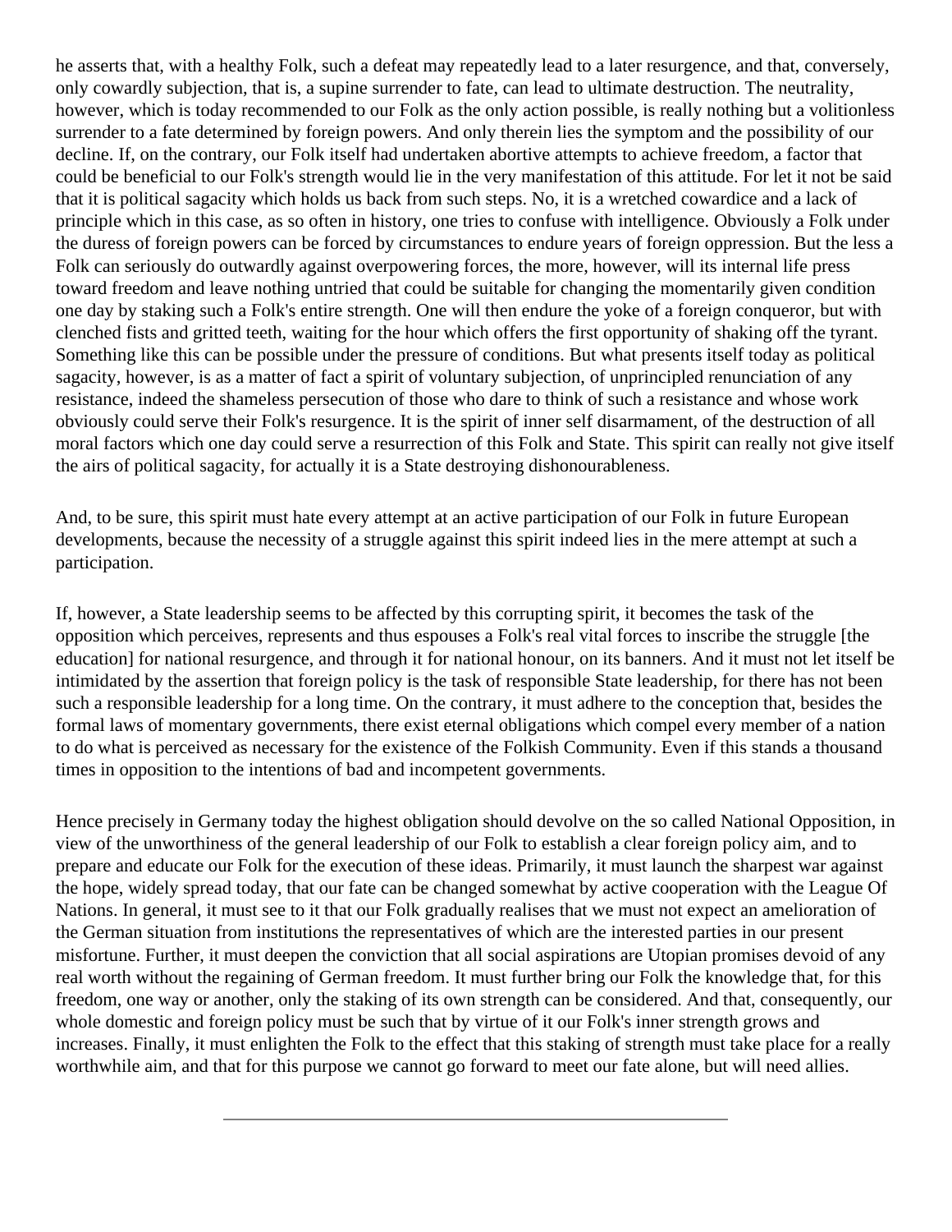he asserts that, with a healthy Folk, such a defeat may repeatedly lead to a later resurgence, and that, conversely, only cowardly subjection, that is, a supine surrender to fate, can lead to ultimate destruction. The neutrality, however, which is today recommended to our Folk as the only action possible, is really nothing but a volitionless surrender to a fate determined by foreign powers. And only therein lies the symptom and the possibility of our decline. If, on the contrary, our Folk itself had undertaken abortive attempts to achieve freedom, a factor that could be beneficial to our Folk's strength would lie in the very manifestation of this attitude. For let it not be said that it is political sagacity which holds us back from such steps. No, it is a wretched cowardice and a lack of principle which in this case, as so often in history, one tries to confuse with intelligence. Obviously a Folk under the duress of foreign powers can be forced by circumstances to endure years of foreign oppression. But the less a Folk can seriously do outwardly against overpowering forces, the more, however, will its internal life press toward freedom and leave nothing untried that could be suitable for changing the momentarily given condition one day by staking such a Folk's entire strength. One will then endure the yoke of a foreign conqueror, but with clenched fists and gritted teeth, waiting for the hour which offers the first opportunity of shaking off the tyrant. Something like this can be possible under the pressure of conditions. But what presents itself today as political sagacity, however, is as a matter of fact a spirit of voluntary subjection, of unprincipled renunciation of any resistance, indeed the shameless persecution of those who dare to think of such a resistance and whose work obviously could serve their Folk's resurgence. It is the spirit of inner self disarmament, of the destruction of all moral factors which one day could serve a resurrection of this Folk and State. This spirit can really not give itself the airs of political sagacity, for actually it is a State destroying dishonourableness.

And, to be sure, this spirit must hate every attempt at an active participation of our Folk in future European developments, because the necessity of a struggle against this spirit indeed lies in the mere attempt at such a participation.

If, however, a State leadership seems to be affected by this corrupting spirit, it becomes the task of the opposition which perceives, represents and thus espouses a Folk's real vital forces to inscribe the struggle [the education] for national resurgence, and through it for national honour, on its banners. And it must not let itself be intimidated by the assertion that foreign policy is the task of responsible State leadership, for there has not been such a responsible leadership for a long time. On the contrary, it must adhere to the conception that, besides the formal laws of momentary governments, there exist eternal obligations which compel every member of a nation to do what is perceived as necessary for the existence of the Folkish Community. Even if this stands a thousand times in opposition to the intentions of bad and incompetent governments.

Hence precisely in Germany today the highest obligation should devolve on the so called National Opposition, in view of the unworthiness of the general leadership of our Folk to establish a clear foreign policy aim, and to prepare and educate our Folk for the execution of these ideas. Primarily, it must launch the sharpest war against the hope, widely spread today, that our fate can be changed somewhat by active cooperation with the League Of Nations. In general, it must see to it that our Folk gradually realises that we must not expect an amelioration of the German situation from institutions the representatives of which are the interested parties in our present misfortune. Further, it must deepen the conviction that all social aspirations are Utopian promises devoid of any real worth without the regaining of German freedom. It must further bring our Folk the knowledge that, for this freedom, one way or another, only the staking of its own strength can be considered. And that, consequently, our whole domestic and foreign policy must be such that by virtue of it our Folk's inner strength grows and increases. Finally, it must enlighten the Folk to the effect that this staking of strength must take place for a really worthwhile aim, and that for this purpose we cannot go forward to meet our fate alone, but will need allies.

---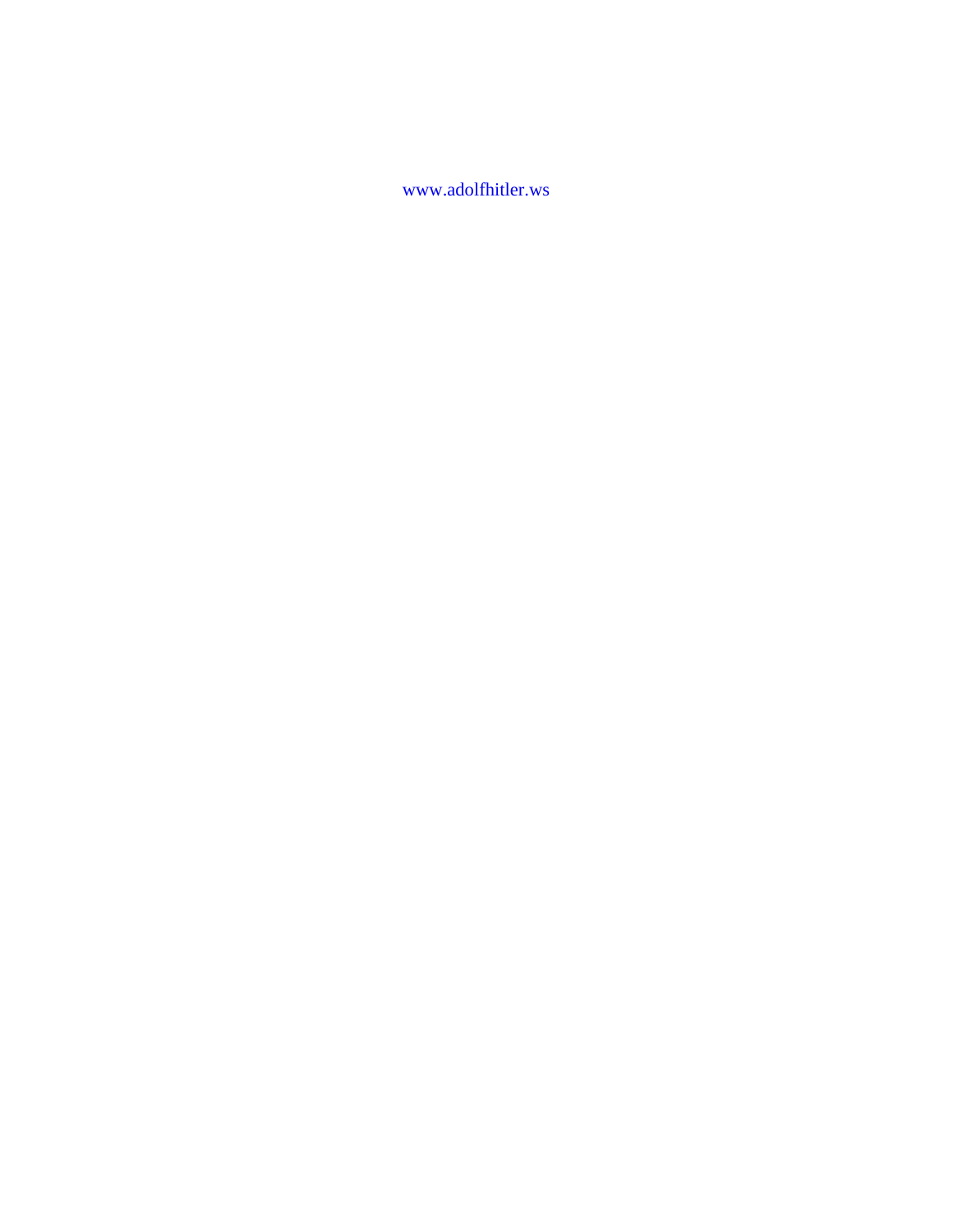www.adolfhitler.ws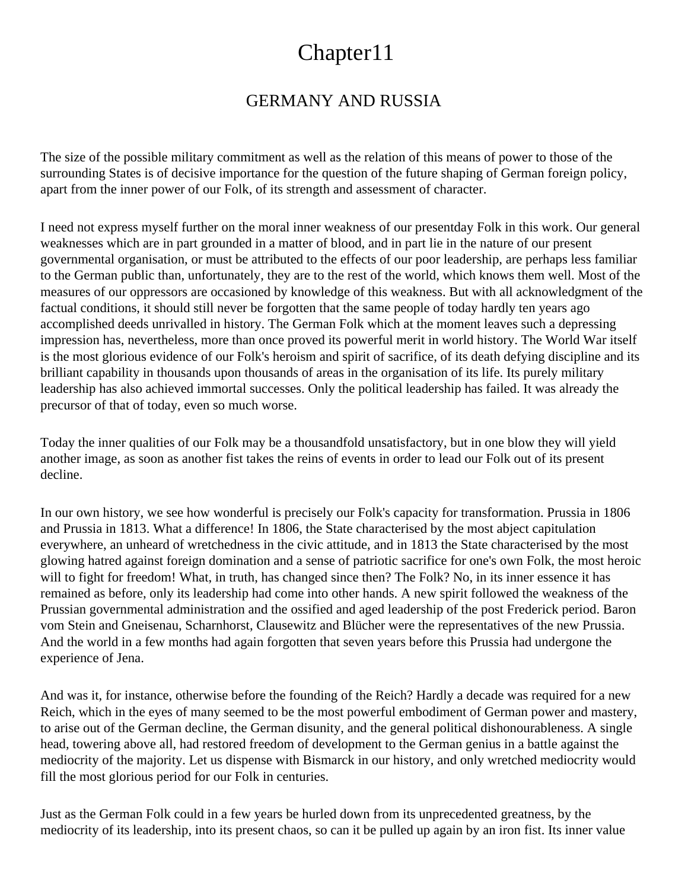# Chapter11

## GERMANY AND RUSSIA

The size of the possible military commitment as well as the relation of this means of power to those of the surrounding States is of decisive importance for the question of the future shaping of German foreign policy, apart from the inner power of our Folk, of its strength and assessment of character.

I need not express myself further on the moral inner weakness of our presentday Folk in this work. Our general weaknesses which are in part grounded in a matter of blood, and in part lie in the nature of our present governmental organisation, or must be attributed to the effects of our poor leadership, are perhaps less familiar to the German public than, unfortunately, they are to the rest of the world, which knows them well. Most of the measures of our oppressors are occasioned by knowledge of this weakness. But with all acknowledgment of the factual conditions, it should still never be forgotten that the same people of today hardly ten years ago accomplished deeds unrivalled in history. The German Folk which at the moment leaves such a depressing impression has, nevertheless, more than once proved its powerful merit in world history. The World War itself is the most glorious evidence of our Folk's heroism and spirit of sacrifice, of its death defying discipline and its brilliant capability in thousands upon thousands of areas in the organisation of its life. Its purely military leadership has also achieved immortal successes. Only the political leadership has failed. It was already the precursor of that of today, even so much worse.

Today the inner qualities of our Folk may be a thousandfold unsatisfactory, but in one blow they will yield another image, as soon as another fist takes the reins of events in order to lead our Folk out of its present decline.

In our own history, we see how wonderful is precisely our Folk's capacity for transformation. Prussia in 1806 and Prussia in 1813. What a difference! In 1806, the State characterised by the most abject capitulation everywhere, an unheard of wretchedness in the civic attitude, and in 1813 the State characterised by the most glowing hatred against foreign domination and a sense of patriotic sacrifice for one's own Folk, the most heroic will to fight for freedom! What, in truth, has changed since then? The Folk? No, in its inner essence it has remained as before, only its leadership had come into other hands. A new spirit followed the weakness of the Prussian governmental administration and the ossified and aged leadership of the post Frederick period. Baron vom Stein and Gneisenau, Scharnhorst, Clausewitz and Blücher were the representatives of the new Prussia. And the world in a few months had again forgotten that seven years before this Prussia had undergone the experience of Jena.

And was it, for instance, otherwise before the founding of the Reich? Hardly a decade was required for a new Reich, which in the eyes of many seemed to be the most powerful embodiment of German power and mastery, to arise out of the German decline, the German disunity, and the general political dishonourableness. A single head, towering above all, had restored freedom of development to the German genius in a battle against the mediocrity of the majority. Let us dispense with Bismarck in our history, and only wretched mediocrity would fill the most glorious period for our Folk in centuries.

Just as the German Folk could in a few years be hurled down from its unprecedented greatness, by the mediocrity of its leadership, into its present chaos, so can it be pulled up again by an iron fist. Its inner value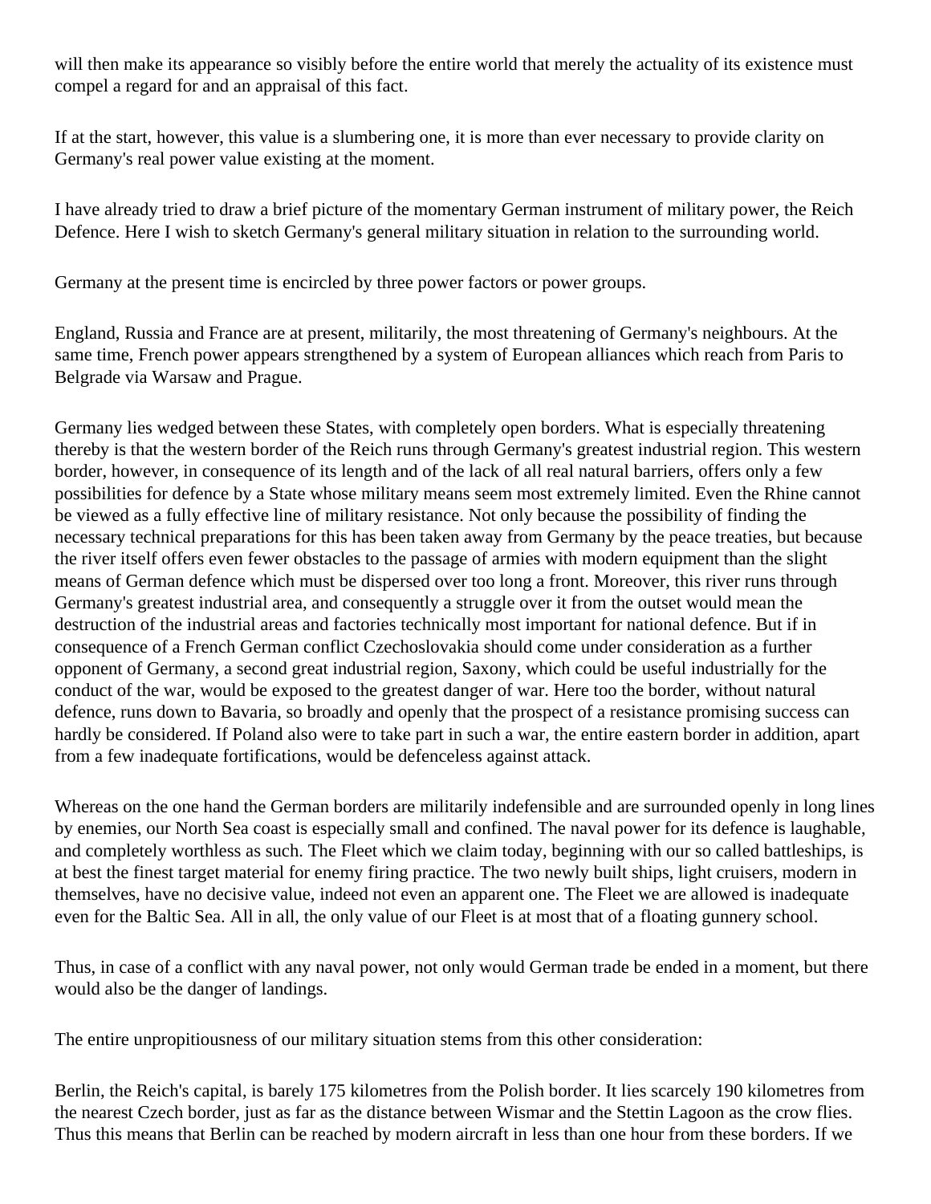will then make its appearance so visibly before the entire world that merely the actuality of its existence must compel a regard for and an appraisal of this fact.

If at the start, however, this value is a slumbering one, it is more than ever necessary to provide clarity on Germany's real power value existing at the moment.

I have already tried to draw a brief picture of the momentary German instrument of military power, the Reich Defence. Here I wish to sketch Germany's general military situation in relation to the surrounding world.

Germany at the present time is encircled by three power factors or power groups.

England, Russia and France are at present, militarily, the most threatening of Germany's neighbours. At the same time, French power appears strengthened by a system of European alliances which reach from Paris to Belgrade via Warsaw and Prague.

Germany lies wedged between these States, with completely open borders. What is especially threatening thereby is that the western border of the Reich runs through Germany's greatest industrial region. This western border, however, in consequence of its length and of the lack of all real natural barriers, offers only a few possibilities for defence by a State whose military means seem most extremely limited. Even the Rhine cannot be viewed as a fully effective line of military resistance. Not only because the possibility of finding the necessary technical preparations for this has been taken away from Germany by the peace treaties, but because the river itself offers even fewer obstacles to the passage of armies with modern equipment than the slight means of German defence which must be dispersed over too long a front. Moreover, this river runs through Germany's greatest industrial area, and consequently a struggle over it from the outset would mean the destruction of the industrial areas and factories technically most important for national defence. But if in consequence of a French German conflict Czechoslovakia should come under consideration as a further opponent of Germany, a second great industrial region, Saxony, which could be useful industrially for the conduct of the war, would be exposed to the greatest danger of war. Here too the border, without natural defence, runs down to Bavaria, so broadly and openly that the prospect of a resistance promising success can hardly be considered. If Poland also were to take part in such a war, the entire eastern border in addition, apart from a few inadequate fortifications, would be defenceless against attack.

Whereas on the one hand the German borders are militarily indefensible and are surrounded openly in long lines by enemies, our North Sea coast is especially small and confined. The naval power for its defence is laughable, and completely worthless as such. The Fleet which we claim today, beginning with our so called battleships, is at best the finest target material for enemy firing practice. The two newly built ships, light cruisers, modern in themselves, have no decisive value, indeed not even an apparent one. The Fleet we are allowed is inadequate even for the Baltic Sea. All in all, the only value of our Fleet is at most that of a floating gunnery school.

Thus, in case of a conflict with any naval power, not only would German trade be ended in a moment, but there would also be the danger of landings.

The entire unpropitiousness of our military situation stems from this other consideration:

Berlin, the Reich's capital, is barely 175 kilometres from the Polish border. It lies scarcely 190 kilometres from the nearest Czech border, just as far as the distance between Wismar and the Stettin Lagoon as the crow flies. Thus this means that Berlin can be reached by modern aircraft in less than one hour from these borders. If we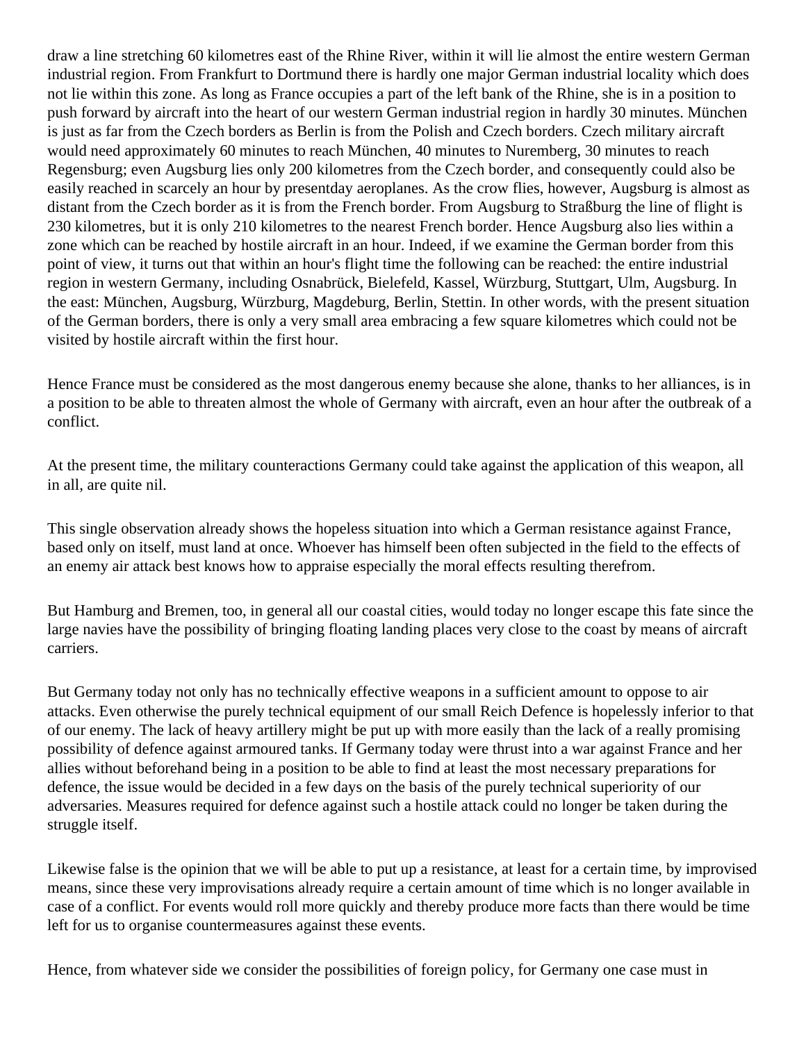draw a line stretching 60 kilometres east of the Rhine River, within it will lie almost the entire western German industrial region. From Frankfurt to Dortmund there is hardly one major German industrial locality which does not lie within this zone. As long as France occupies a part of the left bank of the Rhine, she is in a position to push forward by aircraft into the heart of our western German industrial region in hardly 30 minutes. München is just as far from the Czech borders as Berlin is from the Polish and Czech borders. Czech military aircraft would need approximately 60 minutes to reach München, 40 minutes to Nuremberg, 30 minutes to reach Regensburg; even Augsburg lies only 200 kilometres from the Czech border, and consequently could also be easily reached in scarcely an hour by presentday aeroplanes. As the crow flies, however, Augsburg is almost as distant from the Czech border as it is from the French border. From Augsburg to Straßburg the line of flight is 230 kilometres, but it is only 210 kilometres to the nearest French border. Hence Augsburg also lies within a zone which can be reached by hostile aircraft in an hour. Indeed, if we examine the German border from this point of view, it turns out that within an hour's flight time the following can be reached: the entire industrial region in western Germany, including Osnabrück, Bielefeld, Kassel, Würzburg, Stuttgart, Ulm, Augsburg. In the east: München, Augsburg, Würzburg, Magdeburg, Berlin, Stettin. In other words, with the present situation of the German borders, there is only a very small area embracing a few square kilometres which could not be visited by hostile aircraft within the first hour.

Hence France must be considered as the most dangerous enemy because she alone, thanks to her alliances, is in a position to be able to threaten almost the whole of Germany with aircraft, even an hour after the outbreak of a conflict.

At the present time, the military counteractions Germany could take against the application of this weapon, all in all, are quite nil.

This single observation already shows the hopeless situation into which a German resistance against France, based only on itself, must land at once. Whoever has himself been often subjected in the field to the effects of an enemy air attack best knows how to appraise especially the moral effects resulting therefrom.

But Hamburg and Bremen, too, in general all our coastal cities, would today no longer escape this fate since the large navies have the possibility of bringing floating landing places very close to the coast by means of aircraft carriers.

But Germany today not only has no technically effective weapons in a sufficient amount to oppose to air attacks. Even otherwise the purely technical equipment of our small Reich Defence is hopelessly inferior to that of our enemy. The lack of heavy artillery might be put up with more easily than the lack of a really promising possibility of defence against armoured tanks. If Germany today were thrust into a war against France and her allies without beforehand being in a position to be able to find at least the most necessary preparations for defence, the issue would be decided in a few days on the basis of the purely technical superiority of our adversaries. Measures required for defence against such a hostile attack could no longer be taken during the struggle itself.

Likewise false is the opinion that we will be able to put up a resistance, at least for a certain time, by improvised means, since these very improvisations already require a certain amount of time which is no longer available in case of a conflict. For events would roll more quickly and thereby produce more facts than there would be time left for us to organise countermeasures against these events.

Hence, from whatever side we consider the possibilities of foreign policy, for Germany one case must in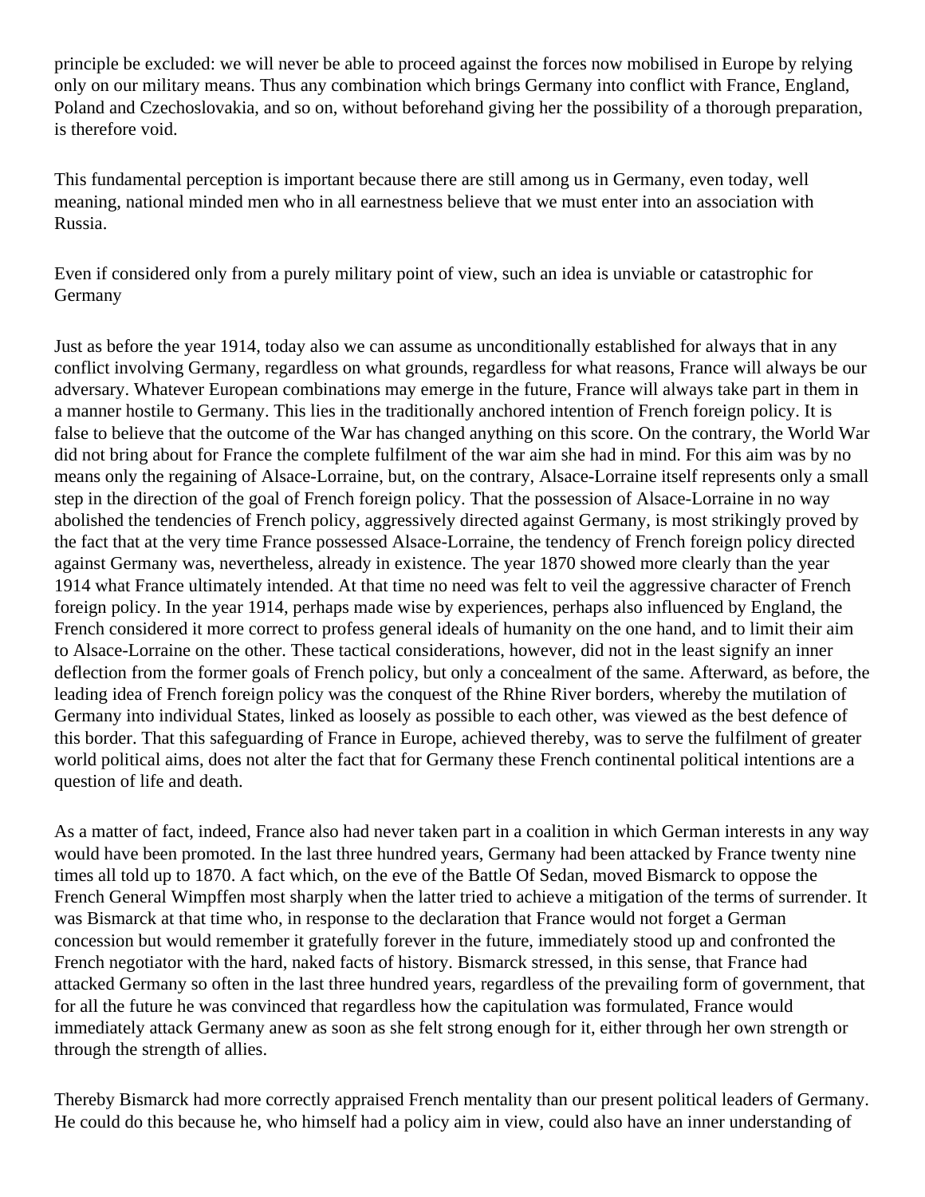principle be excluded: we will never be able to proceed against the forces now mobilised in Europe by relying only on our military means. Thus any combination which brings Germany into conflict with France, England, Poland and Czechoslovakia, and so on, without beforehand giving her the possibility of a thorough preparation, is therefore void.

This fundamental perception is important because there are still among us in Germany, even today, well meaning, national minded men who in all earnestness believe that we must enter into an association with Russia.

Even if considered only from a purely military point of view, such an idea is unviable or catastrophic for Germany

Just as before the year 1914, today also we can assume as unconditionally established for always that in any conflict involving Germany, regardless on what grounds, regardless for what reasons, France will always be our adversary. Whatever European combinations may emerge in the future, France will always take part in them in a manner hostile to Germany. This lies in the traditionally anchored intention of French foreign policy. It is false to believe that the outcome of the War has changed anything on this score. On the contrary, the World War did not bring about for France the complete fulfilment of the war aim she had in mind. For this aim was by no means only the regaining of Alsace-Lorraine, but, on the contrary, Alsace-Lorraine itself represents only a small step in the direction of the goal of French foreign policy. That the possession of Alsace-Lorraine in no way abolished the tendencies of French policy, aggressively directed against Germany, is most strikingly proved by the fact that at the very time France possessed Alsace-Lorraine, the tendency of French foreign policy directed against Germany was, nevertheless, already in existence. The year 1870 showed more clearly than the year 1914 what France ultimately intended. At that time no need was felt to veil the aggressive character of French foreign policy. In the year 1914, perhaps made wise by experiences, perhaps also influenced by England, the French considered it more correct to profess general ideals of humanity on the one hand, and to limit their aim to Alsace-Lorraine on the other. These tactical considerations, however, did not in the least signify an inner deflection from the former goals of French policy, but only a concealment of the same. Afterward, as before, the leading idea of French foreign policy was the conquest of the Rhine River borders, whereby the mutilation of Germany into individual States, linked as loosely as possible to each other, was viewed as the best defence of this border. That this safeguarding of France in Europe, achieved thereby, was to serve the fulfilment of greater world political aims, does not alter the fact that for Germany these French continental political intentions are a question of life and death.

As a matter of fact, indeed, France also had never taken part in a coalition in which German interests in any way would have been promoted. In the last three hundred years, Germany had been attacked by France twenty nine times all told up to 1870. A fact which, on the eve of the Battle Of Sedan, moved Bismarck to oppose the French General Wimpffen most sharply when the latter tried to achieve a mitigation of the terms of surrender. It was Bismarck at that time who, in response to the declaration that France would not forget a German concession but would remember it gratefully forever in the future, immediately stood up and confronted the French negotiator with the hard, naked facts of history. Bismarck stressed, in this sense, that France had attacked Germany so often in the last three hundred years, regardless of the prevailing form of government, that for all the future he was convinced that regardless how the capitulation was formulated, France would immediately attack Germany anew as soon as she felt strong enough for it, either through her own strength or through the strength of allies.

Thereby Bismarck had more correctly appraised French mentality than our present political leaders of Germany. He could do this because he, who himself had a policy aim in view, could also have an inner understanding of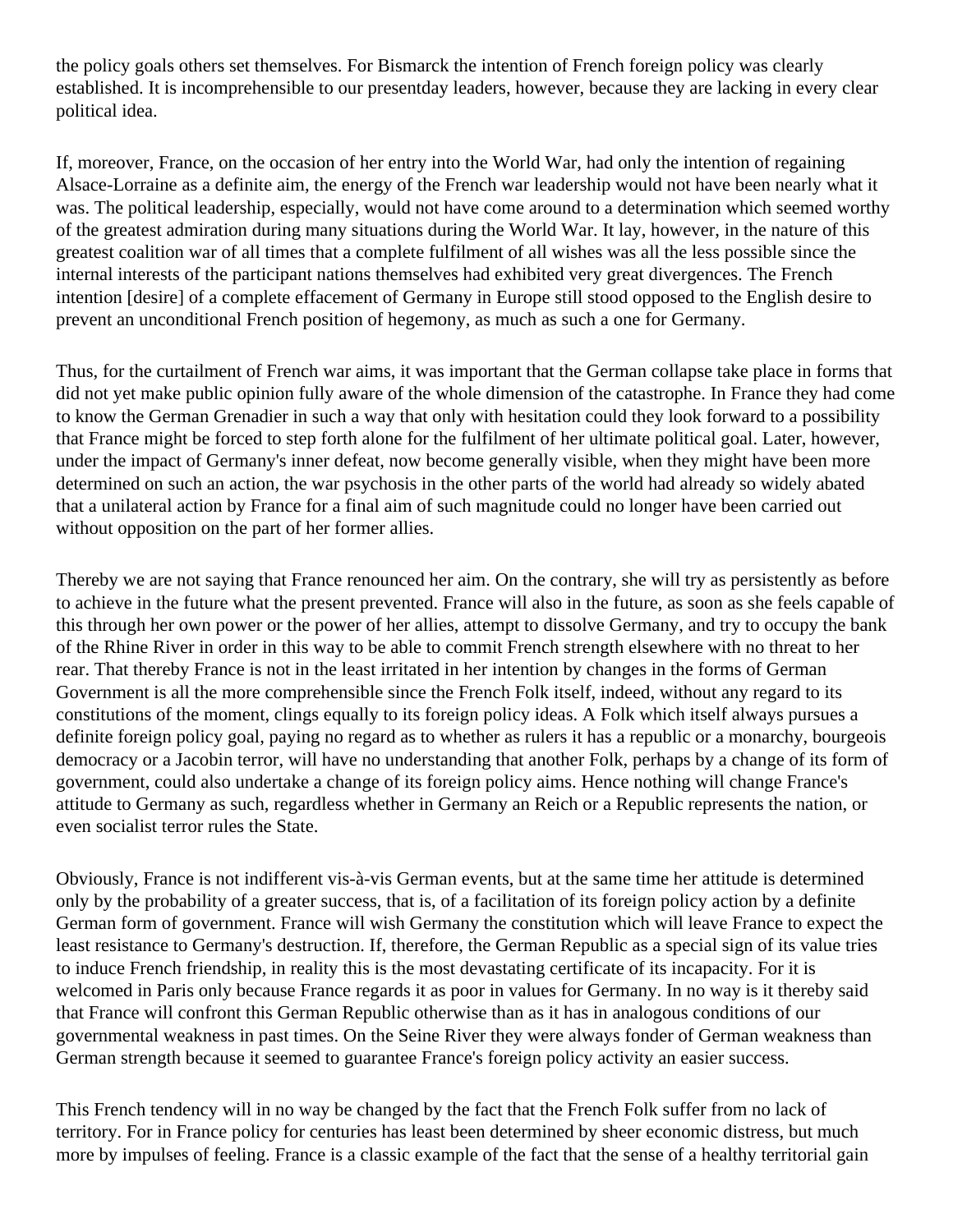the policy goals others set themselves. For Bismarck the intention of French foreign policy was clearly established. It is incomprehensible to our presentday leaders, however, because they are lacking in every clear political idea.

If, moreover, France, on the occasion of her entry into the World War, had only the intention of regaining Alsace-Lorraine as a definite aim, the energy of the French war leadership would not have been nearly what it was. The political leadership, especially, would not have come around to a determination which seemed worthy of the greatest admiration during many situations during the World War. It lay, however, in the nature of this greatest coalition war of all times that a complete fulfilment of all wishes was all the less possible since the internal interests of the participant nations themselves had exhibited very great divergences. The French intention [desire] of a complete effacement of Germany in Europe still stood opposed to the English desire to prevent an unconditional French position of hegemony, as much as such a one for Germany.

Thus, for the curtailment of French war aims, it was important that the German collapse take place in forms that did not yet make public opinion fully aware of the whole dimension of the catastrophe. In France they had come to know the German Grenadier in such a way that only with hesitation could they look forward to a possibility that France might be forced to step forth alone for the fulfilment of her ultimate political goal. Later, however, under the impact of Germany's inner defeat, now become generally visible, when they might have been more determined on such an action, the war psychosis in the other parts of the world had already so widely abated that a unilateral action by France for a final aim of such magnitude could no longer have been carried out without opposition on the part of her former allies.

Thereby we are not saying that France renounced her aim. On the contrary, she will try as persistently as before to achieve in the future what the present prevented. France will also in the future, as soon as she feels capable of this through her own power or the power of her allies, attempt to dissolve Germany, and try to occupy the bank of the Rhine River in order in this way to be able to commit French strength elsewhere with no threat to her rear. That thereby France is not in the least irritated in her intention by changes in the forms of German Government is all the more comprehensible since the French Folk itself, indeed, without any regard to its constitutions of the moment, clings equally to its foreign policy ideas. A Folk which itself always pursues a definite foreign policy goal, paying no regard as to whether as rulers it has a republic or a monarchy, bourgeois democracy or a Jacobin terror, will have no understanding that another Folk, perhaps by a change of its form of government, could also undertake a change of its foreign policy aims. Hence nothing will change France's attitude to Germany as such, regardless whether in Germany an Reich or a Republic represents the nation, or even socialist terror rules the State.

Obviously, France is not indifferent vis-à-vis German events, but at the same time her attitude is determined only by the probability of a greater success, that is, of a facilitation of its foreign policy action by a definite German form of government. France will wish Germany the constitution which will leave France to expect the least resistance to Germany's destruction. If, therefore, the German Republic as a special sign of its value tries to induce French friendship, in reality this is the most devastating certificate of its incapacity. For it is welcomed in Paris only because France regards it as poor in values for Germany. In no way is it thereby said that France will confront this German Republic otherwise than as it has in analogous conditions of our governmental weakness in past times. On the Seine River they were always fonder of German weakness than German strength because it seemed to guarantee France's foreign policy activity an easier success.

This French tendency will in no way be changed by the fact that the French Folk suffer from no lack of territory. For in France policy for centuries has least been determined by sheer economic distress, but much more by impulses of feeling. France is a classic example of the fact that the sense of a healthy territorial gain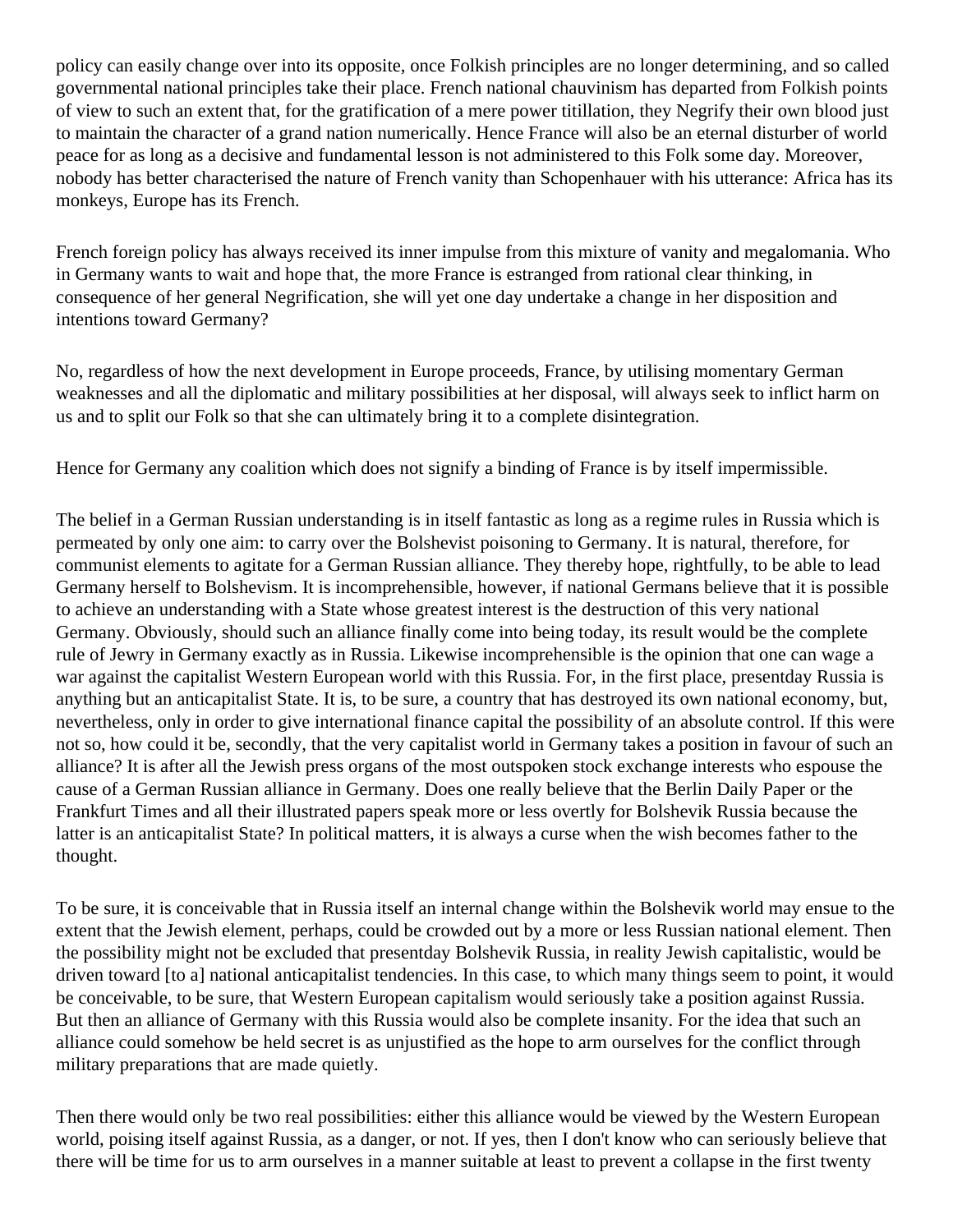policy can easily change over into its opposite, once Folkish principles are no longer determining, and so called governmental national principles take their place. French national chauvinism has departed from Folkish points of view to such an extent that, for the gratification of a mere power titillation, they Negrify their own blood just to maintain the character of a grand nation numerically. Hence France will also be an eternal disturber of world peace for as long as a decisive and fundamental lesson is not administered to this Folk some day. Moreover, nobody has better characterised the nature of French vanity than Schopenhauer with his utterance: Africa has its monkeys, Europe has its French.

French foreign policy has always received its inner impulse from this mixture of vanity and megalomania. Who in Germany wants to wait and hope that, the more France is estranged from rational clear thinking, in consequence of her general Negrification, she will yet one day undertake a change in her disposition and intentions toward Germany?

No, regardless of how the next development in Europe proceeds, France, by utilising momentary German weaknesses and all the diplomatic and military possibilities at her disposal, will always seek to inflict harm on us and to split our Folk so that she can ultimately bring it to a complete disintegration.

Hence for Germany any coalition which does not signify a binding of France is by itself impermissible.

The belief in a German Russian understanding is in itself fantastic as long as a regime rules in Russia which is permeated by only one aim: to carry over the Bolshevist poisoning to Germany. It is natural, therefore, for communist elements to agitate for a German Russian alliance. They thereby hope, rightfully, to be able to lead Germany herself to Bolshevism. It is incomprehensible, however, if national Germans believe that it is possible to achieve an understanding with a State whose greatest interest is the destruction of this very national Germany. Obviously, should such an alliance finally come into being today, its result would be the complete rule of Jewry in Germany exactly as in Russia. Likewise incomprehensible is the opinion that one can wage a war against the capitalist Western European world with this Russia. For, in the first place, presentday Russia is anything but an anticapitalist State. It is, to be sure, a country that has destroyed its own national economy, but, nevertheless, only in order to give international finance capital the possibility of an absolute control. If this were not so, how could it be, secondly, that the very capitalist world in Germany takes a position in favour of such an alliance? It is after all the Jewish press organs of the most outspoken stock exchange interests who espouse the cause of a German Russian alliance in Germany. Does one really believe that the Berlin Daily Paper or the Frankfurt Times and all their illustrated papers speak more or less overtly for Bolshevik Russia because the latter is an anticapitalist State? In political matters, it is always a curse when the wish becomes father to the thought.

To be sure, it is conceivable that in Russia itself an internal change within the Bolshevik world may ensue to the extent that the Jewish element, perhaps, could be crowded out by a more or less Russian national element. Then the possibility might not be excluded that presentday Bolshevik Russia, in reality Jewish capitalistic, would be driven toward [to a] national anticapitalist tendencies. In this case, to which many things seem to point, it would be conceivable, to be sure, that Western European capitalism would seriously take a position against Russia. But then an alliance of Germany with this Russia would also be complete insanity. For the idea that such an alliance could somehow be held secret is as unjustified as the hope to arm ourselves for the conflict through military preparations that are made quietly.

Then there would only be two real possibilities: either this alliance would be viewed by the Western European world, poising itself against Russia, as a danger, or not. If yes, then I don't know who can seriously believe that there will be time for us to arm ourselves in a manner suitable at least to prevent a collapse in the first twenty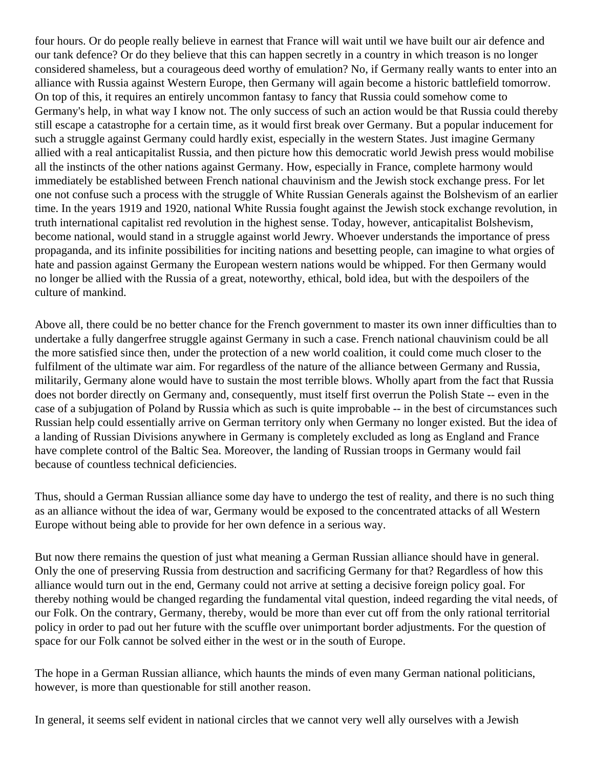four hours. Or do people really believe in earnest that France will wait until we have built our air defence and our tank defence? Or do they believe that this can happen secretly in a country in which treason is no longer considered shameless, but a courageous deed worthy of emulation? No, if Germany really wants to enter into an alliance with Russia against Western Europe, then Germany will again become a historic battlefield tomorrow. On top of this, it requires an entirely uncommon fantasy to fancy that Russia could somehow come to Germany's help, in what way I know not. The only success of such an action would be that Russia could thereby still escape a catastrophe for a certain time, as it would first break over Germany. But a popular inducement for such a struggle against Germany could hardly exist, especially in the western States. Just imagine Germany allied with a real anticapitalist Russia, and then picture how this democratic world Jewish press would mobilise all the instincts of the other nations against Germany. How, especially in France, complete harmony would immediately be established between French national chauvinism and the Jewish stock exchange press. For let one not confuse such a process with the struggle of White Russian Generals against the Bolshevism of an earlier time. In the years 1919 and 1920, national White Russia fought against the Jewish stock exchange revolution, in truth international capitalist red revolution in the highest sense. Today, however, anticapitalist Bolshevism, become national, would stand in a struggle against world Jewry. Whoever understands the importance of press propaganda, and its infinite possibilities for inciting nations and besetting people, can imagine to what orgies of hate and passion against Germany the European western nations would be whipped. For then Germany would no longer be allied with the Russia of a great, noteworthy, ethical, bold idea, but with the despoilers of the culture of mankind.

Above all, there could be no better chance for the French government to master its own inner difficulties than to undertake a fully dangerfree struggle against Germany in such a case. French national chauvinism could be all the more satisfied since then, under the protection of a new world coalition, it could come much closer to the fulfilment of the ultimate war aim. For regardless of the nature of the alliance between Germany and Russia, militarily, Germany alone would have to sustain the most terrible blows. Wholly apart from the fact that Russia does not border directly on Germany and, consequently, must itself first overrun the Polish State -- even in the case of a subjugation of Poland by Russia which as such is quite improbable -- in the best of circumstances such Russian help could essentially arrive on German territory only when Germany no longer existed. But the idea of a landing of Russian Divisions anywhere in Germany is completely excluded as long as England and France have complete control of the Baltic Sea. Moreover, the landing of Russian troops in Germany would fail because of countless technical deficiencies.

Thus, should a German Russian alliance some day have to undergo the test of reality, and there is no such thing as an alliance without the idea of war, Germany would be exposed to the concentrated attacks of all Western Europe without being able to provide for her own defence in a serious way.

But now there remains the question of just what meaning a German Russian alliance should have in general. Only the one of preserving Russia from destruction and sacrificing Germany for that? Regardless of how this alliance would turn out in the end, Germany could not arrive at setting a decisive foreign policy goal. For thereby nothing would be changed regarding the fundamental vital question, indeed regarding the vital needs, of our Folk. On the contrary, Germany, thereby, would be more than ever cut off from the only rational territorial policy in order to pad out her future with the scuffle over unimportant border adjustments. For the question of space for our Folk cannot be solved either in the west or in the south of Europe.

The hope in a German Russian alliance, which haunts the minds of even many German national politicians, however, is more than questionable for still another reason.

In general, it seems self evident in national circles that we cannot very well ally ourselves with a Jewish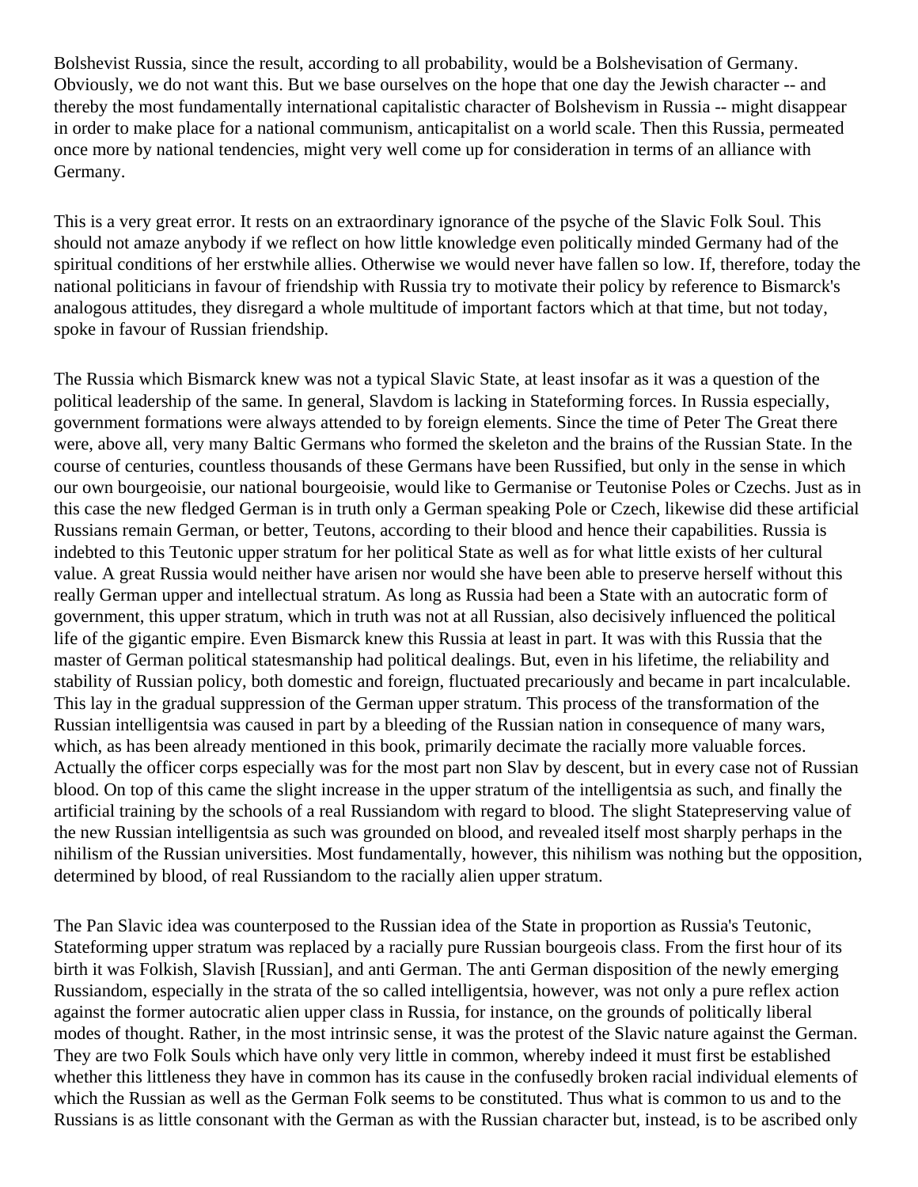Bolshevist Russia, since the result, according to all probability, would be a Bolshevisation of Germany. Obviously, we do not want this. But we base ourselves on the hope that one day the Jewish character -- and thereby the most fundamentally international capitalistic character of Bolshevism in Russia -- might disappear in order to make place for a national communism, anticapitalist on a world scale. Then this Russia, permeated once more by national tendencies, might very well come up for consideration in terms of an alliance with Germany.

This is a very great error. It rests on an extraordinary ignorance of the psyche of the Slavic Folk Soul. This should not amaze anybody if we reflect on how little knowledge even politically minded Germany had of the spiritual conditions of her erstwhile allies. Otherwise we would never have fallen so low. If, therefore, today the national politicians in favour of friendship with Russia try to motivate their policy by reference to Bismarck's analogous attitudes, they disregard a whole multitude of important factors which at that time, but not today, spoke in favour of Russian friendship.

The Russia which Bismarck knew was not a typical Slavic State, at least insofar as it was a question of the political leadership of the same. In general, Slavdom is lacking in Stateforming forces. In Russia especially, government formations were always attended to by foreign elements. Since the time of Peter The Great there were, above all, very many Baltic Germans who formed the skeleton and the brains of the Russian State. In the course of centuries, countless thousands of these Germans have been Russified, but only in the sense in which our own bourgeoisie, our national bourgeoisie, would like to Germanise or Teutonise Poles or Czechs. Just as in this case the new fledged German is in truth only a German speaking Pole or Czech, likewise did these artificial Russians remain German, or better, Teutons, according to their blood and hence their capabilities. Russia is indebted to this Teutonic upper stratum for her political State as well as for what little exists of her cultural value. A great Russia would neither have arisen nor would she have been able to preserve herself without this really German upper and intellectual stratum. As long as Russia had been a State with an autocratic form of government, this upper stratum, which in truth was not at all Russian, also decisively influenced the political life of the gigantic empire. Even Bismarck knew this Russia at least in part. It was with this Russia that the master of German political statesmanship had political dealings. But, even in his lifetime, the reliability and stability of Russian policy, both domestic and foreign, fluctuated precariously and became in part incalculable. This lay in the gradual suppression of the German upper stratum. This process of the transformation of the Russian intelligentsia was caused in part by a bleeding of the Russian nation in consequence of many wars, which, as has been already mentioned in this book, primarily decimate the racially more valuable forces. Actually the officer corps especially was for the most part non Slav by descent, but in every case not of Russian blood. On top of this came the slight increase in the upper stratum of the intelligentsia as such, and finally the artificial training by the schools of a real Russiandom with regard to blood. The slight Statepreserving value of the new Russian intelligentsia as such was grounded on blood, and revealed itself most sharply perhaps in the nihilism of the Russian universities. Most fundamentally, however, this nihilism was nothing but the opposition, determined by blood, of real Russiandom to the racially alien upper stratum.

The Pan Slavic idea was counterposed to the Russian idea of the State in proportion as Russia's Teutonic, Stateforming upper stratum was replaced by a racially pure Russian bourgeois class. From the first hour of its birth it was Folkish, Slavish [Russian], and anti German. The anti German disposition of the newly emerging Russiandom, especially in the strata of the so called intelligentsia, however, was not only a pure reflex action against the former autocratic alien upper class in Russia, for instance, on the grounds of politically liberal modes of thought. Rather, in the most intrinsic sense, it was the protest of the Slavic nature against the German. They are two Folk Souls which have only very little in common, whereby indeed it must first be established whether this littleness they have in common has its cause in the confusedly broken racial individual elements of which the Russian as well as the German Folk seems to be constituted. Thus what is common to us and to the Russians is as little consonant with the German as with the Russian character but, instead, is to be ascribed only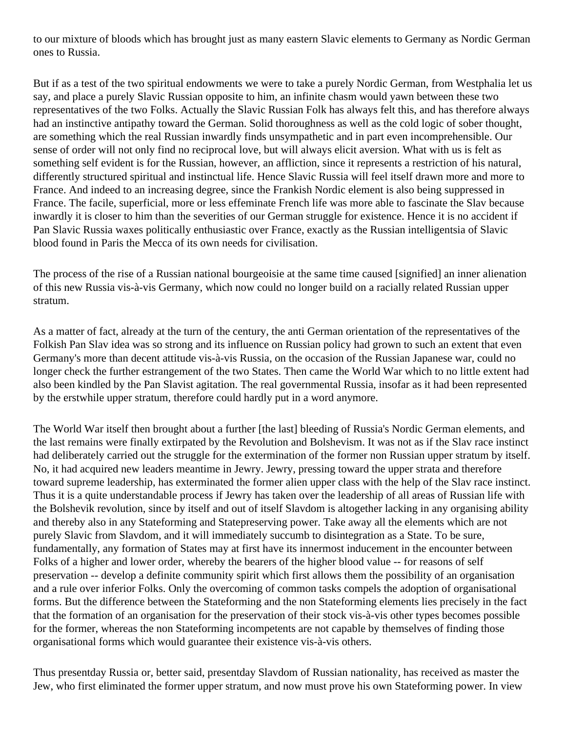to our mixture of bloods which has brought just as many eastern Slavic elements to Germany as Nordic German ones to Russia.

But if as a test of the two spiritual endowments we were to take a purely Nordic German, from Westphalia let us say, and place a purely Slavic Russian opposite to him, an infinite chasm would yawn between these two representatives of the two Folks. Actually the Slavic Russian Folk has always felt this, and has therefore always had an instinctive antipathy toward the German. Solid thoroughness as well as the cold logic of sober thought, are something which the real Russian inwardly finds unsympathetic and in part even incomprehensible. Our sense of order will not only find no reciprocal love, but will always elicit aversion. What with us is felt as something self evident is for the Russian, however, an affliction, since it represents a restriction of his natural, differently structured spiritual and instinctual life. Hence Slavic Russia will feel itself drawn more and more to France. And indeed to an increasing degree, since the Frankish Nordic element is also being suppressed in France. The facile, superficial, more or less effeminate French life was more able to fascinate the Slav because inwardly it is closer to him than the severities of our German struggle for existence. Hence it is no accident if Pan Slavic Russia waxes politically enthusiastic over France, exactly as the Russian intelligentsia of Slavic blood found in Paris the Mecca of its own needs for civilisation.

The process of the rise of a Russian national bourgeoisie at the same time caused [signified] an inner alienation of this new Russia vis-à-vis Germany, which now could no longer build on a racially related Russian upper stratum.

As a matter of fact, already at the turn of the century, the anti German orientation of the representatives of the Folkish Pan Slav idea was so strong and its influence on Russian policy had grown to such an extent that even Germany's more than decent attitude vis-à-vis Russia, on the occasion of the Russian Japanese war, could no longer check the further estrangement of the two States. Then came the World War which to no little extent had also been kindled by the Pan Slavist agitation. The real governmental Russia, insofar as it had been represented by the erstwhile upper stratum, therefore could hardly put in a word anymore.

The World War itself then brought about a further [the last] bleeding of Russia's Nordic German elements, and the last remains were finally extirpated by the Revolution and Bolshevism. It was not as if the Slav race instinct had deliberately carried out the struggle for the extermination of the former non Russian upper stratum by itself. No, it had acquired new leaders meantime in Jewry. Jewry, pressing toward the upper strata and therefore toward supreme leadership, has exterminated the former alien upper class with the help of the Slav race instinct. Thus it is a quite understandable process if Jewry has taken over the leadership of all areas of Russian life with the Bolshevik revolution, since by itself and out of itself Slavdom is altogether lacking in any organising ability and thereby also in any Stateforming and Statepreserving power. Take away all the elements which are not purely Slavic from Slavdom, and it will immediately succumb to disintegration as a State. To be sure, fundamentally, any formation of States may at first have its innermost inducement in the encounter between Folks of a higher and lower order, whereby the bearers of the higher blood value -- for reasons of self preservation -- develop a definite community spirit which first allows them the possibility of an organisation and a rule over inferior Folks. Only the overcoming of common tasks compels the adoption of organisational forms. But the difference between the Stateforming and the non Stateforming elements lies precisely in the fact that the formation of an organisation for the preservation of their stock vis-à-vis other types becomes possible for the former, whereas the non Stateforming incompetents are not capable by themselves of finding those organisational forms which would guarantee their existence vis-à-vis others.

Thus presentday Russia or, better said, presentday Slavdom of Russian nationality, has received as master the Jew, who first eliminated the former upper stratum, and now must prove his own Stateforming power. In view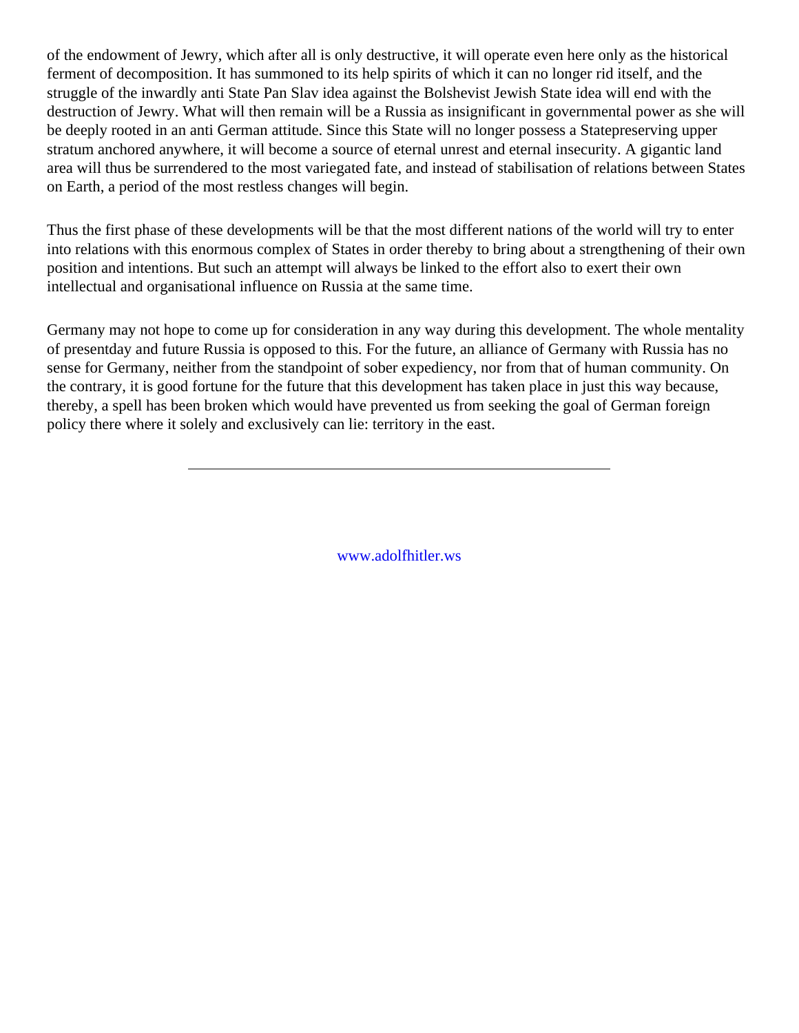of the endowment of Jewry, which after all is only destructive, it will operate even here only as the historical ferment of decomposition. It has summoned to its help spirits of which it can no longer rid itself, and the struggle of the inwardly anti State Pan Slav idea against the Bolshevist Jewish State idea will end with the destruction of Jewry. What will then remain will be a Russia as insignificant in governmental power as she will be deeply rooted in an anti German attitude. Since this State will no longer possess a Statepreserving upper stratum anchored anywhere, it will become a source of eternal unrest and eternal insecurity. A gigantic land area will thus be surrendered to the most variegated fate, and instead of stabilisation of relations between States on Earth, a period of the most restless changes will begin.

Thus the first phase of these developments will be that the most different nations of the world will try to enter into relations with this enormous complex of States in order thereby to bring about a strengthening of their own position and intentions. But such an attempt will always be linked to the effort also to exert their own intellectual and organisational influence on Russia at the same time.

Germany may not hope to come up for consideration in any way during this development. The whole mentality of presentday and future Russia is opposed to this. For the future, an alliance of Germany with Russia has no sense for Germany, neither from the standpoint of sober expediency, nor from that of human community. On the contrary, it is good fortune for the future that this development has taken place in just this way because, thereby, a spell has been broken which would have prevented us from seeking the goal of German foreign policy there where it solely and exclusively can lie: territory in the east.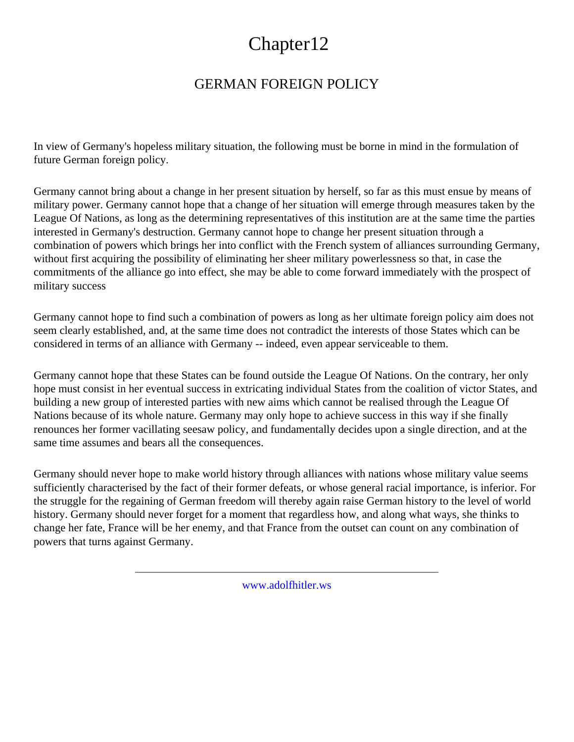# Chapter12

## GERMAN FOREIGN POLICY

In view of Germany's hopeless military situation, the following must be borne in mind in the formulation of future German foreign policy.

Germany cannot bring about a change in her present situation by herself, so far as this must ensue by means of military power. Germany cannot hope that a change of her situation will emerge through measures taken by the League Of Nations, as long as the determining representatives of this institution are at the same time the parties interested in Germany's destruction. Germany cannot hope to change her present situation through a combination of powers which brings her into conflict with the French system of alliances surrounding Germany, without first acquiring the possibility of eliminating her sheer military powerlessness so that, in case the commitments of the alliance go into effect, she may be able to come forward immediately with the prospect of military success

Germany cannot hope to find such a combination of powers as long as her ultimate foreign policy aim does not seem clearly established, and, at the same time does not contradict the interests of those States which can be considered in terms of an alliance with Germany -- indeed, even appear serviceable to them.

Germany cannot hope that these States can be found outside the League Of Nations. On the contrary, her only hope must consist in her eventual success in extricating individual States from the coalition of victor States, and building a new group of interested parties with new aims which cannot be realised through the League Of Nations because of its whole nature. Germany may only hope to achieve success in this way if she finally renounces her former vacillating seesaw policy, and fundamentally decides upon a single direction, and at the same time assumes and bears all the consequences.

Germany should never hope to make world history through alliances with nations whose military value seems sufficiently characterised by the fact of their former defeats, or whose general racial importance, is inferior. For the struggle for the regaining of German freedom will thereby again raise German history to the level of world history. Germany should never forget for a moment that regardless how, and along what ways, she thinks to change her fate, France will be her enemy, and that France from the outset can count on any combination of powers that turns against Germany.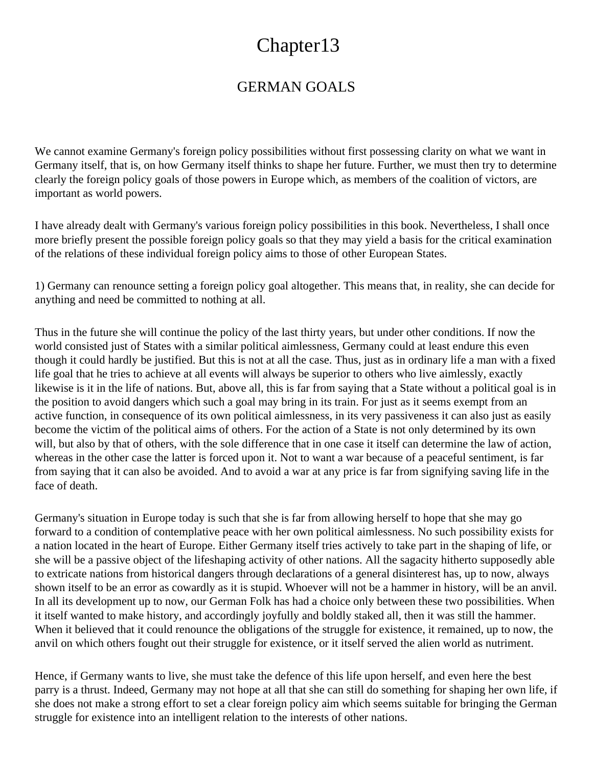# Chapter13

## GERMAN GOALS

We cannot examine Germany's foreign policy possibilities without first possessing clarity on what we want in Germany itself, that is, on how Germany itself thinks to shape her future. Further, we must then try to determine clearly the foreign policy goals of those powers in Europe which, as members of the coalition of victors, are important as world powers.

I have already dealt with Germany's various foreign policy possibilities in this book. Nevertheless, I shall once more briefly present the possible foreign policy goals so that they may yield a basis for the critical examination of the relations of these individual foreign policy aims to those of other European States.

1) Germany can renounce setting a foreign policy goal altogether. This means that, in reality, she can decide for anything and need be committed to nothing at all.

Thus in the future she will continue the policy of the last thirty years, but under other conditions. If now the world consisted just of States with a similar political aimlessness, Germany could at least endure this even though it could hardly be justified. But this is not at all the case. Thus, just as in ordinary life a man with a fixed life goal that he tries to achieve at all events will always be superior to others who live aimlessly, exactly likewise is it in the life of nations. But, above all, this is far from saying that a State without a political goal is in the position to avoid dangers which such a goal may bring in its train. For just as it seems exempt from an active function, in consequence of its own political aimlessness, in its very passiveness it can also just as easily become the victim of the political aims of others. For the action of a State is not only determined by its own will, but also by that of others, with the sole difference that in one case it itself can determine the law of action, whereas in the other case the latter is forced upon it. Not to want a war because of a peaceful sentiment, is far from saying that it can also be avoided. And to avoid a war at any price is far from signifying saving life in the face of death.

Germany's situation in Europe today is such that she is far from allowing herself to hope that she may go forward to a condition of contemplative peace with her own political aimlessness. No such possibility exists for a nation located in the heart of Europe. Either Germany itself tries actively to take part in the shaping of life, or she will be a passive object of the lifeshaping activity of other nations. All the sagacity hitherto supposedly able to extricate nations from historical dangers through declarations of a general disinterest has, up to now, always shown itself to be an error as cowardly as it is stupid. Whoever will not be a hammer in history, will be an anvil. In all its development up to now, our German Folk has had a choice only between these two possibilities. When it itself wanted to make history, and accordingly joyfully and boldly staked all, then it was still the hammer. When it believed that it could renounce the obligations of the struggle for existence, it remained, up to now, the anvil on which others fought out their struggle for existence, or it itself served the alien world as nutriment.

Hence, if Germany wants to live, she must take the defence of this life upon herself, and even here the best parry is a thrust. Indeed, Germany may not hope at all that she can still do something for shaping her own life, if she does not make a strong effort to set a clear foreign policy aim which seems suitable for bringing the German struggle for existence into an intelligent relation to the interests of other nations.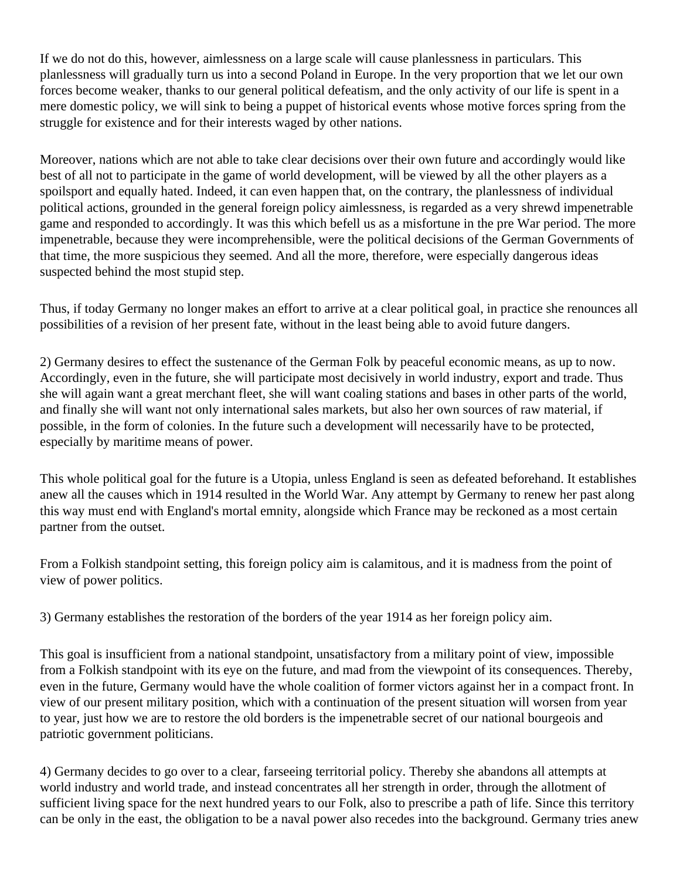If we do not do this, however, aimlessness on a large scale will cause planlessness in particulars. This planlessness will gradually turn us into a second Poland in Europe. In the very proportion that we let our own forces become weaker, thanks to our general political defeatism, and the only activity of our life is spent in a mere domestic policy, we will sink to being a puppet of historical events whose motive forces spring from the struggle for existence and for their interests waged by other nations.

Moreover, nations which are not able to take clear decisions over their own future and accordingly would like best of all not to participate in the game of world development, will be viewed by all the other players as a spoilsport and equally hated. Indeed, it can even happen that, on the contrary, the planlessness of individual political actions, grounded in the general foreign policy aimlessness, is regarded as a very shrewd impenetrable game and responded to accordingly. It was this which befell us as a misfortune in the pre War period. The more impenetrable, because they were incomprehensible, were the political decisions of the German Governments of that time, the more suspicious they seemed. And all the more, therefore, were especially dangerous ideas suspected behind the most stupid step.

Thus, if today Germany no longer makes an effort to arrive at a clear political goal, in practice she renounces all possibilities of a revision of her present fate, without in the least being able to avoid future dangers.

2) Germany desires to effect the sustenance of the German Folk by peaceful economic means, as up to now. Accordingly, even in the future, she will participate most decisively in world industry, export and trade. Thus she will again want a great merchant fleet, she will want coaling stations and bases in other parts of the world, and finally she will want not only international sales markets, but also her own sources of raw material, if possible, in the form of colonies. In the future such a development will necessarily have to be protected, especially by maritime means of power.

This whole political goal for the future is a Utopia, unless England is seen as defeated beforehand. It establishes anew all the causes which in 1914 resulted in the World War. Any attempt by Germany to renew her past along this way must end with England's mortal emnity, alongside which France may be reckoned as a most certain partner from the outset.

From a Folkish standpoint setting, this foreign policy aim is calamitous, and it is madness from the point of view of power politics.

3) Germany establishes the restoration of the borders of the year 1914 as her foreign policy aim.

This goal is insufficient from a national standpoint, unsatisfactory from a military point of view, impossible from a Folkish standpoint with its eye on the future, and mad from the viewpoint of its consequences. Thereby, even in the future, Germany would have the whole coalition of former victors against her in a compact front. In view of our present military position, which with a continuation of the present situation will worsen from year to year, just how we are to restore the old borders is the impenetrable secret of our national bourgeois and patriotic government politicians.

4) Germany decides to go over to a clear, farseeing territorial policy. Thereby she abandons all attempts at world industry and world trade, and instead concentrates all her strength in order, through the allotment of sufficient living space for the next hundred years to our Folk, also to prescribe a path of life. Since this territory can be only in the east, the obligation to be a naval power also recedes into the background. Germany tries anew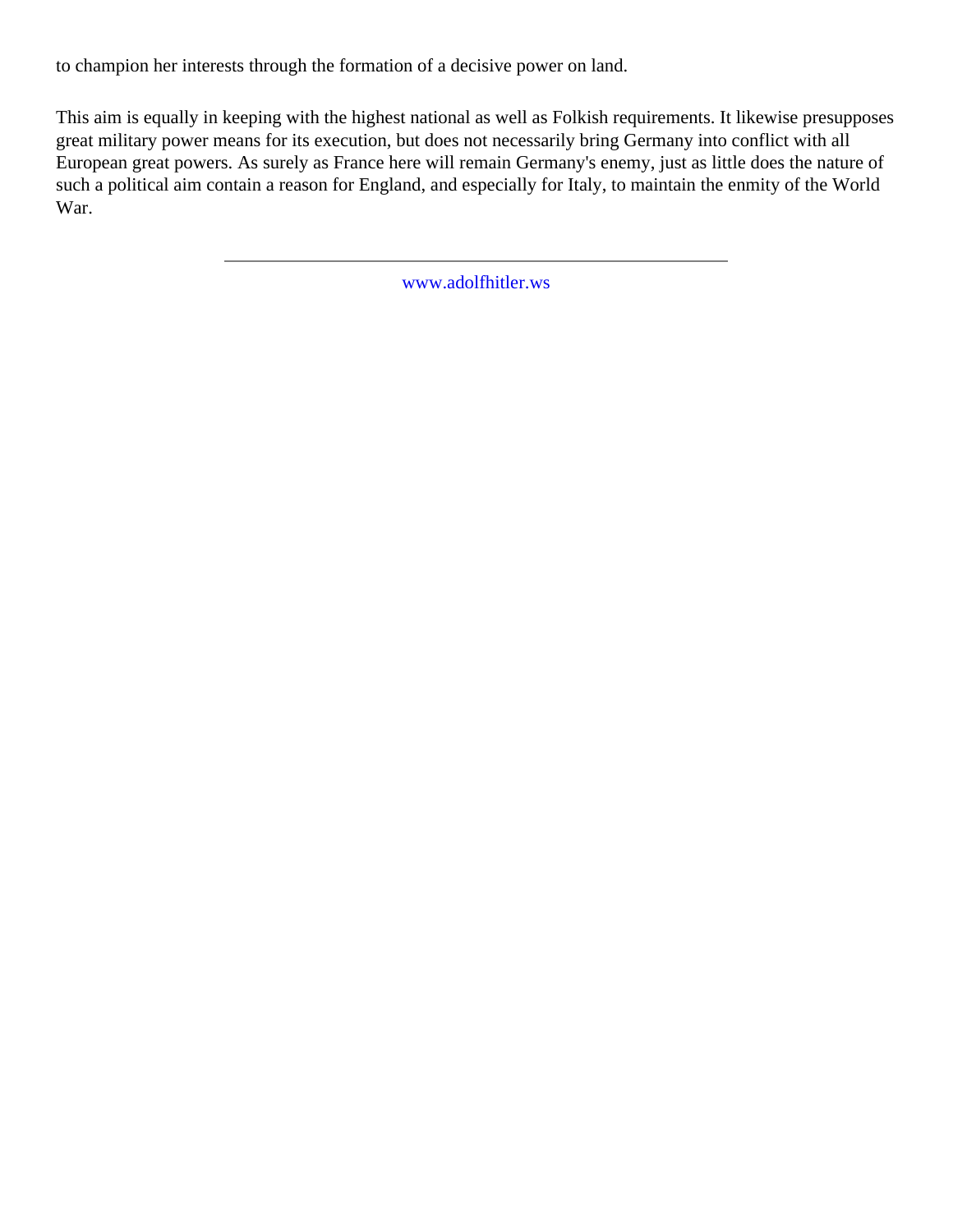to champion her interests through the formation of a decisive power on land.

This aim is equally in keeping with the highest national as well as Folkish requirements. It likewise presupposes great military power means for its execution, but does not necessarily bring Germany into conflict with all European great powers. As surely as France here will remain Germany's enemy, just as little does the nature of such a political aim contain a reason for England, and especially for Italy, to maintain the enmity of the World War.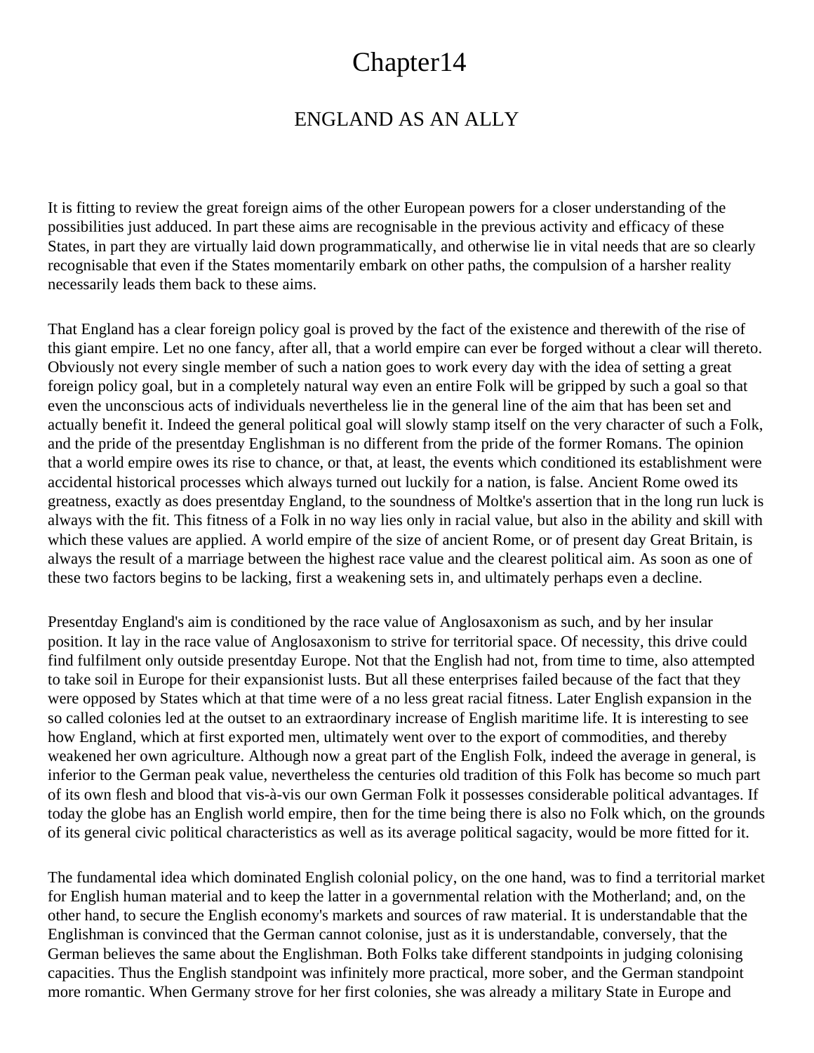# Chapter14

## ENGLAND AS AN ALLY

It is fitting to review the great foreign aims of the other European powers for a closer understanding of the possibilities just adduced. In part these aims are recognisable in the previous activity and efficacy of these States, in part they are virtually laid down programmatically, and otherwise lie in vital needs that are so clearly recognisable that even if the States momentarily embark on other paths, the compulsion of a harsher reality necessarily leads them back to these aims.

That England has a clear foreign policy goal is proved by the fact of the existence and therewith of the rise of this giant empire. Let no one fancy, after all, that a world empire can ever be forged without a clear will thereto. Obviously not every single member of such a nation goes to work every day with the idea of setting a great foreign policy goal, but in a completely natural way even an entire Folk will be gripped by such a goal so that even the unconscious acts of individuals nevertheless lie in the general line of the aim that has been set and actually benefit it. Indeed the general political goal will slowly stamp itself on the very character of such a Folk, and the pride of the presentday Englishman is no different from the pride of the former Romans. The opinion that a world empire owes its rise to chance, or that, at least, the events which conditioned its establishment were accidental historical processes which always turned out luckily for a nation, is false. Ancient Rome owed its greatness, exactly as does presentday England, to the soundness of Moltke's assertion that in the long run luck is always with the fit. This fitness of a Folk in no way lies only in racial value, but also in the ability and skill with which these values are applied. A world empire of the size of ancient Rome, or of present day Great Britain, is always the result of a marriage between the highest race value and the clearest political aim. As soon as one of these two factors begins to be lacking, first a weakening sets in, and ultimately perhaps even a decline.

Presentday England's aim is conditioned by the race value of Anglosaxonism as such, and by her insular position. It lay in the race value of Anglosaxonism to strive for territorial space. Of necessity, this drive could find fulfilment only outside presentday Europe. Not that the English had not, from time to time, also attempted to take soil in Europe for their expansionist lusts. But all these enterprises failed because of the fact that they were opposed by States which at that time were of a no less great racial fitness. Later English expansion in the so called colonies led at the outset to an extraordinary increase of English maritime life. It is interesting to see how England, which at first exported men, ultimately went over to the export of commodities, and thereby weakened her own agriculture. Although now a great part of the English Folk, indeed the average in general, is inferior to the German peak value, nevertheless the centuries old tradition of this Folk has become so much part of its own flesh and blood that vis-à-vis our own German Folk it possesses considerable political advantages. If today the globe has an English world empire, then for the time being there is also no Folk which, on the grounds of its general civic political characteristics as well as its average political sagacity, would be more fitted for it.

The fundamental idea which dominated English colonial policy, on the one hand, was to find a territorial market for English human material and to keep the latter in a governmental relation with the Motherland; and, on the other hand, to secure the English economy's markets and sources of raw material. It is understandable that the Englishman is convinced that the German cannot colonise, just as it is understandable, conversely, that the German believes the same about the Englishman. Both Folks take different standpoints in judging colonising capacities. Thus the English standpoint was infinitely more practical, more sober, and the German standpoint more romantic. When Germany strove for her first colonies, she was already a military State in Europe and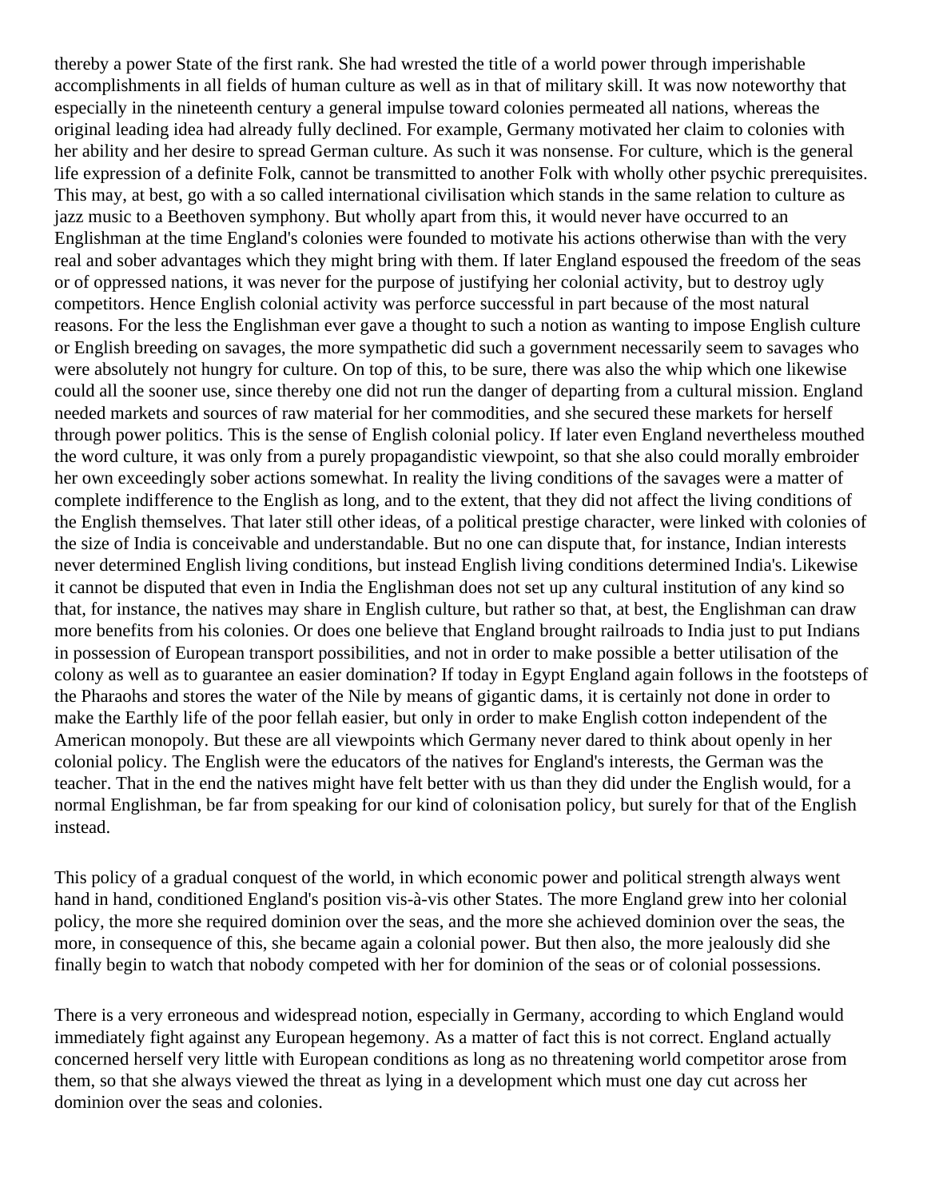thereby a power State of the first rank. She had wrested the title of a world power through imperishable accomplishments in all fields of human culture as well as in that of military skill. It was now noteworthy that especially in the nineteenth century a general impulse toward colonies permeated all nations, whereas the original leading idea had already fully declined. For example, Germany motivated her claim to colonies with her ability and her desire to spread German culture. As such it was nonsense. For culture, which is the general life expression of a definite Folk, cannot be transmitted to another Folk with wholly other psychic prerequisites. This may, at best, go with a so called international civilisation which stands in the same relation to culture as jazz music to a Beethoven symphony. But wholly apart from this, it would never have occurred to an Englishman at the time England's colonies were founded to motivate his actions otherwise than with the very real and sober advantages which they might bring with them. If later England espoused the freedom of the seas or of oppressed nations, it was never for the purpose of justifying her colonial activity, but to destroy ugly competitors. Hence English colonial activity was perforce successful in part because of the most natural reasons. For the less the Englishman ever gave a thought to such a notion as wanting to impose English culture or English breeding on savages, the more sympathetic did such a government necessarily seem to savages who were absolutely not hungry for culture. On top of this, to be sure, there was also the whip which one likewise could all the sooner use, since thereby one did not run the danger of departing from a cultural mission. England needed markets and sources of raw material for her commodities, and she secured these markets for herself through power politics. This is the sense of English colonial policy. If later even England nevertheless mouthed the word culture, it was only from a purely propagandistic viewpoint, so that she also could morally embroider her own exceedingly sober actions somewhat. In reality the living conditions of the savages were a matter of complete indifference to the English as long, and to the extent, that they did not affect the living conditions of the English themselves. That later still other ideas, of a political prestige character, were linked with colonies of the size of India is conceivable and understandable. But no one can dispute that, for instance, Indian interests never determined English living conditions, but instead English living conditions determined India's. Likewise it cannot be disputed that even in India the Englishman does not set up any cultural institution of any kind so that, for instance, the natives may share in English culture, but rather so that, at best, the Englishman can draw more benefits from his colonies. Or does one believe that England brought railroads to India just to put Indians in possession of European transport possibilities, and not in order to make possible a better utilisation of the colony as well as to guarantee an easier domination? If today in Egypt England again follows in the footsteps of the Pharaohs and stores the water of the Nile by means of gigantic dams, it is certainly not done in order to make the Earthly life of the poor fellah easier, but only in order to make English cotton independent of the American monopoly. But these are all viewpoints which Germany never dared to think about openly in her colonial policy. The English were the educators of the natives for England's interests, the German was the teacher. That in the end the natives might have felt better with us than they did under the English would, for a normal Englishman, be far from speaking for our kind of colonisation policy, but surely for that of the English instead.

This policy of a gradual conquest of the world, in which economic power and political strength always went hand in hand, conditioned England's position vis-à-vis other States. The more England grew into her colonial policy, the more she required dominion over the seas, and the more she achieved dominion over the seas, the more, in consequence of this, she became again a colonial power. But then also, the more jealously did she finally begin to watch that nobody competed with her for dominion of the seas or of colonial possessions.

There is a very erroneous and widespread notion, especially in Germany, according to which England would immediately fight against any European hegemony. As a matter of fact this is not correct. England actually concerned herself very little with European conditions as long as no threatening world competitor arose from them, so that she always viewed the threat as lying in a development which must one day cut across her dominion over the seas and colonies.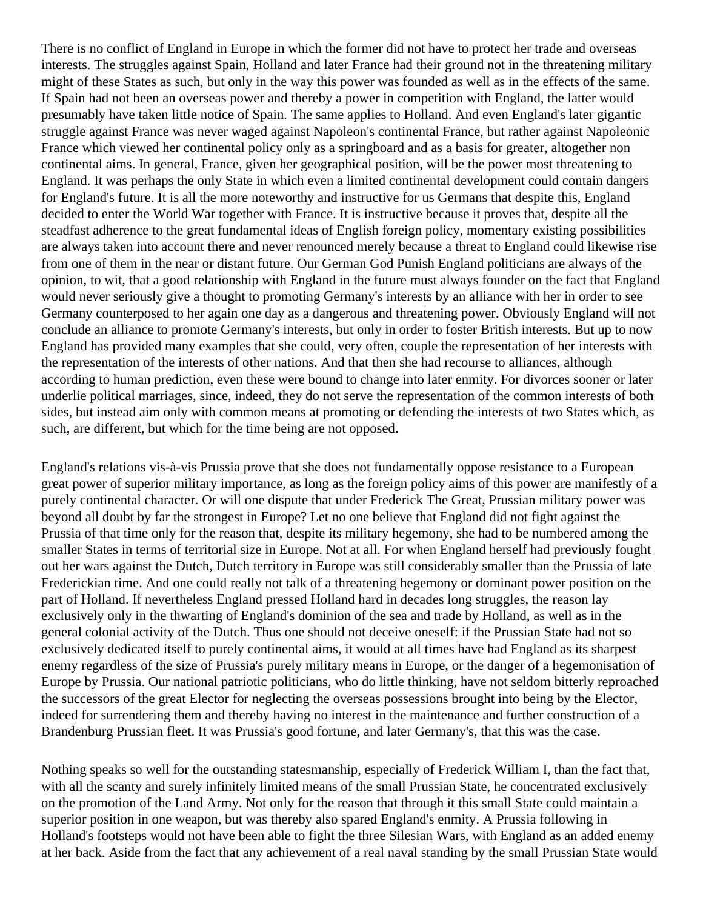There is no conflict of England in Europe in which the former did not have to protect her trade and overseas interests. The struggles against Spain, Holland and later France had their ground not in the threatening military might of these States as such, but only in the way this power was founded as well as in the effects of the same. If Spain had not been an overseas power and thereby a power in competition with England, the latter would presumably have taken little notice of Spain. The same applies to Holland. And even England's later gigantic struggle against France was never waged against Napoleon's continental France, but rather against Napoleonic France which viewed her continental policy only as a springboard and as a basis for greater, altogether non continental aims. In general, France, given her geographical position, will be the power most threatening to England. It was perhaps the only State in which even a limited continental development could contain dangers for England's future. It is all the more noteworthy and instructive for us Germans that despite this, England decided to enter the World War together with France. It is instructive because it proves that, despite all the steadfast adherence to the great fundamental ideas of English foreign policy, momentary existing possibilities are always taken into account there and never renounced merely because a threat to England could likewise rise from one of them in the near or distant future. Our German God Punish England politicians are always of the opinion, to wit, that a good relationship with England in the future must always founder on the fact that England would never seriously give a thought to promoting Germany's interests by an alliance with her in order to see Germany counterposed to her again one day as a dangerous and threatening power. Obviously England will not conclude an alliance to promote Germany's interests, but only in order to foster British interests. But up to now England has provided many examples that she could, very often, couple the representation of her interests with the representation of the interests of other nations. And that then she had recourse to alliances, although according to human prediction, even these were bound to change into later enmity. For divorces sooner or later underlie political marriages, since, indeed, they do not serve the representation of the common interests of both sides, but instead aim only with common means at promoting or defending the interests of two States which, as such, are different, but which for the time being are not opposed.

England's relations vis-à-vis Prussia prove that she does not fundamentally oppose resistance to a European great power of superior military importance, as long as the foreign policy aims of this power are manifestly of a purely continental character. Or will one dispute that under Frederick The Great, Prussian military power was beyond all doubt by far the strongest in Europe? Let no one believe that England did not fight against the Prussia of that time only for the reason that, despite its military hegemony, she had to be numbered among the smaller States in terms of territorial size in Europe. Not at all. For when England herself had previously fought out her wars against the Dutch, Dutch territory in Europe was still considerably smaller than the Prussia of late Frederickian time. And one could really not talk of a threatening hegemony or dominant power position on the part of Holland. If nevertheless England pressed Holland hard in decades long struggles, the reason lay exclusively only in the thwarting of England's dominion of the sea and trade by Holland, as well as in the general colonial activity of the Dutch. Thus one should not deceive oneself: if the Prussian State had not so exclusively dedicated itself to purely continental aims, it would at all times have had England as its sharpest enemy regardless of the size of Prussia's purely military means in Europe, or the danger of a hegemonisation of Europe by Prussia. Our national patriotic politicians, who do little thinking, have not seldom bitterly reproached the successors of the great Elector for neglecting the overseas possessions brought into being by the Elector, indeed for surrendering them and thereby having no interest in the maintenance and further construction of a Brandenburg Prussian fleet. It was Prussia's good fortune, and later Germany's, that this was the case.

Nothing speaks so well for the outstanding statesmanship, especially of Frederick William I, than the fact that, with all the scanty and surely infinitely limited means of the small Prussian State, he concentrated exclusively on the promotion of the Land Army. Not only for the reason that through it this small State could maintain a superior position in one weapon, but was thereby also spared England's enmity. A Prussia following in Holland's footsteps would not have been able to fight the three Silesian Wars, with England as an added enemy at her back. Aside from the fact that any achievement of a real naval standing by the small Prussian State would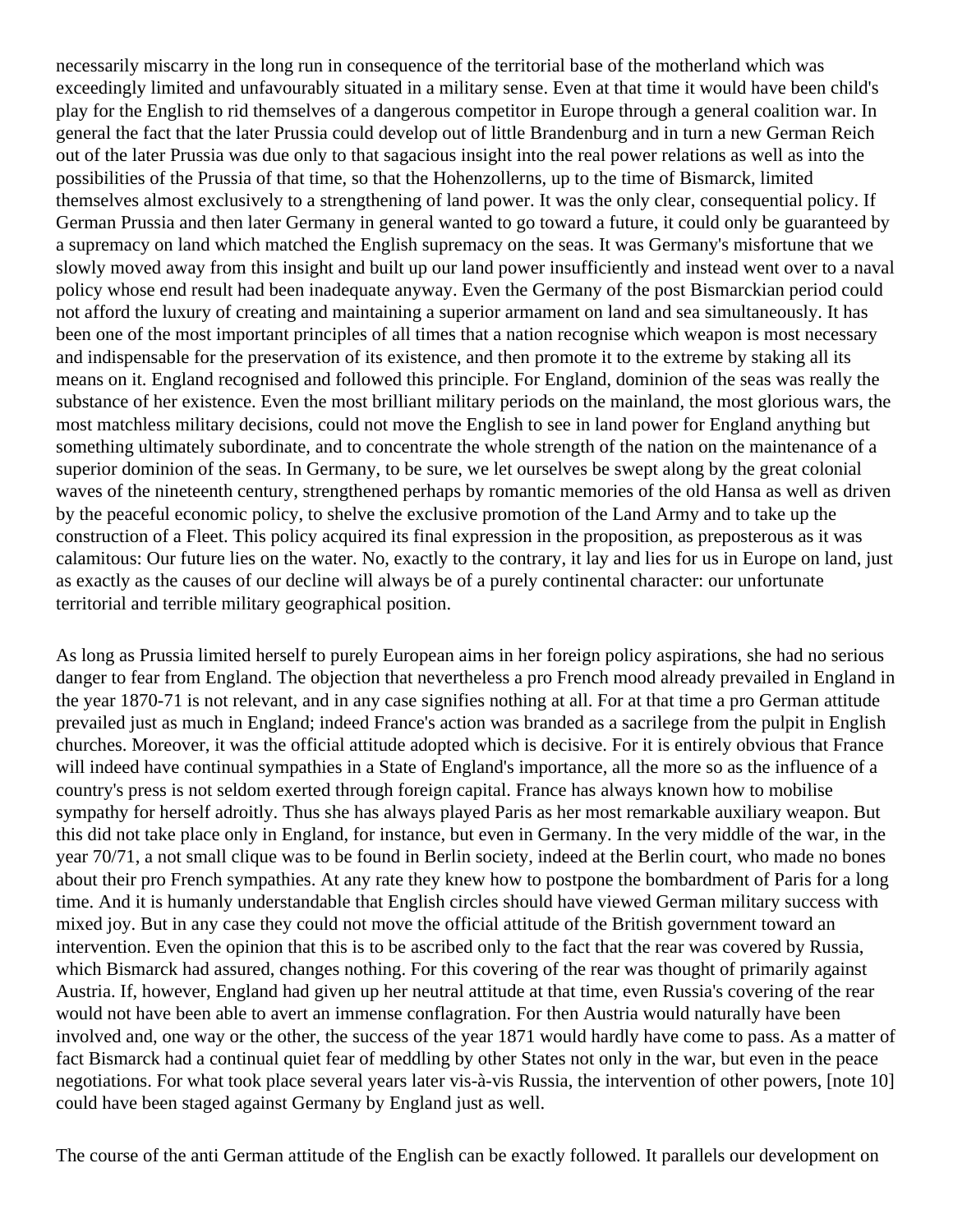necessarily miscarry in the long run in consequence of the territorial base of the motherland which was exceedingly limited and unfavourably situated in a military sense. Even at that time it would have been child's play for the English to rid themselves of a dangerous competitor in Europe through a general coalition war. In general the fact that the later Prussia could develop out of little Brandenburg and in turn a new German Reich out of the later Prussia was due only to that sagacious insight into the real power relations as well as into the possibilities of the Prussia of that time, so that the Hohenzollerns, up to the time of Bismarck, limited themselves almost exclusively to a strengthening of land power. It was the only clear, consequential policy. If German Prussia and then later Germany in general wanted to go toward a future, it could only be guaranteed by a supremacy on land which matched the English supremacy on the seas. It was Germany's misfortune that we slowly moved away from this insight and built up our land power insufficiently and instead went over to a naval policy whose end result had been inadequate anyway. Even the Germany of the post Bismarckian period could not afford the luxury of creating and maintaining a superior armament on land and sea simultaneously. It has been one of the most important principles of all times that a nation recognise which weapon is most necessary and indispensable for the preservation of its existence, and then promote it to the extreme by staking all its means on it. England recognised and followed this principle. For England, dominion of the seas was really the substance of her existence. Even the most brilliant military periods on the mainland, the most glorious wars, the most matchless military decisions, could not move the English to see in land power for England anything but something ultimately subordinate, and to concentrate the whole strength of the nation on the maintenance of a superior dominion of the seas. In Germany, to be sure, we let ourselves be swept along by the great colonial waves of the nineteenth century, strengthened perhaps by romantic memories of the old Hansa as well as driven by the peaceful economic policy, to shelve the exclusive promotion of the Land Army and to take up the construction of a Fleet. This policy acquired its final expression in the proposition, as preposterous as it was calamitous: Our future lies on the water. No, exactly to the contrary, it lay and lies for us in Europe on land, just as exactly as the causes of our decline will always be of a purely continental character: our unfortunate territorial and terrible military geographical position.

As long as Prussia limited herself to purely European aims in her foreign policy aspirations, she had no serious danger to fear from England. The objection that nevertheless a pro French mood already prevailed in England in the year 1870-71 is not relevant, and in any case signifies nothing at all. For at that time a pro German attitude prevailed just as much in England; indeed France's action was branded as a sacrilege from the pulpit in English churches. Moreover, it was the official attitude adopted which is decisive. For it is entirely obvious that France will indeed have continual sympathies in a State of England's importance, all the more so as the influence of a country's press is not seldom exerted through foreign capital. France has always known how to mobilise sympathy for herself adroitly. Thus she has always played Paris as her most remarkable auxiliary weapon. But this did not take place only in England, for instance, but even in Germany. In the very middle of the war, in the year 70/71, a not small clique was to be found in Berlin society, indeed at the Berlin court, who made no bones about their pro French sympathies. At any rate they knew how to postpone the bombardment of Paris for a long time. And it is humanly understandable that English circles should have viewed German military success with mixed joy. But in any case they could not move the official attitude of the British government toward an intervention. Even the opinion that this is to be ascribed only to the fact that the rear was covered by Russia, which Bismarck had assured, changes nothing. For this covering of the rear was thought of primarily against Austria. If, however, England had given up her neutral attitude at that time, even Russia's covering of the rear would not have been able to avert an immense conflagration. For then Austria would naturally have been involved and, one way or the other, the success of the year 1871 would hardly have come to pass. As a matter of fact Bismarck had a continual quiet fear of meddling by other States not only in the war, but even in the peace negotiations. For what took place several years later vis-à-vis Russia, the intervention of other powers, [note 10] could have been staged against Germany by England just as well.

The course of the anti German attitude of the English can be exactly followed. It parallels our development on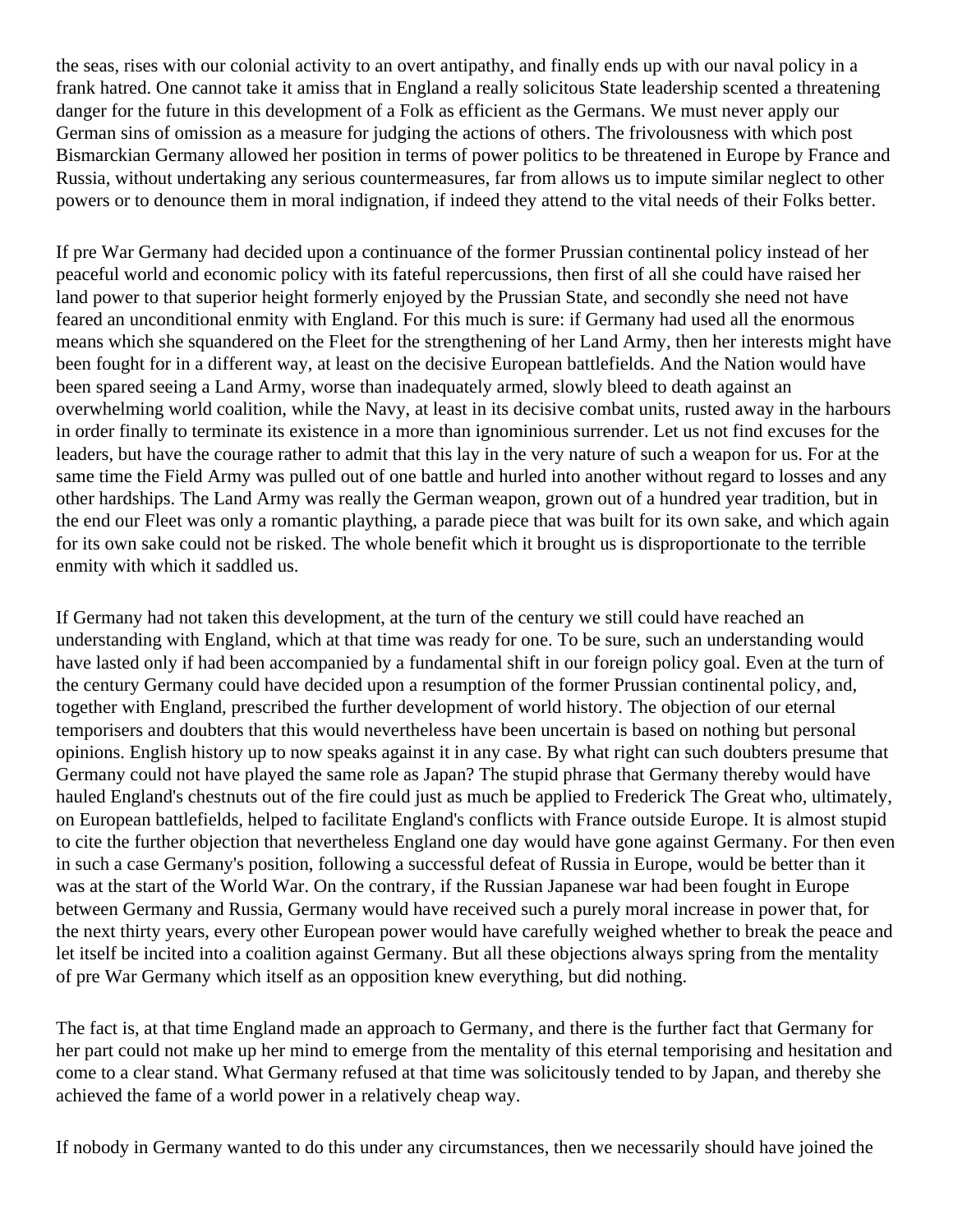the seas, rises with our colonial activity to an overt antipathy, and finally ends up with our naval policy in a frank hatred. One cannot take it amiss that in England a really solicitous State leadership scented a threatening danger for the future in this development of a Folk as efficient as the Germans. We must never apply our German sins of omission as a measure for judging the actions of others. The frivolousness with which post Bismarckian Germany allowed her position in terms of power politics to be threatened in Europe by France and Russia, without undertaking any serious countermeasures, far from allows us to impute similar neglect to other powers or to denounce them in moral indignation, if indeed they attend to the vital needs of their Folks better.

If pre War Germany had decided upon a continuance of the former Prussian continental policy instead of her peaceful world and economic policy with its fateful repercussions, then first of all she could have raised her land power to that superior height formerly enjoyed by the Prussian State, and secondly she need not have feared an unconditional enmity with England. For this much is sure: if Germany had used all the enormous means which she squandered on the Fleet for the strengthening of her Land Army, then her interests might have been fought for in a different way, at least on the decisive European battlefields. And the Nation would have been spared seeing a Land Army, worse than inadequately armed, slowly bleed to death against an overwhelming world coalition, while the Navy, at least in its decisive combat units, rusted away in the harbours in order finally to terminate its existence in a more than ignominious surrender. Let us not find excuses for the leaders, but have the courage rather to admit that this lay in the very nature of such a weapon for us. For at the same time the Field Army was pulled out of one battle and hurled into another without regard to losses and any other hardships. The Land Army was really the German weapon, grown out of a hundred year tradition, but in the end our Fleet was only a romantic plaything, a parade piece that was built for its own sake, and which again for its own sake could not be risked. The whole benefit which it brought us is disproportionate to the terrible enmity with which it saddled us.

If Germany had not taken this development, at the turn of the century we still could have reached an understanding with England, which at that time was ready for one. To be sure, such an understanding would have lasted only if had been accompanied by a fundamental shift in our foreign policy goal. Even at the turn of the century Germany could have decided upon a resumption of the former Prussian continental policy, and, together with England, prescribed the further development of world history. The objection of our eternal temporisers and doubters that this would nevertheless have been uncertain is based on nothing but personal opinions. English history up to now speaks against it in any case. By what right can such doubters presume that Germany could not have played the same role as Japan? The stupid phrase that Germany thereby would have hauled England's chestnuts out of the fire could just as much be applied to Frederick The Great who, ultimately, on European battlefields, helped to facilitate England's conflicts with France outside Europe. It is almost stupid to cite the further objection that nevertheless England one day would have gone against Germany. For then even in such a case Germany's position, following a successful defeat of Russia in Europe, would be better than it was at the start of the World War. On the contrary, if the Russian Japanese war had been fought in Europe between Germany and Russia, Germany would have received such a purely moral increase in power that, for the next thirty years, every other European power would have carefully weighed whether to break the peace and let itself be incited into a coalition against Germany. But all these objections always spring from the mentality of pre War Germany which itself as an opposition knew everything, but did nothing.

The fact is, at that time England made an approach to Germany, and there is the further fact that Germany for her part could not make up her mind to emerge from the mentality of this eternal temporising and hesitation and come to a clear stand. What Germany refused at that time was solicitously tended to by Japan, and thereby she achieved the fame of a world power in a relatively cheap way.

If nobody in Germany wanted to do this under any circumstances, then we necessarily should have joined the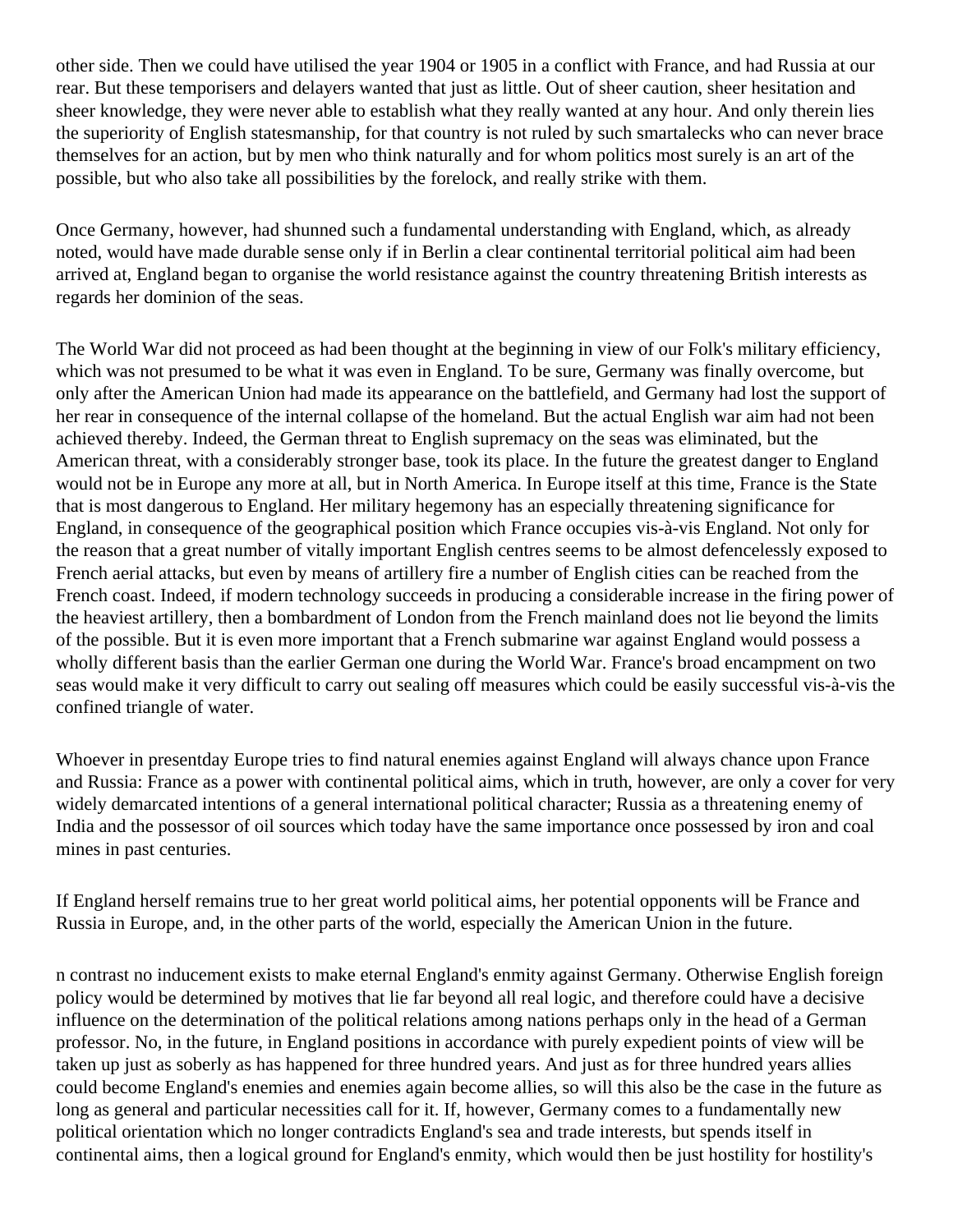other side. Then we could have utilised the year 1904 or 1905 in a conflict with France, and had Russia at our rear. But these temporisers and delayers wanted that just as little. Out of sheer caution, sheer hesitation and sheer knowledge, they were never able to establish what they really wanted at any hour. And only therein lies the superiority of English statesmanship, for that country is not ruled by such smartalecks who can never brace themselves for an action, but by men who think naturally and for whom politics most surely is an art of the possible, but who also take all possibilities by the forelock, and really strike with them.

Once Germany, however, had shunned such a fundamental understanding with England, which, as already noted, would have made durable sense only if in Berlin a clear continental territorial political aim had been arrived at, England began to organise the world resistance against the country threatening British interests as regards her dominion of the seas.

The World War did not proceed as had been thought at the beginning in view of our Folk's military efficiency, which was not presumed to be what it was even in England. To be sure, Germany was finally overcome, but only after the American Union had made its appearance on the battlefield, and Germany had lost the support of her rear in consequence of the internal collapse of the homeland. But the actual English war aim had not been achieved thereby. Indeed, the German threat to English supremacy on the seas was eliminated, but the American threat, with a considerably stronger base, took its place. In the future the greatest danger to England would not be in Europe any more at all, but in North America. In Europe itself at this time, France is the State that is most dangerous to England. Her military hegemony has an especially threatening significance for England, in consequence of the geographical position which France occupies vis-à-vis England. Not only for the reason that a great number of vitally important English centres seems to be almost defencelessly exposed to French aerial attacks, but even by means of artillery fire a number of English cities can be reached from the French coast. Indeed, if modern technology succeeds in producing a considerable increase in the firing power of the heaviest artillery, then a bombardment of London from the French mainland does not lie beyond the limits of the possible. But it is even more important that a French submarine war against England would possess a wholly different basis than the earlier German one during the World War. France's broad encampment on two seas would make it very difficult to carry out sealing off measures which could be easily successful vis-à-vis the confined triangle of water.

Whoever in presentday Europe tries to find natural enemies against England will always chance upon France and Russia: France as a power with continental political aims, which in truth, however, are only a cover for very widely demarcated intentions of a general international political character; Russia as a threatening enemy of India and the possessor of oil sources which today have the same importance once possessed by iron and coal mines in past centuries.

If England herself remains true to her great world political aims, her potential opponents will be France and Russia in Europe, and, in the other parts of the world, especially the American Union in the future.

n contrast no inducement exists to make eternal England's enmity against Germany. Otherwise English foreign policy would be determined by motives that lie far beyond all real logic, and therefore could have a decisive influence on the determination of the political relations among nations perhaps only in the head of a German professor. No, in the future, in England positions in accordance with purely expedient points of view will be taken up just as soberly as has happened for three hundred years. And just as for three hundred years allies could become England's enemies and enemies again become allies, so will this also be the case in the future as long as general and particular necessities call for it. If, however, Germany comes to a fundamentally new political orientation which no longer contradicts England's sea and trade interests, but spends itself in continental aims, then a logical ground for England's enmity, which would then be just hostility for hostility's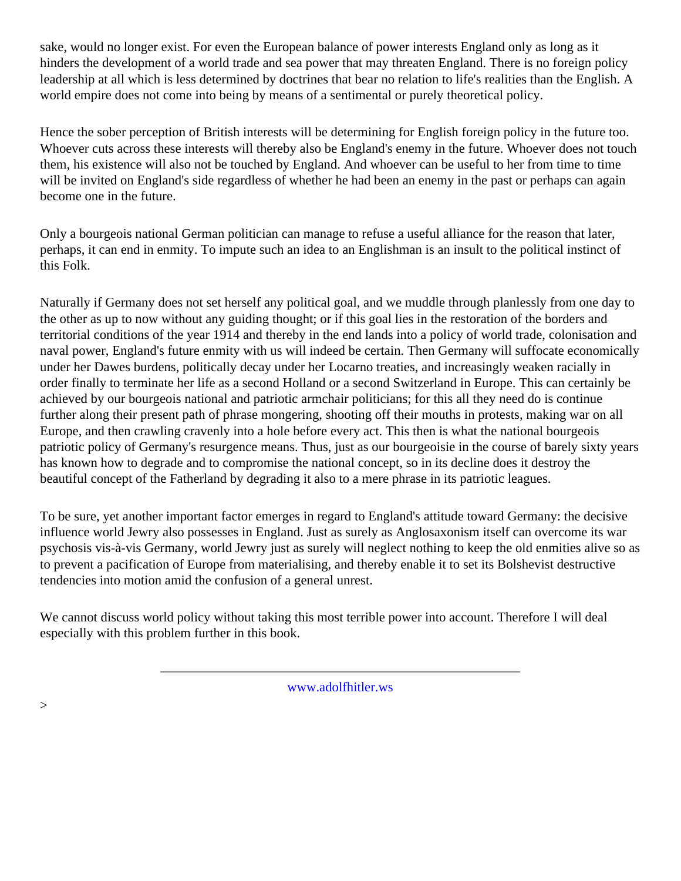sake, would no longer exist. For even the European balance of power interests England only as long as it hinders the development of a world trade and sea power that may threaten England. There is no foreign policy leadership at all which is less determined by doctrines that bear no relation to life's realities than the English. A world empire does not come into being by means of a sentimental or purely theoretical policy.

Hence the sober perception of British interests will be determining for English foreign policy in the future too. Whoever cuts across these interests will thereby also be England's enemy in the future. Whoever does not touch them, his existence will also not be touched by England. And whoever can be useful to her from time to time will be invited on England's side regardless of whether he had been an enemy in the past or perhaps can again become one in the future.

Only a bourgeois national German politician can manage to refuse a useful alliance for the reason that later, perhaps, it can end in enmity. To impute such an idea to an Englishman is an insult to the political instinct of this Folk.

Naturally if Germany does not set herself any political goal, and we muddle through planlessly from one day to the other as up to now without any guiding thought; or if this goal lies in the restoration of the borders and territorial conditions of the year 1914 and thereby in the end lands into a policy of world trade, colonisation and naval power, England's future enmity with us will indeed be certain. Then Germany will suffocate economically under her Dawes burdens, politically decay under her Locarno treaties, and increasingly weaken racially in order finally to terminate her life as a second Holland or a second Switzerland in Europe. This can certainly be achieved by our bourgeois national and patriotic armchair politicians; for this all they need do is continue further along their present path of phrase mongering, shooting off their mouths in protests, making war on all Europe, and then crawling cravenly into a hole before every act. This then is what the national bourgeois patriotic policy of Germany's resurgence means. Thus, just as our bourgeoisie in the course of barely sixty years has known how to degrade and to compromise the national concept, so in its decline does it destroy the beautiful concept of the Fatherland by degrading it also to a mere phrase in its patriotic leagues.

To be sure, yet another important factor emerges in regard to England's attitude toward Germany: the decisive influence world Jewry also possesses in England. Just as surely as Anglosaxonism itself can overcome its war psychosis vis-à-vis Germany, world Jewry just as surely will neglect nothing to keep the old enmities alive so as to prevent a pacification of Europe from materialising, and thereby enable it to set its Bolshevist destructive tendencies into motion amid the confusion of a general unrest.

We cannot discuss world policy without taking this most terrible power into account. Therefore I will deal especially with this problem further in this book.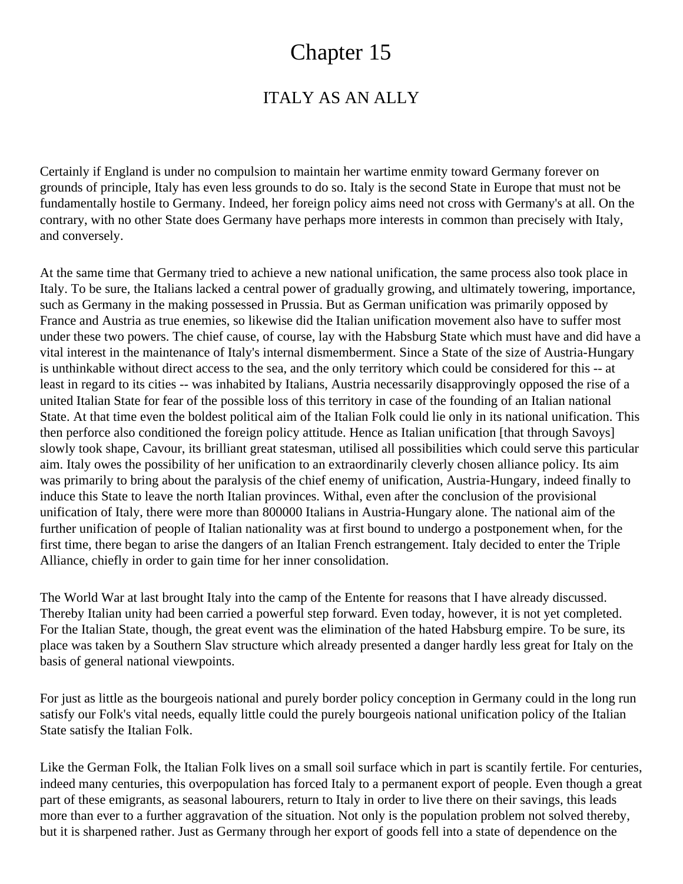# Chapter 15

## ITALY AS AN ALLY

Certainly if England is under no compulsion to maintain her wartime enmity toward Germany forever on grounds of principle, Italy has even less grounds to do so. Italy is the second State in Europe that must not be fundamentally hostile to Germany. Indeed, her foreign policy aims need not cross with Germany's at all. On the contrary, with no other State does Germany have perhaps more interests in common than precisely with Italy, and conversely.

At the same time that Germany tried to achieve a new national unification, the same process also took place in Italy. To be sure, the Italians lacked a central power of gradually growing, and ultimately towering, importance, such as Germany in the making possessed in Prussia. But as German unification was primarily opposed by France and Austria as true enemies, so likewise did the Italian unification movement also have to suffer most under these two powers. The chief cause, of course, lay with the Habsburg State which must have and did have a vital interest in the maintenance of Italy's internal dismemberment. Since a State of the size of Austria-Hungary is unthinkable without direct access to the sea, and the only territory which could be considered for this -- at least in regard to its cities -- was inhabited by Italians, Austria necessarily disapprovingly opposed the rise of a united Italian State for fear of the possible loss of this territory in case of the founding of an Italian national State. At that time even the boldest political aim of the Italian Folk could lie only in its national unification. This then perforce also conditioned the foreign policy attitude. Hence as Italian unification [that through Savoys] slowly took shape, Cavour, its brilliant great statesman, utilised all possibilities which could serve this particular aim. Italy owes the possibility of her unification to an extraordinarily cleverly chosen alliance policy. Its aim was primarily to bring about the paralysis of the chief enemy of unification, Austria-Hungary, indeed finally to induce this State to leave the north Italian provinces. Withal, even after the conclusion of the provisional unification of Italy, there were more than 800000 Italians in Austria-Hungary alone. The national aim of the further unification of people of Italian nationality was at first bound to undergo a postponement when, for the first time, there began to arise the dangers of an Italian French estrangement. Italy decided to enter the Triple Alliance, chiefly in order to gain time for her inner consolidation.

The World War at last brought Italy into the camp of the Entente for reasons that I have already discussed. Thereby Italian unity had been carried a powerful step forward. Even today, however, it is not yet completed. For the Italian State, though, the great event was the elimination of the hated Habsburg empire. To be sure, its place was taken by a Southern Slav structure which already presented a danger hardly less great for Italy on the basis of general national viewpoints.

For just as little as the bourgeois national and purely border policy conception in Germany could in the long run satisfy our Folk's vital needs, equally little could the purely bourgeois national unification policy of the Italian State satisfy the Italian Folk.

Like the German Folk, the Italian Folk lives on a small soil surface which in part is scantily fertile. For centuries, indeed many centuries, this overpopulation has forced Italy to a permanent export of people. Even though a great part of these emigrants, as seasonal labourers, return to Italy in order to live there on their savings, this leads more than ever to a further aggravation of the situation. Not only is the population problem not solved thereby, but it is sharpened rather. Just as Germany through her export of goods fell into a state of dependence on the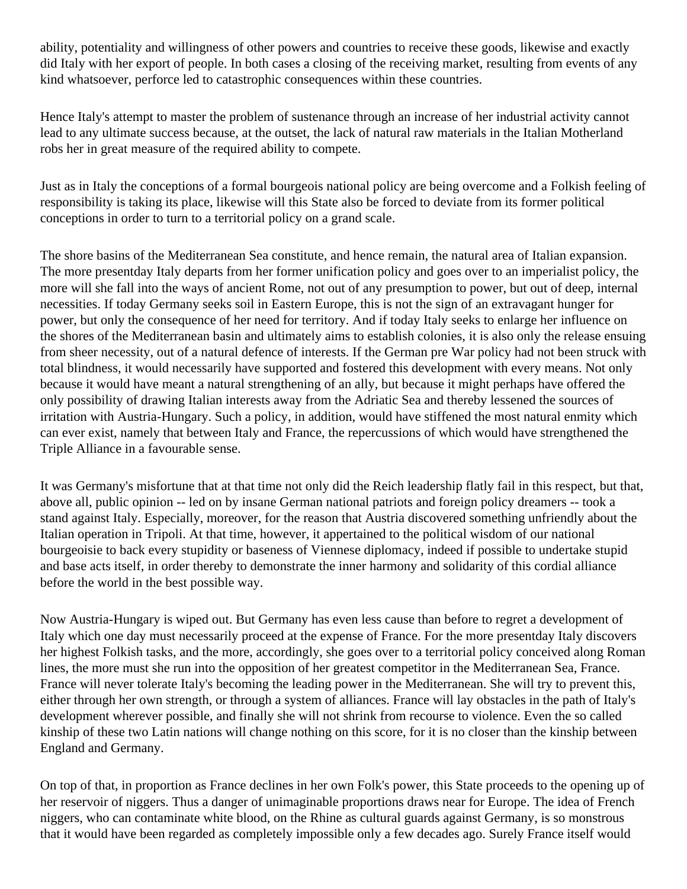ability, potentiality and willingness of other powers and countries to receive these goods, likewise and exactly did Italy with her export of people. In both cases a closing of the receiving market, resulting from events of any kind whatsoever, perforce led to catastrophic consequences within these countries.

Hence Italy's attempt to master the problem of sustenance through an increase of her industrial activity cannot lead to any ultimate success because, at the outset, the lack of natural raw materials in the Italian Motherland robs her in great measure of the required ability to compete.

Just as in Italy the conceptions of a formal bourgeois national policy are being overcome and a Folkish feeling of responsibility is taking its place, likewise will this State also be forced to deviate from its former political conceptions in order to turn to a territorial policy on a grand scale.

The shore basins of the Mediterranean Sea constitute, and hence remain, the natural area of Italian expansion. The more presentday Italy departs from her former unification policy and goes over to an imperialist policy, the more will she fall into the ways of ancient Rome, not out of any presumption to power, but out of deep, internal necessities. If today Germany seeks soil in Eastern Europe, this is not the sign of an extravagant hunger for power, but only the consequence of her need for territory. And if today Italy seeks to enlarge her influence on the shores of the Mediterranean basin and ultimately aims to establish colonies, it is also only the release ensuing from sheer necessity, out of a natural defence of interests. If the German pre War policy had not been struck with total blindness, it would necessarily have supported and fostered this development with every means. Not only because it would have meant a natural strengthening of an ally, but because it might perhaps have offered the only possibility of drawing Italian interests away from the Adriatic Sea and thereby lessened the sources of irritation with Austria-Hungary. Such a policy, in addition, would have stiffened the most natural enmity which can ever exist, namely that between Italy and France, the repercussions of which would have strengthened the Triple Alliance in a favourable sense.

It was Germany's misfortune that at that time not only did the Reich leadership flatly fail in this respect, but that, above all, public opinion -- led on by insane German national patriots and foreign policy dreamers -- took a stand against Italy. Especially, moreover, for the reason that Austria discovered something unfriendly about the Italian operation in Tripoli. At that time, however, it appertained to the political wisdom of our national bourgeoisie to back every stupidity or baseness of Viennese diplomacy, indeed if possible to undertake stupid and base acts itself, in order thereby to demonstrate the inner harmony and solidarity of this cordial alliance before the world in the best possible way.

Now Austria-Hungary is wiped out. But Germany has even less cause than before to regret a development of Italy which one day must necessarily proceed at the expense of France. For the more presentday Italy discovers her highest Folkish tasks, and the more, accordingly, she goes over to a territorial policy conceived along Roman lines, the more must she run into the opposition of her greatest competitor in the Mediterranean Sea, France. France will never tolerate Italy's becoming the leading power in the Mediterranean. She will try to prevent this, either through her own strength, or through a system of alliances. France will lay obstacles in the path of Italy's development wherever possible, and finally she will not shrink from recourse to violence. Even the so called kinship of these two Latin nations will change nothing on this score, for it is no closer than the kinship between England and Germany.

On top of that, in proportion as France declines in her own Folk's power, this State proceeds to the opening up of her reservoir of niggers. Thus a danger of unimaginable proportions draws near for Europe. The idea of French niggers, who can contaminate white blood, on the Rhine as cultural guards against Germany, is so monstrous that it would have been regarded as completely impossible only a few decades ago. Surely France itself would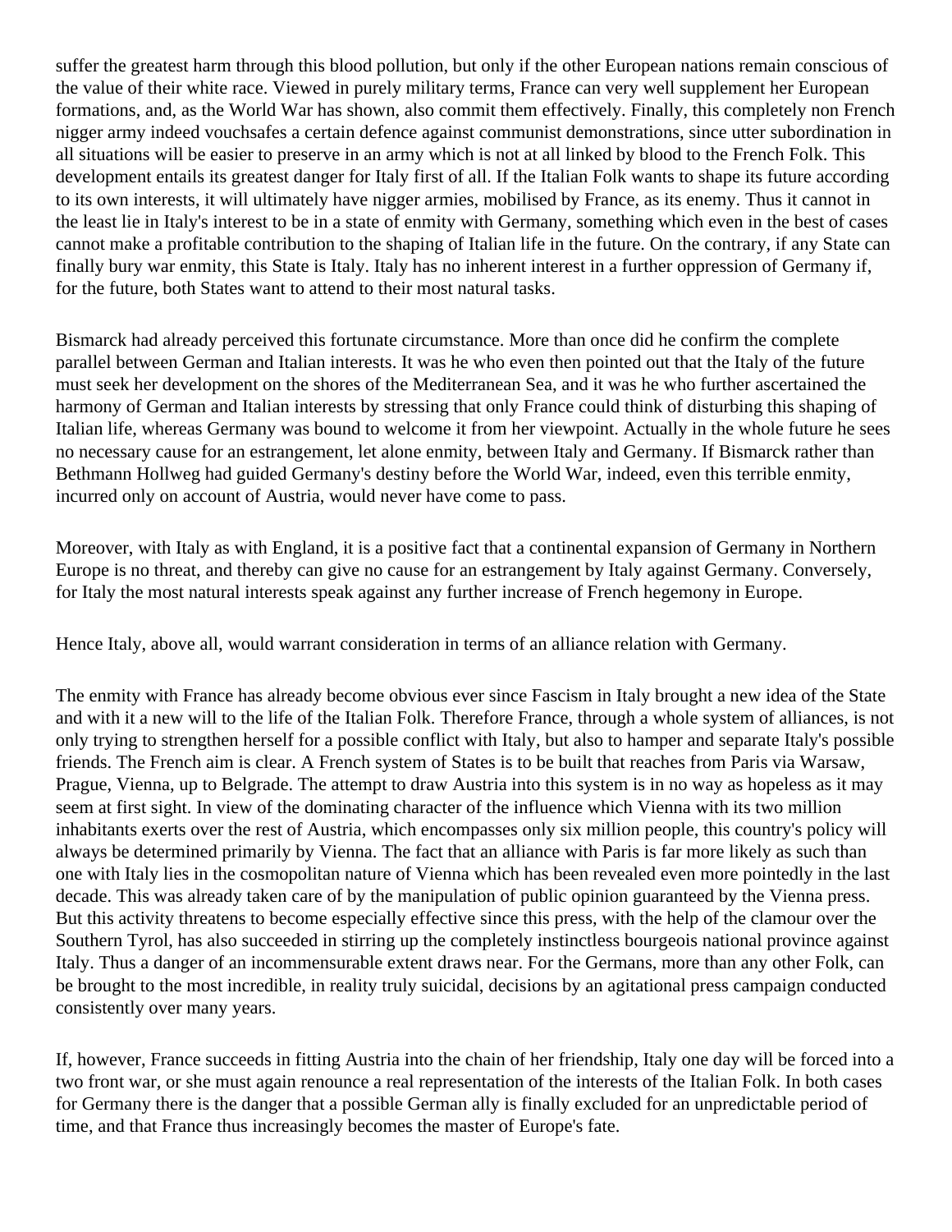suffer the greatest harm through this blood pollution, but only if the other European nations remain conscious of the value of their white race. Viewed in purely military terms, France can very well supplement her European formations, and, as the World War has shown, also commit them effectively. Finally, this completely non French nigger army indeed vouchsafes a certain defence against communist demonstrations, since utter subordination in all situations will be easier to preserve in an army which is not at all linked by blood to the French Folk. This development entails its greatest danger for Italy first of all. If the Italian Folk wants to shape its future according to its own interests, it will ultimately have nigger armies, mobilised by France, as its enemy. Thus it cannot in the least lie in Italy's interest to be in a state of enmity with Germany, something which even in the best of cases cannot make a profitable contribution to the shaping of Italian life in the future. On the contrary, if any State can finally bury war enmity, this State is Italy. Italy has no inherent interest in a further oppression of Germany if, for the future, both States want to attend to their most natural tasks.

Bismarck had already perceived this fortunate circumstance. More than once did he confirm the complete parallel between German and Italian interests. It was he who even then pointed out that the Italy of the future must seek her development on the shores of the Mediterranean Sea, and it was he who further ascertained the harmony of German and Italian interests by stressing that only France could think of disturbing this shaping of Italian life, whereas Germany was bound to welcome it from her viewpoint. Actually in the whole future he sees no necessary cause for an estrangement, let alone enmity, between Italy and Germany. If Bismarck rather than Bethmann Hollweg had guided Germany's destiny before the World War, indeed, even this terrible enmity, incurred only on account of Austria, would never have come to pass.

Moreover, with Italy as with England, it is a positive fact that a continental expansion of Germany in Northern Europe is no threat, and thereby can give no cause for an estrangement by Italy against Germany. Conversely, for Italy the most natural interests speak against any further increase of French hegemony in Europe.

Hence Italy, above all, would warrant consideration in terms of an alliance relation with Germany.

The enmity with France has already become obvious ever since Fascism in Italy brought a new idea of the State and with it a new will to the life of the Italian Folk. Therefore France, through a whole system of alliances, is not only trying to strengthen herself for a possible conflict with Italy, but also to hamper and separate Italy's possible friends. The French aim is clear. A French system of States is to be built that reaches from Paris via Warsaw, Prague, Vienna, up to Belgrade. The attempt to draw Austria into this system is in no way as hopeless as it may seem at first sight. In view of the dominating character of the influence which Vienna with its two million inhabitants exerts over the rest of Austria, which encompasses only six million people, this country's policy will always be determined primarily by Vienna. The fact that an alliance with Paris is far more likely as such than one with Italy lies in the cosmopolitan nature of Vienna which has been revealed even more pointedly in the last decade. This was already taken care of by the manipulation of public opinion guaranteed by the Vienna press. But this activity threatens to become especially effective since this press, with the help of the clamour over the Southern Tyrol, has also succeeded in stirring up the completely instinctless bourgeois national province against Italy. Thus a danger of an incommensurable extent draws near. For the Germans, more than any other Folk, can be brought to the most incredible, in reality truly suicidal, decisions by an agitational press campaign conducted consistently over many years.

If, however, France succeeds in fitting Austria into the chain of her friendship, Italy one day will be forced into a two front war, or she must again renounce a real representation of the interests of the Italian Folk. In both cases for Germany there is the danger that a possible German ally is finally excluded for an unpredictable period of time, and that France thus increasingly becomes the master of Europe's fate.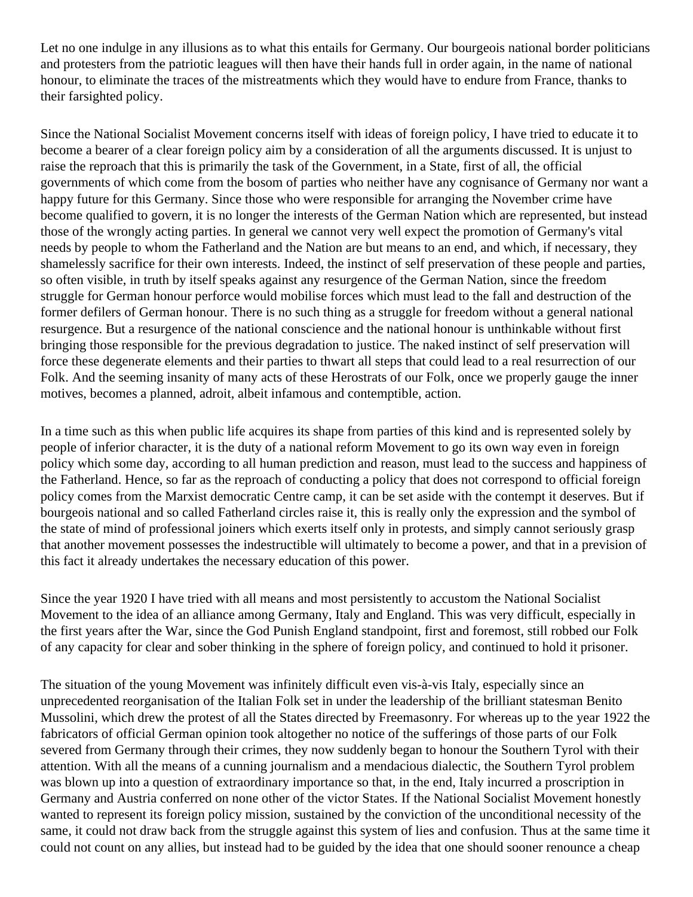Let no one indulge in any illusions as to what this entails for Germany. Our bourgeois national border politicians and protesters from the patriotic leagues will then have their hands full in order again, in the name of national honour, to eliminate the traces of the mistreatments which they would have to endure from France, thanks to their farsighted policy.

Since the National Socialist Movement concerns itself with ideas of foreign policy, I have tried to educate it to become a bearer of a clear foreign policy aim by a consideration of all the arguments discussed. It is unjust to raise the reproach that this is primarily the task of the Government, in a State, first of all, the official governments of which come from the bosom of parties who neither have any cognisance of Germany nor want a happy future for this Germany. Since those who were responsible for arranging the November crime have become qualified to govern, it is no longer the interests of the German Nation which are represented, but instead those of the wrongly acting parties. In general we cannot very well expect the promotion of Germany's vital needs by people to whom the Fatherland and the Nation are but means to an end, and which, if necessary, they shamelessly sacrifice for their own interests. Indeed, the instinct of self preservation of these people and parties, so often visible, in truth by itself speaks against any resurgence of the German Nation, since the freedom struggle for German honour perforce would mobilise forces which must lead to the fall and destruction of the former defilers of German honour. There is no such thing as a struggle for freedom without a general national resurgence. But a resurgence of the national conscience and the national honour is unthinkable without first bringing those responsible for the previous degradation to justice. The naked instinct of self preservation will force these degenerate elements and their parties to thwart all steps that could lead to a real resurrection of our Folk. And the seeming insanity of many acts of these Herostrats of our Folk, once we properly gauge the inner motives, becomes a planned, adroit, albeit infamous and contemptible, action.

In a time such as this when public life acquires its shape from parties of this kind and is represented solely by people of inferior character, it is the duty of a national reform Movement to go its own way even in foreign policy which some day, according to all human prediction and reason, must lead to the success and happiness of the Fatherland. Hence, so far as the reproach of conducting a policy that does not correspond to official foreign policy comes from the Marxist democratic Centre camp, it can be set aside with the contempt it deserves. But if bourgeois national and so called Fatherland circles raise it, this is really only the expression and the symbol of the state of mind of professional joiners which exerts itself only in protests, and simply cannot seriously grasp that another movement possesses the indestructible will ultimately to become a power, and that in a prevision of this fact it already undertakes the necessary education of this power.

Since the year 1920 I have tried with all means and most persistently to accustom the National Socialist Movement to the idea of an alliance among Germany, Italy and England. This was very difficult, especially in the first years after the War, since the God Punish England standpoint, first and foremost, still robbed our Folk of any capacity for clear and sober thinking in the sphere of foreign policy, and continued to hold it prisoner.

The situation of the young Movement was infinitely difficult even vis-à-vis Italy, especially since an unprecedented reorganisation of the Italian Folk set in under the leadership of the brilliant statesman Benito Mussolini, which drew the protest of all the States directed by Freemasonry. For whereas up to the year 1922 the fabricators of official German opinion took altogether no notice of the sufferings of those parts of our Folk severed from Germany through their crimes, they now suddenly began to honour the Southern Tyrol with their attention. With all the means of a cunning journalism and a mendacious dialectic, the Southern Tyrol problem was blown up into a question of extraordinary importance so that, in the end, Italy incurred a proscription in Germany and Austria conferred on none other of the victor States. If the National Socialist Movement honestly wanted to represent its foreign policy mission, sustained by the conviction of the unconditional necessity of the same, it could not draw back from the struggle against this system of lies and confusion. Thus at the same time it could not count on any allies, but instead had to be guided by the idea that one should sooner renounce a cheap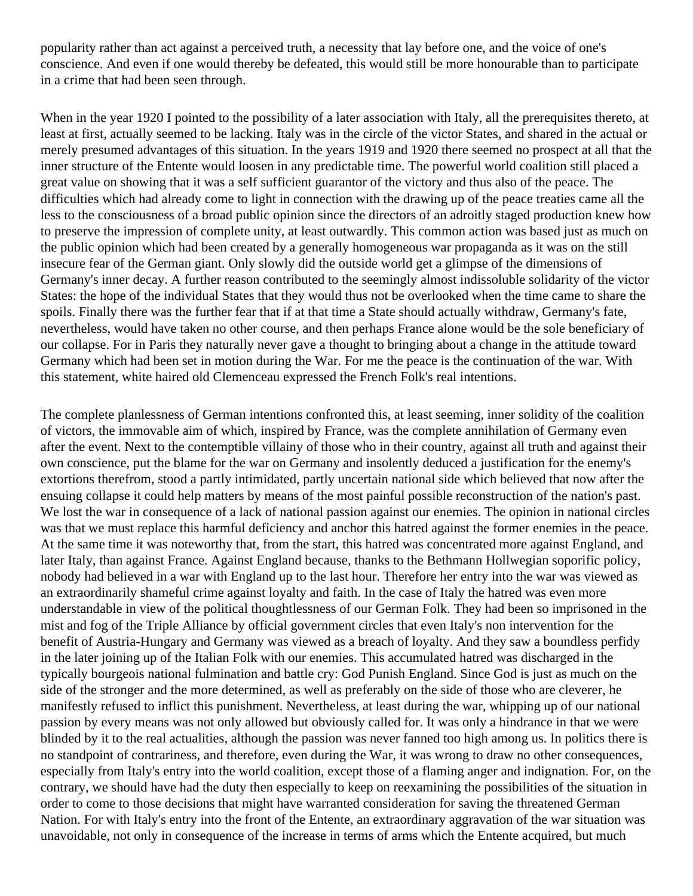popularity rather than act against a perceived truth, a necessity that lay before one, and the voice of one's conscience. And even if one would thereby be defeated, this would still be more honourable than to participate in a crime that had been seen through.

When in the year 1920 I pointed to the possibility of a later association with Italy, all the prerequisites thereto, at least at first, actually seemed to be lacking. Italy was in the circle of the victor States, and shared in the actual or merely presumed advantages of this situation. In the years 1919 and 1920 there seemed no prospect at all that the inner structure of the Entente would loosen in any predictable time. The powerful world coalition still placed a great value on showing that it was a self sufficient guarantor of the victory and thus also of the peace. The difficulties which had already come to light in connection with the drawing up of the peace treaties came all the less to the consciousness of a broad public opinion since the directors of an adroitly staged production knew how to preserve the impression of complete unity, at least outwardly. This common action was based just as much on the public opinion which had been created by a generally homogeneous war propaganda as it was on the still insecure fear of the German giant. Only slowly did the outside world get a glimpse of the dimensions of Germany's inner decay. A further reason contributed to the seemingly almost indissoluble solidarity of the victor States: the hope of the individual States that they would thus not be overlooked when the time came to share the spoils. Finally there was the further fear that if at that time a State should actually withdraw, Germany's fate, nevertheless, would have taken no other course, and then perhaps France alone would be the sole beneficiary of our collapse. For in Paris they naturally never gave a thought to bringing about a change in the attitude toward Germany which had been set in motion during the War. For me the peace is the continuation of the war. With this statement, white haired old Clemenceau expressed the French Folk's real intentions.

The complete planlessness of German intentions confronted this, at least seeming, inner solidity of the coalition of victors, the immovable aim of which, inspired by France, was the complete annihilation of Germany even after the event. Next to the contemptible villainy of those who in their country, against all truth and against their own conscience, put the blame for the war on Germany and insolently deduced a justification for the enemy's extortions therefrom, stood a partly intimidated, partly uncertain national side which believed that now after the ensuing collapse it could help matters by means of the most painful possible reconstruction of the nation's past. We lost the war in consequence of a lack of national passion against our enemies. The opinion in national circles was that we must replace this harmful deficiency and anchor this hatred against the former enemies in the peace. At the same time it was noteworthy that, from the start, this hatred was concentrated more against England, and later Italy, than against France. Against England because, thanks to the Bethmann Hollwegian soporific policy, nobody had believed in a war with England up to the last hour. Therefore her entry into the war was viewed as an extraordinarily shameful crime against loyalty and faith. In the case of Italy the hatred was even more understandable in view of the political thoughtlessness of our German Folk. They had been so imprisoned in the mist and fog of the Triple Alliance by official government circles that even Italy's non intervention for the benefit of Austria-Hungary and Germany was viewed as a breach of loyalty. And they saw a boundless perfidy in the later joining up of the Italian Folk with our enemies. This accumulated hatred was discharged in the typically bourgeois national fulmination and battle cry: God Punish England. Since God is just as much on the side of the stronger and the more determined, as well as preferably on the side of those who are cleverer, he manifestly refused to inflict this punishment. Nevertheless, at least during the war, whipping up of our national passion by every means was not only allowed but obviously called for. It was only a hindrance in that we were blinded by it to the real actualities, although the passion was never fanned too high among us. In politics there is no standpoint of contrariness, and therefore, even during the War, it was wrong to draw no other consequences, especially from Italy's entry into the world coalition, except those of a flaming anger and indignation. For, on the contrary, we should have had the duty then especially to keep on reexamining the possibilities of the situation in order to come to those decisions that might have warranted consideration for saving the threatened German Nation. For with Italy's entry into the front of the Entente, an extraordinary aggravation of the war situation was unavoidable, not only in consequence of the increase in terms of arms which the Entente acquired, but much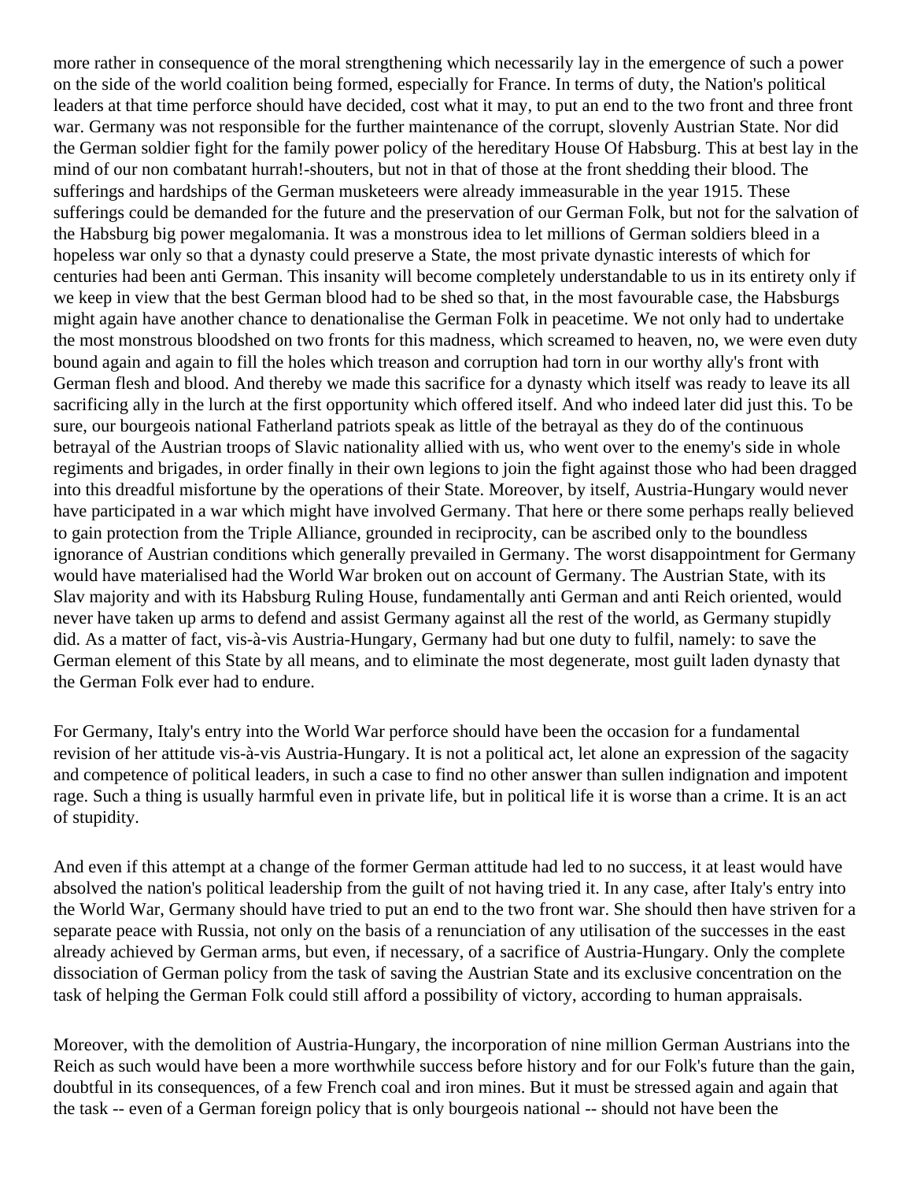more rather in consequence of the moral strengthening which necessarily lay in the emergence of such a power on the side of the world coalition being formed, especially for France. In terms of duty, the Nation's political leaders at that time perforce should have decided, cost what it may, to put an end to the two front and three front war. Germany was not responsible for the further maintenance of the corrupt, slovenly Austrian State. Nor did the German soldier fight for the family power policy of the hereditary House Of Habsburg. This at best lay in the mind of our non combatant hurrah!-shouters, but not in that of those at the front shedding their blood. The sufferings and hardships of the German musketeers were already immeasurable in the year 1915. These sufferings could be demanded for the future and the preservation of our German Folk, but not for the salvation of the Habsburg big power megalomania. It was a monstrous idea to let millions of German soldiers bleed in a hopeless war only so that a dynasty could preserve a State, the most private dynastic interests of which for centuries had been anti German. This insanity will become completely understandable to us in its entirety only if we keep in view that the best German blood had to be shed so that, in the most favourable case, the Habsburgs might again have another chance to denationalise the German Folk in peacetime. We not only had to undertake the most monstrous bloodshed on two fronts for this madness, which screamed to heaven, no, we were even duty bound again and again to fill the holes which treason and corruption had torn in our worthy ally's front with German flesh and blood. And thereby we made this sacrifice for a dynasty which itself was ready to leave its all sacrificing ally in the lurch at the first opportunity which offered itself. And who indeed later did just this. To be sure, our bourgeois national Fatherland patriots speak as little of the betrayal as they do of the continuous betrayal of the Austrian troops of Slavic nationality allied with us, who went over to the enemy's side in whole regiments and brigades, in order finally in their own legions to join the fight against those who had been dragged into this dreadful misfortune by the operations of their State. Moreover, by itself, Austria-Hungary would never have participated in a war which might have involved Germany. That here or there some perhaps really believed to gain protection from the Triple Alliance, grounded in reciprocity, can be ascribed only to the boundless ignorance of Austrian conditions which generally prevailed in Germany. The worst disappointment for Germany would have materialised had the World War broken out on account of Germany. The Austrian State, with its Slav majority and with its Habsburg Ruling House, fundamentally anti German and anti Reich oriented, would never have taken up arms to defend and assist Germany against all the rest of the world, as Germany stupidly did. As a matter of fact, vis-à-vis Austria-Hungary, Germany had but one duty to fulfil, namely: to save the German element of this State by all means, and to eliminate the most degenerate, most guilt laden dynasty that the German Folk ever had to endure.

For Germany, Italy's entry into the World War perforce should have been the occasion for a fundamental revision of her attitude vis-à-vis Austria-Hungary. It is not a political act, let alone an expression of the sagacity and competence of political leaders, in such a case to find no other answer than sullen indignation and impotent rage. Such a thing is usually harmful even in private life, but in political life it is worse than a crime. It is an act of stupidity.

And even if this attempt at a change of the former German attitude had led to no success, it at least would have absolved the nation's political leadership from the guilt of not having tried it. In any case, after Italy's entry into the World War, Germany should have tried to put an end to the two front war. She should then have striven for a separate peace with Russia, not only on the basis of a renunciation of any utilisation of the successes in the east already achieved by German arms, but even, if necessary, of a sacrifice of Austria-Hungary. Only the complete dissociation of German policy from the task of saving the Austrian State and its exclusive concentration on the task of helping the German Folk could still afford a possibility of victory, according to human appraisals.

Moreover, with the demolition of Austria-Hungary, the incorporation of nine million German Austrians into the Reich as such would have been a more worthwhile success before history and for our Folk's future than the gain, doubtful in its consequences, of a few French coal and iron mines. But it must be stressed again and again that the task -- even of a German foreign policy that is only bourgeois national -- should not have been the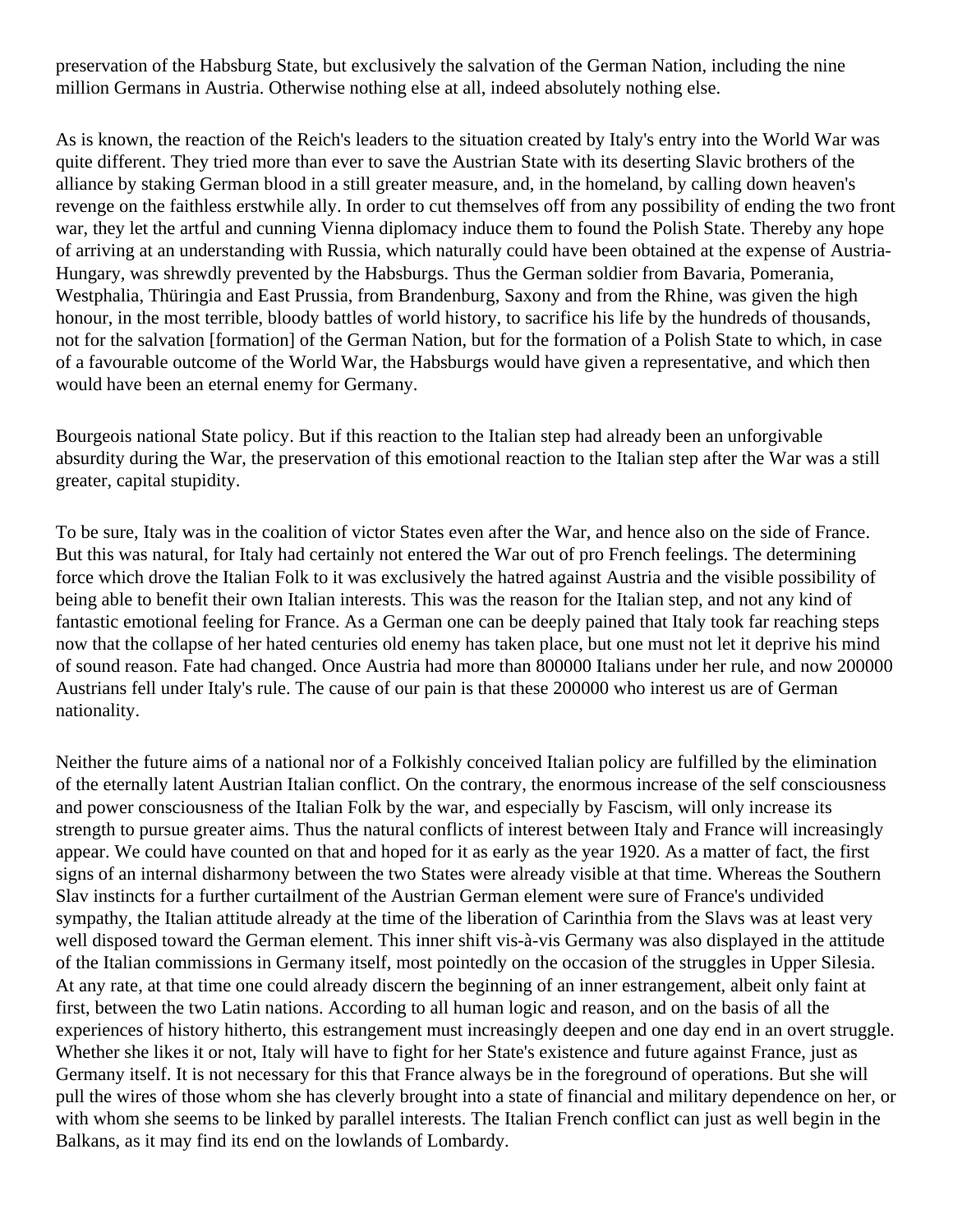preservation of the Habsburg State, but exclusively the salvation of the German Nation, including the nine million Germans in Austria. Otherwise nothing else at all, indeed absolutely nothing else.

As is known, the reaction of the Reich's leaders to the situation created by Italy's entry into the World War was quite different. They tried more than ever to save the Austrian State with its deserting Slavic brothers of the alliance by staking German blood in a still greater measure, and, in the homeland, by calling down heaven's revenge on the faithless erstwhile ally. In order to cut themselves off from any possibility of ending the two front war, they let the artful and cunning Vienna diplomacy induce them to found the Polish State. Thereby any hope of arriving at an understanding with Russia, which naturally could have been obtained at the expense of Austria-Hungary, was shrewdly prevented by the Habsburgs. Thus the German soldier from Bavaria, Pomerania, Westphalia, Thüringia and East Prussia, from Brandenburg, Saxony and from the Rhine, was given the high honour, in the most terrible, bloody battles of world history, to sacrifice his life by the hundreds of thousands, not for the salvation [formation] of the German Nation, but for the formation of a Polish State to which, in case of a favourable outcome of the World War, the Habsburgs would have given a representative, and which then would have been an eternal enemy for Germany.

Bourgeois national State policy. But if this reaction to the Italian step had already been an unforgivable absurdity during the War, the preservation of this emotional reaction to the Italian step after the War was a still greater, capital stupidity.

To be sure, Italy was in the coalition of victor States even after the War, and hence also on the side of France. But this was natural, for Italy had certainly not entered the War out of pro French feelings. The determining force which drove the Italian Folk to it was exclusively the hatred against Austria and the visible possibility of being able to benefit their own Italian interests. This was the reason for the Italian step, and not any kind of fantastic emotional feeling for France. As a German one can be deeply pained that Italy took far reaching steps now that the collapse of her hated centuries old enemy has taken place, but one must not let it deprive his mind of sound reason. Fate had changed. Once Austria had more than 800000 Italians under her rule, and now 200000 Austrians fell under Italy's rule. The cause of our pain is that these 200000 who interest us are of German nationality.

Neither the future aims of a national nor of a Folkishly conceived Italian policy are fulfilled by the elimination of the eternally latent Austrian Italian conflict. On the contrary, the enormous increase of the self consciousness and power consciousness of the Italian Folk by the war, and especially by Fascism, will only increase its strength to pursue greater aims. Thus the natural conflicts of interest between Italy and France will increasingly appear. We could have counted on that and hoped for it as early as the year 1920. As a matter of fact, the first signs of an internal disharmony between the two States were already visible at that time. Whereas the Southern Slav instincts for a further curtailment of the Austrian German element were sure of France's undivided sympathy, the Italian attitude already at the time of the liberation of Carinthia from the Slavs was at least very well disposed toward the German element. This inner shift vis-à-vis Germany was also displayed in the attitude of the Italian commissions in Germany itself, most pointedly on the occasion of the struggles in Upper Silesia. At any rate, at that time one could already discern the beginning of an inner estrangement, albeit only faint at first, between the two Latin nations. According to all human logic and reason, and on the basis of all the experiences of history hitherto, this estrangement must increasingly deepen and one day end in an overt struggle. Whether she likes it or not, Italy will have to fight for her State's existence and future against France, just as Germany itself. It is not necessary for this that France always be in the foreground of operations. But she will pull the wires of those whom she has cleverly brought into a state of financial and military dependence on her, or with whom she seems to be linked by parallel interests. The Italian French conflict can just as well begin in the Balkans, as it may find its end on the lowlands of Lombardy.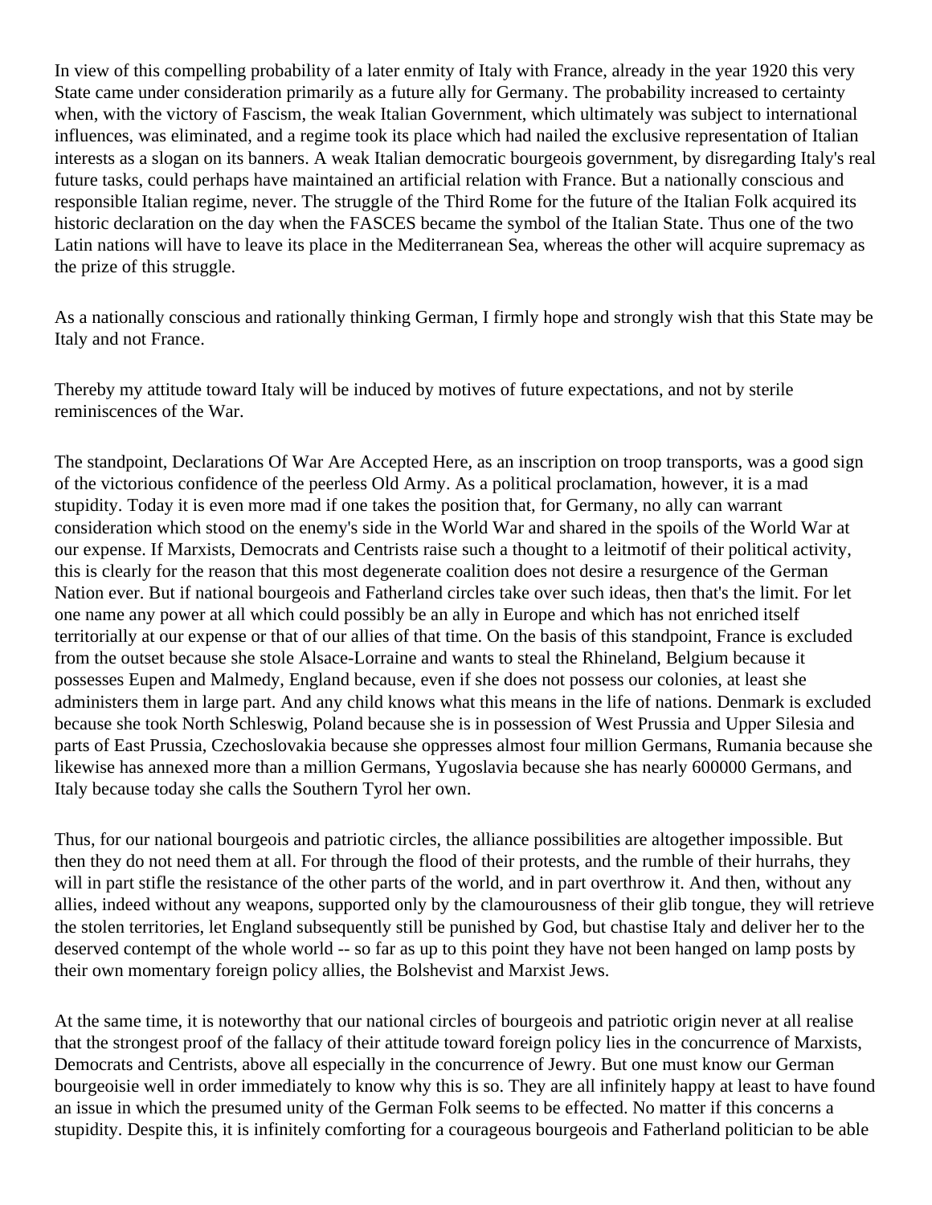In view of this compelling probability of a later enmity of Italy with France, already in the year 1920 this very State came under consideration primarily as a future ally for Germany. The probability increased to certainty when, with the victory of Fascism, the weak Italian Government, which ultimately was subject to international influences, was eliminated, and a regime took its place which had nailed the exclusive representation of Italian interests as a slogan on its banners. A weak Italian democratic bourgeois government, by disregarding Italy's real future tasks, could perhaps have maintained an artificial relation with France. But a nationally conscious and responsible Italian regime, never. The struggle of the Third Rome for the future of the Italian Folk acquired its historic declaration on the day when the FASCES became the symbol of the Italian State. Thus one of the two Latin nations will have to leave its place in the Mediterranean Sea, whereas the other will acquire supremacy as the prize of this struggle.

As a nationally conscious and rationally thinking German, I firmly hope and strongly wish that this State may be Italy and not France.

Thereby my attitude toward Italy will be induced by motives of future expectations, and not by sterile reminiscences of the War.

The standpoint, Declarations Of War Are Accepted Here, as an inscription on troop transports, was a good sign of the victorious confidence of the peerless Old Army. As a political proclamation, however, it is a mad stupidity. Today it is even more mad if one takes the position that, for Germany, no ally can warrant consideration which stood on the enemy's side in the World War and shared in the spoils of the World War at our expense. If Marxists, Democrats and Centrists raise such a thought to a leitmotif of their political activity, this is clearly for the reason that this most degenerate coalition does not desire a resurgence of the German Nation ever. But if national bourgeois and Fatherland circles take over such ideas, then that's the limit. For let one name any power at all which could possibly be an ally in Europe and which has not enriched itself territorially at our expense or that of our allies of that time. On the basis of this standpoint, France is excluded from the outset because she stole Alsace-Lorraine and wants to steal the Rhineland, Belgium because it possesses Eupen and Malmedy, England because, even if she does not possess our colonies, at least she administers them in large part. And any child knows what this means in the life of nations. Denmark is excluded because she took North Schleswig, Poland because she is in possession of West Prussia and Upper Silesia and parts of East Prussia, Czechoslovakia because she oppresses almost four million Germans, Rumania because she likewise has annexed more than a million Germans, Yugoslavia because she has nearly 600000 Germans, and Italy because today she calls the Southern Tyrol her own.

Thus, for our national bourgeois and patriotic circles, the alliance possibilities are altogether impossible. But then they do not need them at all. For through the flood of their protests, and the rumble of their hurrahs, they will in part stifle the resistance of the other parts of the world, and in part overthrow it. And then, without any allies, indeed without any weapons, supported only by the clamourousness of their glib tongue, they will retrieve the stolen territories, let England subsequently still be punished by God, but chastise Italy and deliver her to the deserved contempt of the whole world -- so far as up to this point they have not been hanged on lamp posts by their own momentary foreign policy allies, the Bolshevist and Marxist Jews.

At the same time, it is noteworthy that our national circles of bourgeois and patriotic origin never at all realise that the strongest proof of the fallacy of their attitude toward foreign policy lies in the concurrence of Marxists, Democrats and Centrists, above all especially in the concurrence of Jewry. But one must know our German bourgeoisie well in order immediately to know why this is so. They are all infinitely happy at least to have found an issue in which the presumed unity of the German Folk seems to be effected. No matter if this concerns a stupidity. Despite this, it is infinitely comforting for a courageous bourgeois and Fatherland politician to be able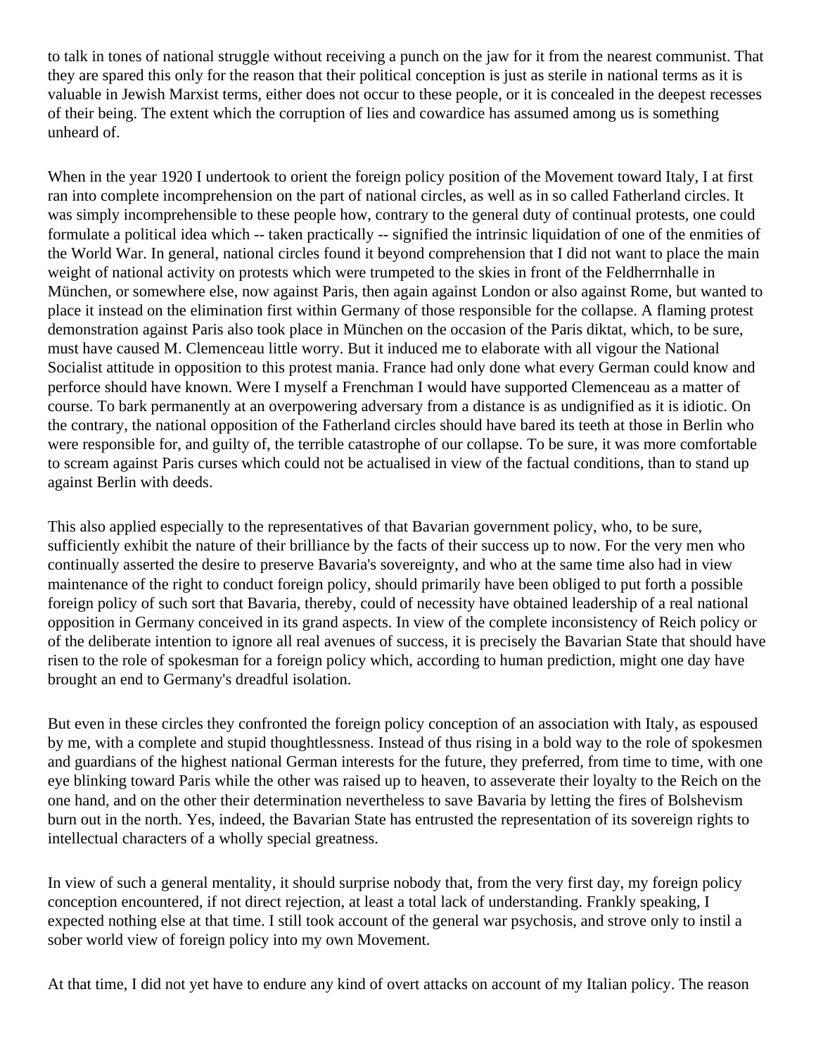to talk in tones of national struggle without receiving a punch on the jaw for it from the nearest communist. That they are spared this only for the reason that their political conception is just as sterile in national terms as it is valuable in Jewish Marxist terms, either does not occur to these people, or it is concealed in the deepest recesses of their being. The extent which the corruption of lies and cowardice has assumed among us is something unheard of.

When in the year 1920 I undertook to orient the foreign policy position of the Movement toward Italy, I at first ran into complete incomprehension on the part of national circles, as well as in so called Fatherland circles. It was simply incomprehensible to these people how, contrary to the general duty of continual protests, one could formulate a political idea which -- taken practically -- signified the intrinsic liquidation of one of the enmities of the World War. In general, national circles found it beyond comprehension that I did not want to place the main weight of national activity on protests which were trumpeted to the skies in front of the Feldherrnhalle in München, or somewhere else, now against Paris, then again against London or also against Rome, but wanted to place it instead on the elimination first within Germany of those responsible for the collapse. A flaming protest demonstration against Paris also took place in München on the occasion of the Paris diktat, which, to be sure, must have caused M. Clemenceau little worry. But it induced me to elaborate with all vigour the National Socialist attitude in opposition to this protest mania. France had only done what every German could know and perforce should have known. Were I myself a Frenchman I would have supported Clemenceau as a matter of course. To bark permanently at an overpowering adversary from a distance is as undignified as it is idiotic. On the contrary, the national opposition of the Fatherland circles should have bared its teeth at those in Berlin who were responsible for, and guilty of, the terrible catastrophe of our collapse. To be sure, it was more comfortable to scream against Paris curses which could not be actualised in view of the factual conditions, than to stand up against Berlin with deeds.

This also applied especially to the representatives of that Bavarian government policy, who, to be sure, sufficiently exhibit the nature of their brilliance by the facts of their success up to now. For the very men who continually asserted the desire to preserve Bavaria's sovereignty, and who at the same time also had in view maintenance of the right to conduct foreign policy, should primarily have been obliged to put forth a possible foreign policy of such sort that Bavaria, thereby, could of necessity have obtained leadership of a real national opposition in Germany conceived in its grand aspects. In view of the complete inconsistency of Reich policy or of the deliberate intention to ignore all real avenues of success, it is precisely the Bavarian State that should have risen to the role of spokesman for a foreign policy which, according to human prediction, might one day have brought an end to Germany's dreadful isolation.

But even in these circles they confronted the foreign policy conception of an association with Italy, as espoused by me, with a complete and stupid thoughtlessness. Instead of thus rising in a bold way to the role of spokesmen and guardians of the highest national German interests for the future, they preferred, from time to time, with one eye blinking toward Paris while the other was raised up to heaven, to asseverate their loyalty to the Reich on the one hand, and on the other their determination nevertheless to save Bavaria by letting the fires of Bolshevism burn out in the north. Yes, indeed, the Bavarian State has entrusted the representation of its sovereign rights to intellectual characters of a wholly special greatness.

In view of such a general mentality, it should surprise nobody that, from the very first day, my foreign policy conception encountered, if not direct rejection, at least a total lack of understanding. Frankly speaking, I expected nothing else at that time. I still took account of the general war psychosis, and strove only to instil a sober world view of foreign policy into my own Movement.

At that time, I did not yet have to endure any kind of overt attacks on account of my Italian policy. The reason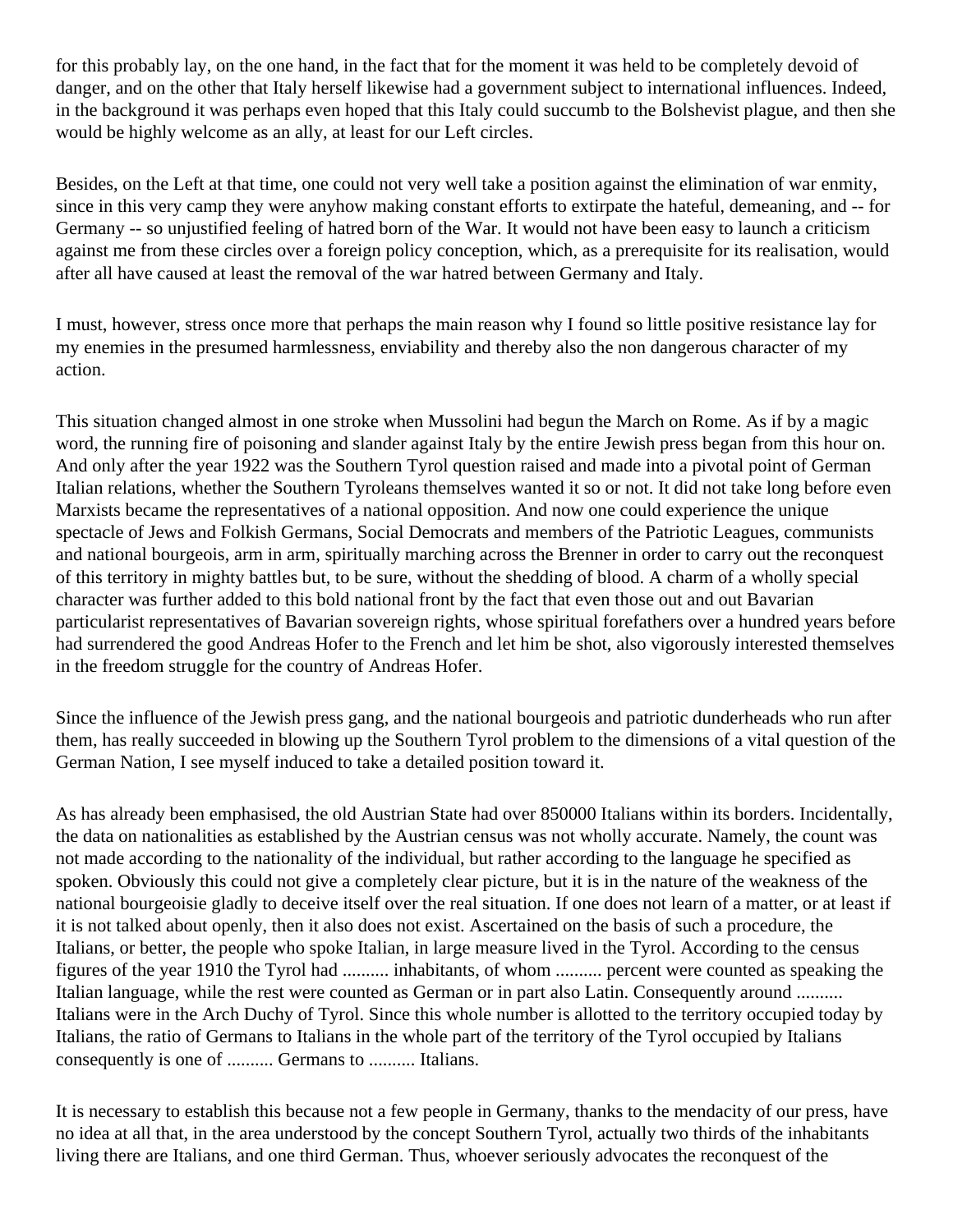for this probably lay, on the one hand, in the fact that for the moment it was held to be completely devoid of danger, and on the other that Italy herself likewise had a government subject to international influences. Indeed, in the background it was perhaps even hoped that this Italy could succumb to the Bolshevist plague, and then she would be highly welcome as an ally, at least for our Left circles.

Besides, on the Left at that time, one could not very well take a position against the elimination of war enmity, since in this very camp they were anyhow making constant efforts to extirpate the hateful, demeaning, and -- for Germany -- so unjustified feeling of hatred born of the War. It would not have been easy to launch a criticism against me from these circles over a foreign policy conception, which, as a prerequisite for its realisation, would after all have caused at least the removal of the war hatred between Germany and Italy.

I must, however, stress once more that perhaps the main reason why I found so little positive resistance lay for my enemies in the presumed harmlessness, enviability and thereby also the non dangerous character of my action.

This situation changed almost in one stroke when Mussolini had begun the March on Rome. As if by a magic word, the running fire of poisoning and slander against Italy by the entire Jewish press began from this hour on. And only after the year 1922 was the Southern Tyrol question raised and made into a pivotal point of German Italian relations, whether the Southern Tyroleans themselves wanted it so or not. It did not take long before even Marxists became the representatives of a national opposition. And now one could experience the unique spectacle of Jews and Folkish Germans, Social Democrats and members of the Patriotic Leagues, communists and national bourgeois, arm in arm, spiritually marching across the Brenner in order to carry out the reconquest of this territory in mighty battles but, to be sure, without the shedding of blood. A charm of a wholly special character was further added to this bold national front by the fact that even those out and out Bavarian particularist representatives of Bavarian sovereign rights, whose spiritual forefathers over a hundred years before had surrendered the good Andreas Hofer to the French and let him be shot, also vigorously interested themselves in the freedom struggle for the country of Andreas Hofer.

Since the influence of the Jewish press gang, and the national bourgeois and patriotic dunderheads who run after them, has really succeeded in blowing up the Southern Tyrol problem to the dimensions of a vital question of the German Nation, I see myself induced to take a detailed position toward it.

As has already been emphasised, the old Austrian State had over 850000 Italians within its borders. Incidentally, the data on nationalities as established by the Austrian census was not wholly accurate. Namely, the count was not made according to the nationality of the individual, but rather according to the language he specified as spoken. Obviously this could not give a completely clear picture, but it is in the nature of the weakness of the national bourgeoisie gladly to deceive itself over the real situation. If one does not learn of a matter, or at least if it is not talked about openly, then it also does not exist. Ascertained on the basis of such a procedure, the Italians, or better, the people who spoke Italian, in large measure lived in the Tyrol. According to the census figures of the year 1910 the Tyrol had .......... inhabitants, of whom .......... percent were counted as speaking the Italian language, while the rest were counted as German or in part also Latin. Consequently around .......... Italians were in the Arch Duchy of Tyrol. Since this whole number is allotted to the territory occupied today by Italians, the ratio of Germans to Italians in the whole part of the territory of the Tyrol occupied by Italians consequently is one of .......... Germans to .......... Italians.

It is necessary to establish this because not a few people in Germany, thanks to the mendacity of our press, have no idea at all that, in the area understood by the concept Southern Tyrol, actually two thirds of the inhabitants living there are Italians, and one third German. Thus, whoever seriously advocates the reconquest of the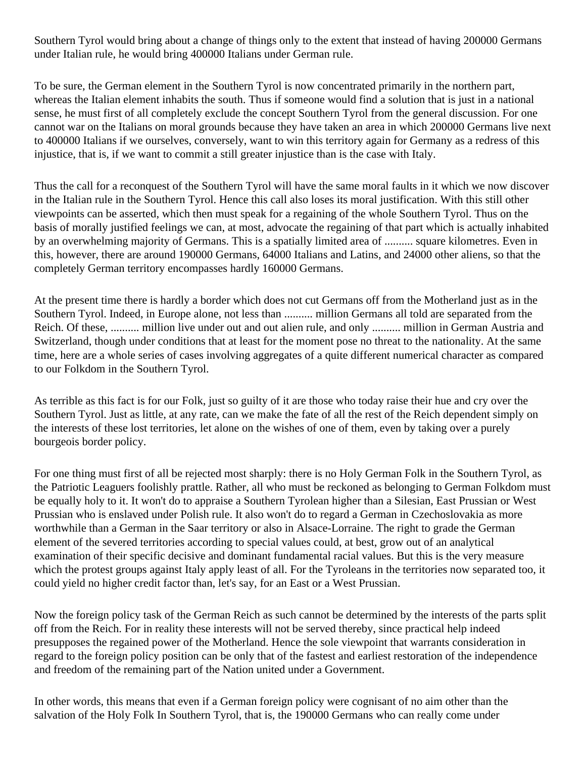Southern Tyrol would bring about a change of things only to the extent that instead of having 200000 Germans under Italian rule, he would bring 400000 Italians under German rule.

To be sure, the German element in the Southern Tyrol is now concentrated primarily in the northern part, whereas the Italian element inhabits the south. Thus if someone would find a solution that is just in a national sense, he must first of all completely exclude the concept Southern Tyrol from the general discussion. For one cannot war on the Italians on moral grounds because they have taken an area in which 200000 Germans live next to 400000 Italians if we ourselves, conversely, want to win this territory again for Germany as a redress of this injustice, that is, if we want to commit a still greater injustice than is the case with Italy.

Thus the call for a reconquest of the Southern Tyrol will have the same moral faults in it which we now discover in the Italian rule in the Southern Tyrol. Hence this call also loses its moral justification. With this still other viewpoints can be asserted, which then must speak for a regaining of the whole Southern Tyrol. Thus on the basis of morally justified feelings we can, at most, advocate the regaining of that part which is actually inhabited by an overwhelming majority of Germans. This is a spatially limited area of .......... square kilometres. Even in this, however, there are around 190000 Germans, 64000 Italians and Latins, and 24000 other aliens, so that the completely German territory encompasses hardly 160000 Germans.

At the present time there is hardly a border which does not cut Germans off from the Motherland just as in the Southern Tyrol. Indeed, in Europe alone, not less than .......... million Germans all told are separated from the Reich. Of these, .......... million live under out and out alien rule, and only .......... million in German Austria and Switzerland, though under conditions that at least for the moment pose no threat to the nationality. At the same time, here are a whole series of cases involving aggregates of a quite different numerical character as compared to our Folkdom in the Southern Tyrol.

As terrible as this fact is for our Folk, just so guilty of it are those who today raise their hue and cry over the Southern Tyrol. Just as little, at any rate, can we make the fate of all the rest of the Reich dependent simply on the interests of these lost territories, let alone on the wishes of one of them, even by taking over a purely bourgeois border policy.

For one thing must first of all be rejected most sharply: there is no Holy German Folk in the Southern Tyrol, as the Patriotic Leaguers foolishly prattle. Rather, all who must be reckoned as belonging to German Folkdom must be equally holy to it. It won't do to appraise a Southern Tyrolean higher than a Silesian, East Prussian or West Prussian who is enslaved under Polish rule. It also won't do to regard a German in Czechoslovakia as more worthwhile than a German in the Saar territory or also in Alsace-Lorraine. The right to grade the German element of the severed territories according to special values could, at best, grow out of an analytical examination of their specific decisive and dominant fundamental racial values. But this is the very measure which the protest groups against Italy apply least of all. For the Tyroleans in the territories now separated too, it could yield no higher credit factor than, let's say, for an East or a West Prussian.

Now the foreign policy task of the German Reich as such cannot be determined by the interests of the parts split off from the Reich. For in reality these interests will not be served thereby, since practical help indeed presupposes the regained power of the Motherland. Hence the sole viewpoint that warrants consideration in regard to the foreign policy position can be only that of the fastest and earliest restoration of the independence and freedom of the remaining part of the Nation united under a Government.

In other words, this means that even if a German foreign policy were cognisant of no aim other than the salvation of the Holy Folk In Southern Tyrol, that is, the 190000 Germans who can really come under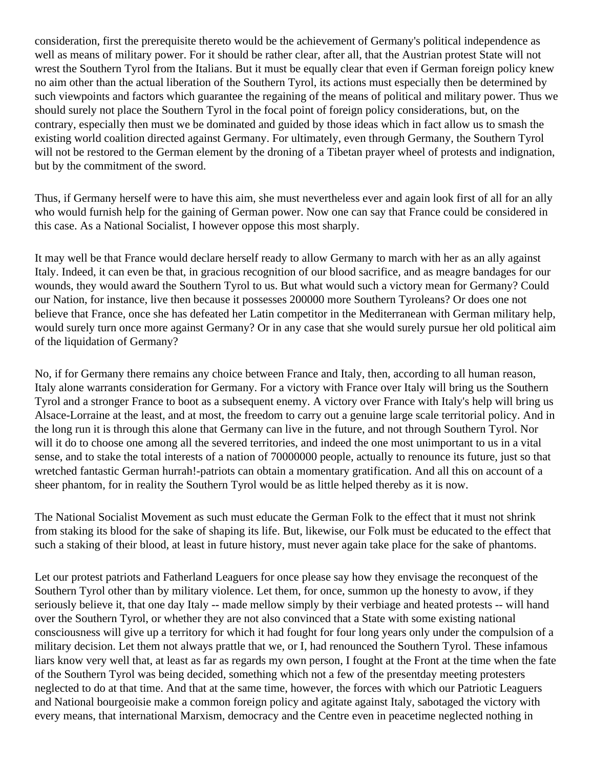consideration, first the prerequisite thereto would be the achievement of Germany's political independence as well as means of military power. For it should be rather clear, after all, that the Austrian protest State will not wrest the Southern Tyrol from the Italians. But it must be equally clear that even if German foreign policy knew no aim other than the actual liberation of the Southern Tyrol, its actions must especially then be determined by such viewpoints and factors which guarantee the regaining of the means of political and military power. Thus we should surely not place the Southern Tyrol in the focal point of foreign policy considerations, but, on the contrary, especially then must we be dominated and guided by those ideas which in fact allow us to smash the existing world coalition directed against Germany. For ultimately, even through Germany, the Southern Tyrol will not be restored to the German element by the droning of a Tibetan prayer wheel of protests and indignation, but by the commitment of the sword.

Thus, if Germany herself were to have this aim, she must nevertheless ever and again look first of all for an ally who would furnish help for the gaining of German power. Now one can say that France could be considered in this case. As a National Socialist, I however oppose this most sharply.

It may well be that France would declare herself ready to allow Germany to march with her as an ally against Italy. Indeed, it can even be that, in gracious recognition of our blood sacrifice, and as meagre bandages for our wounds, they would award the Southern Tyrol to us. But what would such a victory mean for Germany? Could our Nation, for instance, live then because it possesses 200000 more Southern Tyroleans? Or does one not believe that France, once she has defeated her Latin competitor in the Mediterranean with German military help, would surely turn once more against Germany? Or in any case that she would surely pursue her old political aim of the liquidation of Germany?

No, if for Germany there remains any choice between France and Italy, then, according to all human reason, Italy alone warrants consideration for Germany. For a victory with France over Italy will bring us the Southern Tyrol and a stronger France to boot as a subsequent enemy. A victory over France with Italy's help will bring us Alsace-Lorraine at the least, and at most, the freedom to carry out a genuine large scale territorial policy. And in the long run it is through this alone that Germany can live in the future, and not through Southern Tyrol. Nor will it do to choose one among all the severed territories, and indeed the one most unimportant to us in a vital sense, and to stake the total interests of a nation of 70000000 people, actually to renounce its future, just so that wretched fantastic German hurrah!-patriots can obtain a momentary gratification. And all this on account of a sheer phantom, for in reality the Southern Tyrol would be as little helped thereby as it is now.

The National Socialist Movement as such must educate the German Folk to the effect that it must not shrink from staking its blood for the sake of shaping its life. But, likewise, our Folk must be educated to the effect that such a staking of their blood, at least in future history, must never again take place for the sake of phantoms.

Let our protest patriots and Fatherland Leaguers for once please say how they envisage the reconquest of the Southern Tyrol other than by military violence. Let them, for once, summon up the honesty to avow, if they seriously believe it, that one day Italy -- made mellow simply by their verbiage and heated protests -- will hand over the Southern Tyrol, or whether they are not also convinced that a State with some existing national consciousness will give up a territory for which it had fought for four long years only under the compulsion of a military decision. Let them not always prattle that we, or I, had renounced the Southern Tyrol. These infamous liars know very well that, at least as far as regards my own person, I fought at the Front at the time when the fate of the Southern Tyrol was being decided, something which not a few of the presentday meeting protesters neglected to do at that time. And that at the same time, however, the forces with which our Patriotic Leaguers and National bourgeoisie make a common foreign policy and agitate against Italy, sabotaged the victory with every means, that international Marxism, democracy and the Centre even in peacetime neglected nothing in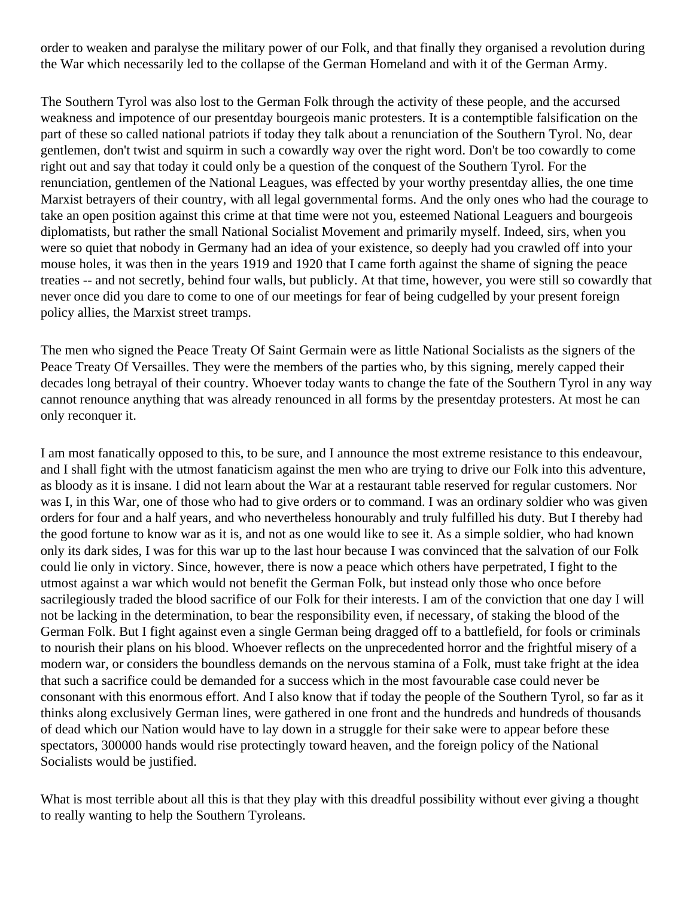order to weaken and paralyse the military power of our Folk, and that finally they organised a revolution during the War which necessarily led to the collapse of the German Homeland and with it of the German Army.

The Southern Tyrol was also lost to the German Folk through the activity of these people, and the accursed weakness and impotence of our presentday bourgeois manic protesters. It is a contemptible falsification on the part of these so called national patriots if today they talk about a renunciation of the Southern Tyrol. No, dear gentlemen, don't twist and squirm in such a cowardly way over the right word. Don't be too cowardly to come right out and say that today it could only be a question of the conquest of the Southern Tyrol. For the renunciation, gentlemen of the National Leagues, was effected by your worthy presentday allies, the one time Marxist betrayers of their country, with all legal governmental forms. And the only ones who had the courage to take an open position against this crime at that time were not you, esteemed National Leaguers and bourgeois diplomatists, but rather the small National Socialist Movement and primarily myself. Indeed, sirs, when you were so quiet that nobody in Germany had an idea of your existence, so deeply had you crawled off into your mouse holes, it was then in the years 1919 and 1920 that I came forth against the shame of signing the peace treaties -- and not secretly, behind four walls, but publicly. At that time, however, you were still so cowardly that never once did you dare to come to one of our meetings for fear of being cudgelled by your present foreign policy allies, the Marxist street tramps.

The men who signed the Peace Treaty Of Saint Germain were as little National Socialists as the signers of the Peace Treaty Of Versailles. They were the members of the parties who, by this signing, merely capped their decades long betrayal of their country. Whoever today wants to change the fate of the Southern Tyrol in any way cannot renounce anything that was already renounced in all forms by the presentday protesters. At most he can only reconquer it.

I am most fanatically opposed to this, to be sure, and I announce the most extreme resistance to this endeavour, and I shall fight with the utmost fanaticism against the men who are trying to drive our Folk into this adventure, as bloody as it is insane. I did not learn about the War at a restaurant table reserved for regular customers. Nor was I, in this War, one of those who had to give orders or to command. I was an ordinary soldier who was given orders for four and a half years, and who nevertheless honourably and truly fulfilled his duty. But I thereby had the good fortune to know war as it is, and not as one would like to see it. As a simple soldier, who had known only its dark sides, I was for this war up to the last hour because I was convinced that the salvation of our Folk could lie only in victory. Since, however, there is now a peace which others have perpetrated, I fight to the utmost against a war which would not benefit the German Folk, but instead only those who once before sacrilegiously traded the blood sacrifice of our Folk for their interests. I am of the conviction that one day I will not be lacking in the determination, to bear the responsibility even, if necessary, of staking the blood of the German Folk. But I fight against even a single German being dragged off to a battlefield, for fools or criminals to nourish their plans on his blood. Whoever reflects on the unprecedented horror and the frightful misery of a modern war, or considers the boundless demands on the nervous stamina of a Folk, must take fright at the idea that such a sacrifice could be demanded for a success which in the most favourable case could never be consonant with this enormous effort. And I also know that if today the people of the Southern Tyrol, so far as it thinks along exclusively German lines, were gathered in one front and the hundreds and hundreds of thousands of dead which our Nation would have to lay down in a struggle for their sake were to appear before these spectators, 300000 hands would rise protectingly toward heaven, and the foreign policy of the National Socialists would be justified.

What is most terrible about all this is that they play with this dreadful possibility without ever giving a thought to really wanting to help the Southern Tyroleans.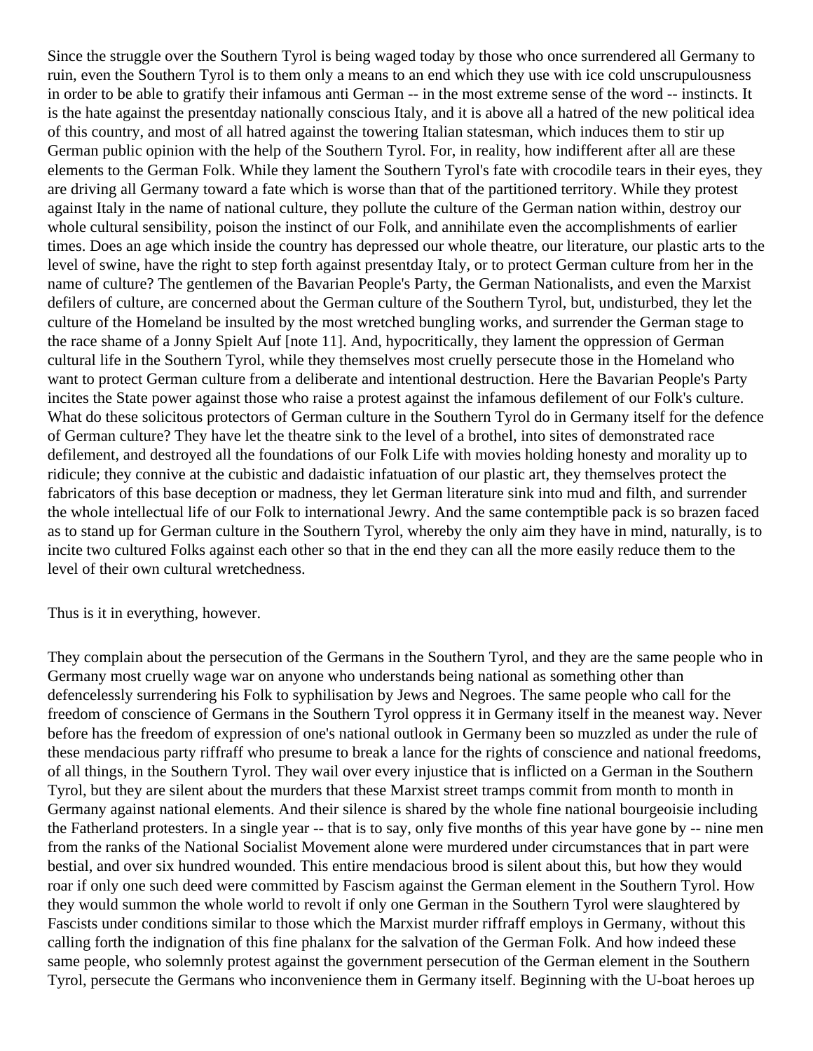Since the struggle over the Southern Tyrol is being waged today by those who once surrendered all Germany to ruin, even the Southern Tyrol is to them only a means to an end which they use with ice cold unscrupulousness in order to be able to gratify their infamous anti German -- in the most extreme sense of the word -- instincts. It is the hate against the presentday nationally conscious Italy, and it is above all a hatred of the new political idea of this country, and most of all hatred against the towering Italian statesman, which induces them to stir up German public opinion with the help of the Southern Tyrol. For, in reality, how indifferent after all are these elements to the German Folk. While they lament the Southern Tyrol's fate with crocodile tears in their eyes, they are driving all Germany toward a fate which is worse than that of the partitioned territory. While they protest against Italy in the name of national culture, they pollute the culture of the German nation within, destroy our whole cultural sensibility, poison the instinct of our Folk, and annihilate even the accomplishments of earlier times. Does an age which inside the country has depressed our whole theatre, our literature, our plastic arts to the level of swine, have the right to step forth against presentday Italy, or to protect German culture from her in the name of culture? The gentlemen of the Bavarian People's Party, the German Nationalists, and even the Marxist defilers of culture, are concerned about the German culture of the Southern Tyrol, but, undisturbed, they let the culture of the Homeland be insulted by the most wretched bungling works, and surrender the German stage to the race shame of a Jonny Spielt Auf [note 11]. And, hypocritically, they lament the oppression of German cultural life in the Southern Tyrol, while they themselves most cruelly persecute those in the Homeland who want to protect German culture from a deliberate and intentional destruction. Here the Bavarian People's Party incites the State power against those who raise a protest against the infamous defilement of our Folk's culture. What do these solicitous protectors of German culture in the Southern Tyrol do in Germany itself for the defence of German culture? They have let the theatre sink to the level of a brothel, into sites of demonstrated race defilement, and destroyed all the foundations of our Folk Life with movies holding honesty and morality up to ridicule; they connive at the cubistic and dadaistic infatuation of our plastic art, they themselves protect the fabricators of this base deception or madness, they let German literature sink into mud and filth, and surrender the whole intellectual life of our Folk to international Jewry. And the same contemptible pack is so brazen faced as to stand up for German culture in the Southern Tyrol, whereby the only aim they have in mind, naturally, is to incite two cultured Folks against each other so that in the end they can all the more easily reduce them to the level of their own cultural wretchedness.

Thus is it in everything, however.

They complain about the persecution of the Germans in the Southern Tyrol, and they are the same people who in Germany most cruelly wage war on anyone who understands being national as something other than defencelessly surrendering his Folk to syphilisation by Jews and Negroes. The same people who call for the freedom of conscience of Germans in the Southern Tyrol oppress it in Germany itself in the meanest way. Never before has the freedom of expression of one's national outlook in Germany been so muzzled as under the rule of these mendacious party riffraff who presume to break a lance for the rights of conscience and national freedoms, of all things, in the Southern Tyrol. They wail over every injustice that is inflicted on a German in the Southern Tyrol, but they are silent about the murders that these Marxist street tramps commit from month to month in Germany against national elements. And their silence is shared by the whole fine national bourgeoisie including the Fatherland protesters. In a single year -- that is to say, only five months of this year have gone by -- nine men from the ranks of the National Socialist Movement alone were murdered under circumstances that in part were bestial, and over six hundred wounded. This entire mendacious brood is silent about this, but how they would roar if only one such deed were committed by Fascism against the German element in the Southern Tyrol. How they would summon the whole world to revolt if only one German in the Southern Tyrol were slaughtered by Fascists under conditions similar to those which the Marxist murder riffraff employs in Germany, without this calling forth the indignation of this fine phalanx for the salvation of the German Folk. And how indeed these same people, who solemnly protest against the government persecution of the German element in the Southern Tyrol, persecute the Germans who inconvenience them in Germany itself. Beginning with the U-boat heroes up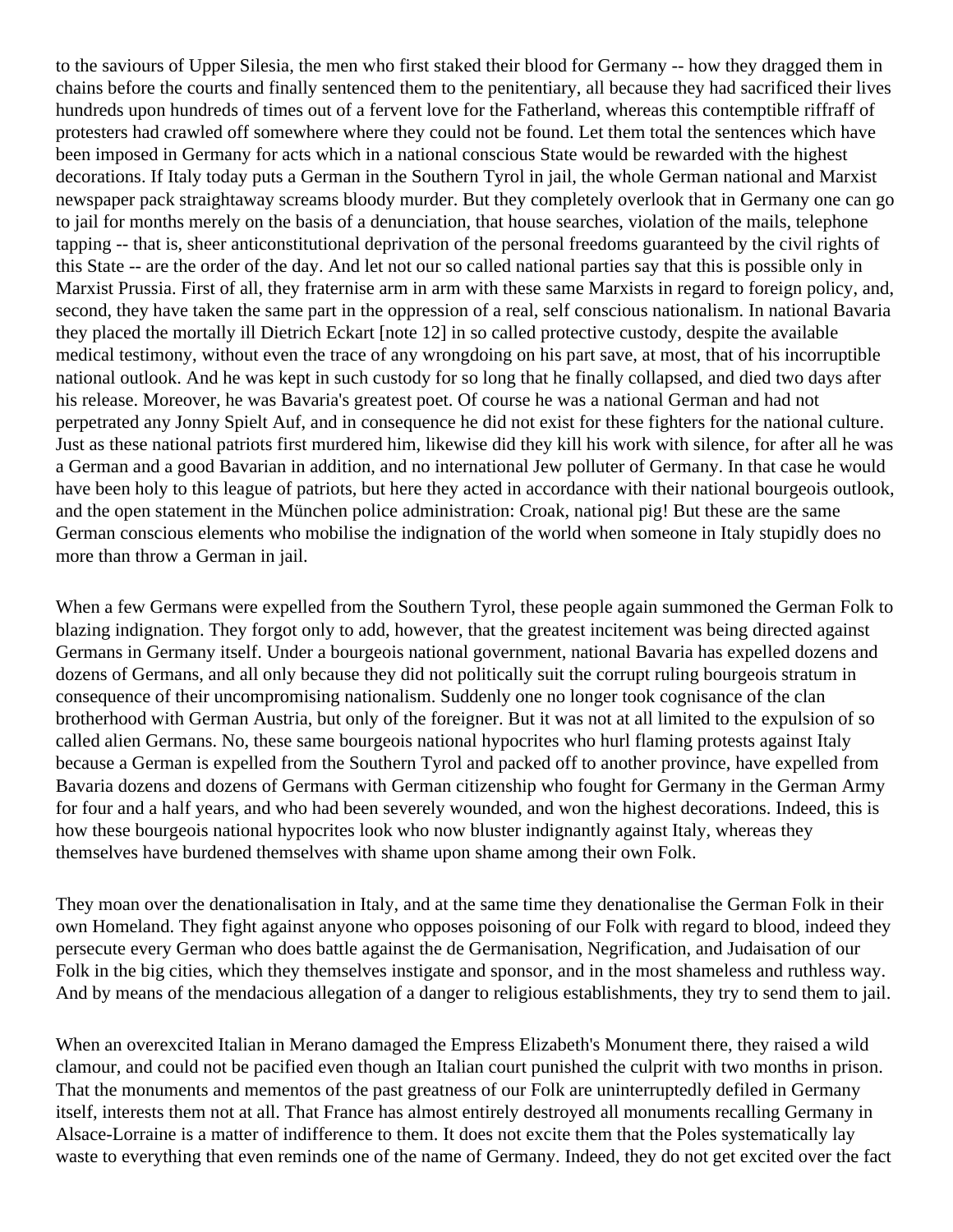to the saviours of Upper Silesia, the men who first staked their blood for Germany -- how they dragged them in chains before the courts and finally sentenced them to the penitentiary, all because they had sacrificed their lives hundreds upon hundreds of times out of a fervent love for the Fatherland, whereas this contemptible riffraff of protesters had crawled off somewhere where they could not be found. Let them total the sentences which have been imposed in Germany for acts which in a national conscious State would be rewarded with the highest decorations. If Italy today puts a German in the Southern Tyrol in jail, the whole German national and Marxist newspaper pack straightaway screams bloody murder. But they completely overlook that in Germany one can go to jail for months merely on the basis of a denunciation, that house searches, violation of the mails, telephone tapping -- that is, sheer anticonstitutional deprivation of the personal freedoms guaranteed by the civil rights of this State -- are the order of the day. And let not our so called national parties say that this is possible only in Marxist Prussia. First of all, they fraternise arm in arm with these same Marxists in regard to foreign policy, and, second, they have taken the same part in the oppression of a real, self conscious nationalism. In national Bavaria they placed the mortally ill Dietrich Eckart [note 12] in so called protective custody, despite the available medical testimony, without even the trace of any wrongdoing on his part save, at most, that of his incorruptible national outlook. And he was kept in such custody for so long that he finally collapsed, and died two days after his release. Moreover, he was Bavaria's greatest poet. Of course he was a national German and had not perpetrated any Jonny Spielt Auf, and in consequence he did not exist for these fighters for the national culture. Just as these national patriots first murdered him, likewise did they kill his work with silence, for after all he was a German and a good Bavarian in addition, and no international Jew polluter of Germany. In that case he would have been holy to this league of patriots, but here they acted in accordance with their national bourgeois outlook, and the open statement in the München police administration: Croak, national pig! But these are the same German conscious elements who mobilise the indignation of the world when someone in Italy stupidly does no more than throw a German in jail.

When a few Germans were expelled from the Southern Tyrol, these people again summoned the German Folk to blazing indignation. They forgot only to add, however, that the greatest incitement was being directed against Germans in Germany itself. Under a bourgeois national government, national Bavaria has expelled dozens and dozens of Germans, and all only because they did not politically suit the corrupt ruling bourgeois stratum in consequence of their uncompromising nationalism. Suddenly one no longer took cognisance of the clan brotherhood with German Austria, but only of the foreigner. But it was not at all limited to the expulsion of so called alien Germans. No, these same bourgeois national hypocrites who hurl flaming protests against Italy because a German is expelled from the Southern Tyrol and packed off to another province, have expelled from Bavaria dozens and dozens of Germans with German citizenship who fought for Germany in the German Army for four and a half years, and who had been severely wounded, and won the highest decorations. Indeed, this is how these bourgeois national hypocrites look who now bluster indignantly against Italy, whereas they themselves have burdened themselves with shame upon shame among their own Folk.

They moan over the denationalisation in Italy, and at the same time they denationalise the German Folk in their own Homeland. They fight against anyone who opposes poisoning of our Folk with regard to blood, indeed they persecute every German who does battle against the de Germanisation, Negrification, and Judaisation of our Folk in the big cities, which they themselves instigate and sponsor, and in the most shameless and ruthless way. And by means of the mendacious allegation of a danger to religious establishments, they try to send them to jail.

When an overexcited Italian in Merano damaged the Empress Elizabeth's Monument there, they raised a wild clamour, and could not be pacified even though an Italian court punished the culprit with two months in prison. That the monuments and mementos of the past greatness of our Folk are uninterruptedly defiled in Germany itself, interests them not at all. That France has almost entirely destroyed all monuments recalling Germany in Alsace-Lorraine is a matter of indifference to them. It does not excite them that the Poles systematically lay waste to everything that even reminds one of the name of Germany. Indeed, they do not get excited over the fact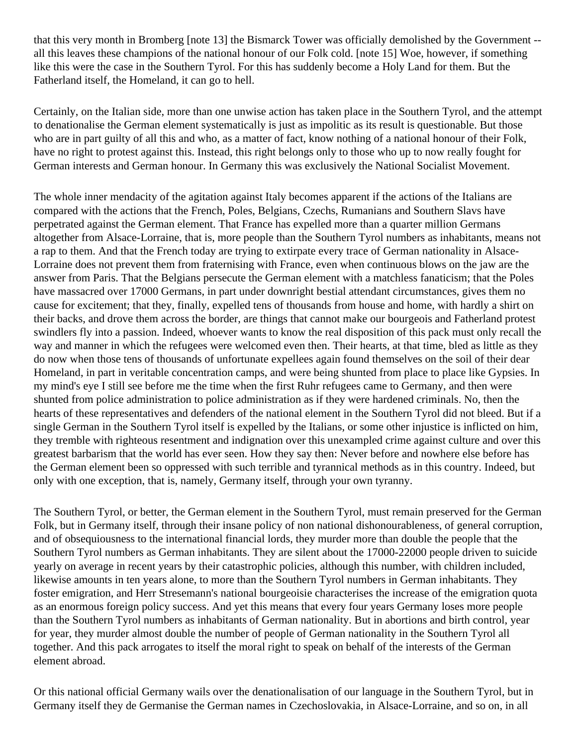that this very month in Bromberg [note 13] the Bismarck Tower was officially demolished by the Government -- all this leaves these champions of the national honour of our Folk cold. [note 15] Woe, however, if something like this were the case in the Southern Tyrol. For this has suddenly become a Holy Land for them. But the Fatherland itself, the Homeland, it can go to hell.

Certainly, on the Italian side, more than one unwise action has taken place in the Southern Tyrol, and the attempt to denationalise the German element systematically is just as impolitic as its result is questionable. But those who are in part guilty of all this and who, as a matter of fact, know nothing of a national honour of their Folk, have no right to protest against this. Instead, this right belongs only to those who up to now really fought for German interests and German honour. In Germany this was exclusively the National Socialist Movement.

The whole inner mendacity of the agitation against Italy becomes apparent if the actions of the Italians are compared with the actions that the French, Poles, Belgians, Czechs, Rumanians and Southern Slavs have perpetrated against the German element. That France has expelled more than a quarter million Germans altogether from Alsace-Lorraine, that is, more people than the Southern Tyrol numbers as inhabitants, means not a rap to them. And that the French today are trying to extirpate every trace of German nationality in Alsace-Lorraine does not prevent them from fraternising with France, even when continuous blows on the jaw are the answer from Paris. That the Belgians persecute the German element with a matchless fanaticism; that the Poles have massacred over 17000 Germans, in part under downright bestial attendant circumstances, gives them no cause for excitement; that they, finally, expelled tens of thousands from house and home, with hardly a shirt on their backs, and drove them across the border, are things that cannot make our bourgeois and Fatherland protest swindlers fly into a passion. Indeed, whoever wants to know the real disposition of this pack must only recall the way and manner in which the refugees were welcomed even then. Their hearts, at that time, bled as little as they do now when those tens of thousands of unfortunate expellees again found themselves on the soil of their dear Homeland, in part in veritable concentration camps, and were being shunted from place to place like Gypsies. In my mind's eye I still see before me the time when the first Ruhr refugees came to Germany, and then were shunted from police administration to police administration as if they were hardened criminals. No, then the hearts of these representatives and defenders of the national element in the Southern Tyrol did not bleed. But if a single German in the Southern Tyrol itself is expelled by the Italians, or some other injustice is inflicted on him, they tremble with righteous resentment and indignation over this unexampled crime against culture and over this greatest barbarism that the world has ever seen. How they say then: Never before and nowhere else before has the German element been so oppressed with such terrible and tyrannical methods as in this country. Indeed, but only with one exception, that is, namely, Germany itself, through your own tyranny.

The Southern Tyrol, or better, the German element in the Southern Tyrol, must remain preserved for the German Folk, but in Germany itself, through their insane policy of non national dishonourableness, of general corruption, and of obsequiousness to the international financial lords, they murder more than double the people that the Southern Tyrol numbers as German inhabitants. They are silent about the 17000-22000 people driven to suicide yearly on average in recent years by their catastrophic policies, although this number, with children included, likewise amounts in ten years alone, to more than the Southern Tyrol numbers in German inhabitants. They foster emigration, and Herr Stresemann's national bourgeoisie characterises the increase of the emigration quota as an enormous foreign policy success. And yet this means that every four years Germany loses more people than the Southern Tyrol numbers as inhabitants of German nationality. But in abortions and birth control, year for year, they murder almost double the number of people of German nationality in the Southern Tyrol all together. And this pack arrogates to itself the moral right to speak on behalf of the interests of the German element abroad.

Or this national official Germany wails over the denationalisation of our language in the Southern Tyrol, but in Germany itself they de Germanise the German names in Czechoslovakia, in Alsace-Lorraine, and so on, in all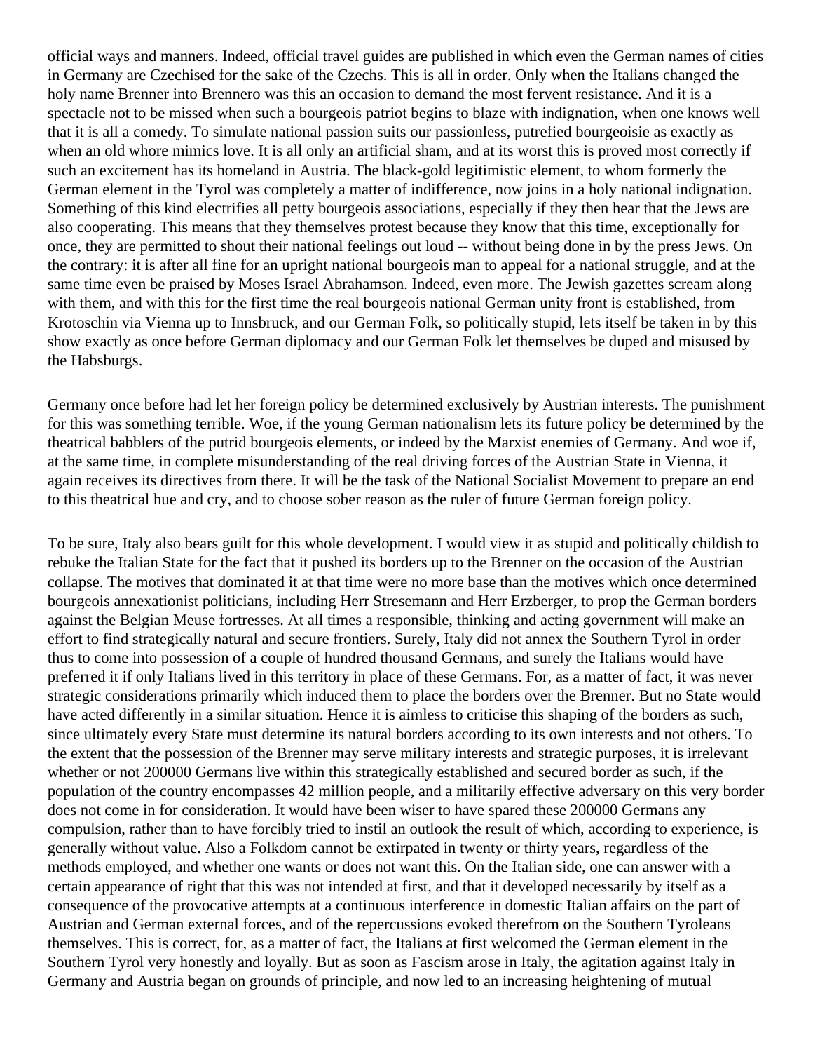official ways and manners. Indeed, official travel guides are published in which even the German names of cities in Germany are Czechised for the sake of the Czechs. This is all in order. Only when the Italians changed the holy name Brenner into Brennero was this an occasion to demand the most fervent resistance. And it is a spectacle not to be missed when such a bourgeois patriot begins to blaze with indignation, when one knows well that it is all a comedy. To simulate national passion suits our passionless, putrefied bourgeoisie as exactly as when an old whore mimics love. It is all only an artificial sham, and at its worst this is proved most correctly if such an excitement has its homeland in Austria. The black-gold legitimistic element, to whom formerly the German element in the Tyrol was completely a matter of indifference, now joins in a holy national indignation. Something of this kind electrifies all petty bourgeois associations, especially if they then hear that the Jews are also cooperating. This means that they themselves protest because they know that this time, exceptionally for once, they are permitted to shout their national feelings out loud -- without being done in by the press Jews. On the contrary: it is after all fine for an upright national bourgeois man to appeal for a national struggle, and at the same time even be praised by Moses Israel Abrahamson. Indeed, even more. The Jewish gazettes scream along with them, and with this for the first time the real bourgeois national German unity front is established, from Krotoschin via Vienna up to Innsbruck, and our German Folk, so politically stupid, lets itself be taken in by this show exactly as once before German diplomacy and our German Folk let themselves be duped and misused by the Habsburgs.

Germany once before had let her foreign policy be determined exclusively by Austrian interests. The punishment for this was something terrible. Woe, if the young German nationalism lets its future policy be determined by the theatrical babblers of the putrid bourgeois elements, or indeed by the Marxist enemies of Germany. And woe if, at the same time, in complete misunderstanding of the real driving forces of the Austrian State in Vienna, it again receives its directives from there. It will be the task of the National Socialist Movement to prepare an end to this theatrical hue and cry, and to choose sober reason as the ruler of future German foreign policy.

To be sure, Italy also bears guilt for this whole development. I would view it as stupid and politically childish to rebuke the Italian State for the fact that it pushed its borders up to the Brenner on the occasion of the Austrian collapse. The motives that dominated it at that time were no more base than the motives which once determined bourgeois annexationist politicians, including Herr Stresemann and Herr Erzberger, to prop the German borders against the Belgian Meuse fortresses. At all times a responsible, thinking and acting government will make an effort to find strategically natural and secure frontiers. Surely, Italy did not annex the Southern Tyrol in order thus to come into possession of a couple of hundred thousand Germans, and surely the Italians would have preferred it if only Italians lived in this territory in place of these Germans. For, as a matter of fact, it was never strategic considerations primarily which induced them to place the borders over the Brenner. But no State would have acted differently in a similar situation. Hence it is aimless to criticise this shaping of the borders as such, since ultimately every State must determine its natural borders according to its own interests and not others. To the extent that the possession of the Brenner may serve military interests and strategic purposes, it is irrelevant whether or not 200000 Germans live within this strategically established and secured border as such, if the population of the country encompasses 42 million people, and a militarily effective adversary on this very border does not come in for consideration. It would have been wiser to have spared these 200000 Germans any compulsion, rather than to have forcibly tried to instil an outlook the result of which, according to experience, is generally without value. Also a Folkdom cannot be extirpated in twenty or thirty years, regardless of the methods employed, and whether one wants or does not want this. On the Italian side, one can answer with a certain appearance of right that this was not intended at first, and that it developed necessarily by itself as a consequence of the provocative attempts at a continuous interference in domestic Italian affairs on the part of Austrian and German external forces, and of the repercussions evoked therefrom on the Southern Tyroleans themselves. This is correct, for, as a matter of fact, the Italians at first welcomed the German element in the Southern Tyrol very honestly and loyally. But as soon as Fascism arose in Italy, the agitation against Italy in Germany and Austria began on grounds of principle, and now led to an increasing heightening of mutual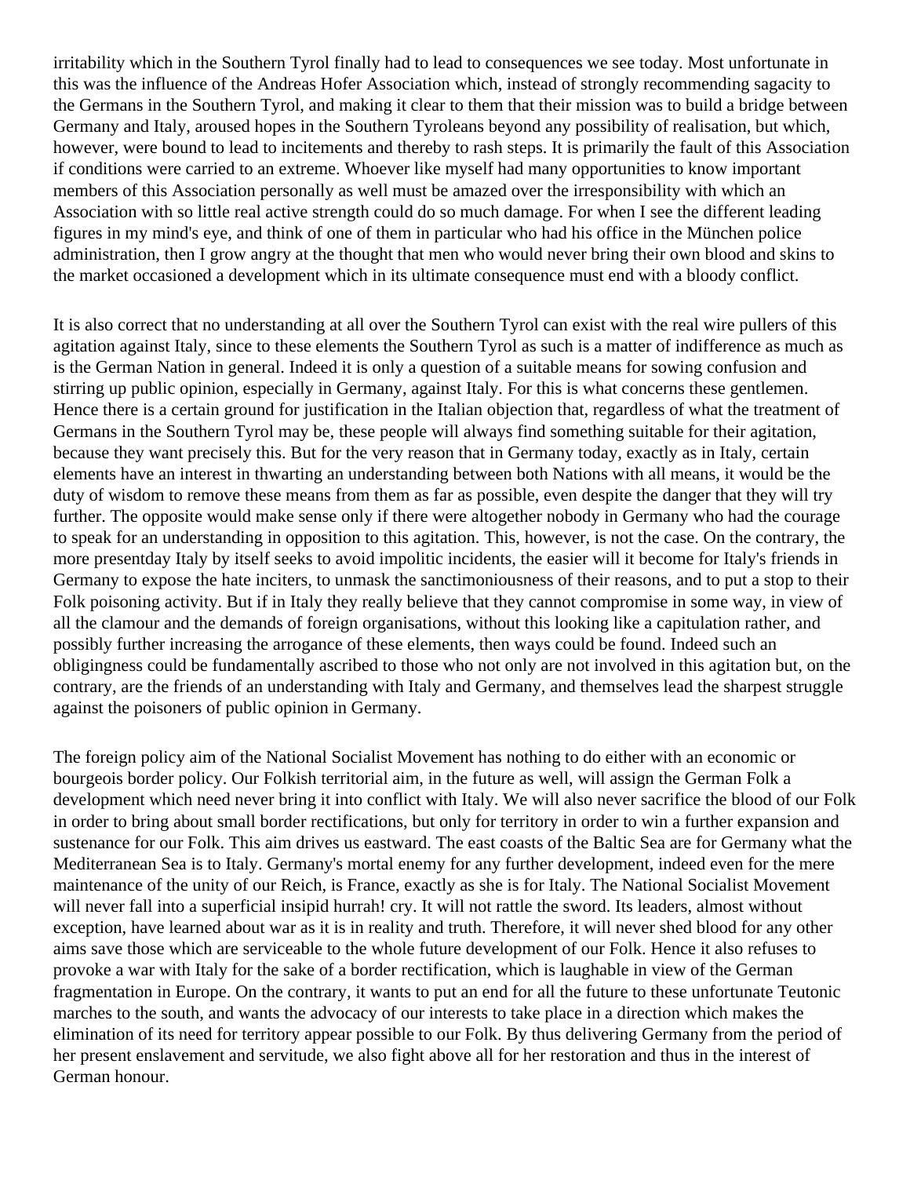irritability which in the Southern Tyrol finally had to lead to consequences we see today. Most unfortunate in this was the influence of the Andreas Hofer Association which, instead of strongly recommending sagacity to the Germans in the Southern Tyrol, and making it clear to them that their mission was to build a bridge between Germany and Italy, aroused hopes in the Southern Tyroleans beyond any possibility of realisation, but which, however, were bound to lead to incitements and thereby to rash steps. It is primarily the fault of this Association if conditions were carried to an extreme. Whoever like myself had many opportunities to know important members of this Association personally as well must be amazed over the irresponsibility with which an Association with so little real active strength could do so much damage. For when I see the different leading figures in my mind's eye, and think of one of them in particular who had his office in the München police administration, then I grow angry at the thought that men who would never bring their own blood and skins to the market occasioned a development which in its ultimate consequence must end with a bloody conflict.

It is also correct that no understanding at all over the Southern Tyrol can exist with the real wire pullers of this agitation against Italy, since to these elements the Southern Tyrol as such is a matter of indifference as much as is the German Nation in general. Indeed it is only a question of a suitable means for sowing confusion and stirring up public opinion, especially in Germany, against Italy. For this is what concerns these gentlemen. Hence there is a certain ground for justification in the Italian objection that, regardless of what the treatment of Germans in the Southern Tyrol may be, these people will always find something suitable for their agitation, because they want precisely this. But for the very reason that in Germany today, exactly as in Italy, certain elements have an interest in thwarting an understanding between both Nations with all means, it would be the duty of wisdom to remove these means from them as far as possible, even despite the danger that they will try further. The opposite would make sense only if there were altogether nobody in Germany who had the courage to speak for an understanding in opposition to this agitation. This, however, is not the case. On the contrary, the more presentday Italy by itself seeks to avoid impolitic incidents, the easier will it become for Italy's friends in Germany to expose the hate inciters, to unmask the sanctimoniousness of their reasons, and to put a stop to their Folk poisoning activity. But if in Italy they really believe that they cannot compromise in some way, in view of all the clamour and the demands of foreign organisations, without this looking like a capitulation rather, and possibly further increasing the arrogance of these elements, then ways could be found. Indeed such an obligingness could be fundamentally ascribed to those who not only are not involved in this agitation but, on the contrary, are the friends of an understanding with Italy and Germany, and themselves lead the sharpest struggle against the poisoners of public opinion in Germany.

The foreign policy aim of the National Socialist Movement has nothing to do either with an economic or bourgeois border policy. Our Folkish territorial aim, in the future as well, will assign the German Folk a development which need never bring it into conflict with Italy. We will also never sacrifice the blood of our Folk in order to bring about small border rectifications, but only for territory in order to win a further expansion and sustenance for our Folk. This aim drives us eastward. The east coasts of the Baltic Sea are for Germany what the Mediterranean Sea is to Italy. Germany's mortal enemy for any further development, indeed even for the mere maintenance of the unity of our Reich, is France, exactly as she is for Italy. The National Socialist Movement will never fall into a superficial insipid hurrah! cry. It will not rattle the sword. Its leaders, almost without exception, have learned about war as it is in reality and truth. Therefore, it will never shed blood for any other aims save those which are serviceable to the whole future development of our Folk. Hence it also refuses to provoke a war with Italy for the sake of a border rectification, which is laughable in view of the German fragmentation in Europe. On the contrary, it wants to put an end for all the future to these unfortunate Teutonic marches to the south, and wants the advocacy of our interests to take place in a direction which makes the elimination of its need for territory appear possible to our Folk. By thus delivering Germany from the period of her present enslavement and servitude, we also fight above all for her restoration and thus in the interest of German honour.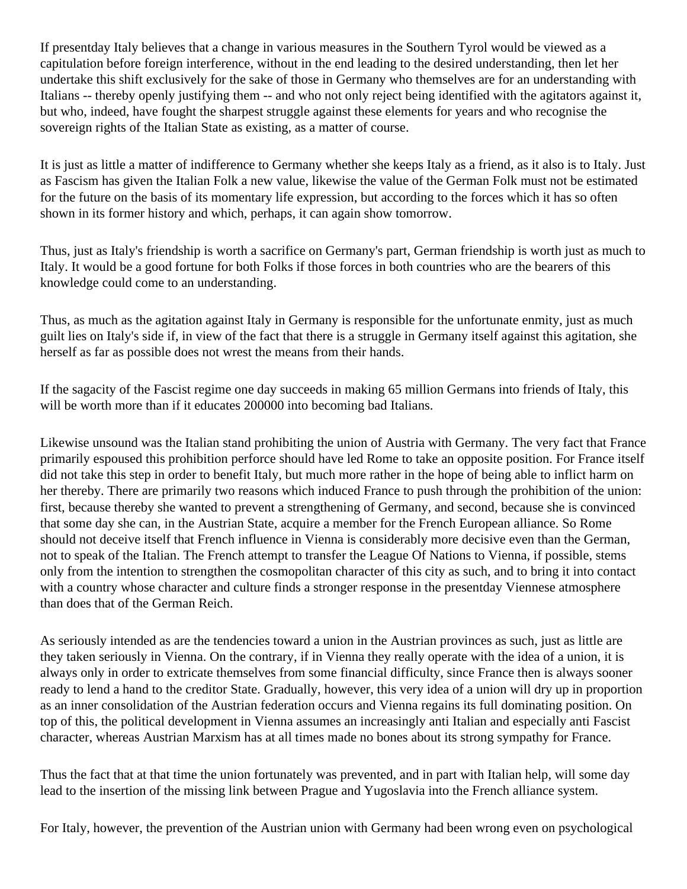If presentday Italy believes that a change in various measures in the Southern Tyrol would be viewed as a capitulation before foreign interference, without in the end leading to the desired understanding, then let her undertake this shift exclusively for the sake of those in Germany who themselves are for an understanding with Italians -- thereby openly justifying them -- and who not only reject being identified with the agitators against it, but who, indeed, have fought the sharpest struggle against these elements for years and who recognise the sovereign rights of the Italian State as existing, as a matter of course.

It is just as little a matter of indifference to Germany whether she keeps Italy as a friend, as it also is to Italy. Just as Fascism has given the Italian Folk a new value, likewise the value of the German Folk must not be estimated for the future on the basis of its momentary life expression, but according to the forces which it has so often shown in its former history and which, perhaps, it can again show tomorrow.

Thus, just as Italy's friendship is worth a sacrifice on Germany's part, German friendship is worth just as much to Italy. It would be a good fortune for both Folks if those forces in both countries who are the bearers of this knowledge could come to an understanding.

Thus, as much as the agitation against Italy in Germany is responsible for the unfortunate enmity, just as much guilt lies on Italy's side if, in view of the fact that there is a struggle in Germany itself against this agitation, she herself as far as possible does not wrest the means from their hands.

If the sagacity of the Fascist regime one day succeeds in making 65 million Germans into friends of Italy, this will be worth more than if it educates 200000 into becoming bad Italians.

Likewise unsound was the Italian stand prohibiting the union of Austria with Germany. The very fact that France primarily espoused this prohibition perforce should have led Rome to take an opposite position. For France itself did not take this step in order to benefit Italy, but much more rather in the hope of being able to inflict harm on her thereby. There are primarily two reasons which induced France to push through the prohibition of the union: first, because thereby she wanted to prevent a strengthening of Germany, and second, because she is convinced that some day she can, in the Austrian State, acquire a member for the French European alliance. So Rome should not deceive itself that French influence in Vienna is considerably more decisive even than the German, not to speak of the Italian. The French attempt to transfer the League Of Nations to Vienna, if possible, stems only from the intention to strengthen the cosmopolitan character of this city as such, and to bring it into contact with a country whose character and culture finds a stronger response in the presentday Viennese atmosphere than does that of the German Reich.

As seriously intended as are the tendencies toward a union in the Austrian provinces as such, just as little are they taken seriously in Vienna. On the contrary, if in Vienna they really operate with the idea of a union, it is always only in order to extricate themselves from some financial difficulty, since France then is always sooner ready to lend a hand to the creditor State. Gradually, however, this very idea of a union will dry up in proportion as an inner consolidation of the Austrian federation occurs and Vienna regains its full dominating position. On top of this, the political development in Vienna assumes an increasingly anti Italian and especially anti Fascist character, whereas Austrian Marxism has at all times made no bones about its strong sympathy for France.

Thus the fact that at that time the union fortunately was prevented, and in part with Italian help, will some day lead to the insertion of the missing link between Prague and Yugoslavia into the French alliance system.

For Italy, however, the prevention of the Austrian union with Germany had been wrong even on psychological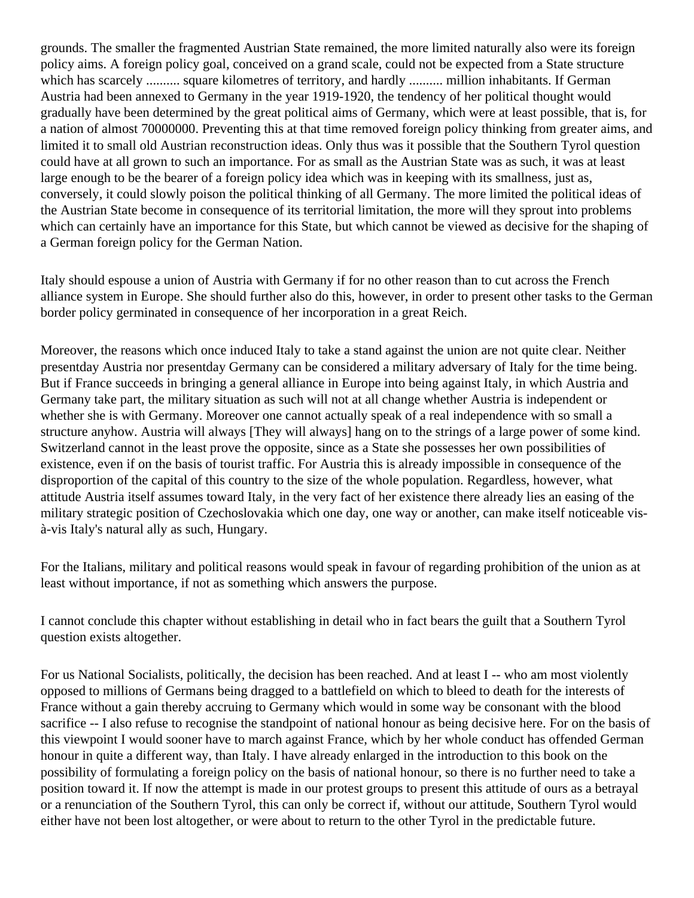grounds. The smaller the fragmented Austrian State remained, the more limited naturally also were its foreign policy aims. A foreign policy goal, conceived on a grand scale, could not be expected from a State structure which has scarcely .......... square kilometres of territory, and hardly .......... million inhabitants. If German Austria had been annexed to Germany in the year 1919-1920, the tendency of her political thought would gradually have been determined by the great political aims of Germany, which were at least possible, that is, for a nation of almost 70000000. Preventing this at that time removed foreign policy thinking from greater aims, and limited it to small old Austrian reconstruction ideas. Only thus was it possible that the Southern Tyrol question could have at all grown to such an importance. For as small as the Austrian State was as such, it was at least large enough to be the bearer of a foreign policy idea which was in keeping with its smallness, just as, conversely, it could slowly poison the political thinking of all Germany. The more limited the political ideas of the Austrian State become in consequence of its territorial limitation, the more will they sprout into problems which can certainly have an importance for this State, but which cannot be viewed as decisive for the shaping of a German foreign policy for the German Nation.

Italy should espouse a union of Austria with Germany if for no other reason than to cut across the French alliance system in Europe. She should further also do this, however, in order to present other tasks to the German border policy germinated in consequence of her incorporation in a great Reich.

Moreover, the reasons which once induced Italy to take a stand against the union are not quite clear. Neither presentday Austria nor presentday Germany can be considered a military adversary of Italy for the time being. But if France succeeds in bringing a general alliance in Europe into being against Italy, in which Austria and Germany take part, the military situation as such will not at all change whether Austria is independent or whether she is with Germany. Moreover one cannot actually speak of a real independence with so small a structure anyhow. Austria will always [They will always] hang on to the strings of a large power of some kind. Switzerland cannot in the least prove the opposite, since as a State she possesses her own possibilities of existence, even if on the basis of tourist traffic. For Austria this is already impossible in consequence of the disproportion of the capital of this country to the size of the whole population. Regardless, however, what attitude Austria itself assumes toward Italy, in the very fact of her existence there already lies an easing of the military strategic position of Czechoslovakia which one day, one way or another, can make itself noticeable vis-à-vis Italy's natural ally as such, Hungary.

For the Italians, military and political reasons would speak in favour of regarding prohibition of the union as at least without importance, if not as something which answers the purpose.

I cannot conclude this chapter without establishing in detail who in fact bears the guilt that a Southern Tyrol question exists altogether.

For us National Socialists, politically, the decision has been reached. And at least I -- who am most violently opposed to millions of Germans being dragged to a battlefield on which to bleed to death for the interests of France without a gain thereby accruing to Germany which would in some way be consonant with the blood sacrifice -- I also refuse to recognise the standpoint of national honour as being decisive here. For on the basis of this viewpoint I would sooner have to march against France, which by her whole conduct has offended German honour in quite a different way, than Italy. I have already enlarged in the introduction to this book on the possibility of formulating a foreign policy on the basis of national honour, so there is no further need to take a position toward it. If now the attempt is made in our protest groups to present this attitude of ours as a betrayal or a renunciation of the Southern Tyrol, this can only be correct if, without our attitude, Southern Tyrol would either have not been lost altogether, or were about to return to the other Tyrol in the predictable future.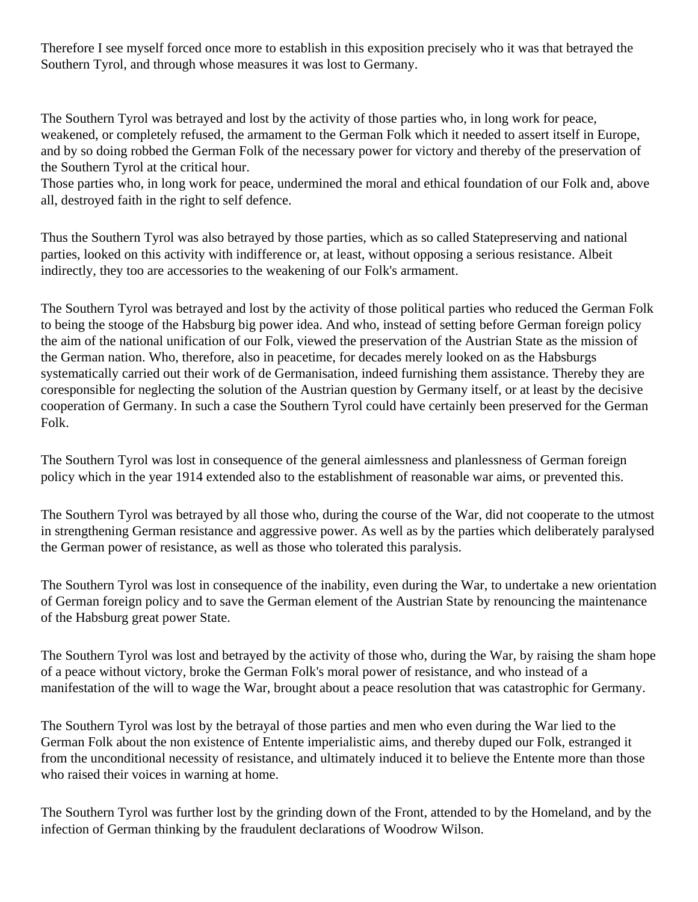Therefore I see myself forced once more to establish in this exposition precisely who it was that betrayed the Southern Tyrol, and through whose measures it was lost to Germany.

The Southern Tyrol was betrayed and lost by the activity of those parties who, in long work for peace, weakened, or completely refused, the armament to the German Folk which it needed to assert itself in Europe, and by so doing robbed the German Folk of the necessary power for victory and thereby of the preservation of the Southern Tyrol at the critical hour.
Those parties who, in long work for peace, undermined the moral and ethical foundation of our Folk and, above all, destroyed faith in the right to self defence.

Thus the Southern Tyrol was also betrayed by those parties, which as so called Statepreserving and national parties, looked on this activity with indifference or, at least, without opposing a serious resistance. Albeit indirectly, they too are accessories to the weakening of our Folk's armament.

The Southern Tyrol was betrayed and lost by the activity of those political parties who reduced the German Folk to being the stooge of the Habsburg big power idea. And who, instead of setting before German foreign policy the aim of the national unification of our Folk, viewed the preservation of the Austrian State as the mission of the German nation. Who, therefore, also in peacetime, for decades merely looked on as the Habsburgs systematically carried out their work of de Germanisation, indeed furnishing them assistance. Thereby they are coresponsible for neglecting the solution of the Austrian question by Germany itself, or at least by the decisive cooperation of Germany. In such a case the Southern Tyrol could have certainly been preserved for the German Folk.

The Southern Tyrol was lost in consequence of the general aimlessness and planlessness of German foreign policy which in the year 1914 extended also to the establishment of reasonable war aims, or prevented this.

The Southern Tyrol was betrayed by all those who, during the course of the War, did not cooperate to the utmost in strengthening German resistance and aggressive power. As well as by the parties which deliberately paralysed the German power of resistance, as well as those who tolerated this paralysis.

The Southern Tyrol was lost in consequence of the inability, even during the War, to undertake a new orientation of German foreign policy and to save the German element of the Austrian State by renouncing the maintenance of the Habsburg great power State.

The Southern Tyrol was lost and betrayed by the activity of those who, during the War, by raising the sham hope of a peace without victory, broke the German Folk's moral power of resistance, and who instead of a manifestation of the will to wage the War, brought about a peace resolution that was catastrophic for Germany.

The Southern Tyrol was lost by the betrayal of those parties and men who even during the War lied to the German Folk about the non existence of Entente imperialistic aims, and thereby duped our Folk, estranged it from the unconditional necessity of resistance, and ultimately induced it to believe the Entente more than those who raised their voices in warning at home.

The Southern Tyrol was further lost by the grinding down of the Front, attended to by the Homeland, and by the infection of German thinking by the fraudulent declarations of Woodrow Wilson.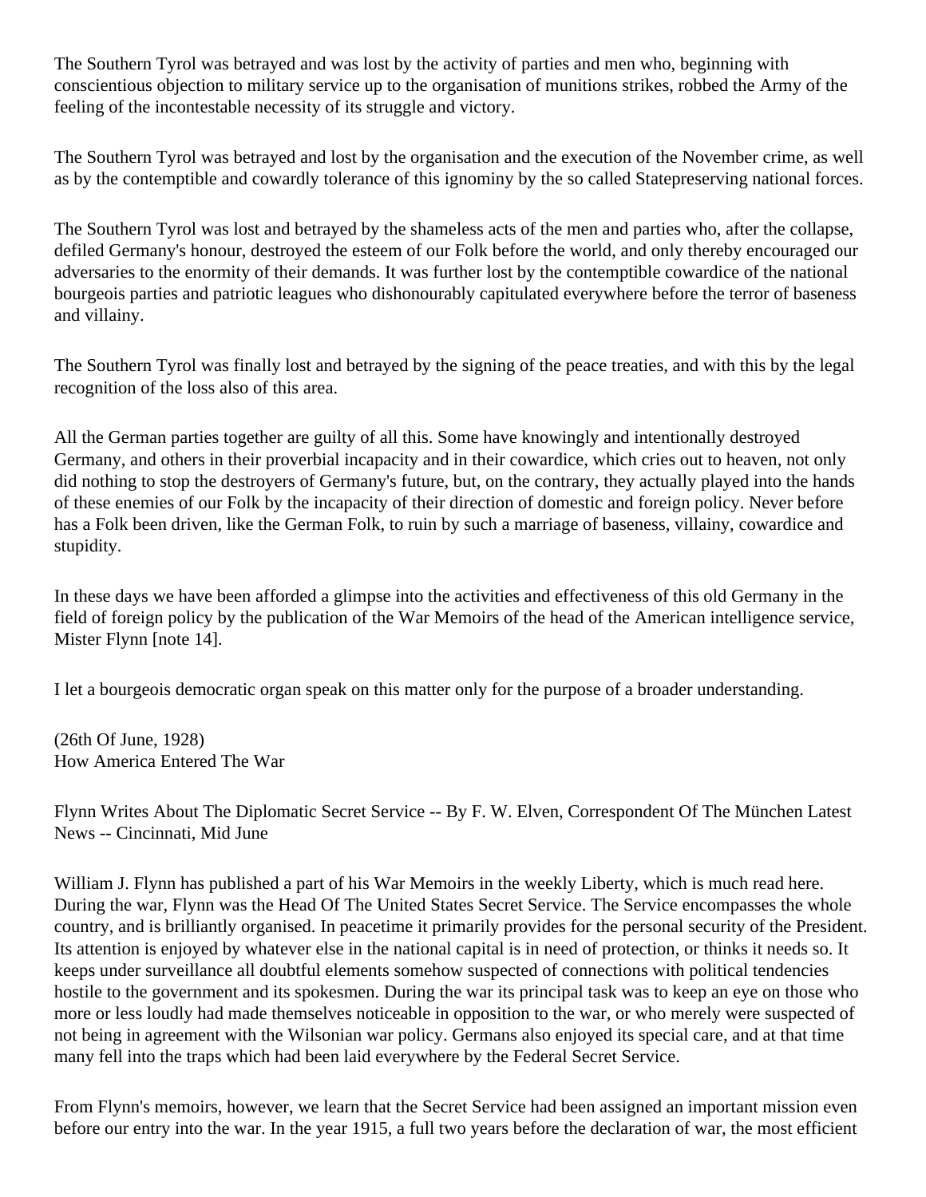The Southern Tyrol was betrayed and was lost by the activity of parties and men who, beginning with conscientious objection to military service up to the organisation of munitions strikes, robbed the Army of the feeling of the incontestable necessity of its struggle and victory.

The Southern Tyrol was betrayed and lost by the organisation and the execution of the November crime, as well as by the contemptible and cowardly tolerance of this ignominy by the so called Statepreserving national forces.

The Southern Tyrol was lost and betrayed by the shameless acts of the men and parties who, after the collapse, defiled Germany's honour, destroyed the esteem of our Folk before the world, and only thereby encouraged our adversaries to the enormity of their demands. It was further lost by the contemptible cowardice of the national bourgeois parties and patriotic leagues who dishonourably capitulated everywhere before the terror of baseness and villainy.

The Southern Tyrol was finally lost and betrayed by the signing of the peace treaties, and with this by the legal recognition of the loss also of this area.

All the German parties together are guilty of all this. Some have knowingly and intentionally destroyed Germany, and others in their proverbial incapacity and in their cowardice, which cries out to heaven, not only did nothing to stop the destroyers of Germany's future, but, on the contrary, they actually played into the hands of these enemies of our Folk by the incapacity of their direction of domestic and foreign policy. Never before has a Folk been driven, like the German Folk, to ruin by such a marriage of baseness, villainy, cowardice and stupidity.

In these days we have been afforded a glimpse into the activities and effectiveness of this old Germany in the field of foreign policy by the publication of the War Memoirs of the head of the American intelligence service, Mister Flynn [note 14].

I let a bourgeois democratic organ speak on this matter only for the purpose of a broader understanding.

(26th Of June, 1928)
How America Entered The War

Flynn Writes About The Diplomatic Secret Service -- By F. W. Elven, Correspondent Of The München Latest News -- Cincinnati, Mid June

William J. Flynn has published a part of his War Memoirs in the weekly Liberty, which is much read here. During the war, Flynn was the Head Of The United States Secret Service. The Service encompasses the whole country, and is brilliantly organised. In peacetime it primarily provides for the personal security of the President. Its attention is enjoyed by whatever else in the national capital is in need of protection, or thinks it needs so. It keeps under surveillance all doubtful elements somehow suspected of connections with political tendencies hostile to the government and its spokesmen. During the war its principal task was to keep an eye on those who more or less loudly had made themselves noticeable in opposition to the war, or who merely were suspected of not being in agreement with the Wilsonian war policy. Germans also enjoyed its special care, and at that time many fell into the traps which had been laid everywhere by the Federal Secret Service.

From Flynn's memoirs, however, we learn that the Secret Service had been assigned an important mission even before our entry into the war. In the year 1915, a full two years before the declaration of war, the most efficient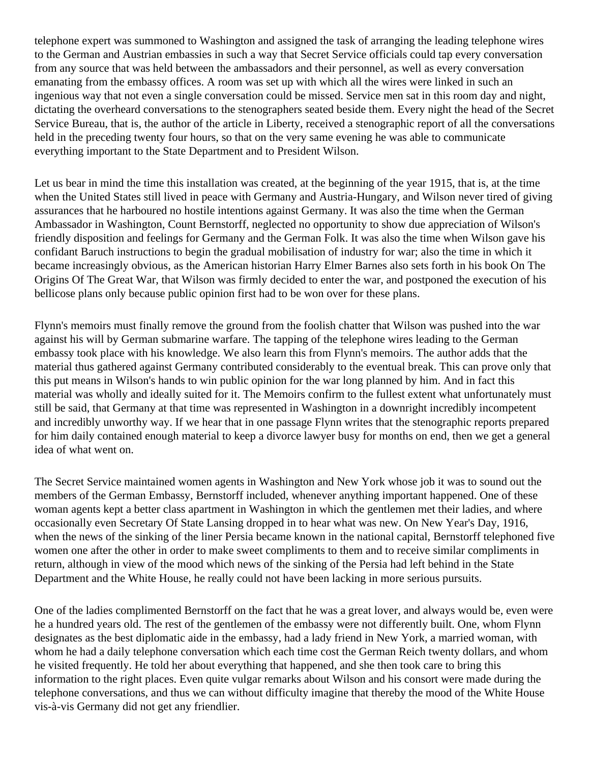telephone expert was summoned to Washington and assigned the task of arranging the leading telephone wires to the German and Austrian embassies in such a way that Secret Service officials could tap every conversation from any source that was held between the ambassadors and their personnel, as well as every conversation emanating from the embassy offices. A room was set up with which all the wires were linked in such an ingenious way that not even a single conversation could be missed. Service men sat in this room day and night, dictating the overheard conversations to the stenographers seated beside them. Every night the head of the Secret Service Bureau, that is, the author of the article in Liberty, received a stenographic report of all the conversations held in the preceding twenty four hours, so that on the very same evening he was able to communicate everything important to the State Department and to President Wilson.

Let us bear in mind the time this installation was created, at the beginning of the year 1915, that is, at the time when the United States still lived in peace with Germany and Austria-Hungary, and Wilson never tired of giving assurances that he harboured no hostile intentions against Germany. It was also the time when the German Ambassador in Washington, Count Bernstorff, neglected no opportunity to show due appreciation of Wilson's friendly disposition and feelings for Germany and the German Folk. It was also the time when Wilson gave his confidant Baruch instructions to begin the gradual mobilisation of industry for war; also the time in which it became increasingly obvious, as the American historian Harry Elmer Barnes also sets forth in his book On The Origins Of The Great War, that Wilson was firmly decided to enter the war, and postponed the execution of his bellicose plans only because public opinion first had to be won over for these plans.

Flynn's memoirs must finally remove the ground from the foolish chatter that Wilson was pushed into the war against his will by German submarine warfare. The tapping of the telephone wires leading to the German embassy took place with his knowledge. We also learn this from Flynn's memoirs. The author adds that the material thus gathered against Germany contributed considerably to the eventual break. This can prove only that this put means in Wilson's hands to win public opinion for the war long planned by him. And in fact this material was wholly and ideally suited for it. The Memoirs confirm to the fullest extent what unfortunately must still be said, that Germany at that time was represented in Washington in a downright incredibly incompetent and incredibly unworthy way. If we hear that in one passage Flynn writes that the stenographic reports prepared for him daily contained enough material to keep a divorce lawyer busy for months on end, then we get a general idea of what went on.

The Secret Service maintained women agents in Washington and New York whose job it was to sound out the members of the German Embassy, Bernstorff included, whenever anything important happened. One of these woman agents kept a better class apartment in Washington in which the gentlemen met their ladies, and where occasionally even Secretary Of State Lansing dropped in to hear what was new. On New Year's Day, 1916, when the news of the sinking of the liner Persia became known in the national capital, Bernstorff telephoned five women one after the other in order to make sweet compliments to them and to receive similar compliments in return, although in view of the mood which news of the sinking of the Persia had left behind in the State Department and the White House, he really could not have been lacking in more serious pursuits.

One of the ladies complimented Bernstorff on the fact that he was a great lover, and always would be, even were he a hundred years old. The rest of the gentlemen of the embassy were not differently built. One, whom Flynn designates as the best diplomatic aide in the embassy, had a lady friend in New York, a married woman, with whom he had a daily telephone conversation which each time cost the German Reich twenty dollars, and whom he visited frequently. He told her about everything that happened, and she then took care to bring this information to the right places. Even quite vulgar remarks about Wilson and his consort were made during the telephone conversations, and thus we can without difficulty imagine that thereby the mood of the White House vis-à-vis Germany did not get any friendlier.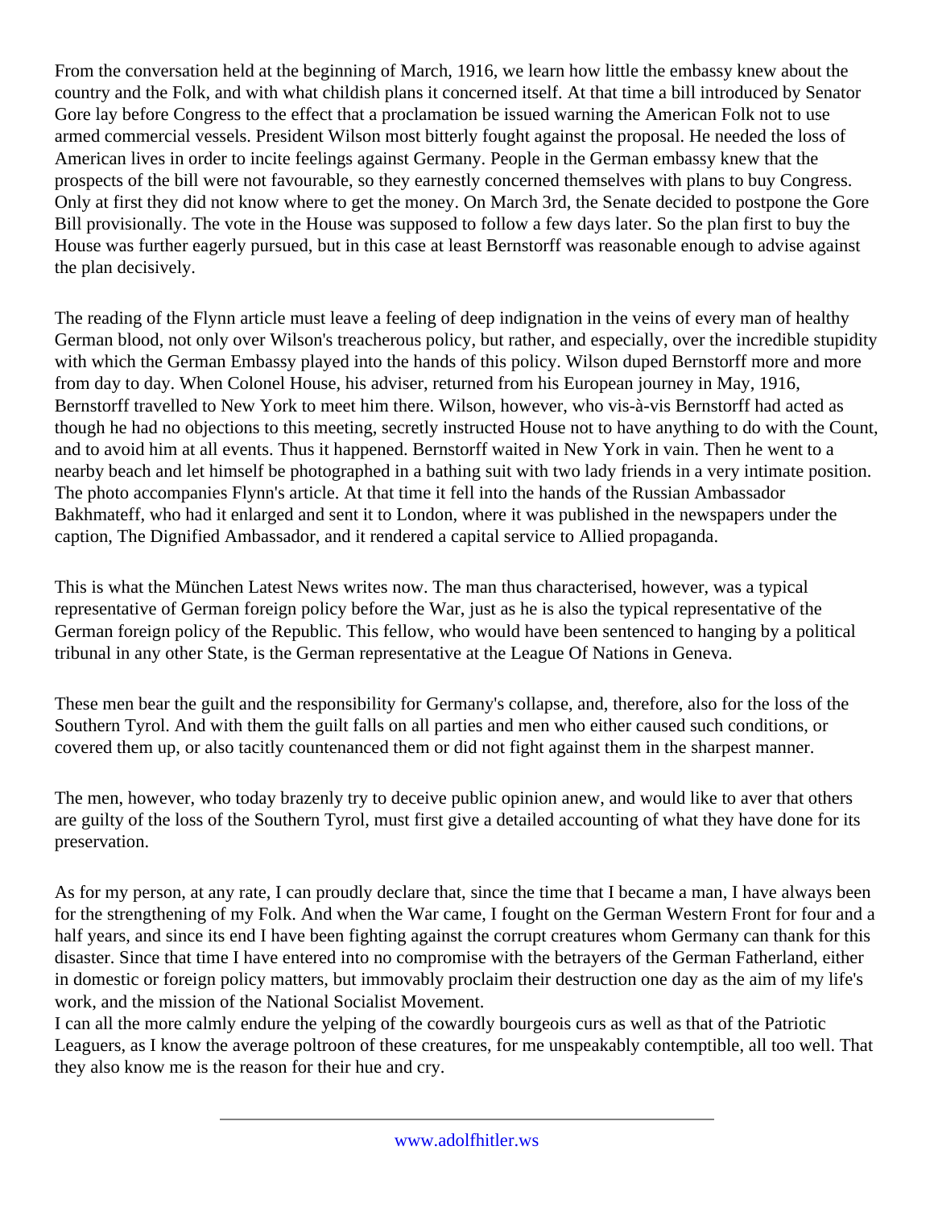From the conversation held at the beginning of March, 1916, we learn how little the embassy knew about the country and the Folk, and with what childish plans it concerned itself. At that time a bill introduced by Senator Gore lay before Congress to the effect that a proclamation be issued warning the American Folk not to use armed commercial vessels. President Wilson most bitterly fought against the proposal. He needed the loss of American lives in order to incite feelings against Germany. People in the German embassy knew that the prospects of the bill were not favourable, so they earnestly concerned themselves with plans to buy Congress. Only at first they did not know where to get the money. On March 3rd, the Senate decided to postpone the Gore Bill provisionally. The vote in the House was supposed to follow a few days later. So the plan first to buy the House was further eagerly pursued, but in this case at least Bernstorff was reasonable enough to advise against the plan decisively.

The reading of the Flynn article must leave a feeling of deep indignation in the veins of every man of healthy German blood, not only over Wilson's treacherous policy, but rather, and especially, over the incredible stupidity with which the German Embassy played into the hands of this policy. Wilson duped Bernstorff more and more from day to day. When Colonel House, his adviser, returned from his European journey in May, 1916, Bernstorff travelled to New York to meet him there. Wilson, however, who vis-à-vis Bernstorff had acted as though he had no objections to this meeting, secretly instructed House not to have anything to do with the Count, and to avoid him at all events. Thus it happened. Bernstorff waited in New York in vain. Then he went to a nearby beach and let himself be photographed in a bathing suit with two lady friends in a very intimate position. The photo accompanies Flynn's article. At that time it fell into the hands of the Russian Ambassador Bakhmateff, who had it enlarged and sent it to London, where it was published in the newspapers under the caption, The Dignified Ambassador, and it rendered a capital service to Allied propaganda.

This is what the München Latest News writes now. The man thus characterised, however, was a typical representative of German foreign policy before the War, just as he is also the typical representative of the German foreign policy of the Republic. This fellow, who would have been sentenced to hanging by a political tribunal in any other State, is the German representative at the League Of Nations in Geneva.

These men bear the guilt and the responsibility for Germany's collapse, and, therefore, also for the loss of the Southern Tyrol. And with them the guilt falls on all parties and men who either caused such conditions, or covered them up, or also tacitly countenanced them or did not fight against them in the sharpest manner.

The men, however, who today brazenly try to deceive public opinion anew, and would like to aver that others are guilty of the loss of the Southern Tyrol, must first give a detailed accounting of what they have done for its preservation.

As for my person, at any rate, I can proudly declare that, since the time that I became a man, I have always been for the strengthening of my Folk. And when the War came, I fought on the German Western Front for four and a half years, and since its end I have been fighting against the corrupt creatures whom Germany can thank for this disaster. Since that time I have entered into no compromise with the betrayers of the German Fatherland, either in domestic or foreign policy matters, but immovably proclaim their destruction one day as the aim of my life's work, and the mission of the National Socialist Movement.

I can all the more calmly endure the yelping of the cowardly bourgeois curs as well as that of the Patriotic Leaguers, as I know the average poltroon of these creatures, for me unspeakably contemptible, all too well. That they also know me is the reason for their hue and cry.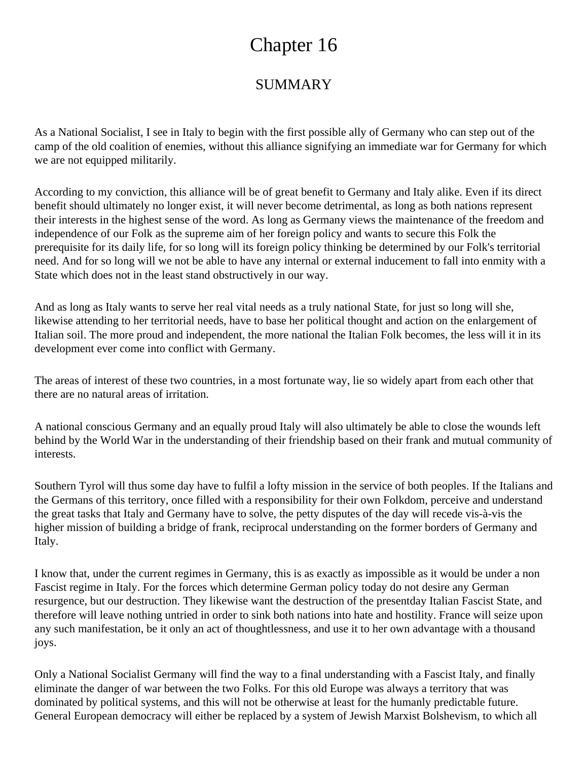# Chapter 16

## SUMMARY

As a National Socialist, I see in Italy to begin with the first possible ally of Germany who can step out of the camp of the old coalition of enemies, without this alliance signifying an immediate war for Germany for which we are not equipped militarily.

According to my conviction, this alliance will be of great benefit to Germany and Italy alike. Even if its direct benefit should ultimately no longer exist, it will never become detrimental, as long as both nations represent their interests in the highest sense of the word. As long as Germany views the maintenance of the freedom and independence of our Folk as the supreme aim of her foreign policy and wants to secure this Folk the prerequisite for its daily life, for so long will its foreign policy thinking be determined by our Folk's territorial need. And for so long will we not be able to have any internal or external inducement to fall into enmity with a State which does not in the least stand obstructively in our way.

And as long as Italy wants to serve her real vital needs as a truly national State, for just so long will she, likewise attending to her territorial needs, have to base her political thought and action on the enlargement of Italian soil. The more proud and independent, the more national the Italian Folk becomes, the less will it in its development ever come into conflict with Germany.

The areas of interest of these two countries, in a most fortunate way, lie so widely apart from each other that there are no natural areas of irritation.

A national conscious Germany and an equally proud Italy will also ultimately be able to close the wounds left behind by the World War in the understanding of their friendship based on their frank and mutual community of interests.

Southern Tyrol will thus some day have to fulfil a lofty mission in the service of both peoples. If the Italians and the Germans of this territory, once filled with a responsibility for their own Folkdom, perceive and understand the great tasks that Italy and Germany have to solve, the petty disputes of the day will recede vis-à-vis the higher mission of building a bridge of frank, reciprocal understanding on the former borders of Germany and Italy.

I know that, under the current regimes in Germany, this is as exactly as impossible as it would be under a non Fascist regime in Italy. For the forces which determine German policy today do not desire any German resurgence, but our destruction. They likewise want the destruction of the presentday Italian Fascist State, and therefore will leave nothing untried in order to sink both nations into hate and hostility. France will seize upon any such manifestation, be it only an act of thoughtlessness, and use it to her own advantage with a thousand joys.

Only a National Socialist Germany will find the way to a final understanding with a Fascist Italy, and finally eliminate the danger of war between the two Folks. For this old Europe was always a territory that was dominated by political systems, and this will not be otherwise at least for the humanly predictable future. General European democracy will either be replaced by a system of Jewish Marxist Bolshevism, to which all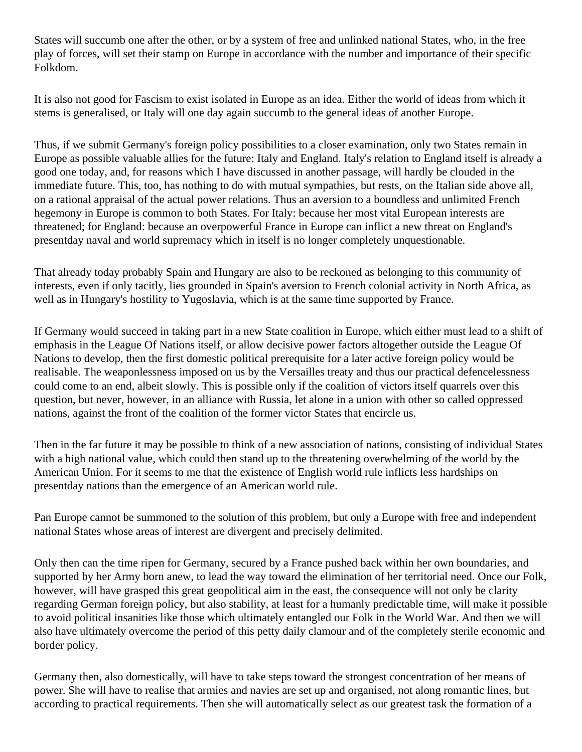States will succumb one after the other, or by a system of free and unlinked national States, who, in the free play of forces, will set their stamp on Europe in accordance with the number and importance of their specific Folkdom.

It is also not good for Fascism to exist isolated in Europe as an idea. Either the world of ideas from which it stems is generalised, or Italy will one day again succumb to the general ideas of another Europe.

Thus, if we submit Germany's foreign policy possibilities to a closer examination, only two States remain in Europe as possible valuable allies for the future: Italy and England. Italy's relation to England itself is already a good one today, and, for reasons which I have discussed in another passage, will hardly be clouded in the immediate future. This, too, has nothing to do with mutual sympathies, but rests, on the Italian side above all, on a rational appraisal of the actual power relations. Thus an aversion to a boundless and unlimited French hegemony in Europe is common to both States. For Italy: because her most vital European interests are threatened; for England: because an overpowerful France in Europe can inflict a new threat on England's presentday naval and world supremacy which in itself is no longer completely unquestionable.

That already today probably Spain and Hungary are also to be reckoned as belonging to this community of interests, even if only tacitly, lies grounded in Spain's aversion to French colonial activity in North Africa, as well as in Hungary's hostility to Yugoslavia, which is at the same time supported by France.

If Germany would succeed in taking part in a new State coalition in Europe, which either must lead to a shift of emphasis in the League Of Nations itself, or allow decisive power factors altogether outside the League Of Nations to develop, then the first domestic political prerequisite for a later active foreign policy would be realisable. The weaponlessness imposed on us by the Versailles treaty and thus our practical defencelessness could come to an end, albeit slowly. This is possible only if the coalition of victors itself quarrels over this question, but never, however, in an alliance with Russia, let alone in a union with other so called oppressed nations, against the front of the coalition of the former victor States that encircle us.

Then in the far future it may be possible to think of a new association of nations, consisting of individual States with a high national value, which could then stand up to the threatening overwhelming of the world by the American Union. For it seems to me that the existence of English world rule inflicts less hardships on presentday nations than the emergence of an American world rule.

Pan Europe cannot be summoned to the solution of this problem, but only a Europe with free and independent national States whose areas of interest are divergent and precisely delimited.

Only then can the time ripen for Germany, secured by a France pushed back within her own boundaries, and supported by her Army born anew, to lead the way toward the elimination of her territorial need. Once our Folk, however, will have grasped this great geopolitical aim in the east, the consequence will not only be clarity regarding German foreign policy, but also stability, at least for a humanly predictable time, will make it possible to avoid political insanities like those which ultimately entangled our Folk in the World War. And then we will also have ultimately overcome the period of this petty daily clamour and of the completely sterile economic and border policy.

Germany then, also domestically, will have to take steps toward the strongest concentration of her means of power. She will have to realise that armies and navies are set up and organised, not along romantic lines, but according to practical requirements. Then she will automatically select as our greatest task the formation of a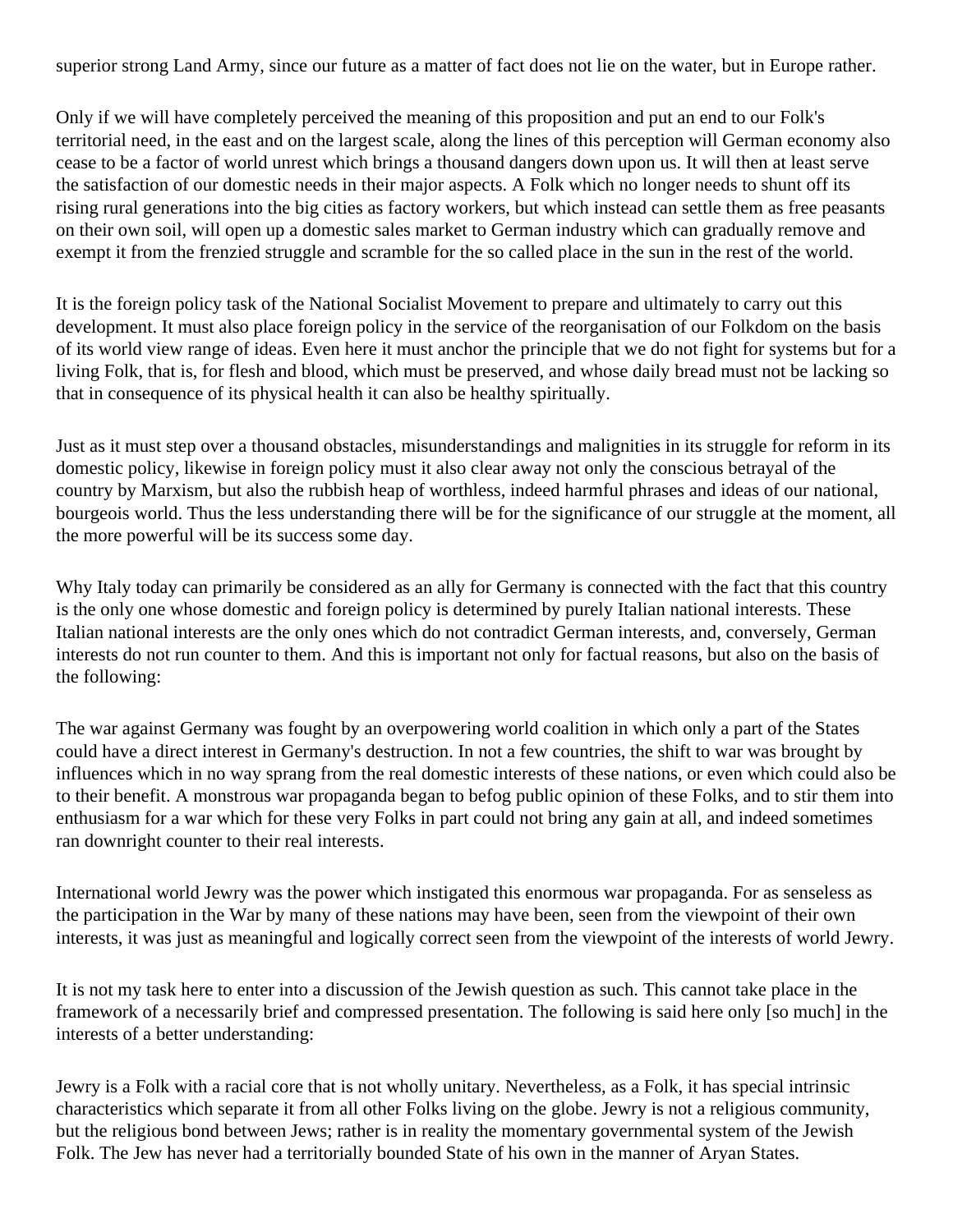superior strong Land Army, since our future as a matter of fact does not lie on the water, but in Europe rather.

Only if we will have completely perceived the meaning of this proposition and put an end to our Folk's territorial need, in the east and on the largest scale, along the lines of this perception will German economy also cease to be a factor of world unrest which brings a thousand dangers down upon us. It will then at least serve the satisfaction of our domestic needs in their major aspects. A Folk which no longer needs to shunt off its rising rural generations into the big cities as factory workers, but which instead can settle them as free peasants on their own soil, will open up a domestic sales market to German industry which can gradually remove and exempt it from the frenzied struggle and scramble for the so called place in the sun in the rest of the world.

It is the foreign policy task of the National Socialist Movement to prepare and ultimately to carry out this development. It must also place foreign policy in the service of the reorganisation of our Folkdom on the basis of its world view range of ideas. Even here it must anchor the principle that we do not fight for systems but for a living Folk, that is, for flesh and blood, which must be preserved, and whose daily bread must not be lacking so that in consequence of its physical health it can also be healthy spiritually.

Just as it must step over a thousand obstacles, misunderstandings and malignities in its struggle for reform in its domestic policy, likewise in foreign policy must it also clear away not only the conscious betrayal of the country by Marxism, but also the rubbish heap of worthless, indeed harmful phrases and ideas of our national, bourgeois world. Thus the less understanding there will be for the significance of our struggle at the moment, all the more powerful will be its success some day.

Why Italy today can primarily be considered as an ally for Germany is connected with the fact that this country is the only one whose domestic and foreign policy is determined by purely Italian national interests. These Italian national interests are the only ones which do not contradict German interests, and, conversely, German interests do not run counter to them. And this is important not only for factual reasons, but also on the basis of the following:

The war against Germany was fought by an overpowering world coalition in which only a part of the States could have a direct interest in Germany's destruction. In not a few countries, the shift to war was brought by influences which in no way sprang from the real domestic interests of these nations, or even which could also be to their benefit. A monstrous war propaganda began to befog public opinion of these Folks, and to stir them into enthusiasm for a war which for these very Folks in part could not bring any gain at all, and indeed sometimes ran downright counter to their real interests.

International world Jewry was the power which instigated this enormous war propaganda. For as senseless as the participation in the War by many of these nations may have been, seen from the viewpoint of their own interests, it was just as meaningful and logically correct seen from the viewpoint of the interests of world Jewry.

It is not my task here to enter into a discussion of the Jewish question as such. This cannot take place in the framework of a necessarily brief and compressed presentation. The following is said here only [so much] in the interests of a better understanding:

Jewry is a Folk with a racial core that is not wholly unitary. Nevertheless, as a Folk, it has special intrinsic characteristics which separate it from all other Folks living on the globe. Jewry is not a religious community, but the religious bond between Jews; rather is in reality the momentary governmental system of the Jewish Folk. The Jew has never had a territorially bounded State of his own in the manner of Aryan States.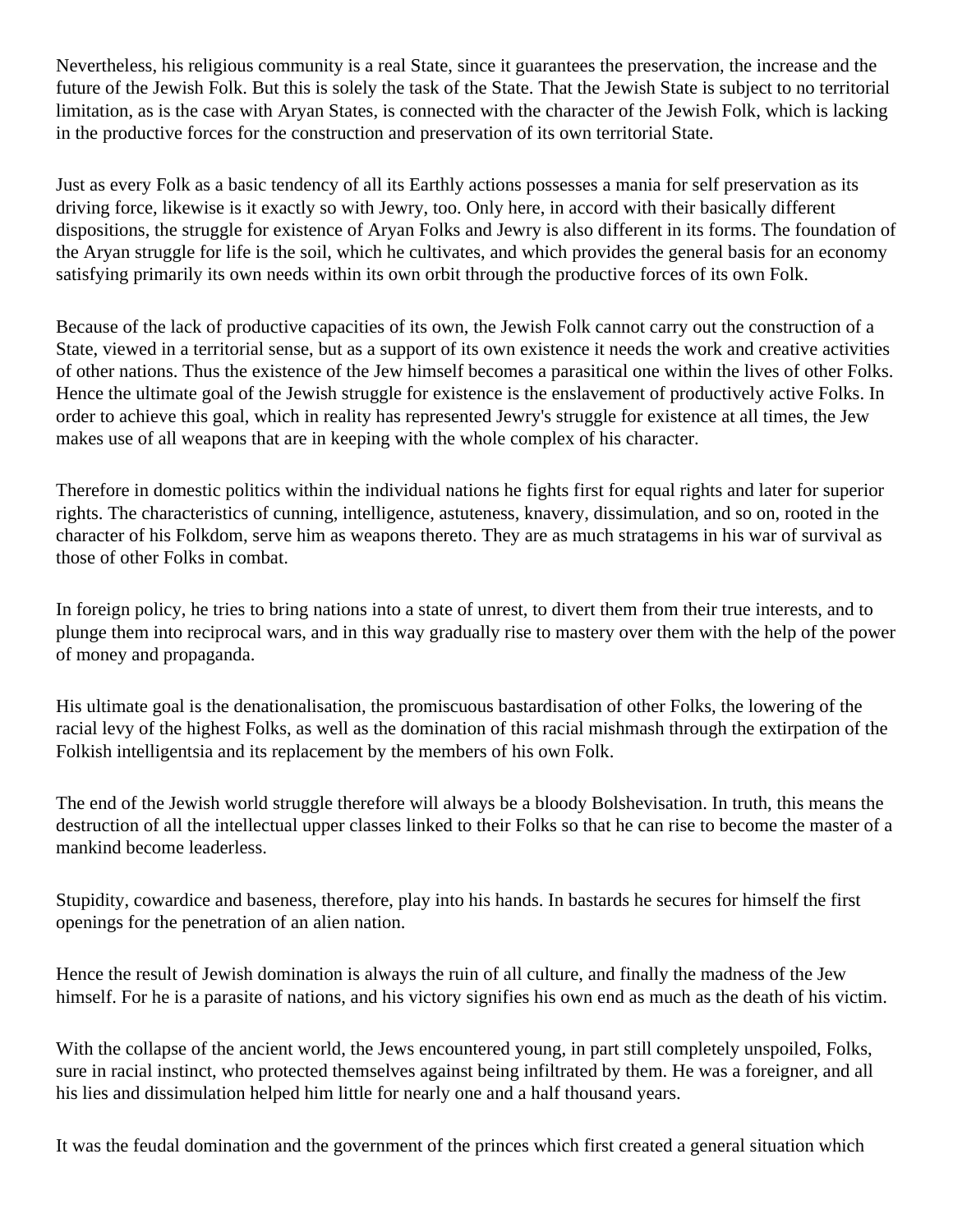Nevertheless, his religious community is a real State, since it guarantees the preservation, the increase and the future of the Jewish Folk. But this is solely the task of the State. That the Jewish State is subject to no territorial limitation, as is the case with Aryan States, is connected with the character of the Jewish Folk, which is lacking in the productive forces for the construction and preservation of its own territorial State.

Just as every Folk as a basic tendency of all its Earthly actions possesses a mania for self preservation as its driving force, likewise is it exactly so with Jewry, too. Only here, in accord with their basically different dispositions, the struggle for existence of Aryan Folks and Jewry is also different in its forms. The foundation of the Aryan struggle for life is the soil, which he cultivates, and which provides the general basis for an economy satisfying primarily its own needs within its own orbit through the productive forces of its own Folk.

Because of the lack of productive capacities of its own, the Jewish Folk cannot carry out the construction of a State, viewed in a territorial sense, but as a support of its own existence it needs the work and creative activities of other nations. Thus the existence of the Jew himself becomes a parasitical one within the lives of other Folks. Hence the ultimate goal of the Jewish struggle for existence is the enslavement of productively active Folks. In order to achieve this goal, which in reality has represented Jewry's struggle for existence at all times, the Jew makes use of all weapons that are in keeping with the whole complex of his character.

Therefore in domestic politics within the individual nations he fights first for equal rights and later for superior rights. The characteristics of cunning, intelligence, astuteness, knavery, dissimulation, and so on, rooted in the character of his Folkdom, serve him as weapons thereto. They are as much stratagems in his war of survival as those of other Folks in combat.

In foreign policy, he tries to bring nations into a state of unrest, to divert them from their true interests, and to plunge them into reciprocal wars, and in this way gradually rise to mastery over them with the help of the power of money and propaganda.

His ultimate goal is the denationalisation, the promiscuous bastardisation of other Folks, the lowering of the racial levy of the highest Folks, as well as the domination of this racial mishmash through the extirpation of the Folkish intelligentsia and its replacement by the members of his own Folk.

The end of the Jewish world struggle therefore will always be a bloody Bolshevisation. In truth, this means the destruction of all the intellectual upper classes linked to their Folks so that he can rise to become the master of a mankind become leaderless.

Stupidity, cowardice and baseness, therefore, play into his hands. In bastards he secures for himself the first openings for the penetration of an alien nation.

Hence the result of Jewish domination is always the ruin of all culture, and finally the madness of the Jew himself. For he is a parasite of nations, and his victory signifies his own end as much as the death of his victim.

With the collapse of the ancient world, the Jews encountered young, in part still completely unspoiled, Folks, sure in racial instinct, who protected themselves against being infiltrated by them. He was a foreigner, and all his lies and dissimulation helped him little for nearly one and a half thousand years.

It was the feudal domination and the government of the princes which first created a general situation which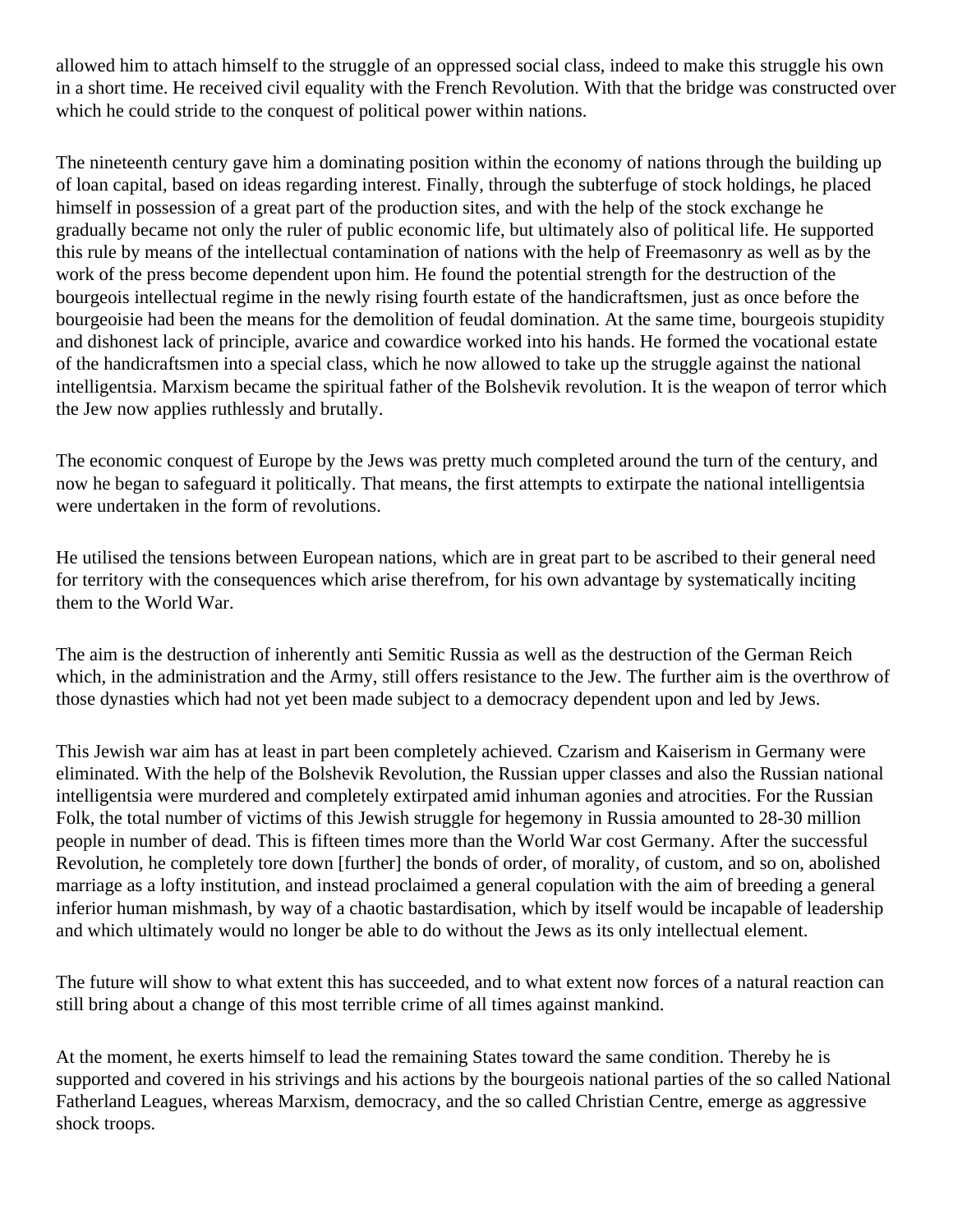allowed him to attach himself to the struggle of an oppressed social class, indeed to make this struggle his own in a short time. He received civil equality with the French Revolution. With that the bridge was constructed over which he could stride to the conquest of political power within nations.

The nineteenth century gave him a dominating position within the economy of nations through the building up of loan capital, based on ideas regarding interest. Finally, through the subterfuge of stock holdings, he placed himself in possession of a great part of the production sites, and with the help of the stock exchange he gradually became not only the ruler of public economic life, but ultimately also of political life. He supported this rule by means of the intellectual contamination of nations with the help of Freemasonry as well as by the work of the press become dependent upon him. He found the potential strength for the destruction of the bourgeois intellectual regime in the newly rising fourth estate of the handicraftsmen, just as once before the bourgeoisie had been the means for the demolition of feudal domination. At the same time, bourgeois stupidity and dishonest lack of principle, avarice and cowardice worked into his hands. He formed the vocational estate of the handicraftsmen into a special class, which he now allowed to take up the struggle against the national intelligentsia. Marxism became the spiritual father of the Bolshevik revolution. It is the weapon of terror which the Jew now applies ruthlessly and brutally.

The economic conquest of Europe by the Jews was pretty much completed around the turn of the century, and now he began to safeguard it politically. That means, the first attempts to extirpate the national intelligentsia were undertaken in the form of revolutions.

He utilised the tensions between European nations, which are in great part to be ascribed to their general need for territory with the consequences which arise therefrom, for his own advantage by systematically inciting them to the World War.

The aim is the destruction of inherently anti Semitic Russia as well as the destruction of the German Reich which, in the administration and the Army, still offers resistance to the Jew. The further aim is the overthrow of those dynasties which had not yet been made subject to a democracy dependent upon and led by Jews.

This Jewish war aim has at least in part been completely achieved. Czarism and Kaiserism in Germany were eliminated. With the help of the Bolshevik Revolution, the Russian upper classes and also the Russian national intelligentsia were murdered and completely extirpated amid inhuman agonies and atrocities. For the Russian Folk, the total number of victims of this Jewish struggle for hegemony in Russia amounted to 28-30 million people in number of dead. This is fifteen times more than the World War cost Germany. After the successful Revolution, he completely tore down [further] the bonds of order, of morality, of custom, and so on, abolished marriage as a lofty institution, and instead proclaimed a general copulation with the aim of breeding a general inferior human mishmash, by way of a chaotic bastardisation, which by itself would be incapable of leadership and which ultimately would no longer be able to do without the Jews as its only intellectual element.

The future will show to what extent this has succeeded, and to what extent now forces of a natural reaction can still bring about a change of this most terrible crime of all times against mankind.

At the moment, he exerts himself to lead the remaining States toward the same condition. Thereby he is supported and covered in his strivings and his actions by the bourgeois national parties of the so called National Fatherland Leagues, whereas Marxism, democracy, and the so called Christian Centre, emerge as aggressive shock troops.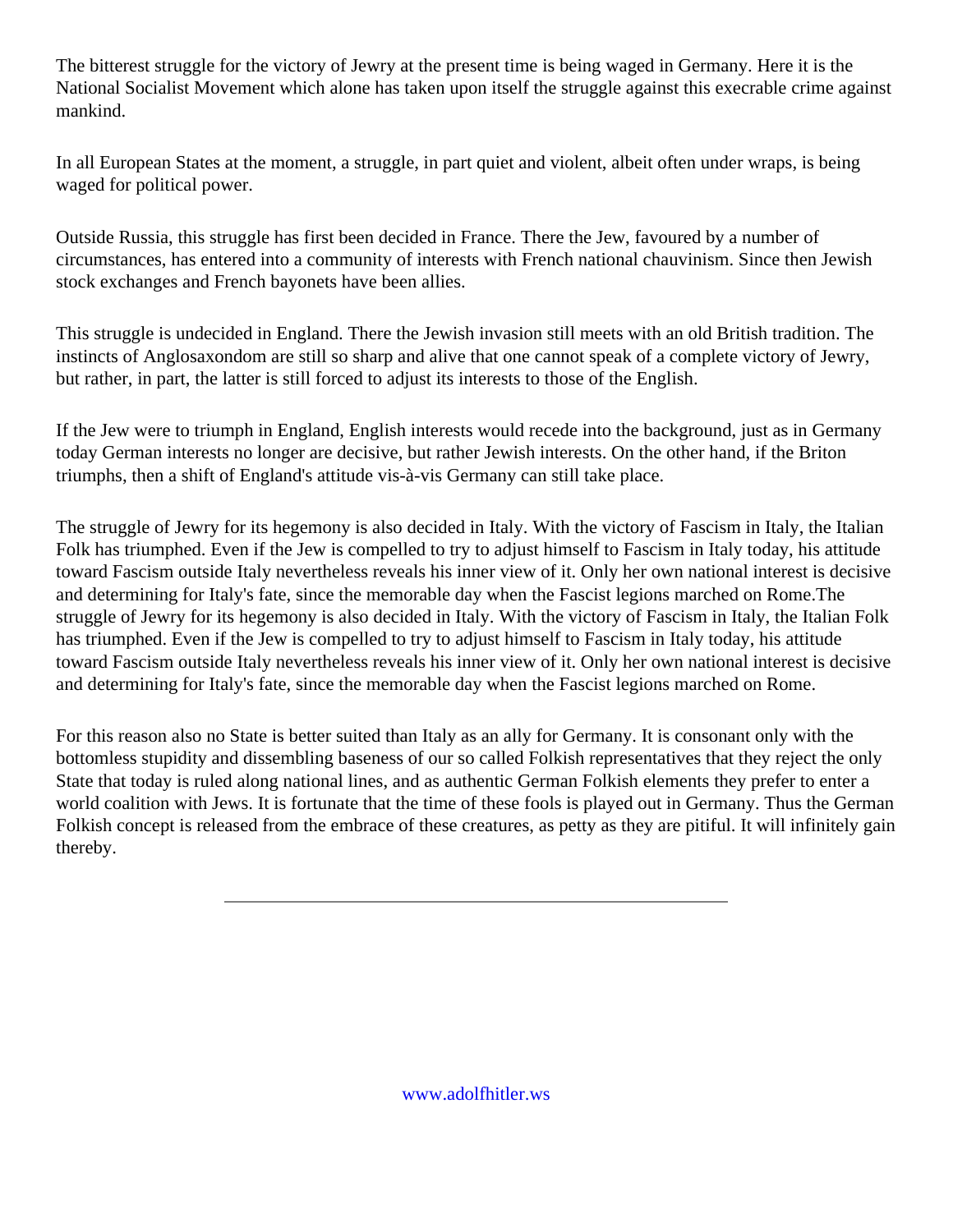The bitterest struggle for the victory of Jewry at the present time is being waged in Germany. Here it is the National Socialist Movement which alone has taken upon itself the struggle against this execrable crime against mankind.

In all European States at the moment, a struggle, in part quiet and violent, albeit often under wraps, is being waged for political power.

Outside Russia, this struggle has first been decided in France. There the Jew, favoured by a number of circumstances, has entered into a community of interests with French national chauvinism. Since then Jewish stock exchanges and French bayonets have been allies.

This struggle is undecided in England. There the Jewish invasion still meets with an old British tradition. The instincts of Anglosaxondom are still so sharp and alive that one cannot speak of a complete victory of Jewry, but rather, in part, the latter is still forced to adjust its interests to those of the English.

If the Jew were to triumph in England, English interests would recede into the background, just as in Germany today German interests no longer are decisive, but rather Jewish interests. On the other hand, if the Briton triumphs, then a shift of England's attitude vis-à-vis Germany can still take place.

The struggle of Jewry for its hegemony is also decided in Italy. With the victory of Fascism in Italy, the Italian Folk has triumphed. Even if the Jew is compelled to try to adjust himself to Fascism in Italy today, his attitude toward Fascism outside Italy nevertheless reveals his inner view of it. Only her own national interest is decisive and determining for Italy's fate, since the memorable day when the Fascist legions marched on Rome.The struggle of Jewry for its hegemony is also decided in Italy. With the victory of Fascism in Italy, the Italian Folk has triumphed. Even if the Jew is compelled to try to adjust himself to Fascism in Italy today, his attitude toward Fascism outside Italy nevertheless reveals his inner view of it. Only her own national interest is decisive and determining for Italy's fate, since the memorable day when the Fascist legions marched on Rome.

For this reason also no State is better suited than Italy as an ally for Germany. It is consonant only with the bottomless stupidity and dissembling baseness of our so called Folkish representatives that they reject the only State that today is ruled along national lines, and as authentic German Folkish elements they prefer to enter a world coalition with Jews. It is fortunate that the time of these fools is played out in Germany. Thus the German Folkish concept is released from the embrace of these creatures, as petty as they are pitiful. It will infinitely gain thereby.

---